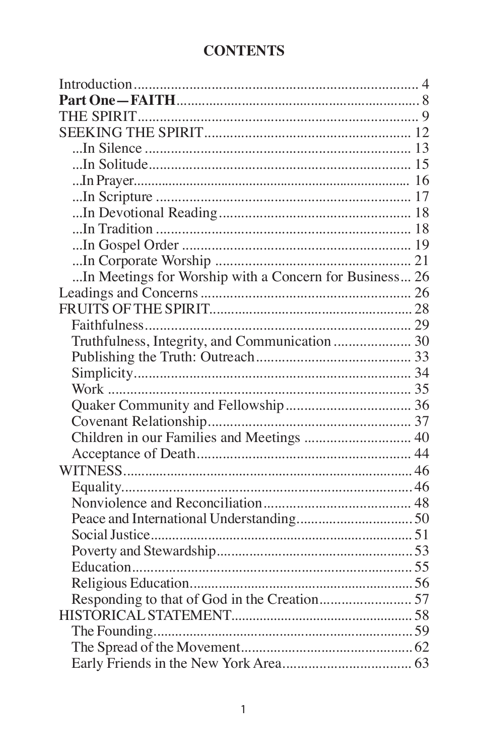# CONTENTS

| | |
|---|---|
| Introduction | 4 |
| **Part One—FAITH** | 8 |
| THE SPIRIT | 9 |
| SEEKING THE SPIRIT | 12 |
| ...In Silence | 13 |
| ...In Solitude | 15 |
| ...In Prayer | 16 |
| ...In Scripture | 17 |
| ...In Devotional Reading | 18 |
| ...In Tradition | 18 |
| ...In Gospel Order | 19 |
| ...In Corporate Worship | 21 |
| ...In Meetings for Worship with a Concern for Business | 26 |
| Leadings and Concerns | 26 |
| FRUITS OF THE SPIRIT | 28 |
| Faithfulness | 29 |
| Truthfulness, Integrity, and Communication | 30 |
| Publishing the Truth: Outreach | 33 |
| Simplicity | 34 |
| Work | 35 |
| Quaker Community and Fellowship | 36 |
| Covenant Relationship | 37 |
| Children in our Families and Meetings | 40 |
| Acceptance of Death | 44 |
| WITNESS | 46 |
| Equality | 46 |
| Nonviolence and Reconciliation | 48 |
| Peace and International Understanding | 50 |
| Social Justice | 51 |
| Poverty and Stewardship | 53 |
| Education | 55 |
| Religious Education | 56 |
| Responding to that of God in the Creation | 57 |
| HISTORICAL STATEMENT | 58 |
| The Founding | 59 |
| The Spread of the Movement | 62 |
| Early Friends in the New York Area | 63 |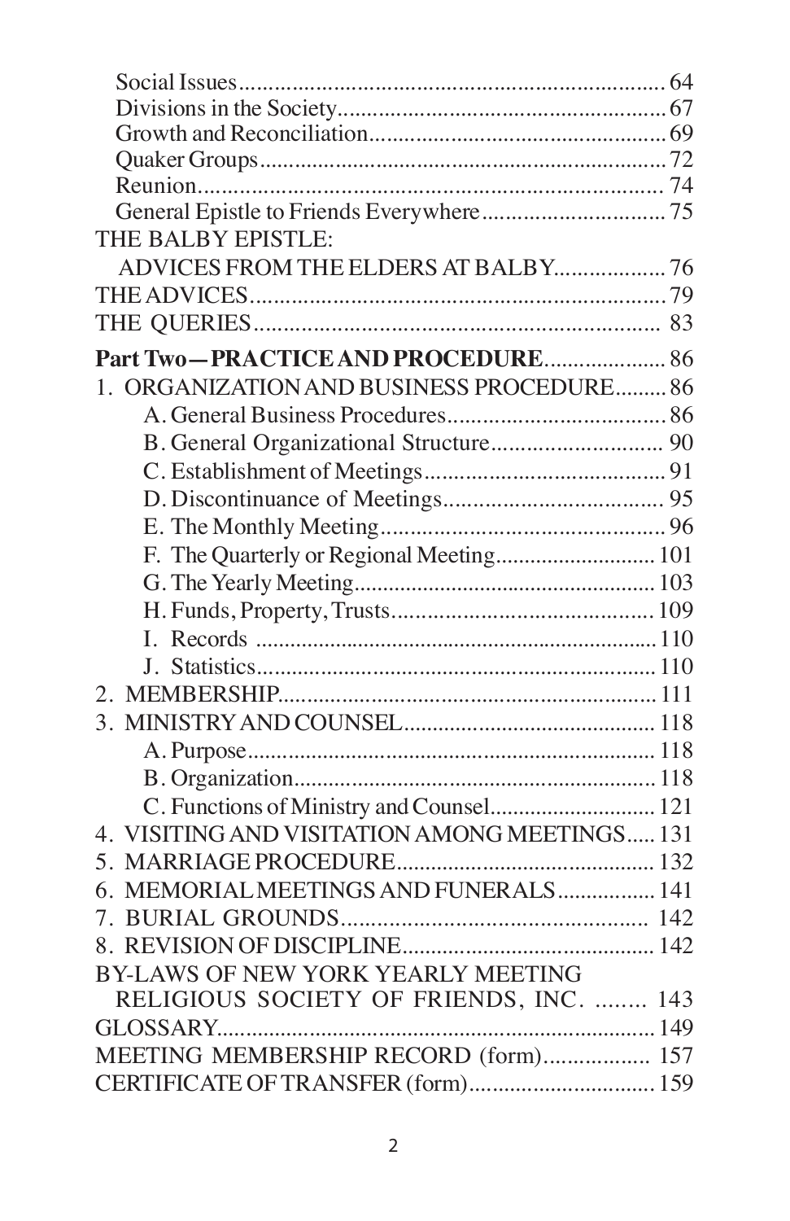Social Issues........................................................................ 64
Divisions in the Society........................................................ 67
Growth and Reconciliation.................................................. 69
Quaker Groups..................................................................... 72
Reunion............................................................................... 74
General Epistle to Friends Everywhere................................ 75

THE BALBY EPISTLE:
ADVICES FROM THE ELDERS AT BALBY.................. 76

THE ADVICES..................................................................... 79

THE QUERIES..................................................................... 83

**Part Two—PRACTICE AND PROCEDURE**..................... 86

1. ORGANIZATION AND BUSINESS PROCEDURE......... 86
   - A. General Business Procedures..................................... 86
   - B. General Organizational Structure............................. 90
   - C. Establishment of Meetings......................................... 91
   - D. Discontinuance of Meetings...................................... 95
   - E. The Monthly Meeting................................................ 96
   - F. The Quarterly or Regional Meeting........................... 101
   - G. The Yearly Meeting.................................................. 103
   - H. Funds, Property, Trusts............................................ 109
   - I. Records ..................................................................... 110
   - J. Statistics.................................................................... 110
2. MEMBERSHIP................................................................. 111
3. MINISTRY AND COUNSEL............................................ 118
   - A. Purpose...................................................................... 118
   - B. Organization.............................................................. 118
   - C. Functions of Ministry and Counsel........................... 121
4. VISITING AND VISITATION AMONG MEETINGS..... 131
5. MARRIAGE PROCEDURE............................................. 132
6. MEMORIAL MEETINGS AND FUNERALS................. 141
7. BURIAL GROUNDS...................................................... 142
8. REVISION OF DISCIPLINE........................................... 142

BY-LAWS OF NEW YORK YEARLY MEETING
RELIGIOUS SOCIETY OF FRIENDS, INC. ........ 143

GLOSSARY.......................................................................... 149

MEETING MEMBERSHIP RECORD (form).................. 157

CERTIFICATE OF TRANSFER (form)................................ 159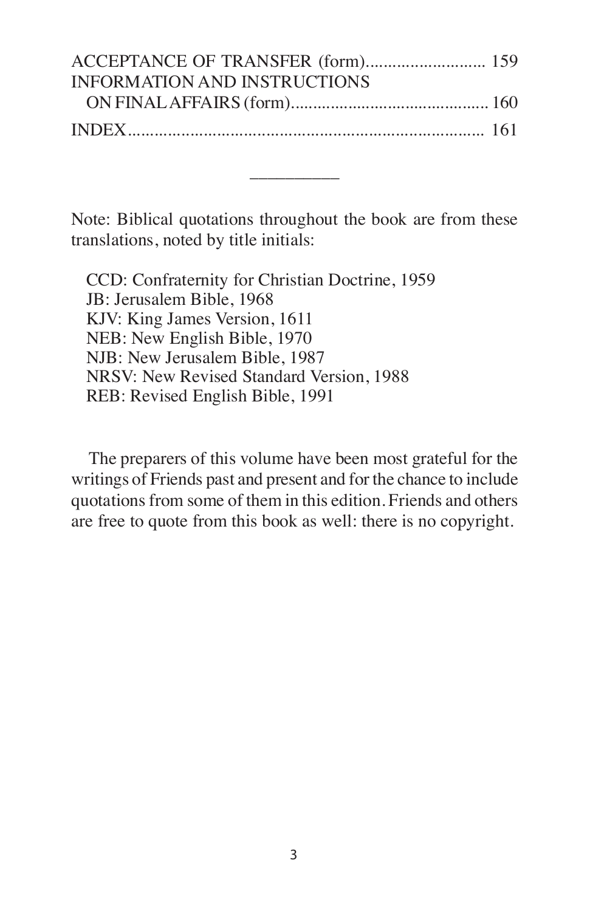ACCEPTANCE OF TRANSFER (form)........................... 159
INFORMATION AND INSTRUCTIONS
ON FINAL AFFAIRS (form)............................................ 160
INDEX................................................................................ 161

---

Note: Biblical quotations throughout the book are from these translations, noted by title initials:

CCD: Confraternity for Christian Doctrine, 1959
JB: Jerusalem Bible, 1968
KJV: King James Version, 1611
NEB: New English Bible, 1970
NJB: New Jerusalem Bible, 1987
NRSV: New Revised Standard Version, 1988
REB: Revised English Bible, 1991

The preparers of this volume have been most grateful for the writings of Friends past and present and for the chance to include quotations from some of them in this edition. Friends and others are free to quote from this book as well: there is no copyright.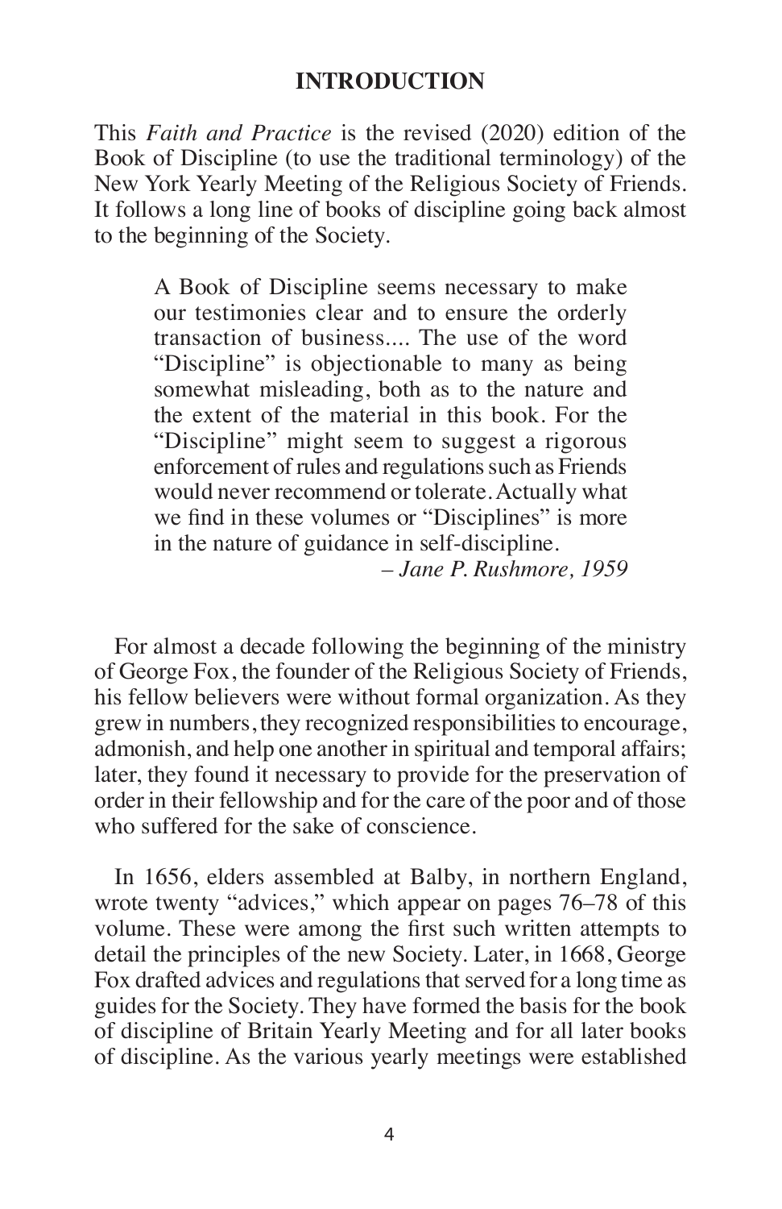## INTRODUCTION

This *Faith and Practice* is the revised (2020) edition of the Book of Discipline (to use the traditional terminology) of the New York Yearly Meeting of the Religious Society of Friends. It follows a long line of books of discipline going back almost to the beginning of the Society.

> A Book of Discipline seems necessary to make our testimonies clear and to ensure the orderly transaction of business.... The use of the word "Discipline" is objectionable to many as being somewhat misleading, both as to the nature and the extent of the material in this book. For the "Discipline" might seem to suggest a rigorous enforcement of rules and regulations such as Friends would never recommend or tolerate. Actually what we find in these volumes or "Disciplines" is more in the nature of guidance in self-discipline.
>
> *– Jane P. Rushmore, 1959*

For almost a decade following the beginning of the ministry of George Fox, the founder of the Religious Society of Friends, his fellow believers were without formal organization. As they grew in numbers, they recognized responsibilities to encourage, admonish, and help one another in spiritual and temporal affairs; later, they found it necessary to provide for the preservation of order in their fellowship and for the care of the poor and of those who suffered for the sake of conscience.

In 1656, elders assembled at Balby, in northern England, wrote twenty "advices," which appear on pages 76–78 of this volume. These were among the first such written attempts to detail the principles of the new Society. Later, in 1668, George Fox drafted advices and regulations that served for a long time as guides for the Society. They have formed the basis for the book of discipline of Britain Yearly Meeting and for all later books of discipline. As the various yearly meetings were established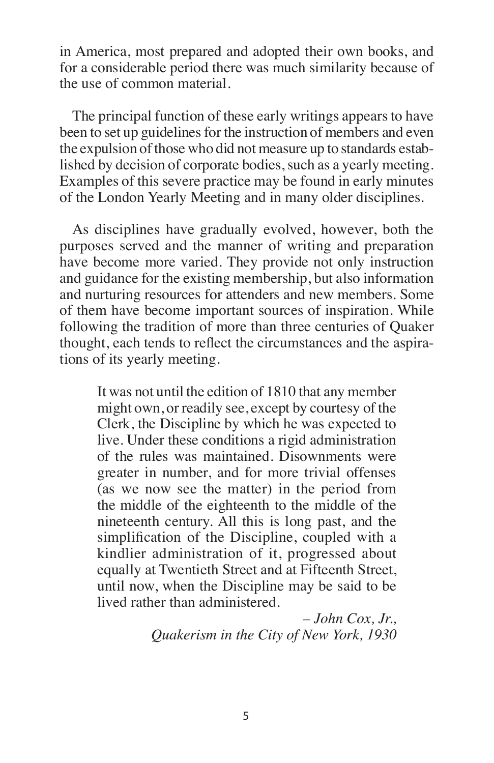in America, most prepared and adopted their own books, and for a considerable period there was much similarity because of the use of common material.

The principal function of these early writings appears to have been to set up guidelines for the instruction of members and even the expulsion of those who did not measure up to standards established by decision of corporate bodies, such as a yearly meeting. Examples of this severe practice may be found in early minutes of the London Yearly Meeting and in many older disciplines.

As disciplines have gradually evolved, however, both the purposes served and the manner of writing and preparation have become more varied. They provide not only instruction and guidance for the existing membership, but also information and nurturing resources for attenders and new members. Some of them have become important sources of inspiration. While following the tradition of more than three centuries of Quaker thought, each tends to reflect the circumstances and the aspirations of its yearly meeting.

> It was not until the edition of 1810 that any member might own, or readily see, except by courtesy of the Clerk, the Discipline by which he was expected to live. Under these conditions a rigid administration of the rules was maintained. Disownments were greater in number, and for more trivial offenses (as we now see the matter) in the period from the middle of the eighteenth to the middle of the nineteenth century. All this is long past, and the simplification of the Discipline, coupled with a kindlier administration of it, progressed about equally at Twentieth Street and at Fifteenth Street, until now, when the Discipline may be said to be lived rather than administered.
>
> *– John Cox, Jr., Quakerism in the City of New York, 1930*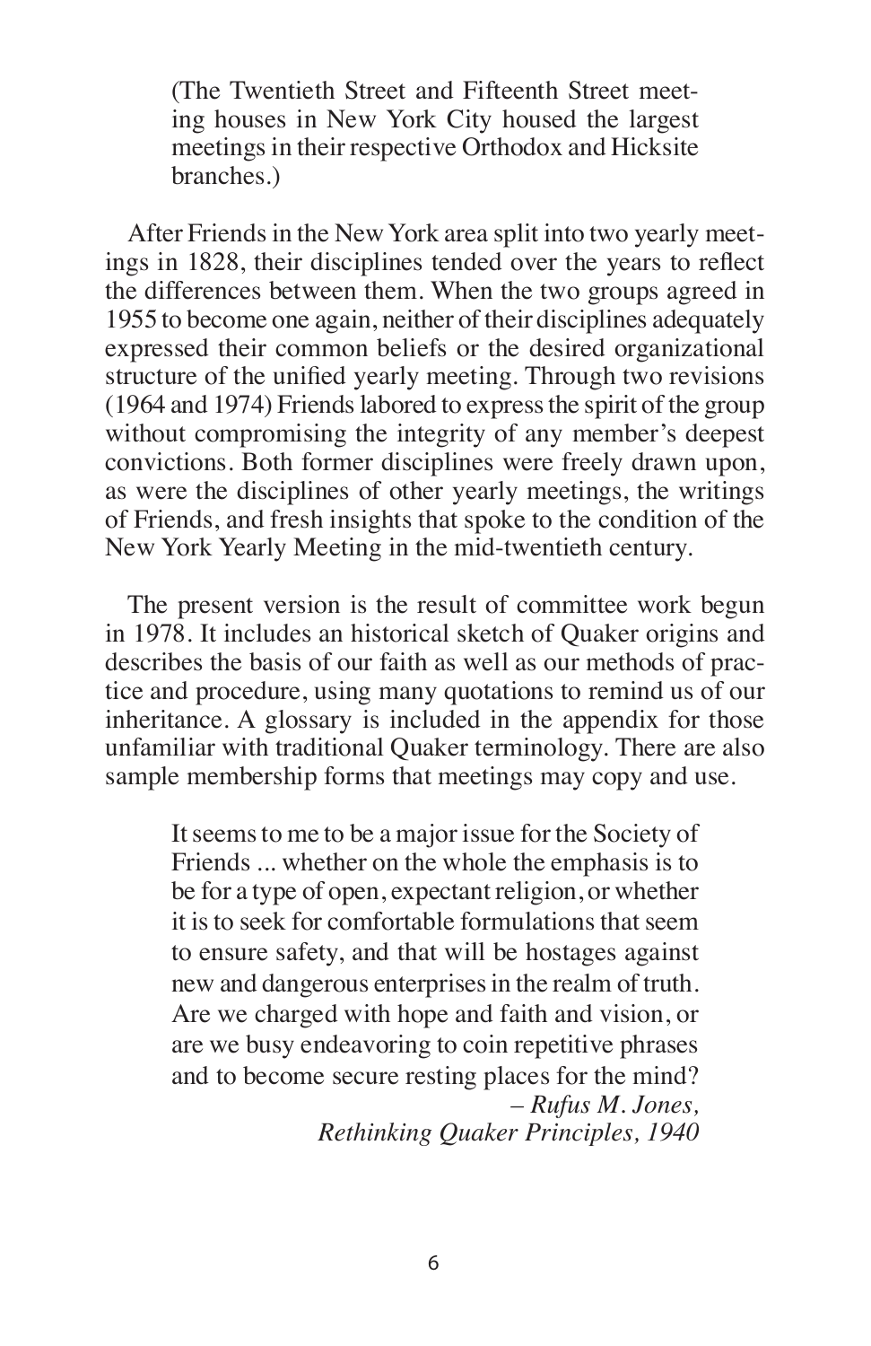> (The Twentieth Street and Fifteenth Street meeting houses in New York City housed the largest meetings in their respective Orthodox and Hicksite branches.)

After Friends in the New York area split into two yearly meetings in 1828, their disciplines tended over the years to reflect the differences between them. When the two groups agreed in 1955 to become one again, neither of their disciplines adequately expressed their common beliefs or the desired organizational structure of the unified yearly meeting. Through two revisions (1964 and 1974) Friends labored to express the spirit of the group without compromising the integrity of any member's deepest convictions. Both former disciplines were freely drawn upon, as were the disciplines of other yearly meetings, the writings of Friends, and fresh insights that spoke to the condition of the New York Yearly Meeting in the mid-twentieth century.

The present version is the result of committee work begun in 1978. It includes an historical sketch of Quaker origins and describes the basis of our faith as well as our methods of practice and procedure, using many quotations to remind us of our inheritance. A glossary is included in the appendix for those unfamiliar with traditional Quaker terminology. There are also sample membership forms that meetings may copy and use.

> It seems to me to be a major issue for the Society of Friends ... whether on the whole the emphasis is to be for a type of open, expectant religion, or whether it is to seek for comfortable formulations that seem to ensure safety, and that will be hostages against new and dangerous enterprises in the realm of truth. Are we charged with hope and faith and vision, or are we busy endeavoring to coin repetitive phrases and to become secure resting places for the mind?
>
> – *Rufus M. Jones, Rethinking Quaker Principles, 1940*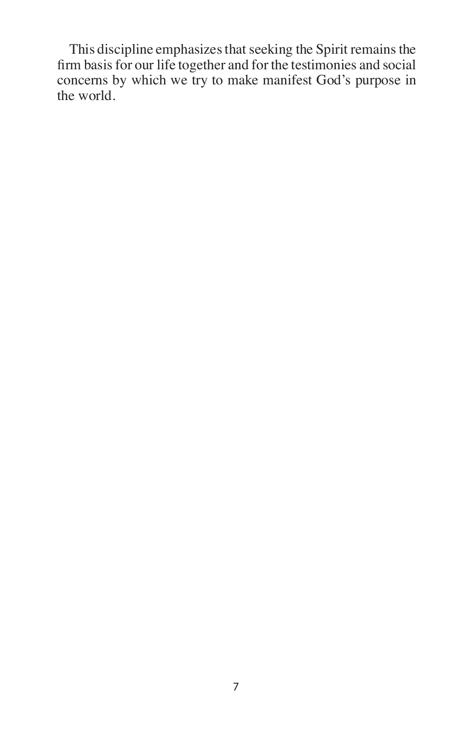This discipline emphasizes that seeking the Spirit remains the firm basis for our life together and for the testimonies and social concerns by which we try to make manifest God's purpose in the world.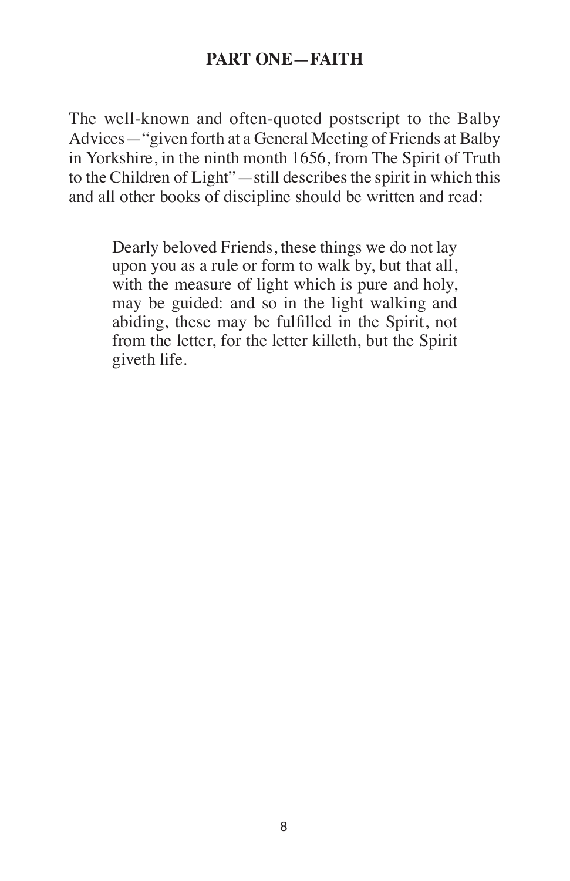## PART ONE—FAITH

The well-known and often-quoted postscript to the Balby Advices—"given forth at a General Meeting of Friends at Balby in Yorkshire, in the ninth month 1656, from The Spirit of Truth to the Children of Light"—still describes the spirit in which this and all other books of discipline should be written and read:

> Dearly beloved Friends, these things we do not lay upon you as a rule or form to walk by, but that all, with the measure of light which is pure and holy, may be guided: and so in the light walking and abiding, these may be fulfilled in the Spirit, not from the letter, for the letter killeth, but the Spirit giveth life.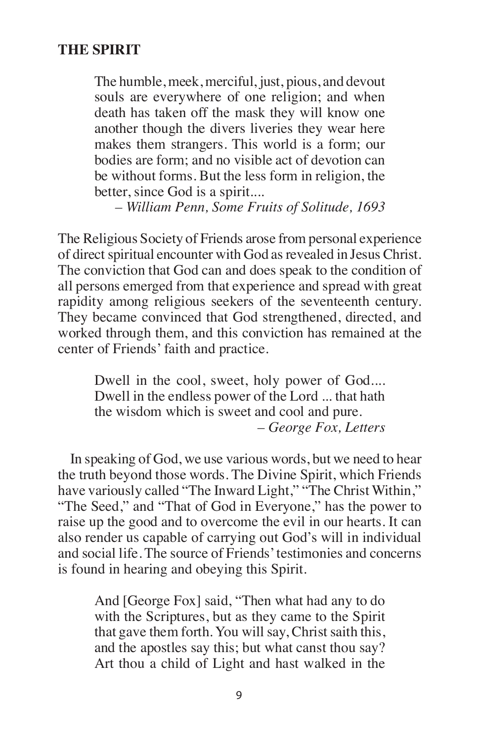## THE SPIRIT

> The humble, meek, merciful, just, pious, and devout souls are everywhere of one religion; and when death has taken off the mask they will know one another though the divers liveries they wear here makes them strangers. This world is a form; our bodies are form; and no visible act of devotion can be without forms. But the less form in religion, the better, since God is a spirit....
>
> – *William Penn, Some Fruits of Solitude, 1693*

The Religious Society of Friends arose from personal experience of direct spiritual encounter with God as revealed in Jesus Christ. The conviction that God can and does speak to the condition of all persons emerged from that experience and spread with great rapidity among religious seekers of the seventeenth century. They became convinced that God strengthened, directed, and worked through them, and this conviction has remained at the center of Friends' faith and practice.

> Dwell in the cool, sweet, holy power of God.... Dwell in the endless power of the Lord ... that hath the wisdom which is sweet and cool and pure.
>
> – *George Fox, Letters*

In speaking of God, we use various words, but we need to hear the truth beyond those words. The Divine Spirit, which Friends have variously called "The Inward Light," "The Christ Within," "The Seed," and "That of God in Everyone," has the power to raise up the good and to overcome the evil in our hearts. It can also render us capable of carrying out God's will in individual and social life. The source of Friends' testimonies and concerns is found in hearing and obeying this Spirit.

> And [George Fox] said, "Then what had any to do with the Scriptures, but as they came to the Spirit that gave them forth. You will say, Christ saith this, and the apostles say this; but what canst thou say? Art thou a child of Light and hast walked in the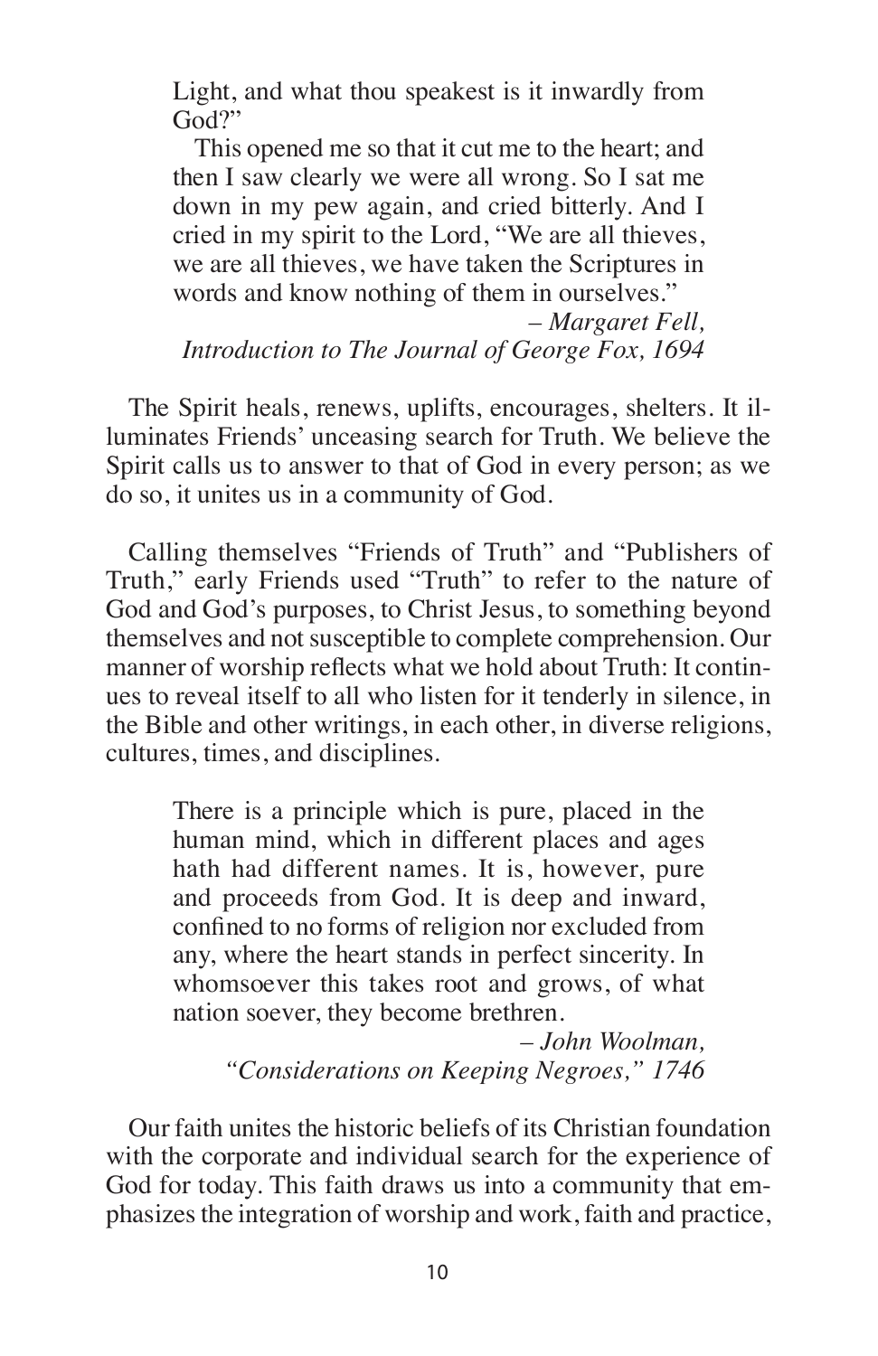> Light, and what thou speakest is it inwardly from God?"
>
> This opened me so that it cut me to the heart; and then I saw clearly we were all wrong. So I sat me down in my pew again, and cried bitterly. And I cried in my spirit to the Lord, "We are all thieves, we are all thieves, we have taken the Scriptures in words and know nothing of them in ourselves."
>
> – *Margaret Fell, Introduction to The Journal of George Fox, 1694*

The Spirit heals, renews, uplifts, encourages, shelters. It illuminates Friends' unceasing search for Truth. We believe the Spirit calls us to answer to that of God in every person; as we do so, it unites us in a community of God.

Calling themselves "Friends of Truth" and "Publishers of Truth," early Friends used "Truth" to refer to the nature of God and God's purposes, to Christ Jesus, to something beyond themselves and not susceptible to complete comprehension. Our manner of worship reflects what we hold about Truth: It continues to reveal itself to all who listen for it tenderly in silence, in the Bible and other writings, in each other, in diverse religions, cultures, times, and disciplines.

> There is a principle which is pure, placed in the human mind, which in different places and ages hath had different names. It is, however, pure and proceeds from God. It is deep and inward, confined to no forms of religion nor excluded from any, where the heart stands in perfect sincerity. In whomsoever this takes root and grows, of what nation soever, they become brethren.
>
> – *John Woolman, "Considerations on Keeping Negroes," 1746*

Our faith unites the historic beliefs of its Christian foundation with the corporate and individual search for the experience of God for today. This faith draws us into a community that emphasizes the integration of worship and work, faith and practice,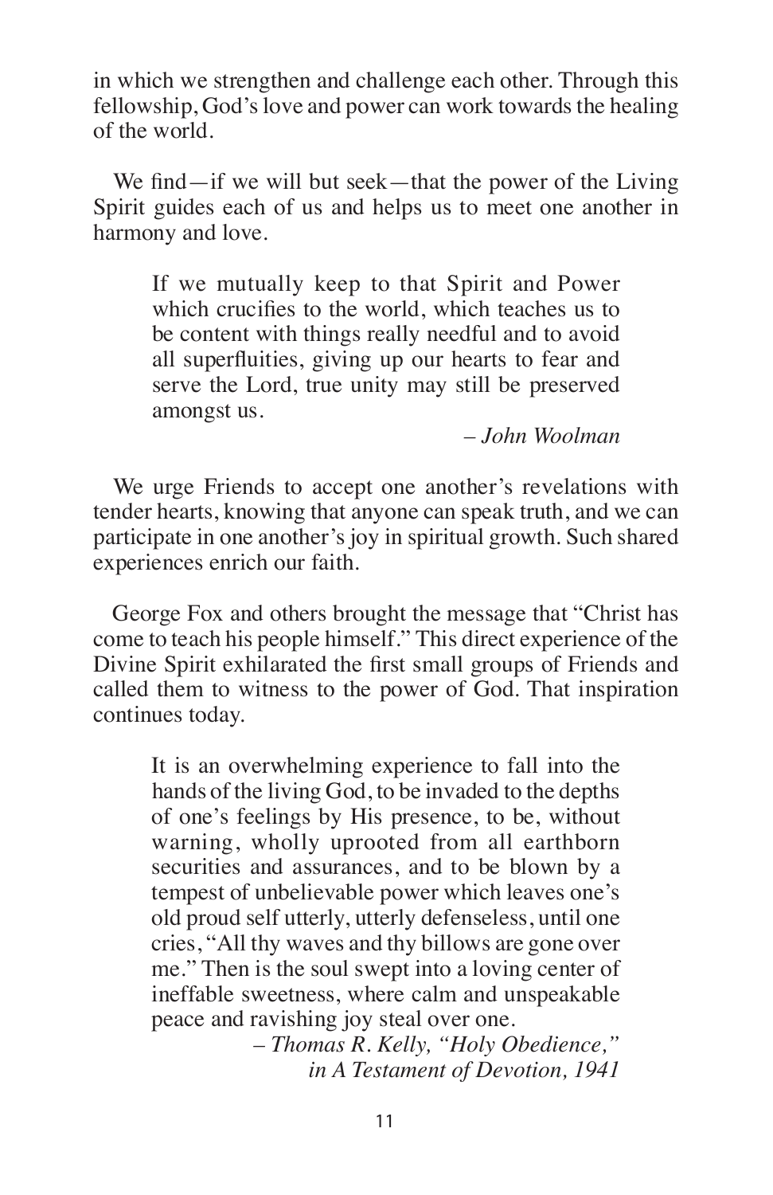in which we strengthen and challenge each other. Through this fellowship, God's love and power can work towards the healing of the world.

We find—if we will but seek—that the power of the Living Spirit guides each of us and helps us to meet one another in harmony and love.

> If we mutually keep to that Spirit and Power which crucifies to the world, which teaches us to be content with things really needful and to avoid all superfluities, giving up our hearts to fear and serve the Lord, true unity may still be preserved amongst us.
>
> – *John Woolman*

We urge Friends to accept one another's revelations with tender hearts, knowing that anyone can speak truth, and we can participate in one another's joy in spiritual growth. Such shared experiences enrich our faith.

George Fox and others brought the message that "Christ has come to teach his people himself." This direct experience of the Divine Spirit exhilarated the first small groups of Friends and called them to witness to the power of God. That inspiration continues today.

> It is an overwhelming experience to fall into the hands of the living God, to be invaded to the depths of one's feelings by His presence, to be, without warning, wholly uprooted from all earthborn securities and assurances, and to be blown by a tempest of unbelievable power which leaves one's old proud self utterly, utterly defenseless, until one cries, "All thy waves and thy billows are gone over me." Then is the soul swept into a loving center of ineffable sweetness, where calm and unspeakable peace and ravishing joy steal over one.
>
> – *Thomas R. Kelly, "Holy Obedience," in A Testament of Devotion, 1941*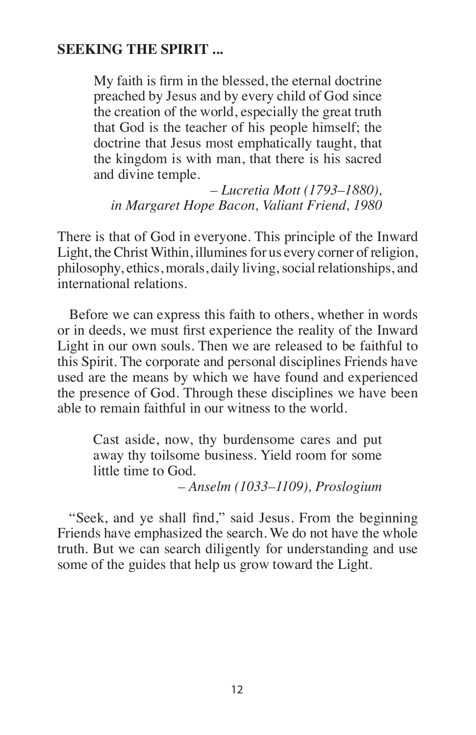**SEEKING THE SPIRIT ...**

> My faith is firm in the blessed, the eternal doctrine preached by Jesus and by every child of God since the creation of the world, especially the great truth that God is the teacher of his people himself; the doctrine that Jesus most emphatically taught, that the kingdom is with man, that there is his sacred and divine temple.
>
> *– Lucretia Mott (1793–1880), in Margaret Hope Bacon, Valiant Friend, 1980*

There is that of God in everyone. This principle of the Inward Light, the Christ Within, illumines for us every corner of religion, philosophy, ethics, morals, daily living, social relationships, and international relations.

Before we can express this faith to others, whether in words or in deeds, we must first experience the reality of the Inward Light in our own souls. Then we are released to be faithful to this Spirit. The corporate and personal disciplines Friends have used are the means by which we have found and experienced the presence of God. Through these disciplines we have been able to remain faithful in our witness to the world.

> Cast aside, now, thy burdensome cares and put away thy toilsome business. Yield room for some little time to God.
>
> *– Anselm (1033–1109), Proslogium*

"Seek, and ye shall find," said Jesus. From the beginning Friends have emphasized the search. We do not have the whole truth. But we can search diligently for understanding and use some of the guides that help us grow toward the Light.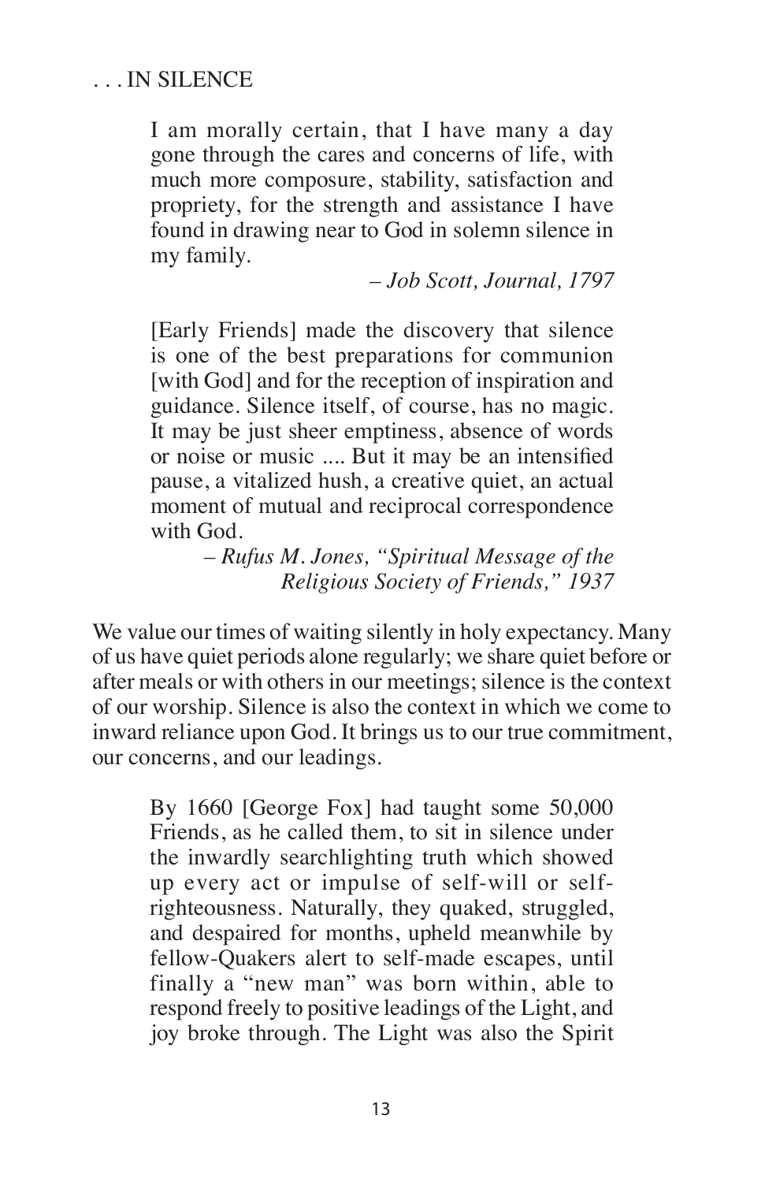. . . IN SILENCE

> I am morally certain, that I have many a day gone through the cares and concerns of life, with much more composure, stability, satisfaction and propriety, for the strength and assistance I have found in drawing near to God in solemn silence in my family.
>
> *– Job Scott, Journal, 1797*

> [Early Friends] made the discovery that silence is one of the best preparations for communion [with God] and for the reception of inspiration and guidance. Silence itself, of course, has no magic. It may be just sheer emptiness, absence of words or noise or music .... But it may be an intensified pause, a vitalized hush, a creative quiet, an actual moment of mutual and reciprocal correspondence with God.
>
> *– Rufus M. Jones, "Spiritual Message of the Religious Society of Friends," 1937*

We value our times of waiting silently in holy expectancy. Many of us have quiet periods alone regularly; we share quiet before or after meals or with others in our meetings; silence is the context of our worship. Silence is also the context in which we come to inward reliance upon God. It brings us to our true commitment, our concerns, and our leadings.

> By 1660 [George Fox] had taught some 50,000 Friends, as he called them, to sit in silence under the inwardly searchlighting truth which showed up every act or impulse of self-will or self-righteousness. Naturally, they quaked, struggled, and despaired for months, upheld meanwhile by fellow-Quakers alert to self-made escapes, until finally a "new man" was born within, able to respond freely to positive leadings of the Light, and joy broke through. The Light was also the Spirit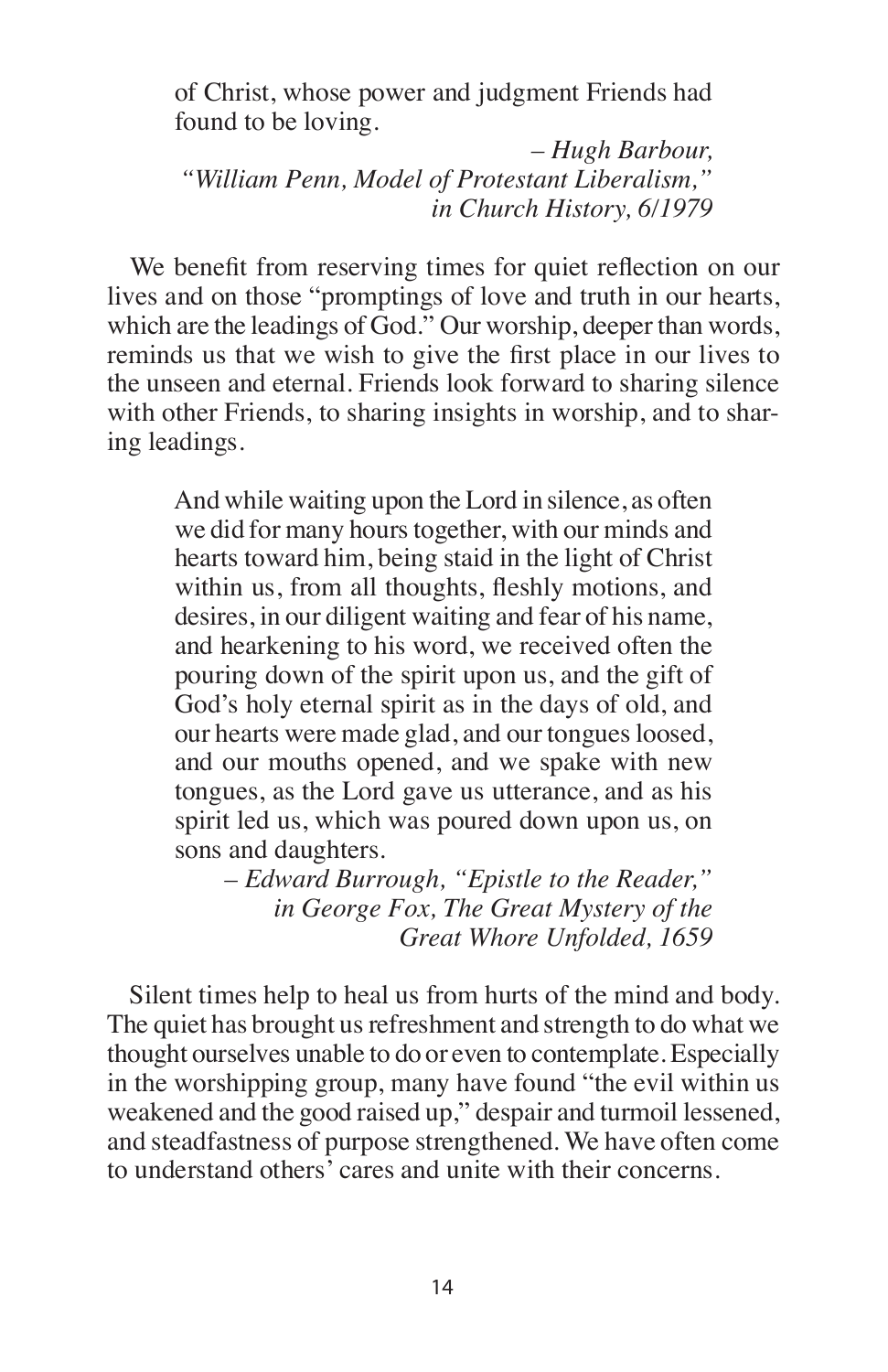> of Christ, whose power and judgment Friends had found to be loving.
>
> – *Hugh Barbour, "William Penn, Model of Protestant Liberalism," in Church History, 6/1979*

We benefit from reserving times for quiet reflection on our lives and on those "promptings of love and truth in our hearts, which are the leadings of God." Our worship, deeper than words, reminds us that we wish to give the first place in our lives to the unseen and eternal. Friends look forward to sharing silence with other Friends, to sharing insights in worship, and to sharing leadings.

> And while waiting upon the Lord in silence, as often we did for many hours together, with our minds and hearts toward him, being staid in the light of Christ within us, from all thoughts, fleshly motions, and desires, in our diligent waiting and fear of his name, and hearkening to his word, we received often the pouring down of the spirit upon us, and the gift of God's holy eternal spirit as in the days of old, and our hearts were made glad, and our tongues loosed, and our mouths opened, and we spake with new tongues, as the Lord gave us utterance, and as his spirit led us, which was poured down upon us, on sons and daughters.
>
> – *Edward Burrough, "Epistle to the Reader," in George Fox, The Great Mystery of the Great Whore Unfolded, 1659*

Silent times help to heal us from hurts of the mind and body. The quiet has brought us refreshment and strength to do what we thought ourselves unable to do or even to contemplate. Especially in the worshipping group, many have found "the evil within us weakened and the good raised up," despair and turmoil lessened, and steadfastness of purpose strengthened. We have often come to understand others' cares and unite with their concerns.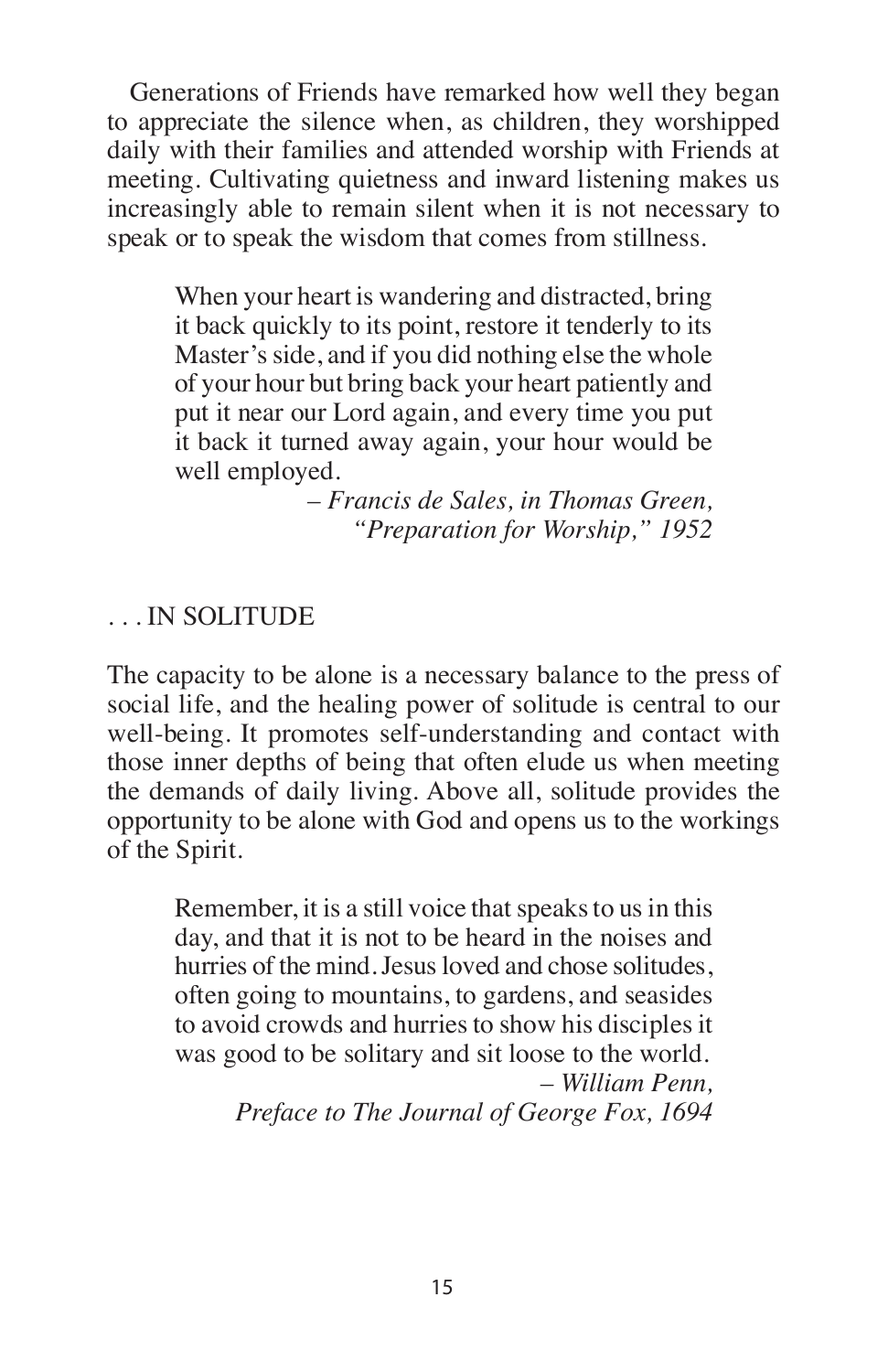Generations of Friends have remarked how well they began to appreciate the silence when, as children, they worshipped daily with their families and attended worship with Friends at meeting. Cultivating quietness and inward listening makes us increasingly able to remain silent when it is not necessary to speak or to speak the wisdom that comes from stillness.

> When your heart is wandering and distracted, bring it back quickly to its point, restore it tenderly to its Master's side, and if you did nothing else the whole of your hour but bring back your heart patiently and put it near our Lord again, and every time you put it back it turned away again, your hour would be well employed.
>
> – *Francis de Sales, in Thomas Green, "Preparation for Worship," 1952*

## . . . IN SOLITUDE

The capacity to be alone is a necessary balance to the press of social life, and the healing power of solitude is central to our well-being. It promotes self-understanding and contact with those inner depths of being that often elude us when meeting the demands of daily living. Above all, solitude provides the opportunity to be alone with God and opens us to the workings of the Spirit.

> Remember, it is a still voice that speaks to us in this day, and that it is not to be heard in the noises and hurries of the mind. Jesus loved and chose solitudes, often going to mountains, to gardens, and seasides to avoid crowds and hurries to show his disciples it was good to be solitary and sit loose to the world.
>
> – *William Penn, Preface to The Journal of George Fox, 1694*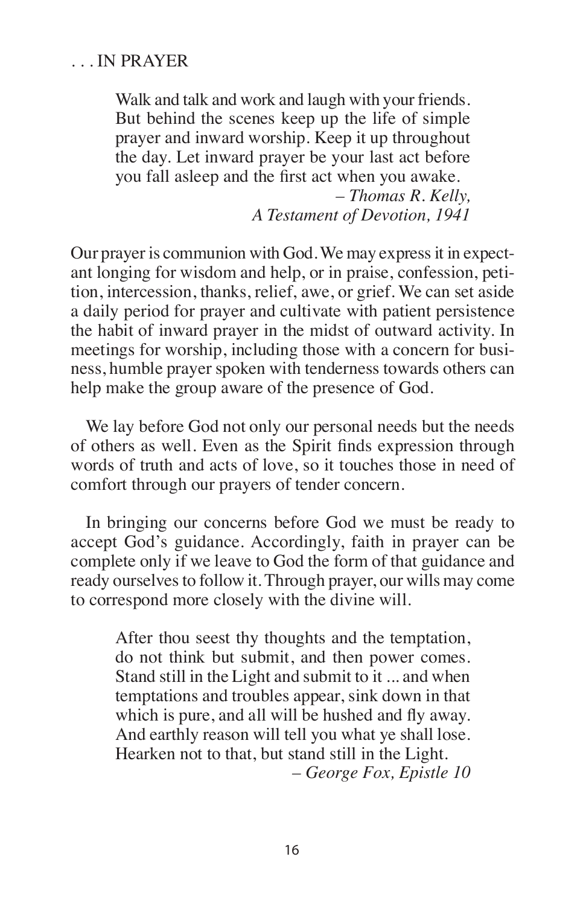## . . . IN PRAYER

> Walk and talk and work and laugh with your friends. But behind the scenes keep up the life of simple prayer and inward worship. Keep it up throughout the day. Let inward prayer be your last act before you fall asleep and the first act when you awake.
>
> *– Thomas R. Kelly, A Testament of Devotion, 1941*

Our prayer is communion with God. We may express it in expectant longing for wisdom and help, or in praise, confession, petition, intercession, thanks, relief, awe, or grief. We can set aside a daily period for prayer and cultivate with patient persistence the habit of inward prayer in the midst of outward activity. In meetings for worship, including those with a concern for business, humble prayer spoken with tenderness towards others can help make the group aware of the presence of God.

We lay before God not only our personal needs but the needs of others as well. Even as the Spirit finds expression through words of truth and acts of love, so it touches those in need of comfort through our prayers of tender concern.

In bringing our concerns before God we must be ready to accept God's guidance. Accordingly, faith in prayer can be complete only if we leave to God the form of that guidance and ready ourselves to follow it. Through prayer, our wills may come to correspond more closely with the divine will.

> After thou seest thy thoughts and the temptation, do not think but submit, and then power comes. Stand still in the Light and submit to it ... and when temptations and troubles appear, sink down in that which is pure, and all will be hushed and fly away. And earthly reason will tell you what ye shall lose. Hearken not to that, but stand still in the Light.
>
> *– George Fox, Epistle 10*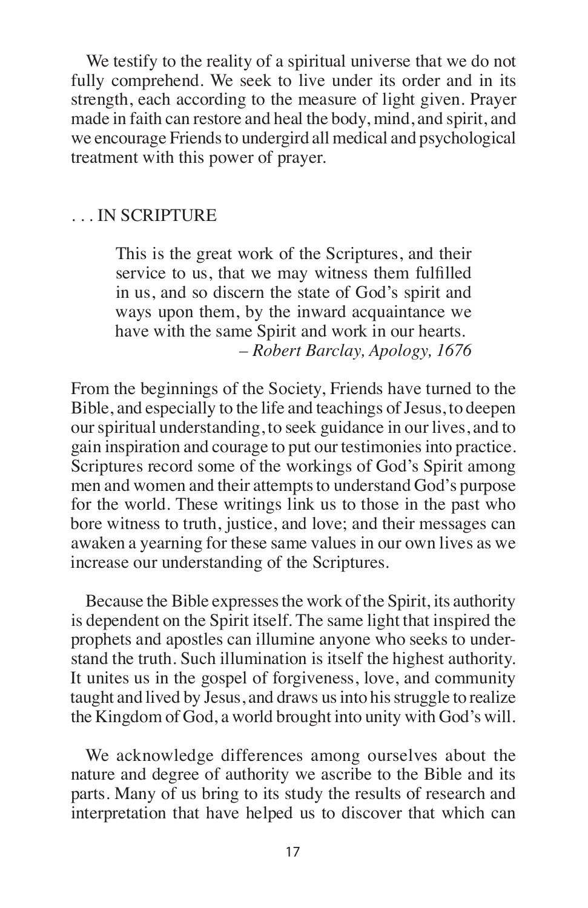We testify to the reality of a spiritual universe that we do not fully comprehend. We seek to live under its order and in its strength, each according to the measure of light given. Prayer made in faith can restore and heal the body, mind, and spirit, and we encourage Friends to undergird all medical and psychological treatment with this power of prayer.

## . . . IN SCRIPTURE

> This is the great work of the Scriptures, and their service to us, that we may witness them fulfilled in us, and so discern the state of God's spirit and ways upon them, by the inward acquaintance we have with the same Spirit and work in our hearts.
>
> – *Robert Barclay, Apology, 1676*

From the beginnings of the Society, Friends have turned to the Bible, and especially to the life and teachings of Jesus, to deepen our spiritual understanding, to seek guidance in our lives, and to gain inspiration and courage to put our testimonies into practice. Scriptures record some of the workings of God's Spirit among men and women and their attempts to understand God's purpose for the world. These writings link us to those in the past who bore witness to truth, justice, and love; and their messages can awaken a yearning for these same values in our own lives as we increase our understanding of the Scriptures.

Because the Bible expresses the work of the Spirit, its authority is dependent on the Spirit itself. The same light that inspired the prophets and apostles can illumine anyone who seeks to understand the truth. Such illumination is itself the highest authority. It unites us in the gospel of forgiveness, love, and community taught and lived by Jesus, and draws us into his struggle to realize the Kingdom of God, a world brought into unity with God's will.

We acknowledge differences among ourselves about the nature and degree of authority we ascribe to the Bible and its parts. Many of us bring to its study the results of research and interpretation that have helped us to discover that which can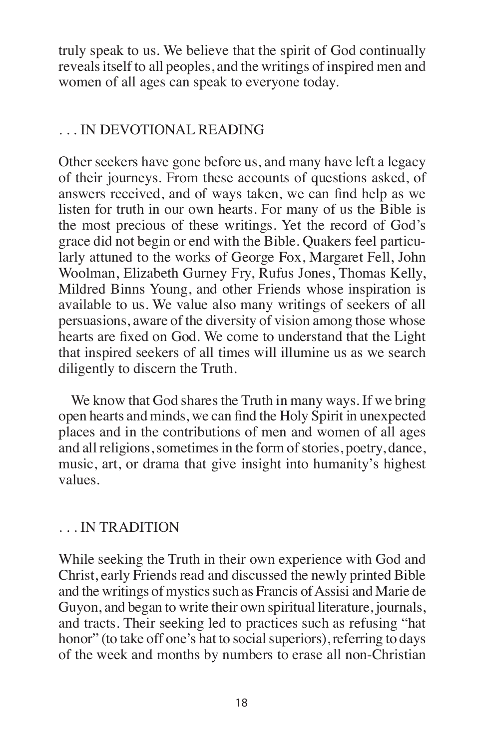truly speak to us. We believe that the spirit of God continually reveals itself to all peoples, and the writings of inspired men and women of all ages can speak to everyone today.

## . . . IN DEVOTIONAL READING

Other seekers have gone before us, and many have left a legacy of their journeys. From these accounts of questions asked, of answers received, and of ways taken, we can find help as we listen for truth in our own hearts. For many of us the Bible is the most precious of these writings. Yet the record of God's grace did not begin or end with the Bible. Quakers feel particularly attuned to the works of George Fox, Margaret Fell, John Woolman, Elizabeth Gurney Fry, Rufus Jones, Thomas Kelly, Mildred Binns Young, and other Friends whose inspiration is available to us. We value also many writings of seekers of all persuasions, aware of the diversity of vision among those whose hearts are fixed on God. We come to understand that the Light that inspired seekers of all times will illumine us as we search diligently to discern the Truth.

We know that God shares the Truth in many ways. If we bring open hearts and minds, we can find the Holy Spirit in unexpected places and in the contributions of men and women of all ages and all religions, sometimes in the form of stories, poetry, dance, music, art, or drama that give insight into humanity's highest values.

## . . . IN TRADITION

While seeking the Truth in their own experience with God and Christ, early Friends read and discussed the newly printed Bible and the writings of mystics such as Francis of Assisi and Marie de Guyon, and began to write their own spiritual literature, journals, and tracts. Their seeking led to practices such as refusing "hat honor" (to take off one's hat to social superiors), referring to days of the week and months by numbers to erase all non-Christian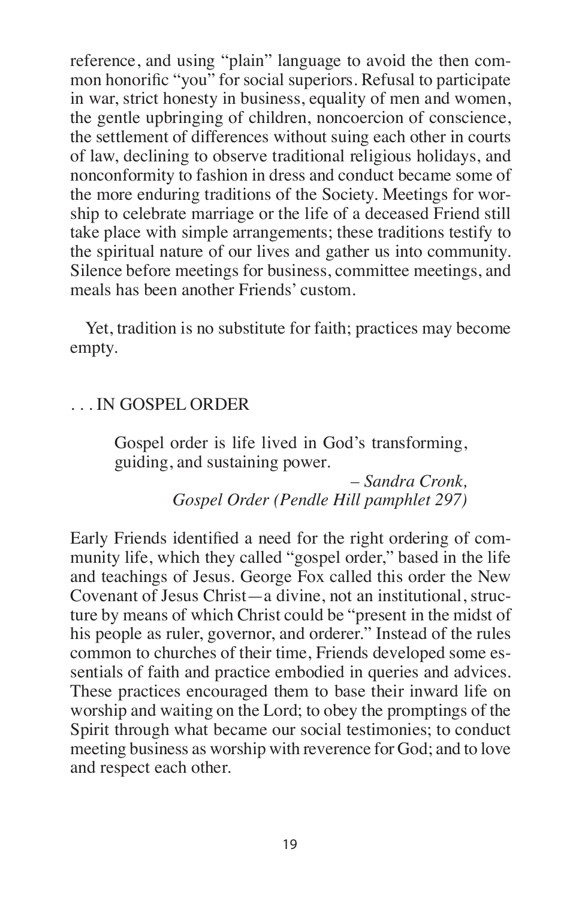reference, and using "plain" language to avoid the then common honorific "you" for social superiors. Refusal to participate in war, strict honesty in business, equality of men and women, the gentle upbringing of children, noncoercion of conscience, the settlement of differences without suing each other in courts of law, declining to observe traditional religious holidays, and nonconformity to fashion in dress and conduct became some of the more enduring traditions of the Society. Meetings for worship to celebrate marriage or the life of a deceased Friend still take place with simple arrangements; these traditions testify to the spiritual nature of our lives and gather us into community. Silence before meetings for business, committee meetings, and meals has been another Friends' custom.

Yet, tradition is no substitute for faith; practices may become empty.

## . . . IN GOSPEL ORDER

> Gospel order is life lived in God's transforming, guiding, and sustaining power.
>
> – *Sandra Cronk, Gospel Order (Pendle Hill pamphlet 297)*

Early Friends identified a need for the right ordering of community life, which they called "gospel order," based in the life and teachings of Jesus. George Fox called this order the New Covenant of Jesus Christ—a divine, not an institutional, structure by means of which Christ could be "present in the midst of his people as ruler, governor, and orderer." Instead of the rules common to churches of their time, Friends developed some essentials of faith and practice embodied in queries and advices. These practices encouraged them to base their inward life on worship and waiting on the Lord; to obey the promptings of the Spirit through what became our social testimonies; to conduct meeting business as worship with reverence for God; and to love and respect each other.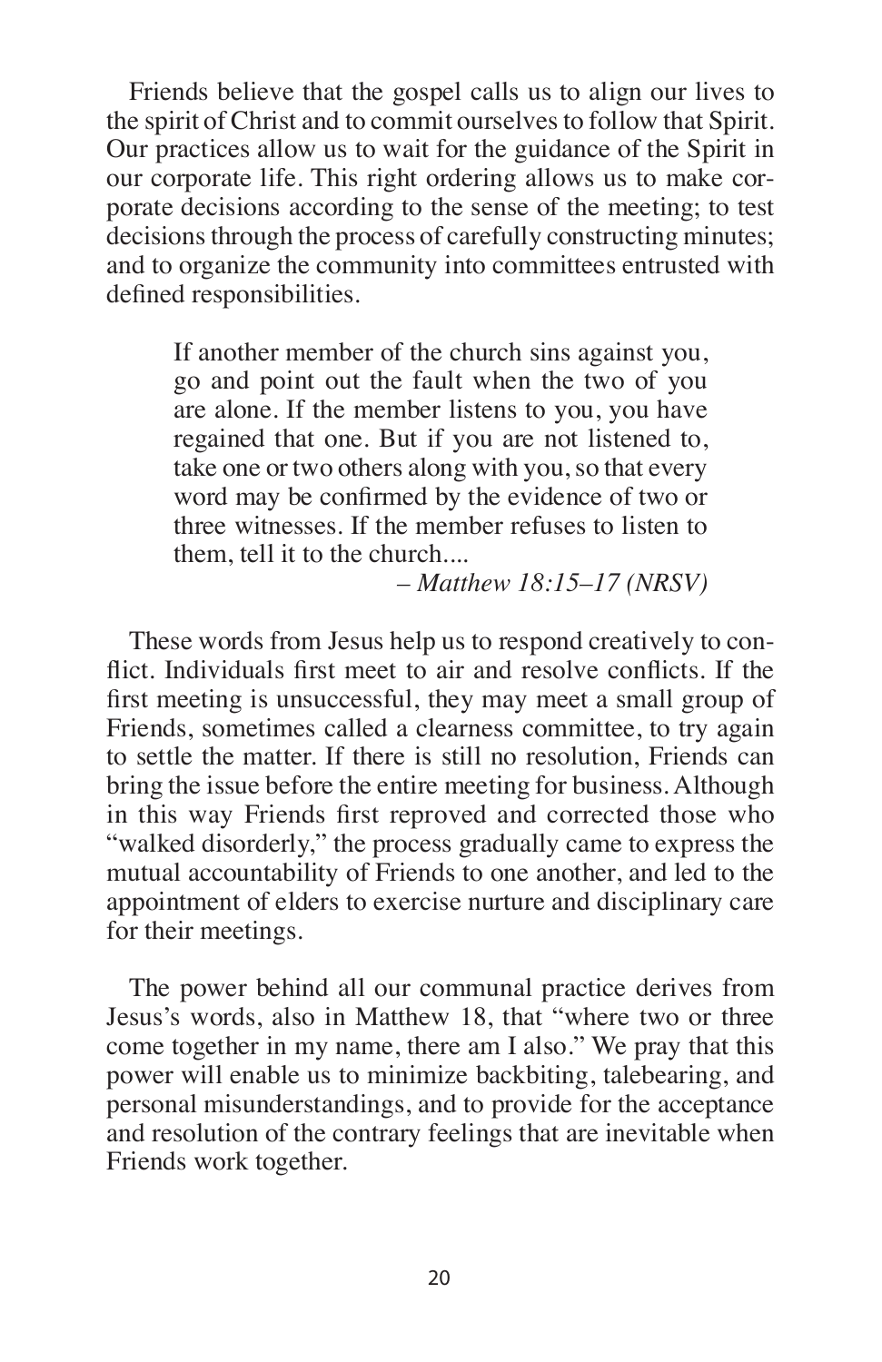Friends believe that the gospel calls us to align our lives to the spirit of Christ and to commit ourselves to follow that Spirit. Our practices allow us to wait for the guidance of the Spirit in our corporate life. This right ordering allows us to make corporate decisions according to the sense of the meeting; to test decisions through the process of carefully constructing minutes; and to organize the community into committees entrusted with defined responsibilities.

> If another member of the church sins against you, go and point out the fault when the two of you are alone. If the member listens to you, you have regained that one. But if you are not listened to, take one or two others along with you, so that every word may be confirmed by the evidence of two or three witnesses. If the member refuses to listen to them, tell it to the church....
>
> – *Matthew 18:15–17 (NRSV)*

These words from Jesus help us to respond creatively to conflict. Individuals first meet to air and resolve conflicts. If the first meeting is unsuccessful, they may meet a small group of Friends, sometimes called a clearness committee, to try again to settle the matter. If there is still no resolution, Friends can bring the issue before the entire meeting for business. Although in this way Friends first reproved and corrected those who "walked disorderly," the process gradually came to express the mutual accountability of Friends to one another, and led to the appointment of elders to exercise nurture and disciplinary care for their meetings.

The power behind all our communal practice derives from Jesus's words, also in Matthew 18, that "where two or three come together in my name, there am I also." We pray that this power will enable us to minimize backbiting, talebearing, and personal misunderstandings, and to provide for the acceptance and resolution of the contrary feelings that are inevitable when Friends work together.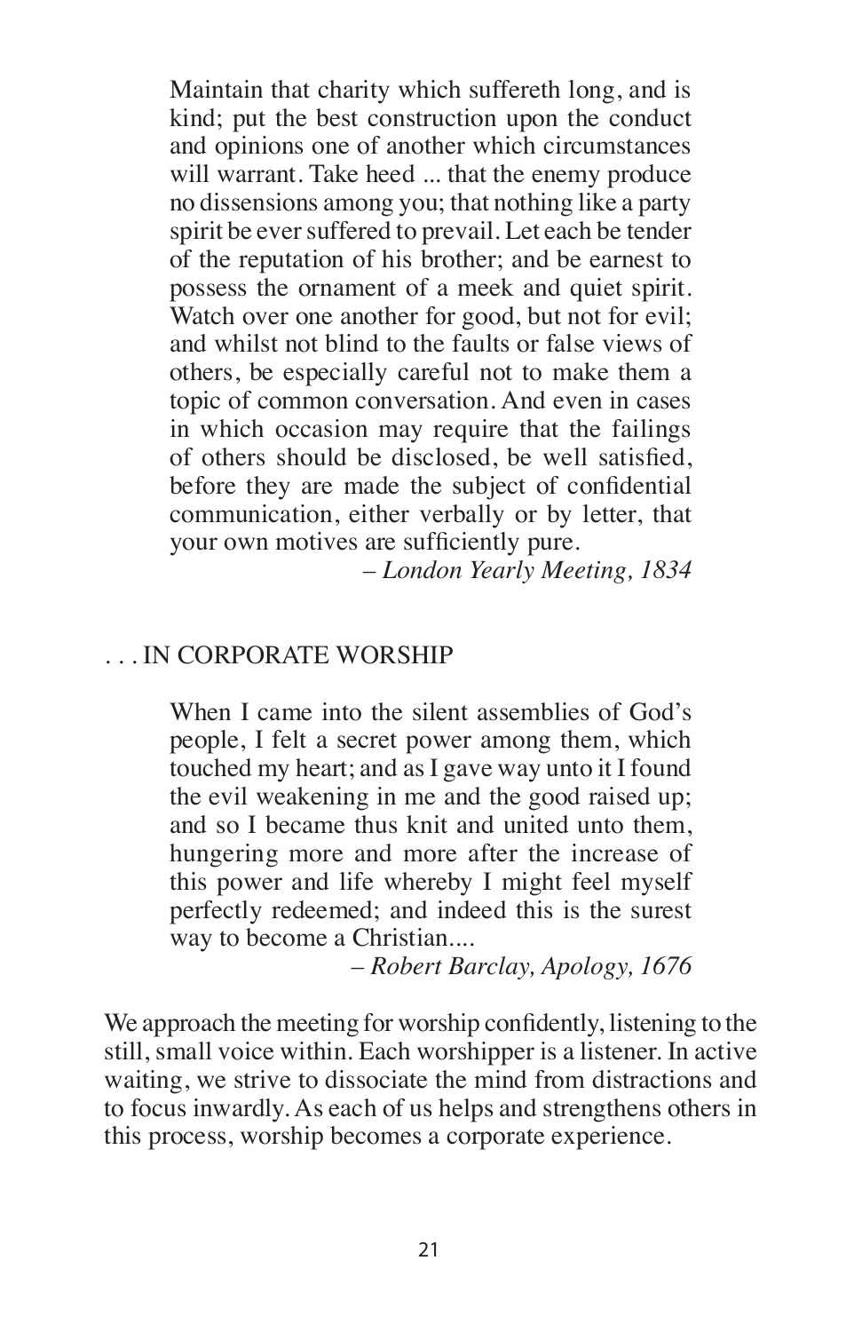> Maintain that charity which suffereth long, and is kind; put the best construction upon the conduct and opinions one of another which circumstances will warrant. Take heed ... that the enemy produce no dissensions among you; that nothing like a party spirit be ever suffered to prevail. Let each be tender of the reputation of his brother; and be earnest to possess the ornament of a meek and quiet spirit. Watch over one another for good, but not for evil; and whilst not blind to the faults or false views of others, be especially careful not to make them a topic of common conversation. And even in cases in which occasion may require that the failings of others should be disclosed, be well satisfied, before they are made the subject of confidential communication, either verbally or by letter, that your own motives are sufficiently pure.
>
> – *London Yearly Meeting, 1834*

## . . . IN CORPORATE WORSHIP

> When I came into the silent assemblies of God's people, I felt a secret power among them, which touched my heart; and as I gave way unto it I found the evil weakening in me and the good raised up; and so I became thus knit and united unto them, hungering more and more after the increase of this power and life whereby I might feel myself perfectly redeemed; and indeed this is the surest way to become a Christian....
>
> – *Robert Barclay, Apology, 1676*

We approach the meeting for worship confidently, listening to the still, small voice within. Each worshipper is a listener. In active waiting, we strive to dissociate the mind from distractions and to focus inwardly. As each of us helps and strengthens others in this process, worship becomes a corporate experience.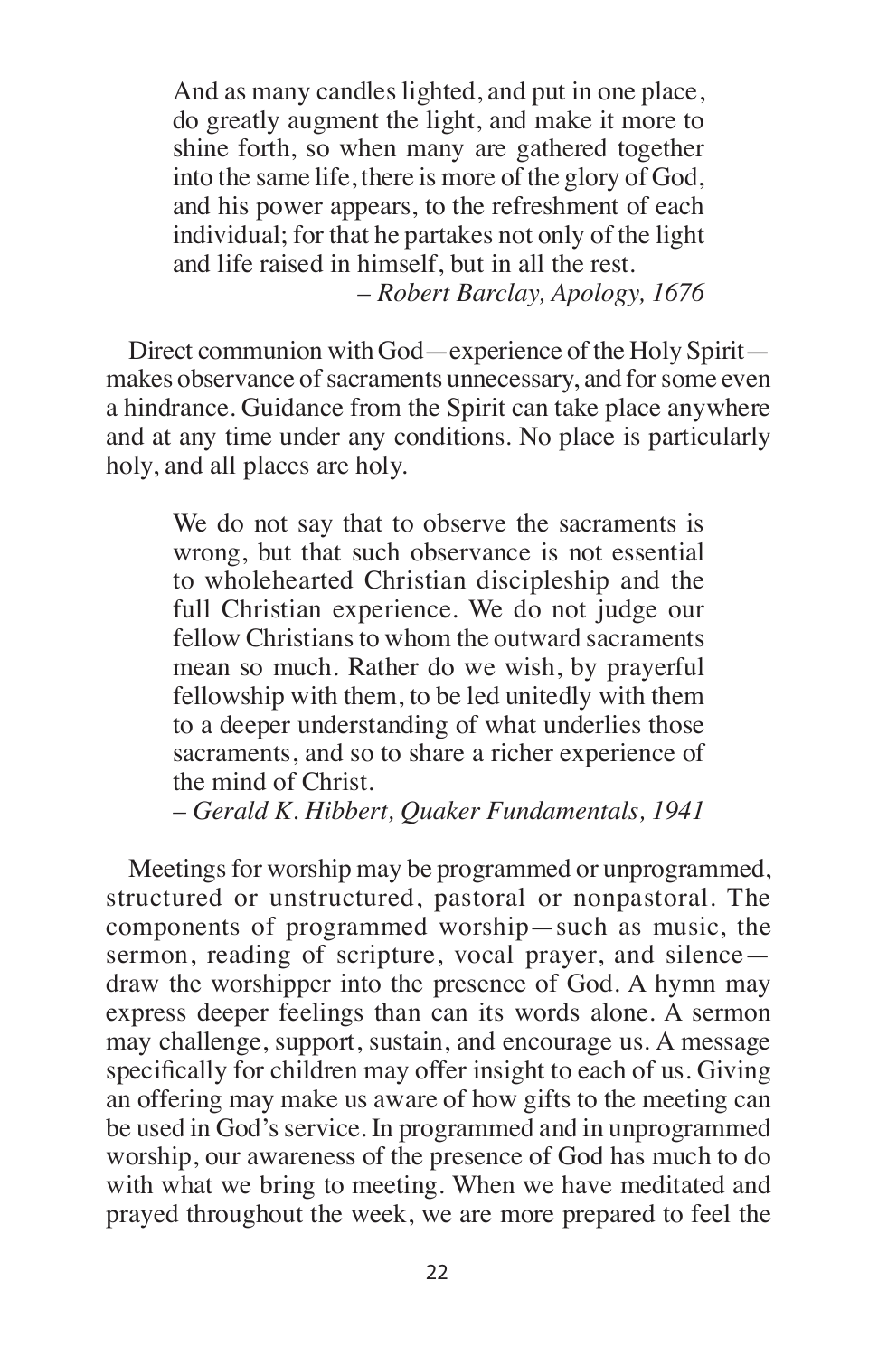> And as many candles lighted, and put in one place, do greatly augment the light, and make it more to shine forth, so when many are gathered together into the same life, there is more of the glory of God, and his power appears, to the refreshment of each individual; for that he partakes not only of the light and life raised in himself, but in all the rest.
>
> – *Robert Barclay, Apology, 1676*

Direct communion with God—experience of the Holy Spirit—makes observance of sacraments unnecessary, and for some even a hindrance. Guidance from the Spirit can take place anywhere and at any time under any conditions. No place is particularly holy, and all places are holy.

> We do not say that to observe the sacraments is wrong, but that such observance is not essential to wholehearted Christian discipleship and the full Christian experience. We do not judge our fellow Christians to whom the outward sacraments mean so much. Rather do we wish, by prayerful fellowship with them, to be led unitedly with them to a deeper understanding of what underlies those sacraments, and so to share a richer experience of the mind of Christ.
>
> – *Gerald K. Hibbert, Quaker Fundamentals, 1941*

Meetings for worship may be programmed or unprogrammed, structured or unstructured, pastoral or nonpastoral. The components of programmed worship—such as music, the sermon, reading of scripture, vocal prayer, and silence—draw the worshipper into the presence of God. A hymn may express deeper feelings than can its words alone. A sermon may challenge, support, sustain, and encourage us. A message specifically for children may offer insight to each of us. Giving an offering may make us aware of how gifts to the meeting can be used in God's service. In programmed and in unprogrammed worship, our awareness of the presence of God has much to do with what we bring to meeting. When we have meditated and prayed throughout the week, we are more prepared to feel the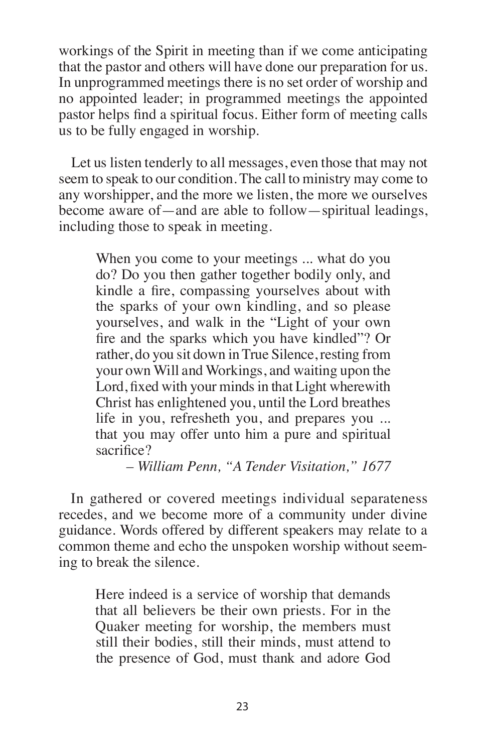workings of the Spirit in meeting than if we come anticipating that the pastor and others will have done our preparation for us. In unprogrammed meetings there is no set order of worship and no appointed leader; in programmed meetings the appointed pastor helps find a spiritual focus. Either form of meeting calls us to be fully engaged in worship.

Let us listen tenderly to all messages, even those that may not seem to speak to our condition. The call to ministry may come to any worshipper, and the more we listen, the more we ourselves become aware of—and are able to follow—spiritual leadings, including those to speak in meeting.

> When you come to your meetings ... what do you do? Do you then gather together bodily only, and kindle a fire, compassing yourselves about with the sparks of your own kindling, and so please yourselves, and walk in the "Light of your own fire and the sparks which you have kindled"? Or rather, do you sit down in True Silence, resting from your own Will and Workings, and waiting upon the Lord, fixed with your minds in that Light wherewith Christ has enlightened you, until the Lord breathes life in you, refresheth you, and prepares you ... that you may offer unto him a pure and spiritual sacrifice?
>
> – *William Penn, "A Tender Visitation," 1677*

In gathered or covered meetings individual separateness recedes, and we become more of a community under divine guidance. Words offered by different speakers may relate to a common theme and echo the unspoken worship without seeming to break the silence.

> Here indeed is a service of worship that demands that all believers be their own priests. For in the Quaker meeting for worship, the members must still their bodies, still their minds, must attend to the presence of God, must thank and adore God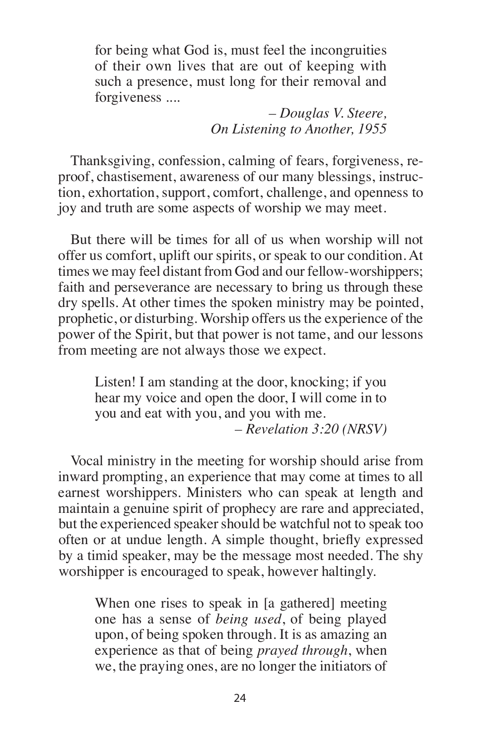> for being what God is, must feel the incongruities of their own lives that are out of keeping with such a presence, must long for their removal and forgiveness ....
>
> – *Douglas V. Steere, On Listening to Another, 1955*

Thanksgiving, confession, calming of fears, forgiveness, reproof, chastisement, awareness of our many blessings, instruction, exhortation, support, comfort, challenge, and openness to joy and truth are some aspects of worship we may meet.

But there will be times for all of us when worship will not offer us comfort, uplift our spirits, or speak to our condition. At times we may feel distant from God and our fellow-worshippers; faith and perseverance are necessary to bring us through these dry spells. At other times the spoken ministry may be pointed, prophetic, or disturbing. Worship offers us the experience of the power of the Spirit, but that power is not tame, and our lessons from meeting are not always those we expect.

> Listen! I am standing at the door, knocking; if you hear my voice and open the door, I will come in to you and eat with you, and you with me.
>
> – *Revelation 3:20 (NRSV)*

Vocal ministry in the meeting for worship should arise from inward prompting, an experience that may come at times to all earnest worshippers. Ministers who can speak at length and maintain a genuine spirit of prophecy are rare and appreciated, but the experienced speaker should be watchful not to speak too often or at undue length. A simple thought, briefly expressed by a timid speaker, may be the message most needed. The shy worshipper is encouraged to speak, however haltingly.

> When one rises to speak in [a gathered] meeting one has a sense of *being used*, of being played upon, of being spoken through. It is as amazing an experience as that of being *prayed through*, when we, the praying ones, are no longer the initiators of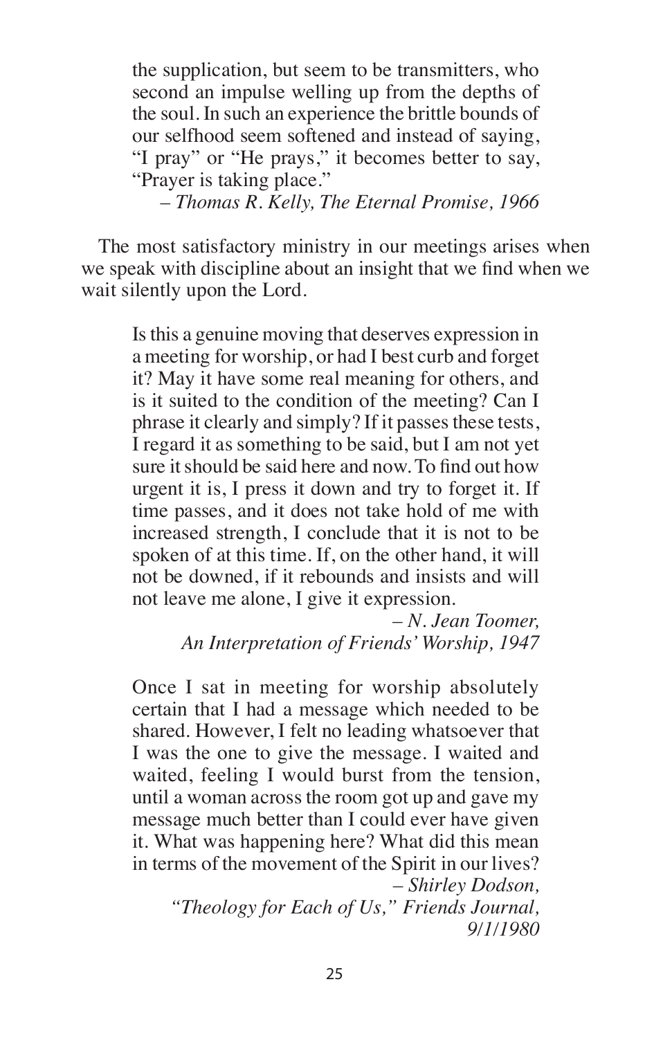> the supplication, but seem to be transmitters, who second an impulse welling up from the depths of the soul. In such an experience the brittle bounds of our selfhood seem softened and instead of saying, "I pray" or "He prays," it becomes better to say, "Prayer is taking place."
>
> – *Thomas R. Kelly, The Eternal Promise, 1966*

The most satisfactory ministry in our meetings arises when we speak with discipline about an insight that we find when we wait silently upon the Lord.

> Is this a genuine moving that deserves expression in a meeting for worship, or had I best curb and forget it? May it have some real meaning for others, and is it suited to the condition of the meeting? Can I phrase it clearly and simply? If it passes these tests, I regard it as something to be said, but I am not yet sure it should be said here and now. To find out how urgent it is, I press it down and try to forget it. If time passes, and it does not take hold of me with increased strength, I conclude that it is not to be spoken of at this time. If, on the other hand, it will not be downed, if it rebounds and insists and will not leave me alone, I give it expression.
>
> – *N. Jean Toomer, An Interpretation of Friends' Worship, 1947*

> Once I sat in meeting for worship absolutely certain that I had a message which needed to be shared. However, I felt no leading whatsoever that I was the one to give the message. I waited and waited, feeling I would burst from the tension, until a woman across the room got up and gave my message much better than I could ever have given it. What was happening here? What did this mean in terms of the movement of the Spirit in our lives?
>
> – *Shirley Dodson, "Theology for Each of Us," Friends Journal, 9/1/1980*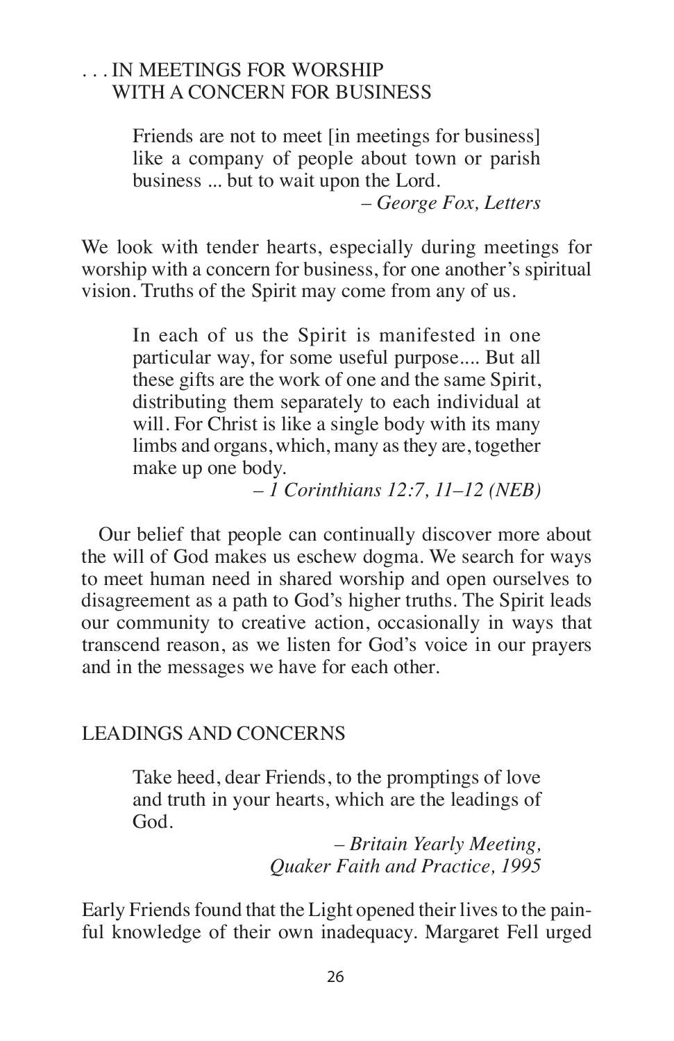### . . . IN MEETINGS FOR WORSHIP WITH A CONCERN FOR BUSINESS

> Friends are not to meet [in meetings for business] like a company of people about town or parish business ... but to wait upon the Lord.
>
> – *George Fox, Letters*

We look with tender hearts, especially during meetings for worship with a concern for business, for one another's spiritual vision. Truths of the Spirit may come from any of us.

> In each of us the Spirit is manifested in one particular way, for some useful purpose.... But all these gifts are the work of one and the same Spirit, distributing them separately to each individual at will. For Christ is like a single body with its many limbs and organs, which, many as they are, together make up one body.
>
> – *1 Corinthians 12:7, 11–12 (NEB)*

Our belief that people can continually discover more about the will of God makes us eschew dogma. We search for ways to meet human need in shared worship and open ourselves to disagreement as a path to God's higher truths. The Spirit leads our community to creative action, occasionally in ways that transcend reason, as we listen for God's voice in our prayers and in the messages we have for each other.

## LEADINGS AND CONCERNS

> Take heed, dear Friends, to the promptings of love and truth in your hearts, which are the leadings of God.
>
> – *Britain Yearly Meeting, Quaker Faith and Practice, 1995*

Early Friends found that the Light opened their lives to the painful knowledge of their own inadequacy. Margaret Fell urged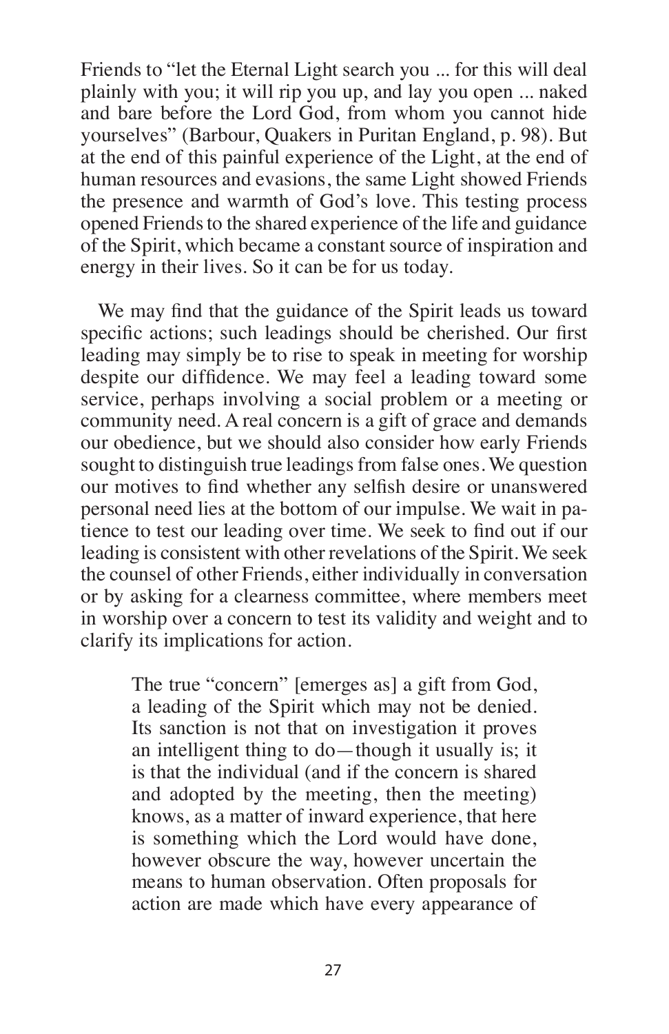Friends to "let the Eternal Light search you ... for this will deal plainly with you; it will rip you up, and lay you open ... naked and bare before the Lord God, from whom you cannot hide yourselves" (Barbour, Quakers in Puritan England, p. 98). But at the end of this painful experience of the Light, at the end of human resources and evasions, the same Light showed Friends the presence and warmth of God's love. This testing process opened Friends to the shared experience of the life and guidance of the Spirit, which became a constant source of inspiration and energy in their lives. So it can be for us today.

We may find that the guidance of the Spirit leads us toward specific actions; such leadings should be cherished. Our first leading may simply be to rise to speak in meeting for worship despite our diffidence. We may feel a leading toward some service, perhaps involving a social problem or a meeting or community need. A real concern is a gift of grace and demands our obedience, but we should also consider how early Friends sought to distinguish true leadings from false ones. We question our motives to find whether any selfish desire or unanswered personal need lies at the bottom of our impulse. We wait in patience to test our leading over time. We seek to find out if our leading is consistent with other revelations of the Spirit. We seek the counsel of other Friends, either individually in conversation or by asking for a clearness committee, where members meet in worship over a concern to test its validity and weight and to clarify its implications for action.

> The true "concern" [emerges as] a gift from God, a leading of the Spirit which may not be denied. Its sanction is not that on investigation it proves an intelligent thing to do—though it usually is; it is that the individual (and if the concern is shared and adopted by the meeting, then the meeting) knows, as a matter of inward experience, that here is something which the Lord would have done, however obscure the way, however uncertain the means to human observation. Often proposals for action are made which have every appearance of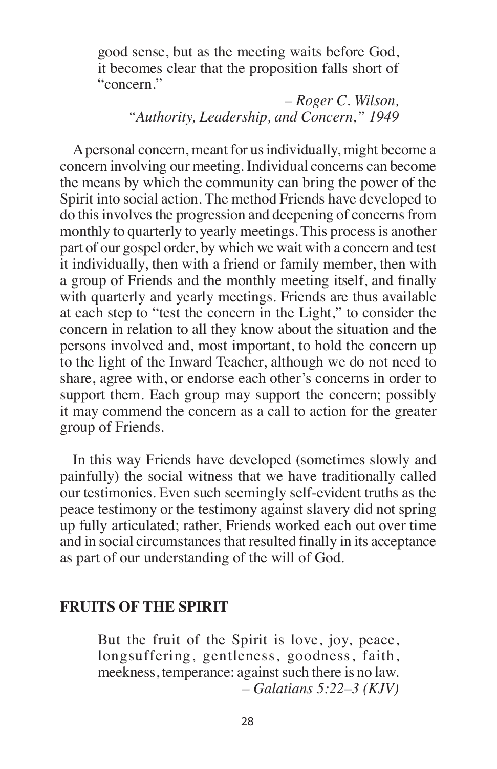> good sense, but as the meeting waits before God, it becomes clear that the proposition falls short of "concern."
>
> – *Roger C. Wilson, "Authority, Leadership, and Concern," 1949*

A personal concern, meant for us individually, might become a concern involving our meeting. Individual concerns can become the means by which the community can bring the power of the Spirit into social action. The method Friends have developed to do this involves the progression and deepening of concerns from monthly to quarterly to yearly meetings. This process is another part of our gospel order, by which we wait with a concern and test it individually, then with a friend or family member, then with a group of Friends and the monthly meeting itself, and finally with quarterly and yearly meetings. Friends are thus available at each step to "test the concern in the Light," to consider the concern in relation to all they know about the situation and the persons involved and, most important, to hold the concern up to the light of the Inward Teacher, although we do not need to share, agree with, or endorse each other's concerns in order to support them. Each group may support the concern; possibly it may commend the concern as a call to action for the greater group of Friends.

In this way Friends have developed (sometimes slowly and painfully) the social witness that we have traditionally called our testimonies. Even such seemingly self-evident truths as the peace testimony or the testimony against slavery did not spring up fully articulated; rather, Friends worked each out over time and in social circumstances that resulted finally in its acceptance as part of our understanding of the will of God.

## FRUITS OF THE SPIRIT

> But the fruit of the Spirit is love, joy, peace, longsuffering, gentleness, goodness, faith, meekness, temperance: against such there is no law.
>
> – *Galatians 5:22–3 (KJV)*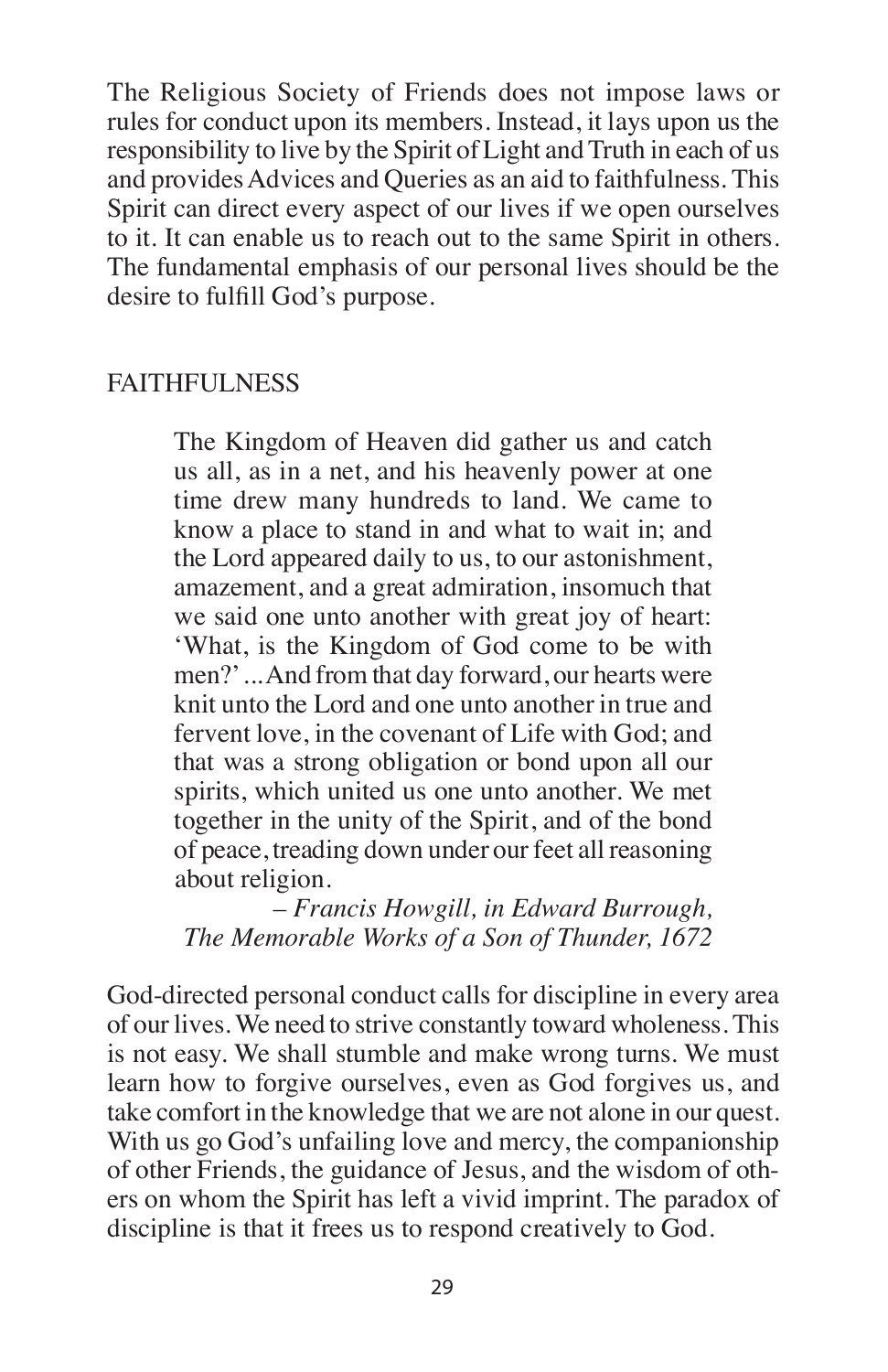The Religious Society of Friends does not impose laws or rules for conduct upon its members. Instead, it lays upon us the responsibility to live by the Spirit of Light and Truth in each of us and provides Advices and Queries as an aid to faithfulness. This Spirit can direct every aspect of our lives if we open ourselves to it. It can enable us to reach out to the same Spirit in others. The fundamental emphasis of our personal lives should be the desire to fulfill God's purpose.

## FAITHFULNESS

> The Kingdom of Heaven did gather us and catch us all, as in a net, and his heavenly power at one time drew many hundreds to land. We came to know a place to stand in and what to wait in; and the Lord appeared daily to us, to our astonishment, amazement, and a great admiration, insomuch that we said one unto another with great joy of heart: 'What, is the Kingdom of God come to be with men?' ... And from that day forward, our hearts were knit unto the Lord and one unto another in true and fervent love, in the covenant of Life with God; and that was a strong obligation or bond upon all our spirits, which united us one unto another. We met together in the unity of the Spirit, and of the bond of peace, treading down under our feet all reasoning about religion.
>
> *– Francis Howgill, in Edward Burrough, The Memorable Works of a Son of Thunder, 1672*

God-directed personal conduct calls for discipline in every area of our lives. We need to strive constantly toward wholeness. This is not easy. We shall stumble and make wrong turns. We must learn how to forgive ourselves, even as God forgives us, and take comfort in the knowledge that we are not alone in our quest. With us go God's unfailing love and mercy, the companionship of other Friends, the guidance of Jesus, and the wisdom of others on whom the Spirit has left a vivid imprint. The paradox of discipline is that it frees us to respond creatively to God.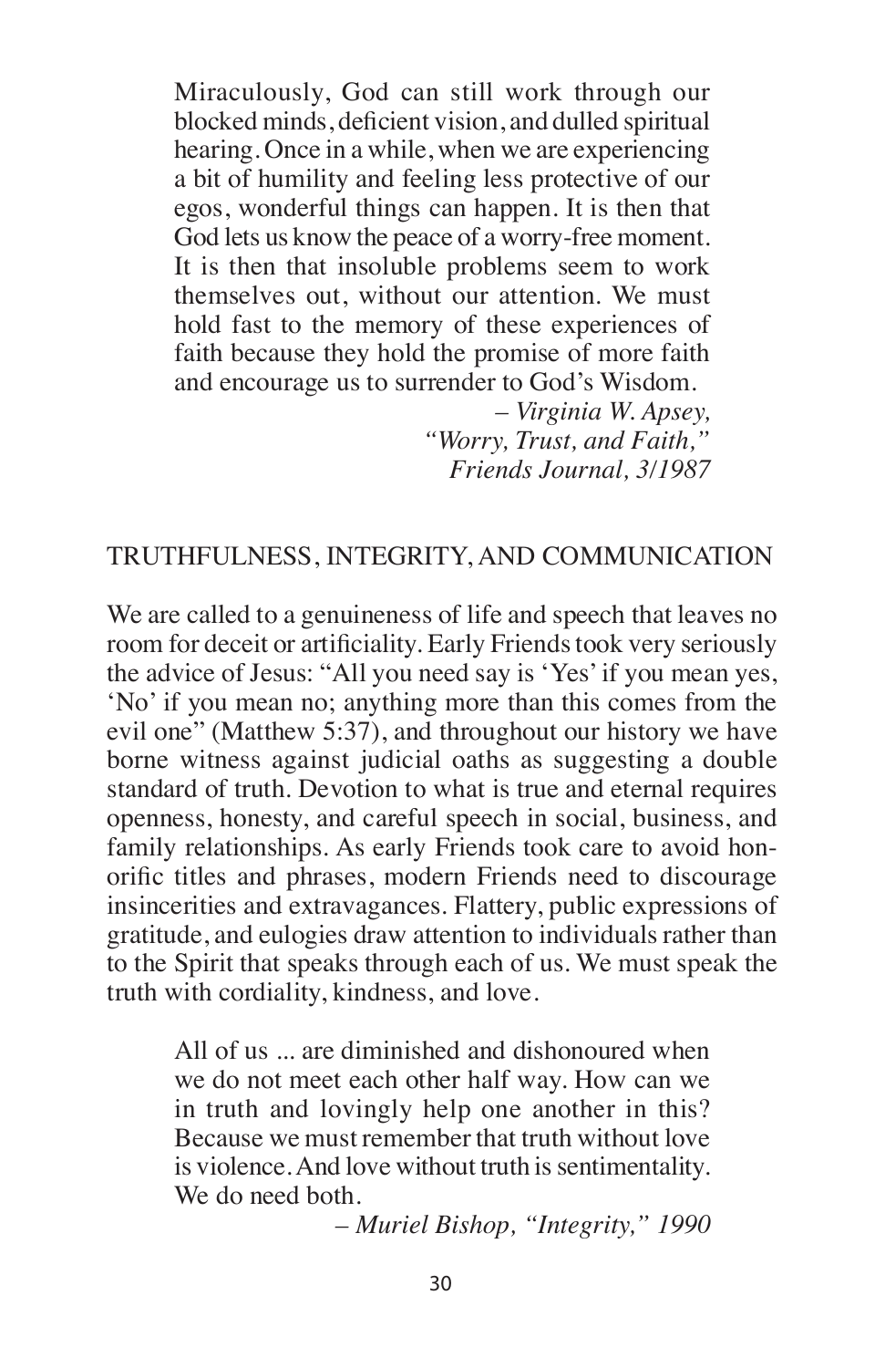> Miraculously, God can still work through our blocked minds, deficient vision, and dulled spiritual hearing. Once in a while, when we are experiencing a bit of humility and feeling less protective of our egos, wonderful things can happen. It is then that God lets us know the peace of a worry-free moment. It is then that insoluble problems seem to work themselves out, without our attention. We must hold fast to the memory of these experiences of faith because they hold the promise of more faith and encourage us to surrender to God's Wisdom.
>
> *– Virginia W. Apsey, "Worry, Trust, and Faith," Friends Journal, 3/1987*

## TRUTHFULNESS, INTEGRITY, AND COMMUNICATION

We are called to a genuineness of life and speech that leaves no room for deceit or artificiality. Early Friends took very seriously the advice of Jesus: "All you need say is 'Yes' if you mean yes, 'No' if you mean no; anything more than this comes from the evil one" (Matthew 5:37), and throughout our history we have borne witness against judicial oaths as suggesting a double standard of truth. Devotion to what is true and eternal requires openness, honesty, and careful speech in social, business, and family relationships. As early Friends took care to avoid honorific titles and phrases, modern Friends need to discourage insincerities and extravagances. Flattery, public expressions of gratitude, and eulogies draw attention to individuals rather than to the Spirit that speaks through each of us. We must speak the truth with cordiality, kindness, and love.

> All of us ... are diminished and dishonoured when we do not meet each other half way. How can we in truth and lovingly help one another in this? Because we must remember that truth without love is violence. And love without truth is sentimentality. We do need both.
>
> *– Muriel Bishop, "Integrity," 1990*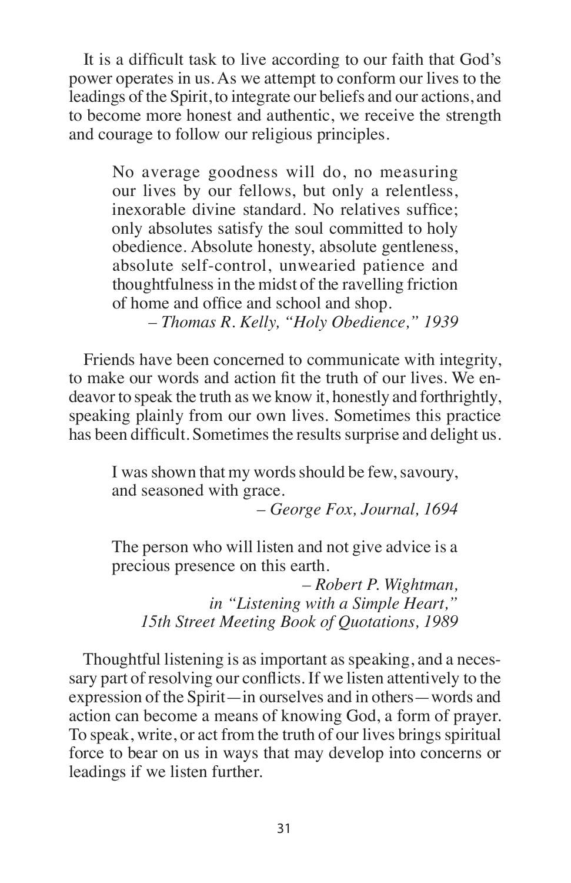It is a difficult task to live according to our faith that God's power operates in us. As we attempt to conform our lives to the leadings of the Spirit, to integrate our beliefs and our actions, and to become more honest and authentic, we receive the strength and courage to follow our religious principles.

> No average goodness will do, no measuring our lives by our fellows, but only a relentless, inexorable divine standard. No relatives suffice; only absolutes satisfy the soul committed to holy obedience. Absolute honesty, absolute gentleness, absolute self-control, unwearied patience and thoughtfulness in the midst of the ravelling friction of home and office and school and shop.
>
> *– Thomas R. Kelly, "Holy Obedience," 1939*

Friends have been concerned to communicate with integrity, to make our words and action fit the truth of our lives. We endeavor to speak the truth as we know it, honestly and forthrightly, speaking plainly from our own lives. Sometimes this practice has been difficult. Sometimes the results surprise and delight us.

> I was shown that my words should be few, savoury, and seasoned with grace.
>
> *– George Fox, Journal, 1694*

> The person who will listen and not give advice is a precious presence on this earth.
>
> *– Robert P. Wightman, in "Listening with a Simple Heart," 15th Street Meeting Book of Quotations, 1989*

Thoughtful listening is as important as speaking, and a necessary part of resolving our conflicts. If we listen attentively to the expression of the Spirit—in ourselves and in others—words and action can become a means of knowing God, a form of prayer. To speak, write, or act from the truth of our lives brings spiritual force to bear on us in ways that may develop into concerns or leadings if we listen further.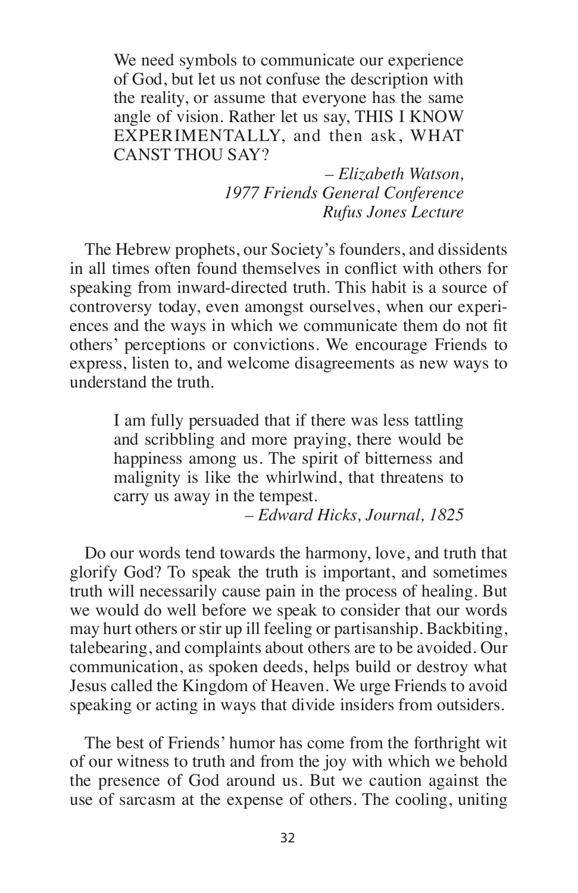> We need symbols to communicate our experience of God, but let us not confuse the description with the reality, or assume that everyone has the same angle of vision. Rather let us say, THIS I KNOW EXPERIMENTALLY, and then ask, WHAT CANST THOU SAY?
>
> *– Elizabeth Watson, 1977 Friends General Conference Rufus Jones Lecture*

The Hebrew prophets, our Society's founders, and dissidents in all times often found themselves in conflict with others for speaking from inward-directed truth. This habit is a source of controversy today, even amongst ourselves, when our experiences and the ways in which we communicate them do not fit others' perceptions or convictions. We encourage Friends to express, listen to, and welcome disagreements as new ways to understand the truth.

> I am fully persuaded that if there was less tattling and scribbling and more praying, there would be happiness among us. The spirit of bitterness and malignity is like the whirlwind, that threatens to carry us away in the tempest.
>
> *– Edward Hicks, Journal, 1825*

Do our words tend towards the harmony, love, and truth that glorify God? To speak the truth is important, and sometimes truth will necessarily cause pain in the process of healing. But we would do well before we speak to consider that our words may hurt others or stir up ill feeling or partisanship. Backbiting, talebearing, and complaints about others are to be avoided. Our communication, as spoken deeds, helps build or destroy what Jesus called the Kingdom of Heaven. We urge Friends to avoid speaking or acting in ways that divide insiders from outsiders.

The best of Friends' humor has come from the forthright wit of our witness to truth and from the joy with which we behold the presence of God around us. But we caution against the use of sarcasm at the expense of others. The cooling, uniting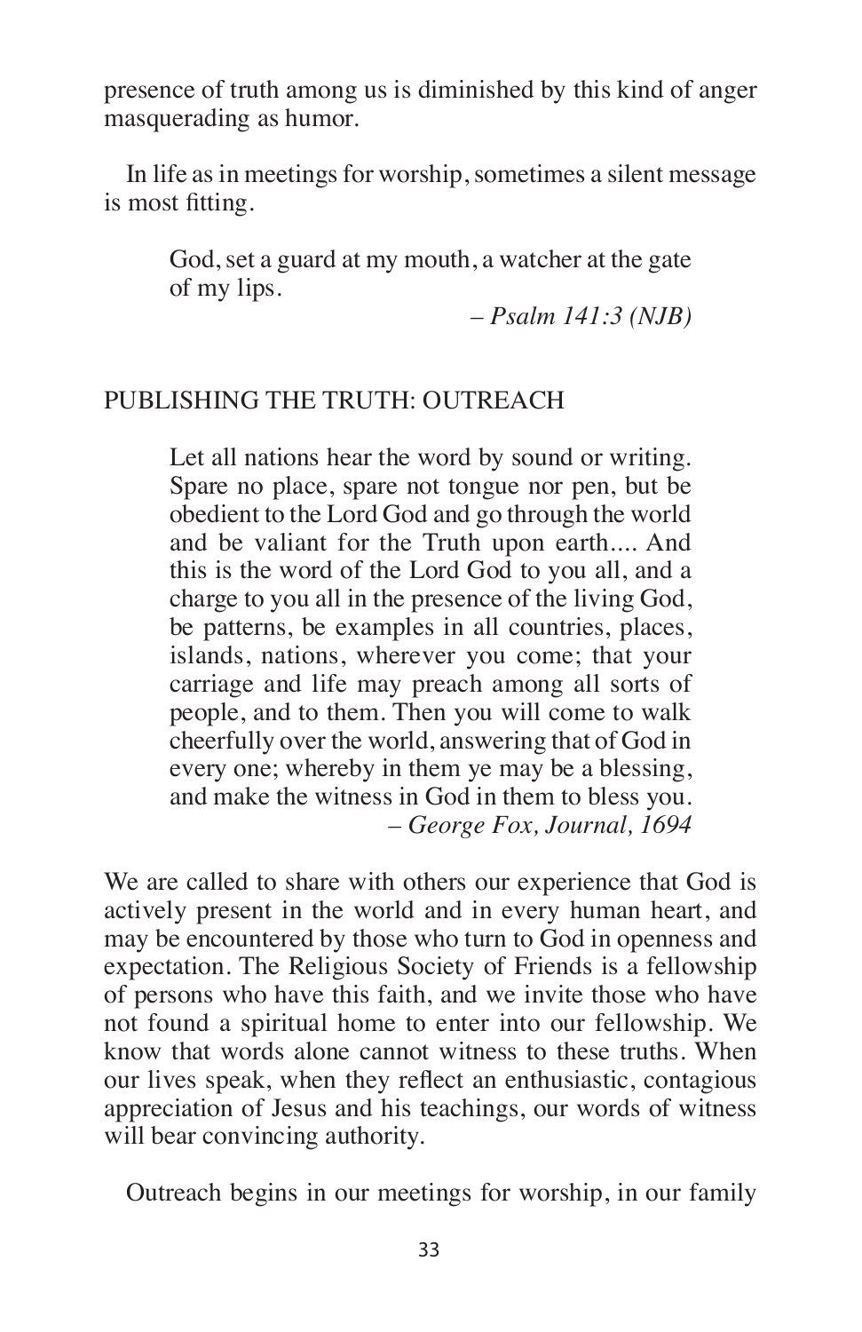presence of truth among us is diminished by this kind of anger masquerading as humor.

In life as in meetings for worship, sometimes a silent message is most fitting.

> God, set a guard at my mouth, a watcher at the gate of my lips.
>
> – *Psalm 141:3 (NJB)*

## PUBLISHING THE TRUTH: OUTREACH

> Let all nations hear the word by sound or writing. Spare no place, spare not tongue nor pen, but be obedient to the Lord God and go through the world and be valiant for the Truth upon earth.... And this is the word of the Lord God to you all, and a charge to you all in the presence of the living God, be patterns, be examples in all countries, places, islands, nations, wherever you come; that your carriage and life may preach among all sorts of people, and to them. Then you will come to walk cheerfully over the world, answering that of God in every one; whereby in them ye may be a blessing, and make the witness in God in them to bless you.
>
> – *George Fox, Journal, 1694*

We are called to share with others our experience that God is actively present in the world and in every human heart, and may be encountered by those who turn to God in openness and expectation. The Religious Society of Friends is a fellowship of persons who have this faith, and we invite those who have not found a spiritual home to enter into our fellowship. We know that words alone cannot witness to these truths. When our lives speak, when they reflect an enthusiastic, contagious appreciation of Jesus and his teachings, our words of witness will bear convincing authority.

Outreach begins in our meetings for worship, in our family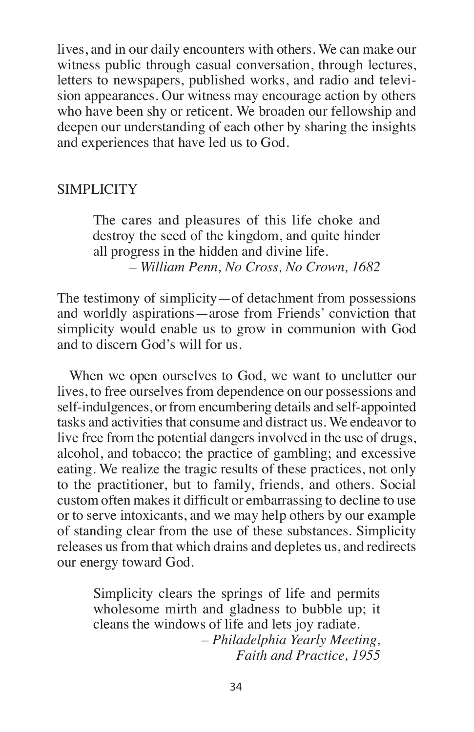lives, and in our daily encounters with others. We can make our witness public through casual conversation, through lectures, letters to newspapers, published works, and radio and television appearances. Our witness may encourage action by others who have been shy or reticent. We broaden our fellowship and deepen our understanding of each other by sharing the insights and experiences that have led us to God.

## SIMPLICITY

> The cares and pleasures of this life choke and destroy the seed of the kingdom, and quite hinder all progress in the hidden and divine life.
>
> *– William Penn, No Cross, No Crown, 1682*

The testimony of simplicity—of detachment from possessions and worldly aspirations—arose from Friends' conviction that simplicity would enable us to grow in communion with God and to discern God's will for us.

When we open ourselves to God, we want to unclutter our lives, to free ourselves from dependence on our possessions and self-indulgences, or from encumbering details and self-appointed tasks and activities that consume and distract us. We endeavor to live free from the potential dangers involved in the use of drugs, alcohol, and tobacco; the practice of gambling; and excessive eating. We realize the tragic results of these practices, not only to the practitioner, but to family, friends, and others. Social custom often makes it difficult or embarrassing to decline to use or to serve intoxicants, and we may help others by our example of standing clear from the use of these substances. Simplicity releases us from that which drains and depletes us, and redirects our energy toward God.

> Simplicity clears the springs of life and permits wholesome mirth and gladness to bubble up; it cleans the windows of life and lets joy radiate.
>
> *– Philadelphia Yearly Meeting, Faith and Practice, 1955*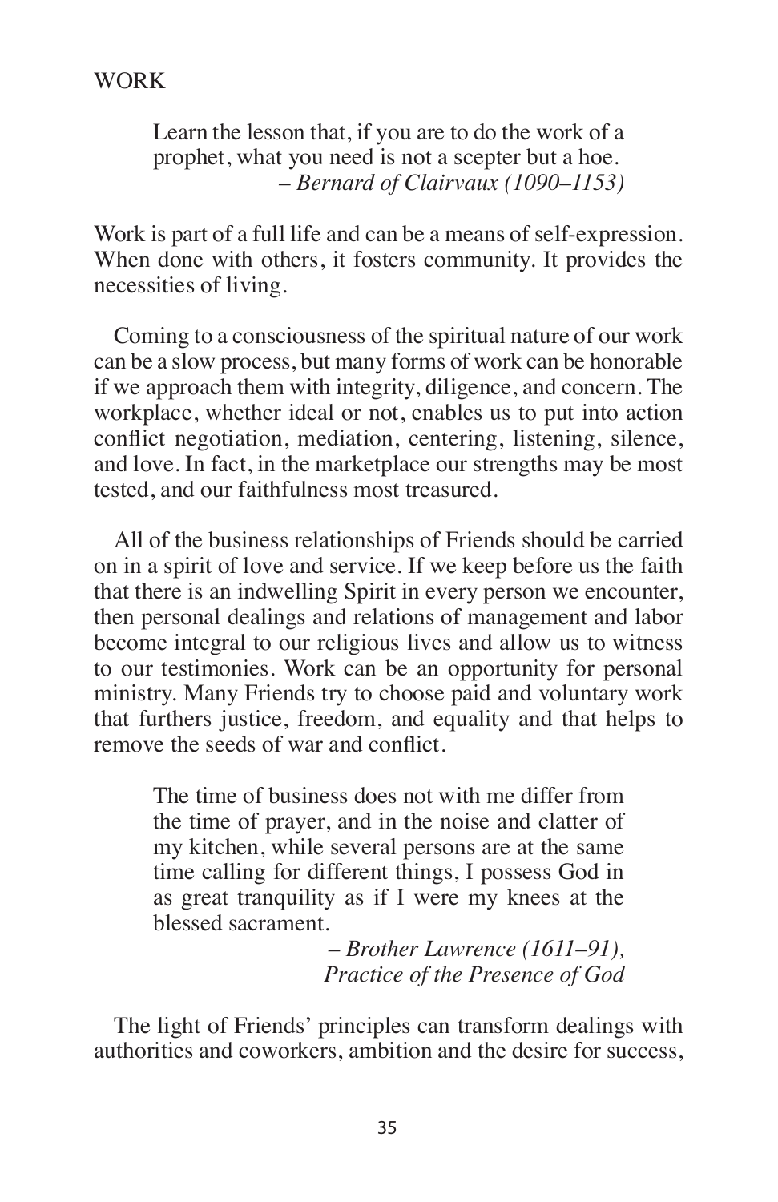## WORK

> Learn the lesson that, if you are to do the work of a prophet, what you need is not a scepter but a hoe.
> – *Bernard of Clairvaux (1090–1153)*

Work is part of a full life and can be a means of self-expression. When done with others, it fosters community. It provides the necessities of living.

Coming to a consciousness of the spiritual nature of our work can be a slow process, but many forms of work can be honorable if we approach them with integrity, diligence, and concern. The workplace, whether ideal or not, enables us to put into action conflict negotiation, mediation, centering, listening, silence, and love. In fact, in the marketplace our strengths may be most tested, and our faithfulness most treasured.

All of the business relationships of Friends should be carried on in a spirit of love and service. If we keep before us the faith that there is an indwelling Spirit in every person we encounter, then personal dealings and relations of management and labor become integral to our religious lives and allow us to witness to our testimonies. Work can be an opportunity for personal ministry. Many Friends try to choose paid and voluntary work that furthers justice, freedom, and equality and that helps to remove the seeds of war and conflict.

> The time of business does not with me differ from the time of prayer, and in the noise and clatter of my kitchen, while several persons are at the same time calling for different things, I possess God in as great tranquility as if I were my knees at the blessed sacrament.
> – *Brother Lawrence (1611–91), Practice of the Presence of God*

The light of Friends' principles can transform dealings with authorities and coworkers, ambition and the desire for success,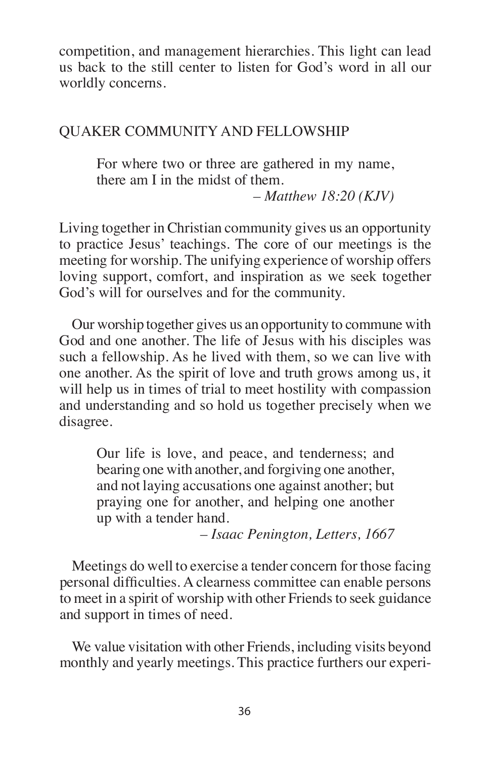competition, and management hierarchies. This light can lead us back to the still center to listen for God's word in all our worldly concerns.

## QUAKER COMMUNITY AND FELLOWSHIP

> For where two or three are gathered in my name, there am I in the midst of them.
>
> – *Matthew 18:20 (KJV)*

Living together in Christian community gives us an opportunity to practice Jesus' teachings. The core of our meetings is the meeting for worship. The unifying experience of worship offers loving support, comfort, and inspiration as we seek together God's will for ourselves and for the community.

Our worship together gives us an opportunity to commune with God and one another. The life of Jesus with his disciples was such a fellowship. As he lived with them, so we can live with one another. As the spirit of love and truth grows among us, it will help us in times of trial to meet hostility with compassion and understanding and so hold us together precisely when we disagree.

> Our life is love, and peace, and tenderness; and bearing one with another, and forgiving one another, and not laying accusations one against another; but praying one for another, and helping one another up with a tender hand.
>
> – *Isaac Penington, Letters, 1667*

Meetings do well to exercise a tender concern for those facing personal difficulties. A clearness committee can enable persons to meet in a spirit of worship with other Friends to seek guidance and support in times of need.

We value visitation with other Friends, including visits beyond monthly and yearly meetings. This practice furthers our experi-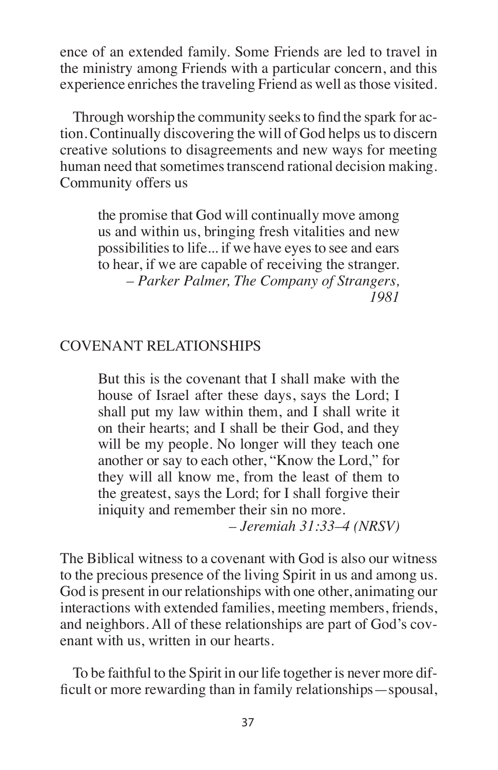ence of an extended family. Some Friends are led to travel in the ministry among Friends with a particular concern, and this experience enriches the traveling Friend as well as those visited.

Through worship the community seeks to find the spark for action. Continually discovering the will of God helps us to discern creative solutions to disagreements and new ways for meeting human need that sometimes transcend rational decision making. Community offers us

> the promise that God will continually move among us and within us, bringing fresh vitalities and new possibilities to life... if we have eyes to see and ears to hear, if we are capable of receiving the stranger.
>
> *– Parker Palmer, The Company of Strangers, 1981*

## COVENANT RELATIONSHIPS

> But this is the covenant that I shall make with the house of Israel after these days, says the Lord; I shall put my law within them, and I shall write it on their hearts; and I shall be their God, and they will be my people. No longer will they teach one another or say to each other, "Know the Lord," for they will all know me, from the least of them to the greatest, says the Lord; for I shall forgive their iniquity and remember their sin no more.
>
> *– Jeremiah 31:33–4 (NRSV)*

The Biblical witness to a covenant with God is also our witness to the precious presence of the living Spirit in us and among us. God is present in our relationships with one other, animating our interactions with extended families, meeting members, friends, and neighbors. All of these relationships are part of God's covenant with us, written in our hearts.

To be faithful to the Spirit in our life together is never more difficult or more rewarding than in family relationships—spousal,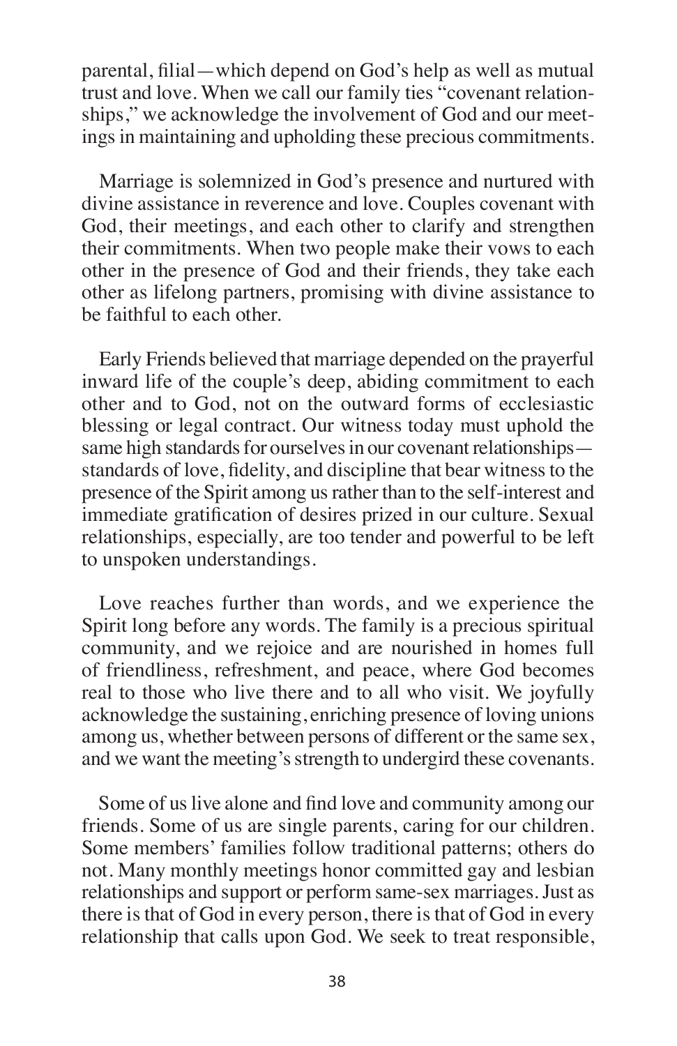parental, filial—which depend on God's help as well as mutual trust and love. When we call our family ties "covenant relationships," we acknowledge the involvement of God and our meetings in maintaining and upholding these precious commitments.

Marriage is solemnized in God's presence and nurtured with divine assistance in reverence and love. Couples covenant with God, their meetings, and each other to clarify and strengthen their commitments. When two people make their vows to each other in the presence of God and their friends, they take each other as lifelong partners, promising with divine assistance to be faithful to each other.

Early Friends believed that marriage depended on the prayerful inward life of the couple's deep, abiding commitment to each other and to God, not on the outward forms of ecclesiastic blessing or legal contract. Our witness today must uphold the same high standards for ourselves in our covenant relationships—standards of love, fidelity, and discipline that bear witness to the presence of the Spirit among us rather than to the self-interest and immediate gratification of desires prized in our culture. Sexual relationships, especially, are too tender and powerful to be left to unspoken understandings.

Love reaches further than words, and we experience the Spirit long before any words. The family is a precious spiritual community, and we rejoice and are nourished in homes full of friendliness, refreshment, and peace, where God becomes real to those who live there and to all who visit. We joyfully acknowledge the sustaining, enriching presence of loving unions among us, whether between persons of different or the same sex, and we want the meeting's strength to undergird these covenants.

Some of us live alone and find love and community among our friends. Some of us are single parents, caring for our children. Some members' families follow traditional patterns; others do not. Many monthly meetings honor committed gay and lesbian relationships and support or perform same-sex marriages. Just as there is that of God in every person, there is that of God in every relationship that calls upon God. We seek to treat responsible,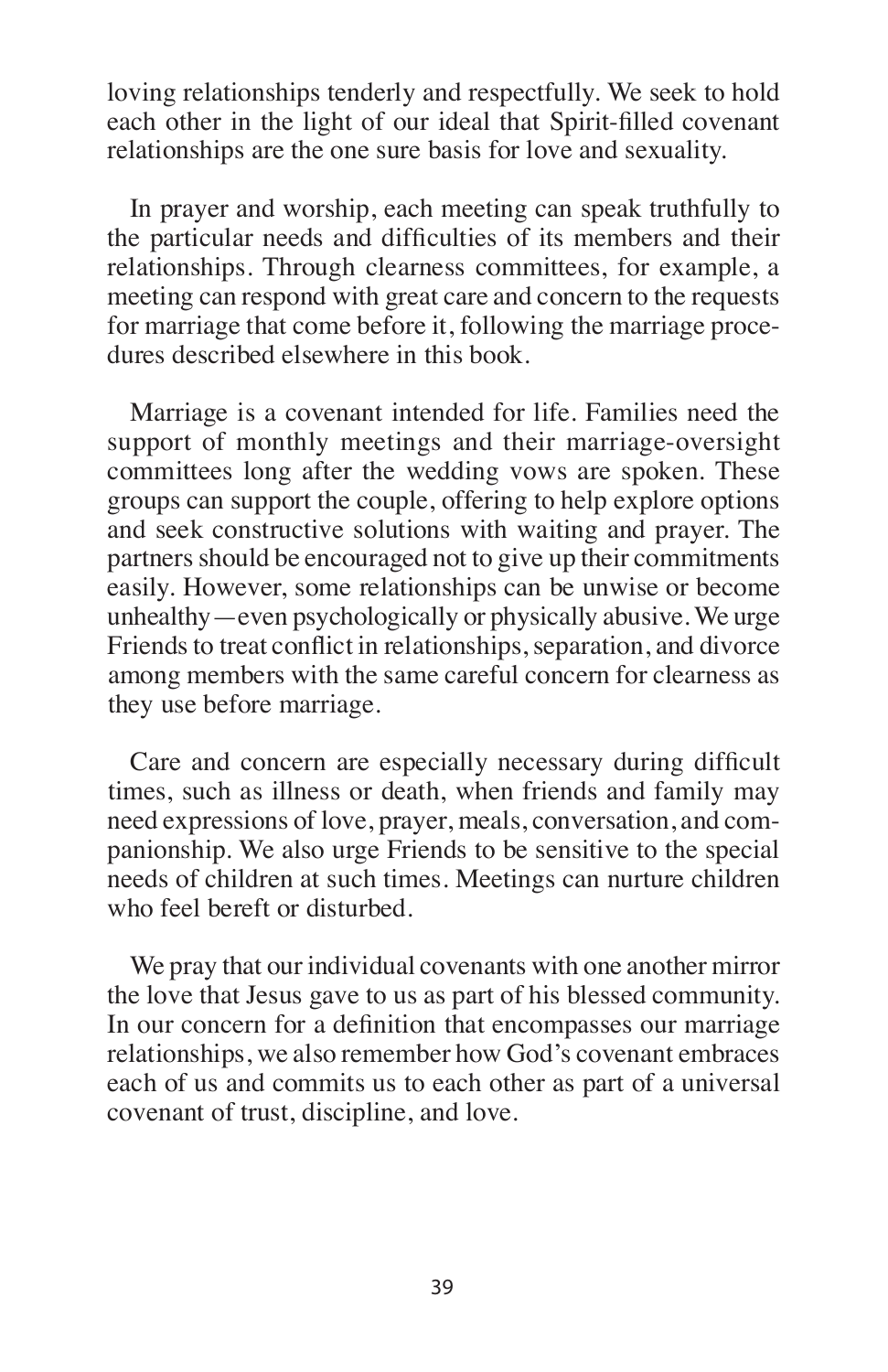loving relationships tenderly and respectfully. We seek to hold each other in the light of our ideal that Spirit-filled covenant relationships are the one sure basis for love and sexuality.

In prayer and worship, each meeting can speak truthfully to the particular needs and difficulties of its members and their relationships. Through clearness committees, for example, a meeting can respond with great care and concern to the requests for marriage that come before it, following the marriage procedures described elsewhere in this book.

Marriage is a covenant intended for life. Families need the support of monthly meetings and their marriage-oversight committees long after the wedding vows are spoken. These groups can support the couple, offering to help explore options and seek constructive solutions with waiting and prayer. The partners should be encouraged not to give up their commitments easily. However, some relationships can be unwise or become unhealthy—even psychologically or physically abusive. We urge Friends to treat conflict in relationships, separation, and divorce among members with the same careful concern for clearness as they use before marriage.

Care and concern are especially necessary during difficult times, such as illness or death, when friends and family may need expressions of love, prayer, meals, conversation, and companionship. We also urge Friends to be sensitive to the special needs of children at such times. Meetings can nurture children who feel bereft or disturbed.

We pray that our individual covenants with one another mirror the love that Jesus gave to us as part of his blessed community. In our concern for a definition that encompasses our marriage relationships, we also remember how God's covenant embraces each of us and commits us to each other as part of a universal covenant of trust, discipline, and love.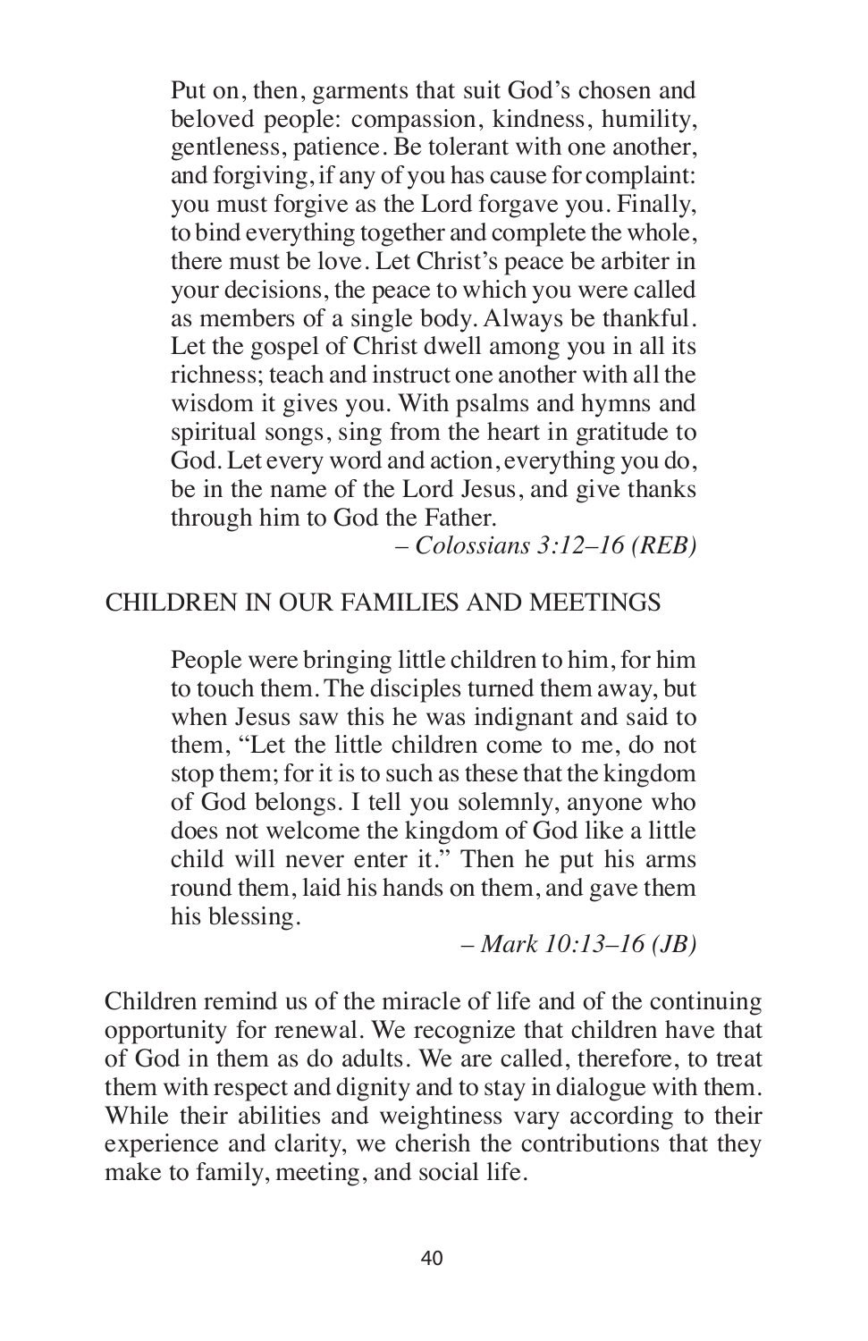> Put on, then, garments that suit God's chosen and beloved people: compassion, kindness, humility, gentleness, patience. Be tolerant with one another, and forgiving, if any of you has cause for complaint: you must forgive as the Lord forgave you. Finally, to bind everything together and complete the whole, there must be love. Let Christ's peace be arbiter in your decisions, the peace to which you were called as members of a single body. Always be thankful. Let the gospel of Christ dwell among you in all its richness; teach and instruct one another with all the wisdom it gives you. With psalms and hymns and spiritual songs, sing from the heart in gratitude to God. Let every word and action, everything you do, be in the name of the Lord Jesus, and give thanks through him to God the Father.
>
> *– Colossians 3:12–16 (REB)*

## CHILDREN IN OUR FAMILIES AND MEETINGS

> People were bringing little children to him, for him to touch them. The disciples turned them away, but when Jesus saw this he was indignant and said to them, "Let the little children come to me, do not stop them; for it is to such as these that the kingdom of God belongs. I tell you solemnly, anyone who does not welcome the kingdom of God like a little child will never enter it." Then he put his arms round them, laid his hands on them, and gave them his blessing.
>
> *– Mark 10:13–16 (JB)*

Children remind us of the miracle of life and of the continuing opportunity for renewal. We recognize that children have that of God in them as do adults. We are called, therefore, to treat them with respect and dignity and to stay in dialogue with them. While their abilities and weightiness vary according to their experience and clarity, we cherish the contributions that they make to family, meeting, and social life.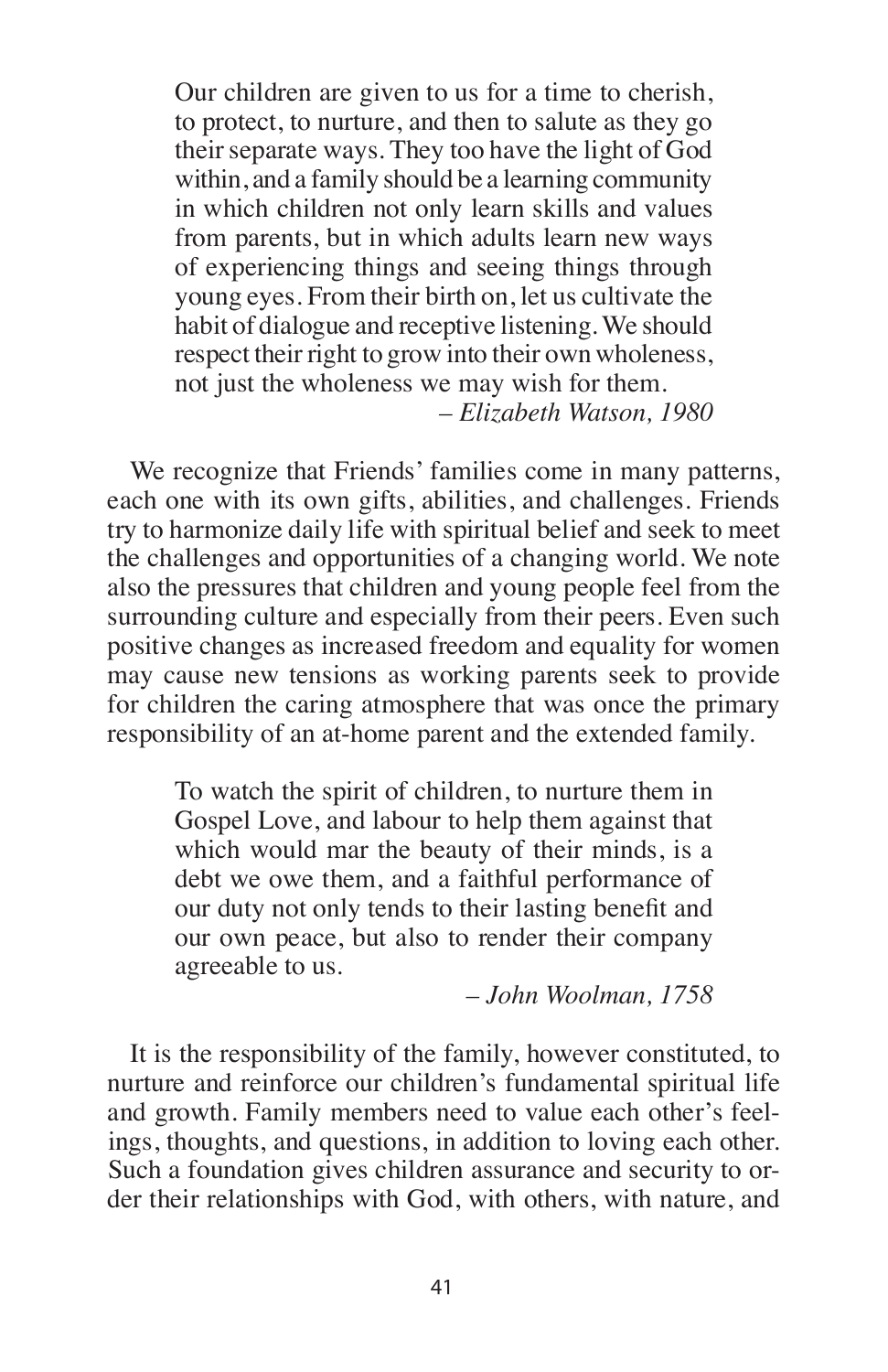> Our children are given to us for a time to cherish, to protect, to nurture, and then to salute as they go their separate ways. They too have the light of God within, and a family should be a learning community in which children not only learn skills and values from parents, but in which adults learn new ways of experiencing things and seeing things through young eyes. From their birth on, let us cultivate the habit of dialogue and receptive listening. We should respect their right to grow into their own wholeness, not just the wholeness we may wish for them.
>
> – *Elizabeth Watson, 1980*

We recognize that Friends' families come in many patterns, each one with its own gifts, abilities, and challenges. Friends try to harmonize daily life with spiritual belief and seek to meet the challenges and opportunities of a changing world. We note also the pressures that children and young people feel from the surrounding culture and especially from their peers. Even such positive changes as increased freedom and equality for women may cause new tensions as working parents seek to provide for children the caring atmosphere that was once the primary responsibility of an at-home parent and the extended family.

> To watch the spirit of children, to nurture them in Gospel Love, and labour to help them against that which would mar the beauty of their minds, is a debt we owe them, and a faithful performance of our duty not only tends to their lasting benefit and our own peace, but also to render their company agreeable to us.
>
> – *John Woolman, 1758*

It is the responsibility of the family, however constituted, to nurture and reinforce our children's fundamental spiritual life and growth. Family members need to value each other's feelings, thoughts, and questions, in addition to loving each other. Such a foundation gives children assurance and security to order their relationships with God, with others, with nature, and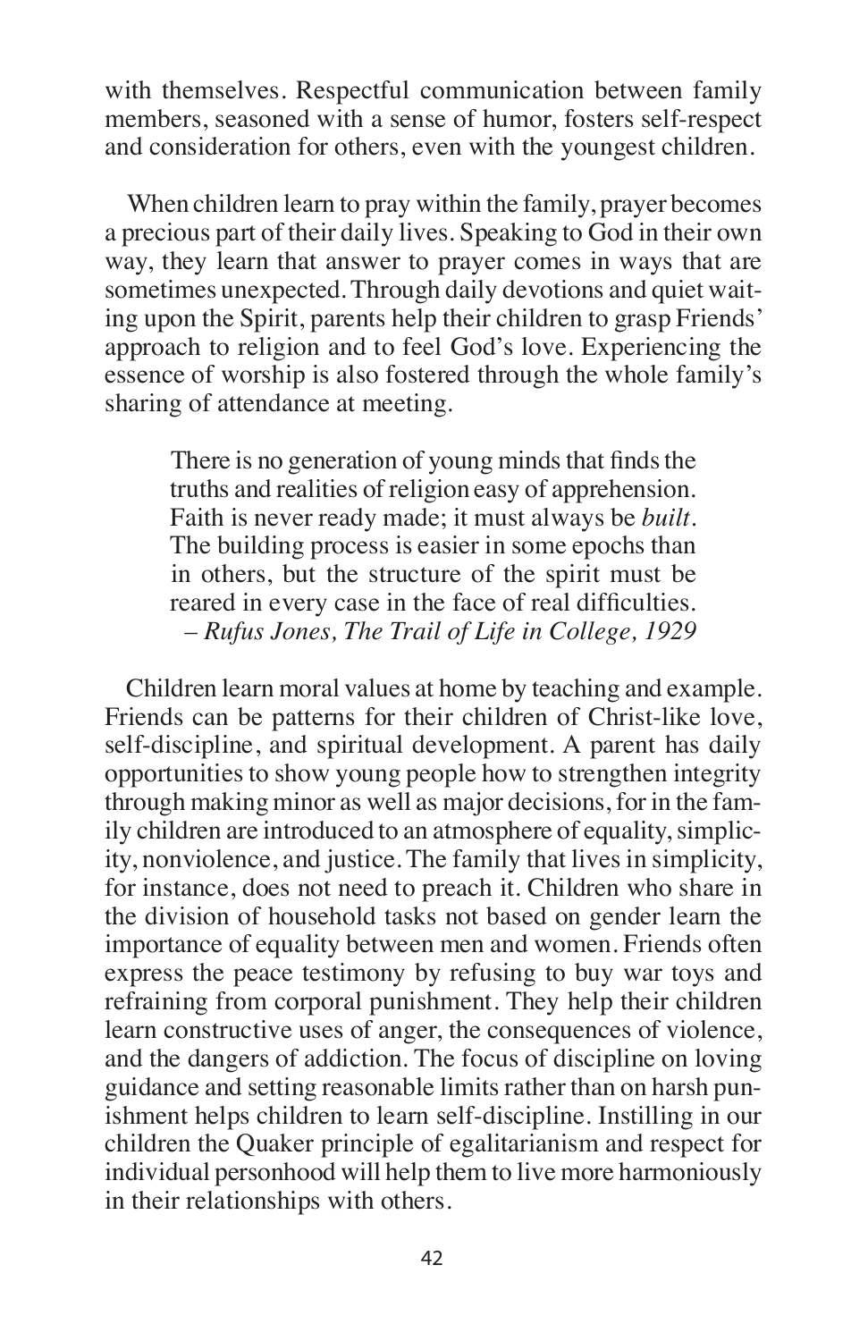with themselves. Respectful communication between family members, seasoned with a sense of humor, fosters self-respect and consideration for others, even with the youngest children.

When children learn to pray within the family, prayer becomes a precious part of their daily lives. Speaking to God in their own way, they learn that answer to prayer comes in ways that are sometimes unexpected. Through daily devotions and quiet waiting upon the Spirit, parents help their children to grasp Friends' approach to religion and to feel God's love. Experiencing the essence of worship is also fostered through the whole family's sharing of attendance at meeting.

> There is no generation of young minds that finds the truths and realities of religion easy of apprehension. Faith is never ready made; it must always be *built*. The building process is easier in some epochs than in others, but the structure of the spirit must be reared in every case in the face of real difficulties.
> *– Rufus Jones, The Trail of Life in College, 1929*

Children learn moral values at home by teaching and example. Friends can be patterns for their children of Christ-like love, self-discipline, and spiritual development. A parent has daily opportunities to show young people how to strengthen integrity through making minor as well as major decisions, for in the family children are introduced to an atmosphere of equality, simplicity, nonviolence, and justice. The family that lives in simplicity, for instance, does not need to preach it. Children who share in the division of household tasks not based on gender learn the importance of equality between men and women. Friends often express the peace testimony by refusing to buy war toys and refraining from corporal punishment. They help their children learn constructive uses of anger, the consequences of violence, and the dangers of addiction. The focus of discipline on loving guidance and setting reasonable limits rather than on harsh punishment helps children to learn self-discipline. Instilling in our children the Quaker principle of egalitarianism and respect for individual personhood will help them to live more harmoniously in their relationships with others.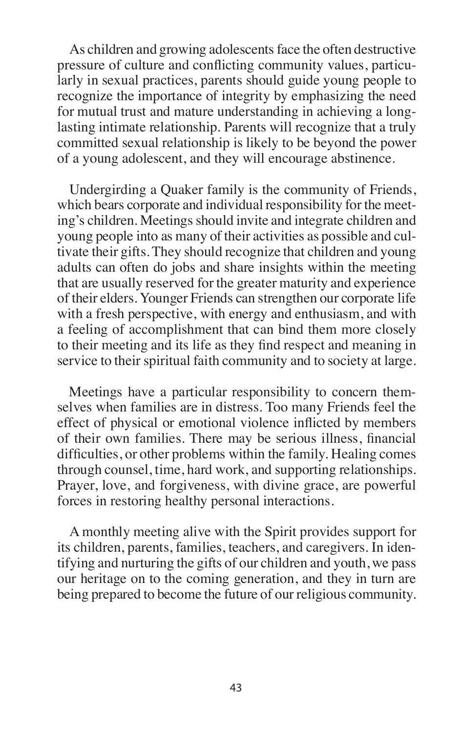As children and growing adolescents face the often destructive pressure of culture and conflicting community values, particularly in sexual practices, parents should guide young people to recognize the importance of integrity by emphasizing the need for mutual trust and mature understanding in achieving a long-lasting intimate relationship. Parents will recognize that a truly committed sexual relationship is likely to be beyond the power of a young adolescent, and they will encourage abstinence.

Undergirding a Quaker family is the community of Friends, which bears corporate and individual responsibility for the meeting's children. Meetings should invite and integrate children and young people into as many of their activities as possible and cultivate their gifts. They should recognize that children and young adults can often do jobs and share insights within the meeting that are usually reserved for the greater maturity and experience of their elders. Younger Friends can strengthen our corporate life with a fresh perspective, with energy and enthusiasm, and with a feeling of accomplishment that can bind them more closely to their meeting and its life as they find respect and meaning in service to their spiritual faith community and to society at large.

Meetings have a particular responsibility to concern themselves when families are in distress. Too many Friends feel the effect of physical or emotional violence inflicted by members of their own families. There may be serious illness, financial difficulties, or other problems within the family. Healing comes through counsel, time, hard work, and supporting relationships. Prayer, love, and forgiveness, with divine grace, are powerful forces in restoring healthy personal interactions.

A monthly meeting alive with the Spirit provides support for its children, parents, families, teachers, and caregivers. In identifying and nurturing the gifts of our children and youth, we pass our heritage on to the coming generation, and they in turn are being prepared to become the future of our religious community.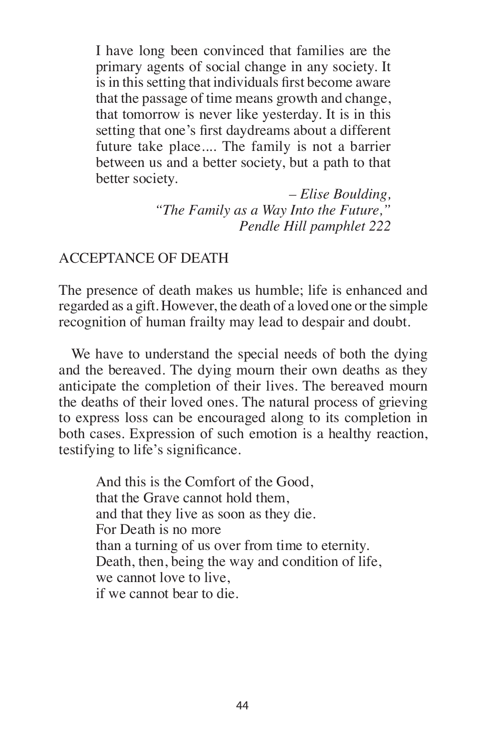> I have long been convinced that families are the primary agents of social change in any society. It is in this setting that individuals first become aware that the passage of time means growth and change, that tomorrow is never like yesterday. It is in this setting that one's first daydreams about a different future take place.... The family is not a barrier between us and a better society, but a path to that better society.
>
> – *Elise Boulding, "The Family as a Way Into the Future," Pendle Hill pamphlet 222*

## ACCEPTANCE OF DEATH

The presence of death makes us humble; life is enhanced and regarded as a gift. However, the death of a loved one or the simple recognition of human frailty may lead to despair and doubt.

We have to understand the special needs of both the dying and the bereaved. The dying mourn their own deaths as they anticipate the completion of their lives. The bereaved mourn the deaths of their loved ones. The natural process of grieving to express loss can be encouraged along to its completion in both cases. Expression of such emotion is a healthy reaction, testifying to life's significance.

> And this is the Comfort of the Good,  
> that the Grave cannot hold them,  
> and that they live as soon as they die.  
> For Death is no more  
> than a turning of us over from time to eternity.  
> Death, then, being the way and condition of life,  
> we cannot love to live,  
> if we cannot bear to die.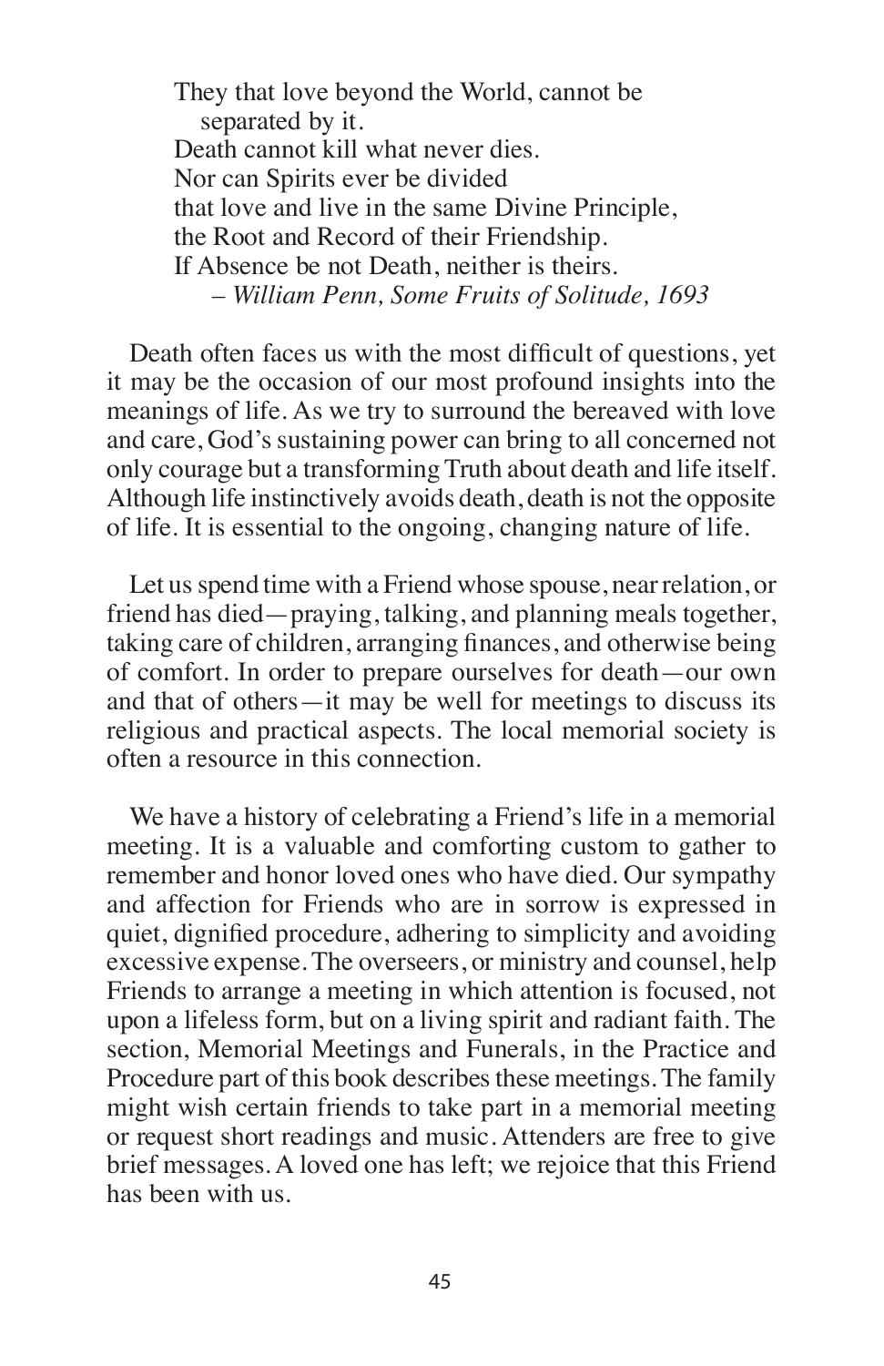> They that love beyond the World, cannot be
> separated by it.
> Death cannot kill what never dies.
> Nor can Spirits ever be divided
> that love and live in the same Divine Principle,
> the Root and Record of their Friendship.
> If Absence be not Death, neither is theirs.
>
> – *William Penn, Some Fruits of Solitude, 1693*

Death often faces us with the most difficult of questions, yet it may be the occasion of our most profound insights into the meanings of life. As we try to surround the bereaved with love and care, God's sustaining power can bring to all concerned not only courage but a transforming Truth about death and life itself. Although life instinctively avoids death, death is not the opposite of life. It is essential to the ongoing, changing nature of life.

Let us spend time with a Friend whose spouse, near relation, or friend has died—praying, talking, and planning meals together, taking care of children, arranging finances, and otherwise being of comfort. In order to prepare ourselves for death—our own and that of others—it may be well for meetings to discuss its religious and practical aspects. The local memorial society is often a resource in this connection.

We have a history of celebrating a Friend's life in a memorial meeting. It is a valuable and comforting custom to gather to remember and honor loved ones who have died. Our sympathy and affection for Friends who are in sorrow is expressed in quiet, dignified procedure, adhering to simplicity and avoiding excessive expense. The overseers, or ministry and counsel, help Friends to arrange a meeting in which attention is focused, not upon a lifeless form, but on a living spirit and radiant faith. The section, Memorial Meetings and Funerals, in the Practice and Procedure part of this book describes these meetings. The family might wish certain friends to take part in a memorial meeting or request short readings and music. Attenders are free to give brief messages. A loved one has left; we rejoice that this Friend has been with us.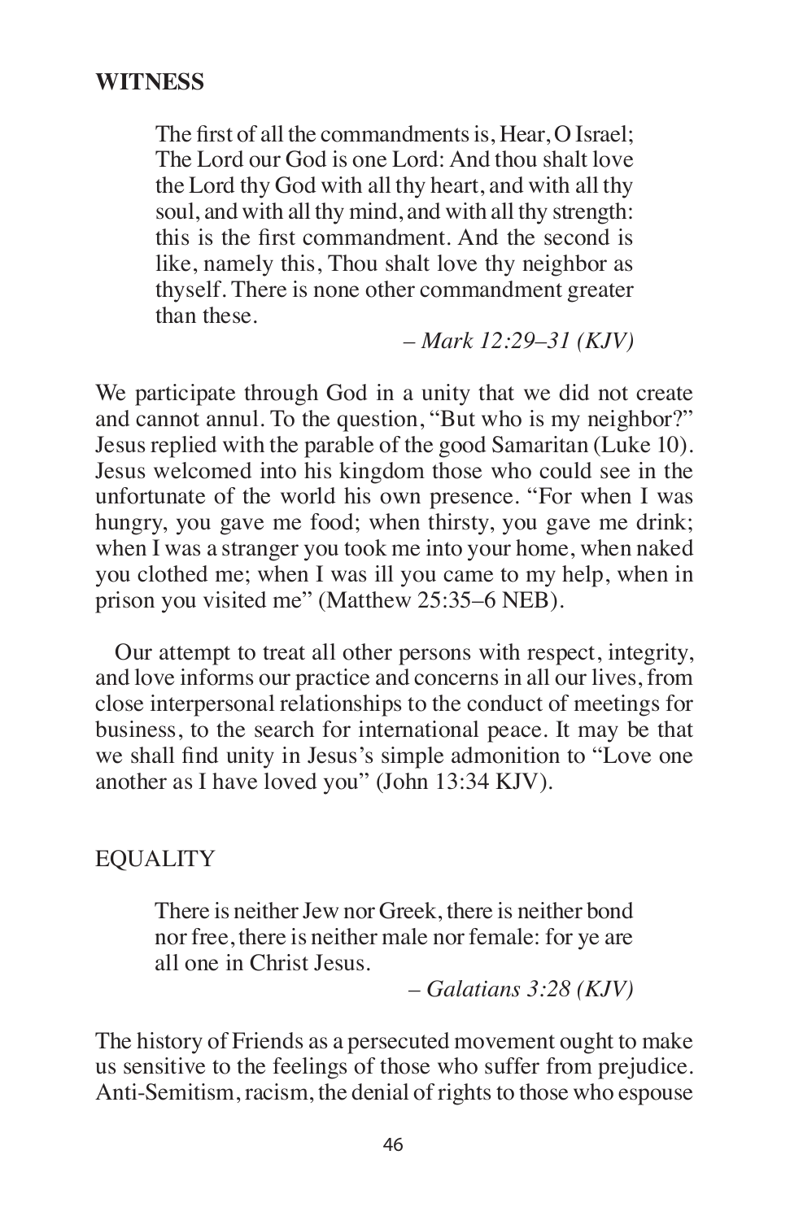## WITNESS

> The first of all the commandments is, Hear, O Israel; The Lord our God is one Lord: And thou shalt love the Lord thy God with all thy heart, and with all thy soul, and with all thy mind, and with all thy strength: this is the first commandment. And the second is like, namely this, Thou shalt love thy neighbor as thyself. There is none other commandment greater than these.
>
> – *Mark 12:29–31 (KJV)*

We participate through God in a unity that we did not create and cannot annul. To the question, "But who is my neighbor?" Jesus replied with the parable of the good Samaritan (Luke 10). Jesus welcomed into his kingdom those who could see in the unfortunate of the world his own presence. "For when I was hungry, you gave me food; when thirsty, you gave me drink; when I was a stranger you took me into your home, when naked you clothed me; when I was ill you came to my help, when in prison you visited me" (Matthew 25:35–6 NEB).

Our attempt to treat all other persons with respect, integrity, and love informs our practice and concerns in all our lives, from close interpersonal relationships to the conduct of meetings for business, to the search for international peace. It may be that we shall find unity in Jesus's simple admonition to "Love one another as I have loved you" (John 13:34 KJV).

### EQUALITY

> There is neither Jew nor Greek, there is neither bond nor free, there is neither male nor female: for ye are all one in Christ Jesus.
>
> – *Galatians 3:28 (KJV)*

The history of Friends as a persecuted movement ought to make us sensitive to the feelings of those who suffer from prejudice. Anti-Semitism, racism, the denial of rights to those who espouse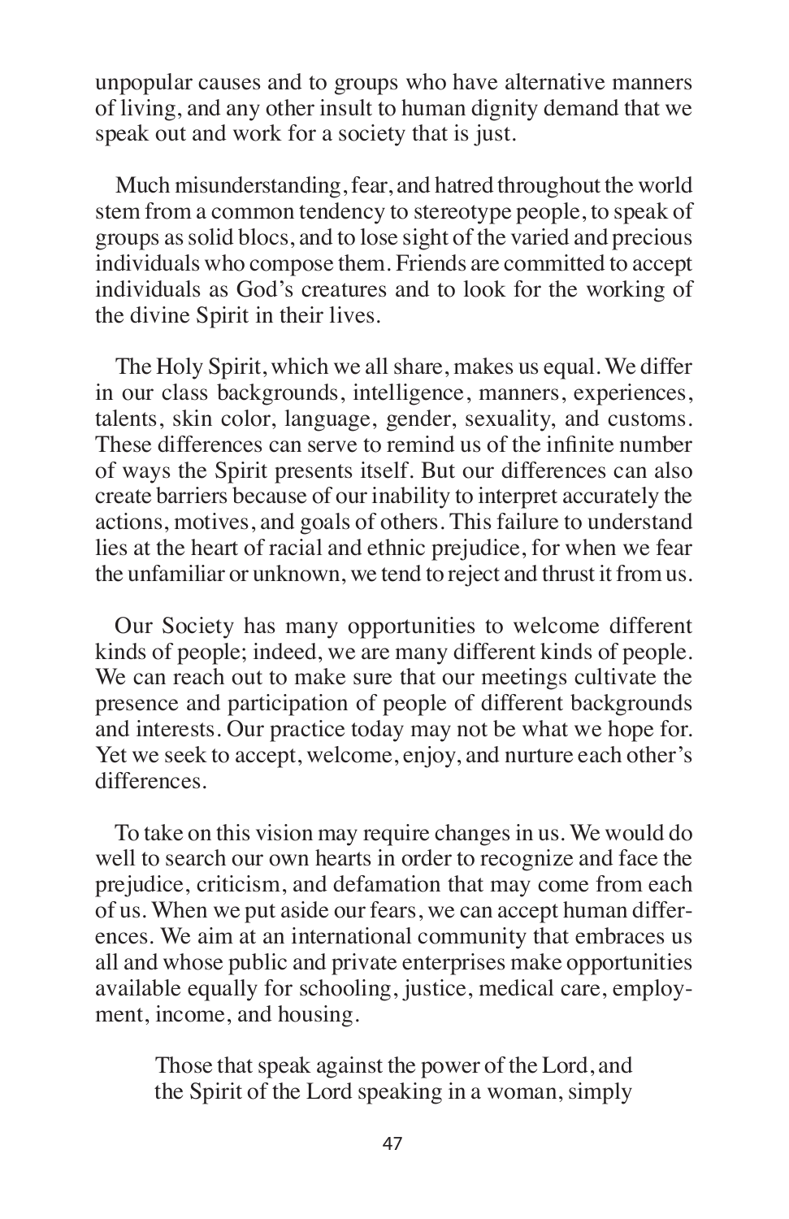unpopular causes and to groups who have alternative manners of living, and any other insult to human dignity demand that we speak out and work for a society that is just.

Much misunderstanding, fear, and hatred throughout the world stem from a common tendency to stereotype people, to speak of groups as solid blocs, and to lose sight of the varied and precious individuals who compose them. Friends are committed to accept individuals as God's creatures and to look for the working of the divine Spirit in their lives.

The Holy Spirit, which we all share, makes us equal. We differ in our class backgrounds, intelligence, manners, experiences, talents, skin color, language, gender, sexuality, and customs. These differences can serve to remind us of the infinite number of ways the Spirit presents itself. But our differences can also create barriers because of our inability to interpret accurately the actions, motives, and goals of others. This failure to understand lies at the heart of racial and ethnic prejudice, for when we fear the unfamiliar or unknown, we tend to reject and thrust it from us.

Our Society has many opportunities to welcome different kinds of people; indeed, we are many different kinds of people. We can reach out to make sure that our meetings cultivate the presence and participation of people of different backgrounds and interests. Our practice today may not be what we hope for. Yet we seek to accept, welcome, enjoy, and nurture each other's differences.

To take on this vision may require changes in us. We would do well to search our own hearts in order to recognize and face the prejudice, criticism, and defamation that may come from each of us. When we put aside our fears, we can accept human differences. We aim at an international community that embraces us all and whose public and private enterprises make opportunities available equally for schooling, justice, medical care, employment, income, and housing.

> Those that speak against the power of the Lord, and the Spirit of the Lord speaking in a woman, simply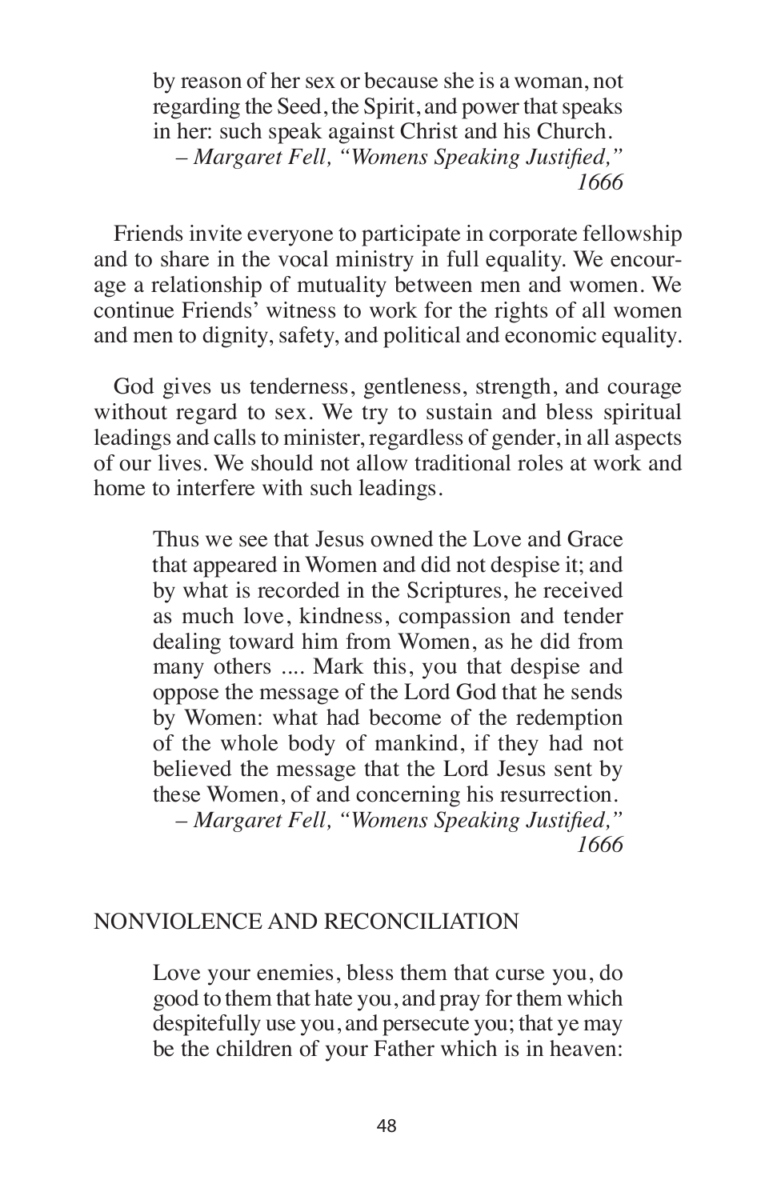> by reason of her sex or because she is a woman, not regarding the Seed, the Spirit, and power that speaks in her: such speak against Christ and his Church.
>
> – *Margaret Fell, "Womens Speaking Justified," 1666*

Friends invite everyone to participate in corporate fellowship and to share in the vocal ministry in full equality. We encourage a relationship of mutuality between men and women. We continue Friends' witness to work for the rights of all women and men to dignity, safety, and political and economic equality.

God gives us tenderness, gentleness, strength, and courage without regard to sex. We try to sustain and bless spiritual leadings and calls to minister, regardless of gender, in all aspects of our lives. We should not allow traditional roles at work and home to interfere with such leadings.

> Thus we see that Jesus owned the Love and Grace that appeared in Women and did not despise it; and by what is recorded in the Scriptures, he received as much love, kindness, compassion and tender dealing toward him from Women, as he did from many others .... Mark this, you that despise and oppose the message of the Lord God that he sends by Women: what had become of the redemption of the whole body of mankind, if they had not believed the message that the Lord Jesus sent by these Women, of and concerning his resurrection.
>
> – *Margaret Fell, "Womens Speaking Justified," 1666*

## NONVIOLENCE AND RECONCILIATION

> Love your enemies, bless them that curse you, do good to them that hate you, and pray for them which despitefully use you, and persecute you; that ye may be the children of your Father which is in heaven: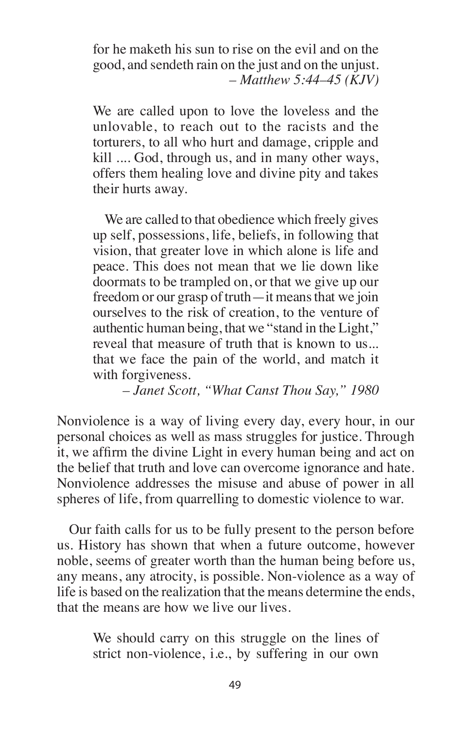> for he maketh his sun to rise on the evil and on the good, and sendeth rain on the just and on the unjust.
> – *Matthew 5:44–45 (KJV)*

> We are called upon to love the loveless and the unlovable, to reach out to the racists and the torturers, to all who hurt and damage, cripple and kill .... God, through us, and in many other ways, offers them healing love and divine pity and takes their hurts away.
>
> We are called to that obedience which freely gives up self, possessions, life, beliefs, in following that vision, that greater love in which alone is life and peace. This does not mean that we lie down like doormats to be trampled on, or that we give up our freedom or our grasp of truth—it means that we join ourselves to the risk of creation, to the venture of authentic human being, that we "stand in the Light," reveal that measure of truth that is known to us... that we face the pain of the world, and match it with forgiveness.
> – *Janet Scott, "What Canst Thou Say," 1980*

Nonviolence is a way of living every day, every hour, in our personal choices as well as mass struggles for justice. Through it, we affirm the divine Light in every human being and act on the belief that truth and love can overcome ignorance and hate. Nonviolence addresses the misuse and abuse of power in all spheres of life, from quarrelling to domestic violence to war.

Our faith calls for us to be fully present to the person before us. History has shown that when a future outcome, however noble, seems of greater worth than the human being before us, any means, any atrocity, is possible. Non-violence as a way of life is based on the realization that the means determine the ends, that the means are how we live our lives.

> We should carry on this struggle on the lines of strict non-violence, i.e., by suffering in our own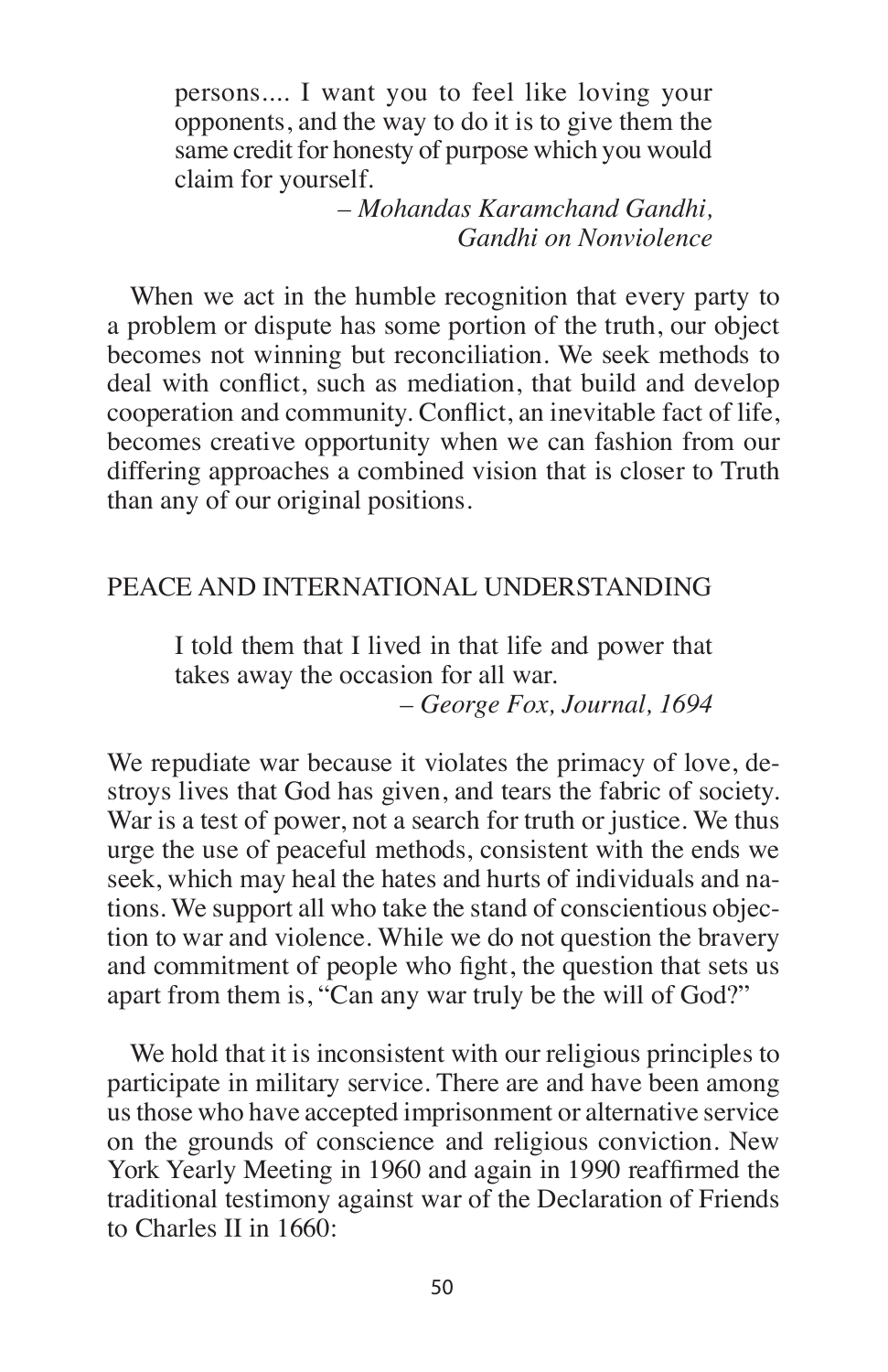> persons.... I want you to feel like loving your opponents, and the way to do it is to give them the same credit for honesty of purpose which you would claim for yourself.
>
> – *Mohandas Karamchand Gandhi, Gandhi on Nonviolence*

When we act in the humble recognition that every party to a problem or dispute has some portion of the truth, our object becomes not winning but reconciliation. We seek methods to deal with conflict, such as mediation, that build and develop cooperation and community. Conflict, an inevitable fact of life, becomes creative opportunity when we can fashion from our differing approaches a combined vision that is closer to Truth than any of our original positions.

## PEACE AND INTERNATIONAL UNDERSTANDING

> I told them that I lived in that life and power that takes away the occasion for all war.
>
> – *George Fox, Journal, 1694*

We repudiate war because it violates the primacy of love, destroys lives that God has given, and tears the fabric of society. War is a test of power, not a search for truth or justice. We thus urge the use of peaceful methods, consistent with the ends we seek, which may heal the hates and hurts of individuals and nations. We support all who take the stand of conscientious objection to war and violence. While we do not question the bravery and commitment of people who fight, the question that sets us apart from them is, "Can any war truly be the will of God?"

We hold that it is inconsistent with our religious principles to participate in military service. There are and have been among us those who have accepted imprisonment or alternative service on the grounds of conscience and religious conviction. New York Yearly Meeting in 1960 and again in 1990 reaffirmed the traditional testimony against war of the Declaration of Friends to Charles II in 1660: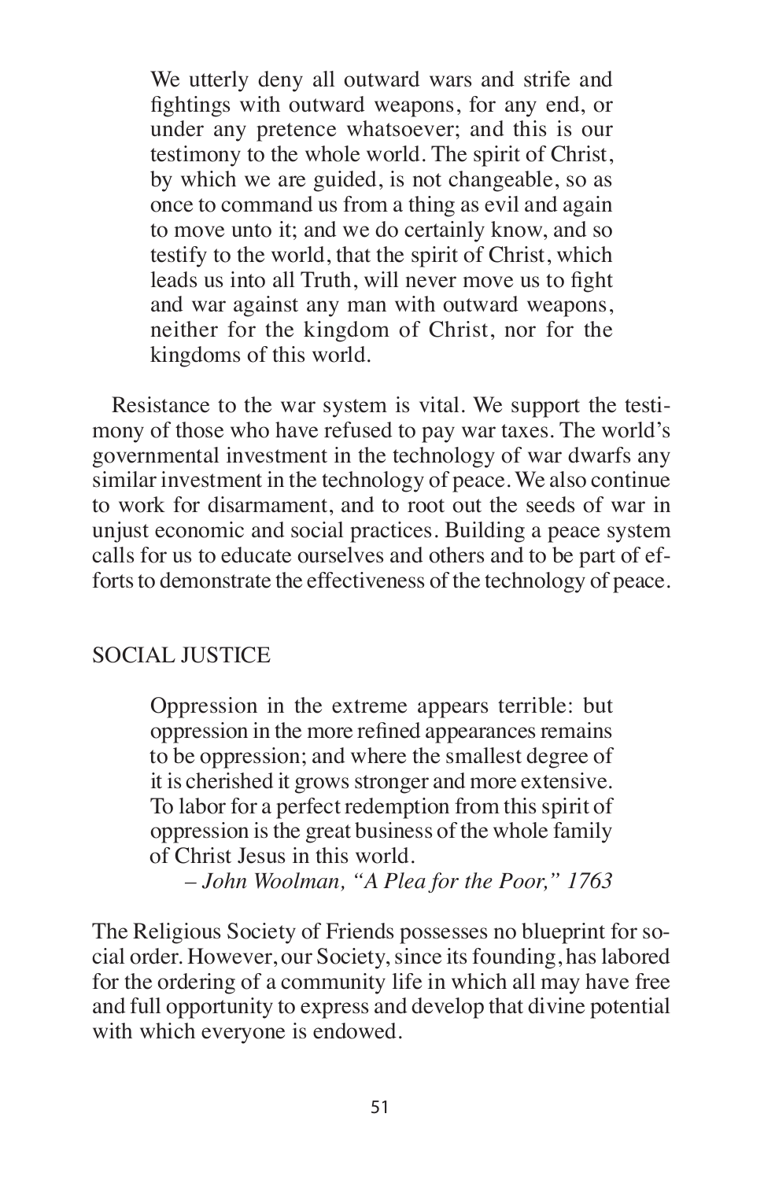> We utterly deny all outward wars and strife and fightings with outward weapons, for any end, or under any pretence whatsoever; and this is our testimony to the whole world. The spirit of Christ, by which we are guided, is not changeable, so as once to command us from a thing as evil and again to move unto it; and we do certainly know, and so testify to the world, that the spirit of Christ, which leads us into all Truth, will never move us to fight and war against any man with outward weapons, neither for the kingdom of Christ, nor for the kingdoms of this world.

Resistance to the war system is vital. We support the testimony of those who have refused to pay war taxes. The world's governmental investment in the technology of war dwarfs any similar investment in the technology of peace. We also continue to work for disarmament, and to root out the seeds of war in unjust economic and social practices. Building a peace system calls for us to educate ourselves and others and to be part of efforts to demonstrate the effectiveness of the technology of peace.

## SOCIAL JUSTICE

> Oppression in the extreme appears terrible: but oppression in the more refined appearances remains to be oppression; and where the smallest degree of it is cherished it grows stronger and more extensive. To labor for a perfect redemption from this spirit of oppression is the great business of the whole family of Christ Jesus in this world.
>
> – *John Woolman, "A Plea for the Poor," 1763*

The Religious Society of Friends possesses no blueprint for social order. However, our Society, since its founding, has labored for the ordering of a community life in which all may have free and full opportunity to express and develop that divine potential with which everyone is endowed.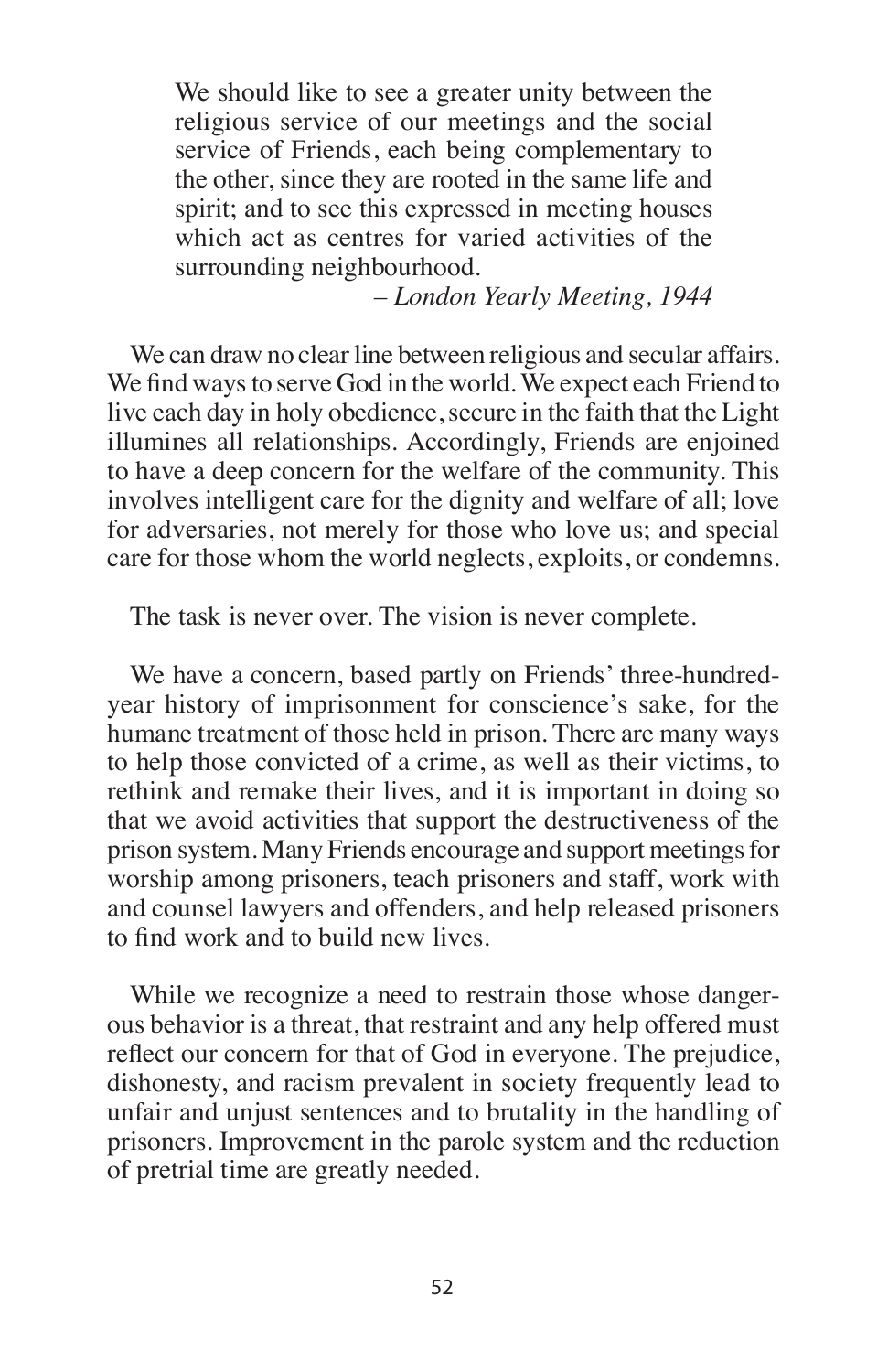> We should like to see a greater unity between the religious service of our meetings and the social service of Friends, each being complementary to the other, since they are rooted in the same life and spirit; and to see this expressed in meeting houses which act as centres for varied activities of the surrounding neighbourhood.
>
> *– London Yearly Meeting, 1944*

We can draw no clear line between religious and secular affairs. We find ways to serve God in the world. We expect each Friend to live each day in holy obedience, secure in the faith that the Light illumines all relationships. Accordingly, Friends are enjoined to have a deep concern for the welfare of the community. This involves intelligent care for the dignity and welfare of all; love for adversaries, not merely for those who love us; and special care for those whom the world neglects, exploits, or condemns.

The task is never over. The vision is never complete.

We have a concern, based partly on Friends' three-hundred-year history of imprisonment for conscience's sake, for the humane treatment of those held in prison. There are many ways to help those convicted of a crime, as well as their victims, to rethink and remake their lives, and it is important in doing so that we avoid activities that support the destructiveness of the prison system. Many Friends encourage and support meetings for worship among prisoners, teach prisoners and staff, work with and counsel lawyers and offenders, and help released prisoners to find work and to build new lives.

While we recognize a need to restrain those whose dangerous behavior is a threat, that restraint and any help offered must reflect our concern for that of God in everyone. The prejudice, dishonesty, and racism prevalent in society frequently lead to unfair and unjust sentences and to brutality in the handling of prisoners. Improvement in the parole system and the reduction of pretrial time are greatly needed.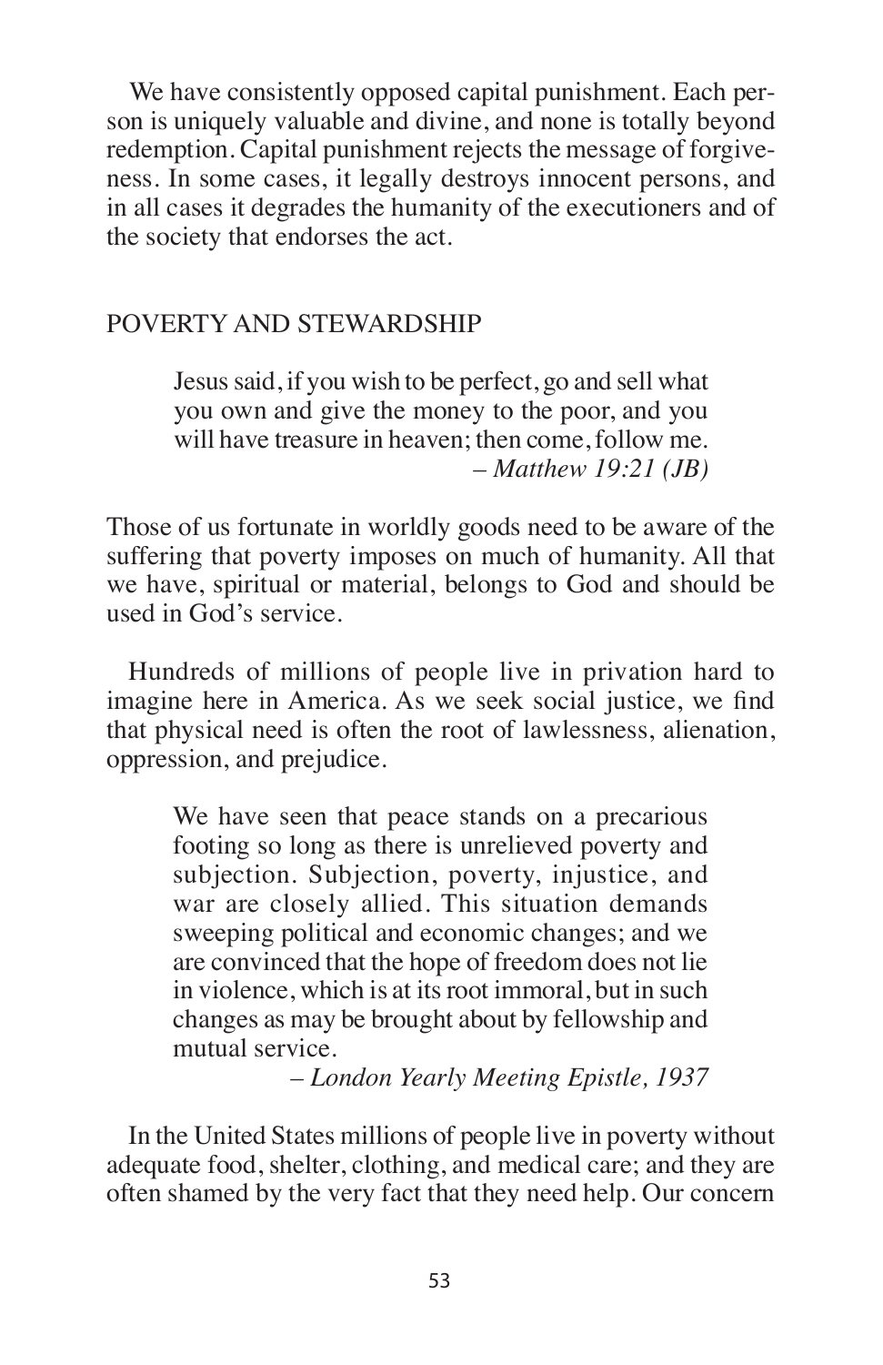We have consistently opposed capital punishment. Each person is uniquely valuable and divine, and none is totally beyond redemption. Capital punishment rejects the message of forgiveness. In some cases, it legally destroys innocent persons, and in all cases it degrades the humanity of the executioners and of the society that endorses the act.

## POVERTY AND STEWARDSHIP

> Jesus said, if you wish to be perfect, go and sell what you own and give the money to the poor, and you will have treasure in heaven; then come, follow me.
>
> – *Matthew 19:21 (JB)*

Those of us fortunate in worldly goods need to be aware of the suffering that poverty imposes on much of humanity. All that we have, spiritual or material, belongs to God and should be used in God's service.

Hundreds of millions of people live in privation hard to imagine here in America. As we seek social justice, we find that physical need is often the root of lawlessness, alienation, oppression, and prejudice.

> We have seen that peace stands on a precarious footing so long as there is unrelieved poverty and subjection. Subjection, poverty, injustice, and war are closely allied. This situation demands sweeping political and economic changes; and we are convinced that the hope of freedom does not lie in violence, which is at its root immoral, but in such changes as may be brought about by fellowship and mutual service.
>
> – *London Yearly Meeting Epistle, 1937*

In the United States millions of people live in poverty without adequate food, shelter, clothing, and medical care; and they are often shamed by the very fact that they need help. Our concern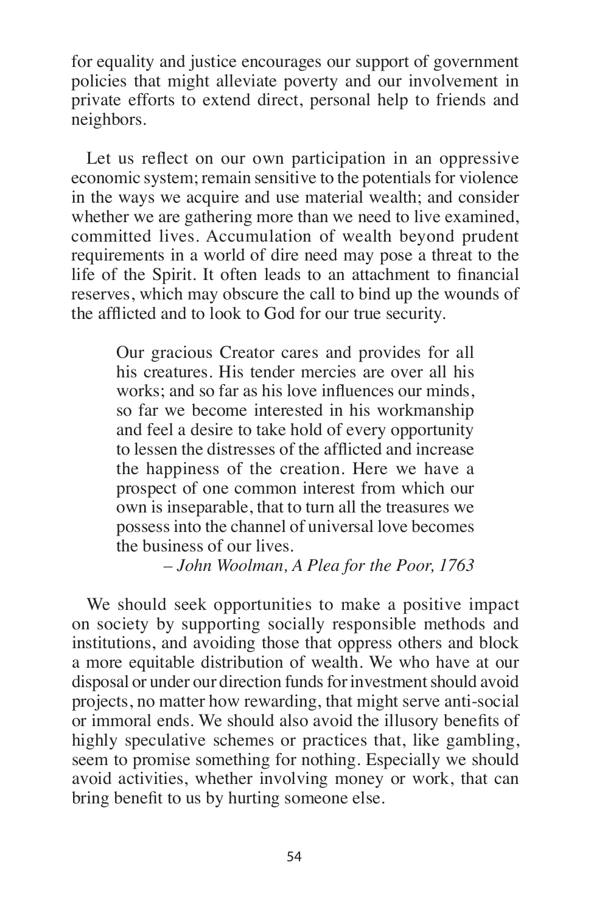for equality and justice encourages our support of government policies that might alleviate poverty and our involvement in private efforts to extend direct, personal help to friends and neighbors.

Let us reflect on our own participation in an oppressive economic system; remain sensitive to the potentials for violence in the ways we acquire and use material wealth; and consider whether we are gathering more than we need to live examined, committed lives. Accumulation of wealth beyond prudent requirements in a world of dire need may pose a threat to the life of the Spirit. It often leads to an attachment to financial reserves, which may obscure the call to bind up the wounds of the afflicted and to look to God for our true security.

> Our gracious Creator cares and provides for all his creatures. His tender mercies are over all his works; and so far as his love influences our minds, so far we become interested in his workmanship and feel a desire to take hold of every opportunity to lessen the distresses of the afflicted and increase the happiness of the creation. Here we have a prospect of one common interest from which our own is inseparable, that to turn all the treasures we possess into the channel of universal love becomes the business of our lives.
>
> – *John Woolman, A Plea for the Poor, 1763*

We should seek opportunities to make a positive impact on society by supporting socially responsible methods and institutions, and avoiding those that oppress others and block a more equitable distribution of wealth. We who have at our disposal or under our direction funds for investment should avoid projects, no matter how rewarding, that might serve anti-social or immoral ends. We should also avoid the illusory benefits of highly speculative schemes or practices that, like gambling, seem to promise something for nothing. Especially we should avoid activities, whether involving money or work, that can bring benefit to us by hurting someone else.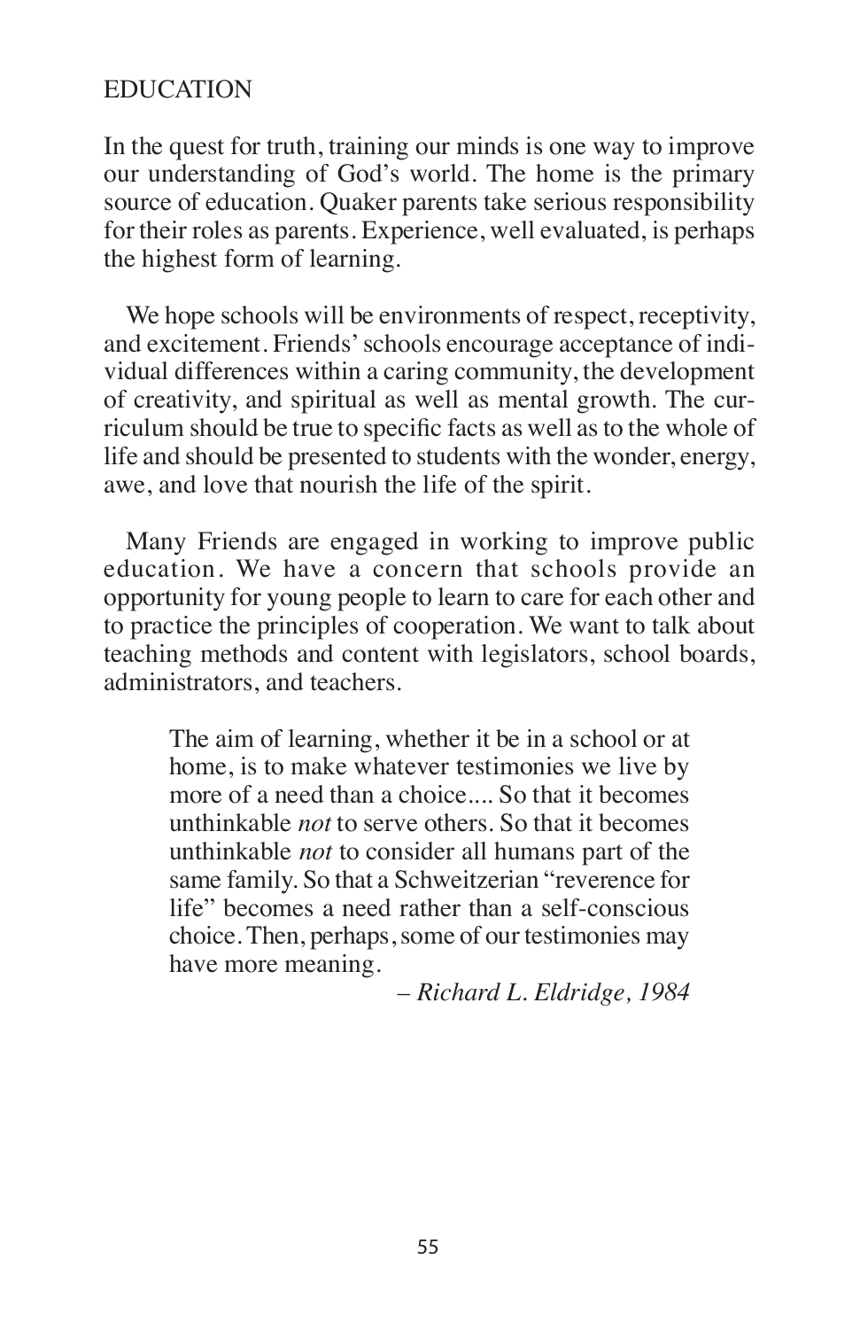## EDUCATION

In the quest for truth, training our minds is one way to improve our understanding of God's world. The home is the primary source of education. Quaker parents take serious responsibility for their roles as parents. Experience, well evaluated, is perhaps the highest form of learning.

We hope schools will be environments of respect, receptivity, and excitement. Friends' schools encourage acceptance of individual differences within a caring community, the development of creativity, and spiritual as well as mental growth. The curriculum should be true to specific facts as well as to the whole of life and should be presented to students with the wonder, energy, awe, and love that nourish the life of the spirit.

Many Friends are engaged in working to improve public education. We have a concern that schools provide an opportunity for young people to learn to care for each other and to practice the principles of cooperation. We want to talk about teaching methods and content with legislators, school boards, administrators, and teachers.

> The aim of learning, whether it be in a school or at home, is to make whatever testimonies we live by more of a need than a choice.... So that it becomes unthinkable *not* to serve others. So that it becomes unthinkable *not* to consider all humans part of the same family. So that a Schweitzerian "reverence for life" becomes a need rather than a self-conscious choice. Then, perhaps, some of our testimonies may have more meaning.
>
> – *Richard L. Eldridge, 1984*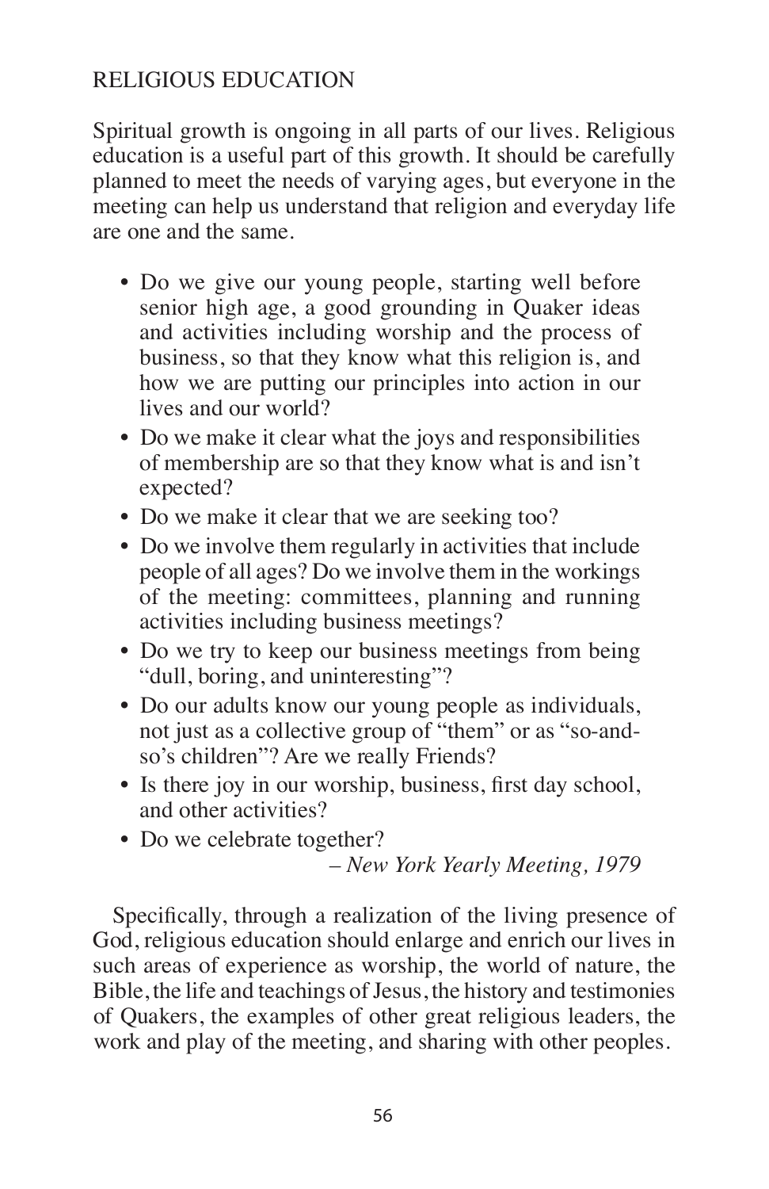## RELIGIOUS EDUCATION

Spiritual growth is ongoing in all parts of our lives. Religious education is a useful part of this growth. It should be carefully planned to meet the needs of varying ages, but everyone in the meeting can help us understand that religion and everyday life are one and the same.

- Do we give our young people, starting well before senior high age, a good grounding in Quaker ideas and activities including worship and the process of business, so that they know what this religion is, and how we are putting our principles into action in our lives and our world?
- Do we make it clear what the joys and responsibilities of membership are so that they know what is and isn't expected?
- Do we make it clear that we are seeking too?
- Do we involve them regularly in activities that include people of all ages? Do we involve them in the workings of the meeting: committees, planning and running activities including business meetings?
- Do we try to keep our business meetings from being "dull, boring, and uninteresting"?
- Do our adults know our young people as individuals, not just as a collective group of "them" or as "so-and-so's children"? Are we really Friends?
- Is there joy in our worship, business, first day school, and other activities?
- Do we celebrate together?

*– New York Yearly Meeting, 1979*

Specifically, through a realization of the living presence of God, religious education should enlarge and enrich our lives in such areas of experience as worship, the world of nature, the Bible, the life and teachings of Jesus, the history and testimonies of Quakers, the examples of other great religious leaders, the work and play of the meeting, and sharing with other peoples.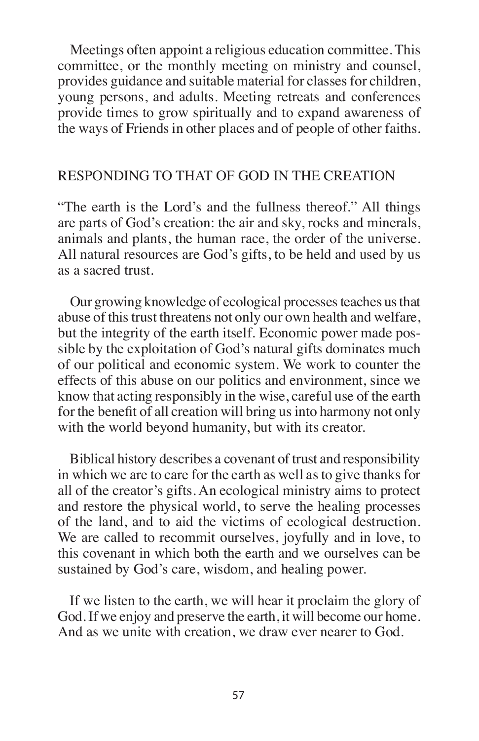Meetings often appoint a religious education committee. This committee, or the monthly meeting on ministry and counsel, provides guidance and suitable material for classes for children, young persons, and adults. Meeting retreats and conferences provide times to grow spiritually and to expand awareness of the ways of Friends in other places and of people of other faiths.

## RESPONDING TO THAT OF GOD IN THE CREATION

"The earth is the Lord's and the fullness thereof." All things are parts of God's creation: the air and sky, rocks and minerals, animals and plants, the human race, the order of the universe. All natural resources are God's gifts, to be held and used by us as a sacred trust.

Our growing knowledge of ecological processes teaches us that abuse of this trust threatens not only our own health and welfare, but the integrity of the earth itself. Economic power made possible by the exploitation of God's natural gifts dominates much of our political and economic system. We work to counter the effects of this abuse on our politics and environment, since we know that acting responsibly in the wise, careful use of the earth for the benefit of all creation will bring us into harmony not only with the world beyond humanity, but with its creator.

Biblical history describes a covenant of trust and responsibility in which we are to care for the earth as well as to give thanks for all of the creator's gifts. An ecological ministry aims to protect and restore the physical world, to serve the healing processes of the land, and to aid the victims of ecological destruction. We are called to recommit ourselves, joyfully and in love, to this covenant in which both the earth and we ourselves can be sustained by God's care, wisdom, and healing power.

If we listen to the earth, we will hear it proclaim the glory of God. If we enjoy and preserve the earth, it will become our home. And as we unite with creation, we draw ever nearer to God.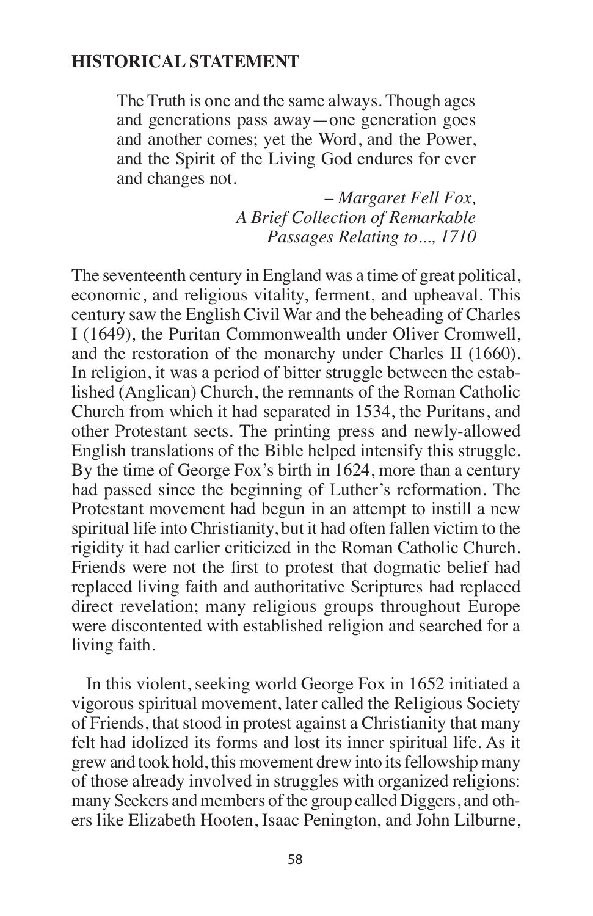## HISTORICAL STATEMENT

> The Truth is one and the same always. Though ages and generations pass away—one generation goes and another comes; yet the Word, and the Power, and the Spirit of the Living God endures for ever and changes not.
>
> – *Margaret Fell Fox, A Brief Collection of Remarkable Passages Relating to..., 1710*

The seventeenth century in England was a time of great political, economic, and religious vitality, ferment, and upheaval. This century saw the English Civil War and the beheading of Charles I (1649), the Puritan Commonwealth under Oliver Cromwell, and the restoration of the monarchy under Charles II (1660). In religion, it was a period of bitter struggle between the established (Anglican) Church, the remnants of the Roman Catholic Church from which it had separated in 1534, the Puritans, and other Protestant sects. The printing press and newly-allowed English translations of the Bible helped intensify this struggle. By the time of George Fox's birth in 1624, more than a century had passed since the beginning of Luther's reformation. The Protestant movement had begun in an attempt to instill a new spiritual life into Christianity, but it had often fallen victim to the rigidity it had earlier criticized in the Roman Catholic Church. Friends were not the first to protest that dogmatic belief had replaced living faith and authoritative Scriptures had replaced direct revelation; many religious groups throughout Europe were discontented with established religion and searched for a living faith.

In this violent, seeking world George Fox in 1652 initiated a vigorous spiritual movement, later called the Religious Society of Friends, that stood in protest against a Christianity that many felt had idolized its forms and lost its inner spiritual life. As it grew and took hold, this movement drew into its fellowship many of those already involved in struggles with organized religions: many Seekers and members of the group called Diggers, and others like Elizabeth Hooten, Isaac Penington, and John Lilburne,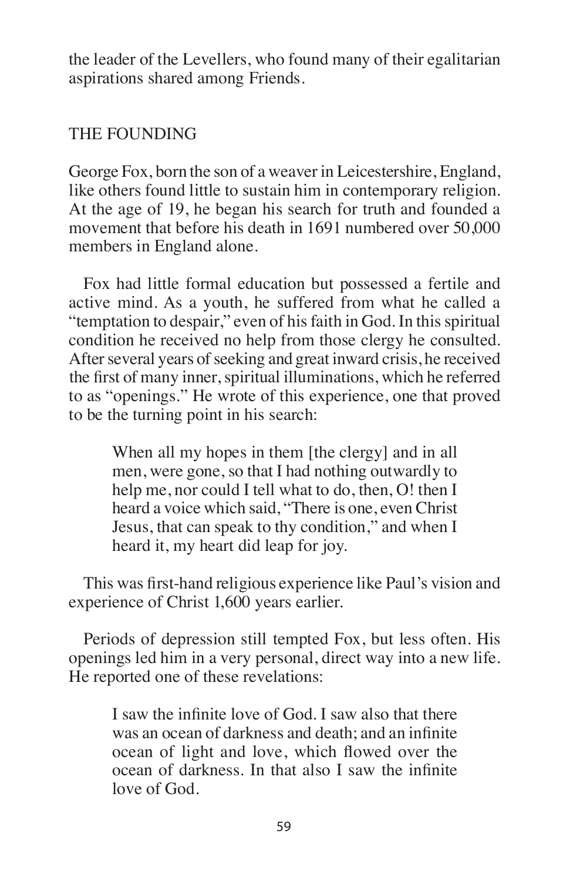the leader of the Levellers, who found many of their egalitarian aspirations shared among Friends.

## THE FOUNDING

George Fox, born the son of a weaver in Leicestershire, England, like others found little to sustain him in contemporary religion. At the age of 19, he began his search for truth and founded a movement that before his death in 1691 numbered over 50,000 members in England alone.

Fox had little formal education but possessed a fertile and active mind. As a youth, he suffered from what he called a "temptation to despair," even of his faith in God. In this spiritual condition he received no help from those clergy he consulted. After several years of seeking and great inward crisis, he received the first of many inner, spiritual illuminations, which he referred to as "openings." He wrote of this experience, one that proved to be the turning point in his search:

> When all my hopes in them [the clergy] and in all men, were gone, so that I had nothing outwardly to help me, nor could I tell what to do, then, O! then I heard a voice which said, "There is one, even Christ Jesus, that can speak to thy condition," and when I heard it, my heart did leap for joy.

This was first-hand religious experience like Paul's vision and experience of Christ 1,600 years earlier.

Periods of depression still tempted Fox, but less often. His openings led him in a very personal, direct way into a new life. He reported one of these revelations:

> I saw the infinite love of God. I saw also that there was an ocean of darkness and death; and an infinite ocean of light and love, which flowed over the ocean of darkness. In that also I saw the infinite love of God.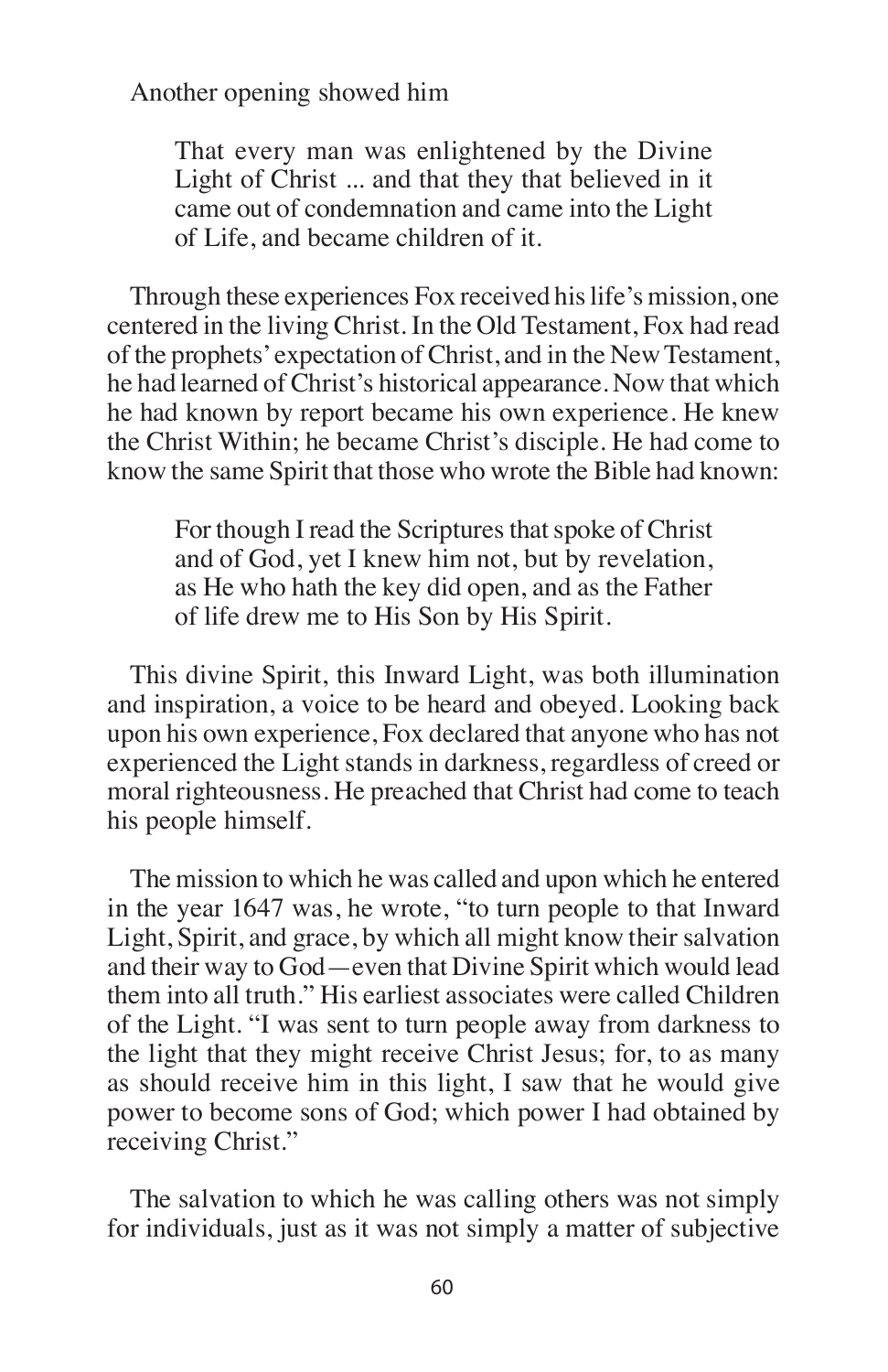Another opening showed him

> That every man was enlightened by the Divine Light of Christ ... and that they that believed in it came out of condemnation and came into the Light of Life, and became children of it.

Through these experiences Fox received his life's mission, one centered in the living Christ. In the Old Testament, Fox had read of the prophets' expectation of Christ, and in the New Testament, he had learned of Christ's historical appearance. Now that which he had known by report became his own experience. He knew the Christ Within; he became Christ's disciple. He had come to know the same Spirit that those who wrote the Bible had known:

> For though I read the Scriptures that spoke of Christ and of God, yet I knew him not, but by revelation, as He who hath the key did open, and as the Father of life drew me to His Son by His Spirit.

This divine Spirit, this Inward Light, was both illumination and inspiration, a voice to be heard and obeyed. Looking back upon his own experience, Fox declared that anyone who has not experienced the Light stands in darkness, regardless of creed or moral righteousness. He preached that Christ had come to teach his people himself.

The mission to which he was called and upon which he entered in the year 1647 was, he wrote, "to turn people to that Inward Light, Spirit, and grace, by which all might know their salvation and their way to God—even that Divine Spirit which would lead them into all truth." His earliest associates were called Children of the Light. "I was sent to turn people away from darkness to the light that they might receive Christ Jesus; for, to as many as should receive him in this light, I saw that he would give power to become sons of God; which power I had obtained by receiving Christ."

The salvation to which he was calling others was not simply for individuals, just as it was not simply a matter of subjective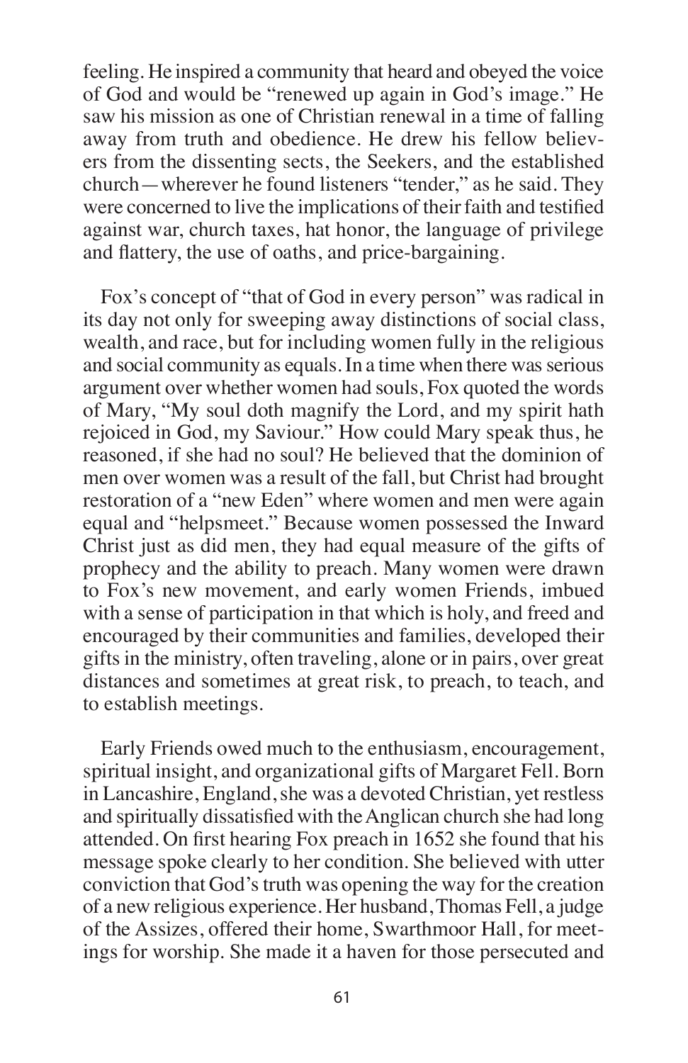feeling. He inspired a community that heard and obeyed the voice of God and would be "renewed up again in God's image." He saw his mission as one of Christian renewal in a time of falling away from truth and obedience. He drew his fellow believers from the dissenting sects, the Seekers, and the established church—wherever he found listeners "tender," as he said. They were concerned to live the implications of their faith and testified against war, church taxes, hat honor, the language of privilege and flattery, the use of oaths, and price-bargaining.

Fox's concept of "that of God in every person" was radical in its day not only for sweeping away distinctions of social class, wealth, and race, but for including women fully in the religious and social community as equals. In a time when there was serious argument over whether women had souls, Fox quoted the words of Mary, "My soul doth magnify the Lord, and my spirit hath rejoiced in God, my Saviour." How could Mary speak thus, he reasoned, if she had no soul? He believed that the dominion of men over women was a result of the fall, but Christ had brought restoration of a "new Eden" where women and men were again equal and "helpsmeet." Because women possessed the Inward Christ just as did men, they had equal measure of the gifts of prophecy and the ability to preach. Many women were drawn to Fox's new movement, and early women Friends, imbued with a sense of participation in that which is holy, and freed and encouraged by their communities and families, developed their gifts in the ministry, often traveling, alone or in pairs, over great distances and sometimes at great risk, to preach, to teach, and to establish meetings.

Early Friends owed much to the enthusiasm, encouragement, spiritual insight, and organizational gifts of Margaret Fell. Born in Lancashire, England, she was a devoted Christian, yet restless and spiritually dissatisfied with the Anglican church she had long attended. On first hearing Fox preach in 1652 she found that his message spoke clearly to her condition. She believed with utter conviction that God's truth was opening the way for the creation of a new religious experience. Her husband, Thomas Fell, a judge of the Assizes, offered their home, Swarthmoor Hall, for meetings for worship. She made it a haven for those persecuted and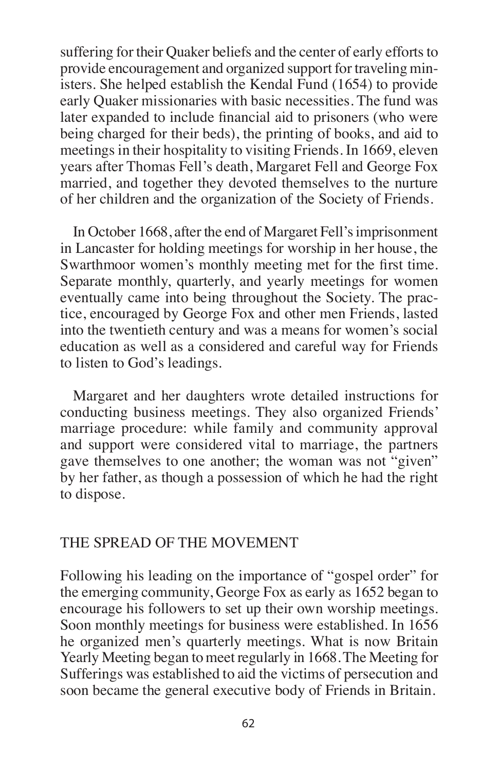suffering for their Quaker beliefs and the center of early efforts to provide encouragement and organized support for traveling ministers. She helped establish the Kendal Fund (1654) to provide early Quaker missionaries with basic necessities. The fund was later expanded to include financial aid to prisoners (who were being charged for their beds), the printing of books, and aid to meetings in their hospitality to visiting Friends. In 1669, eleven years after Thomas Fell's death, Margaret Fell and George Fox married, and together they devoted themselves to the nurture of her children and the organization of the Society of Friends.

In October 1668, after the end of Margaret Fell's imprisonment in Lancaster for holding meetings for worship in her house, the Swarthmoor women's monthly meeting met for the first time. Separate monthly, quarterly, and yearly meetings for women eventually came into being throughout the Society. The practice, encouraged by George Fox and other men Friends, lasted into the twentieth century and was a means for women's social education as well as a considered and careful way for Friends to listen to God's leadings.

Margaret and her daughters wrote detailed instructions for conducting business meetings. They also organized Friends' marriage procedure: while family and community approval and support were considered vital to marriage, the partners gave themselves to one another; the woman was not "given" by her father, as though a possession of which he had the right to dispose.

## THE SPREAD OF THE MOVEMENT

Following his leading on the importance of "gospel order" for the emerging community, George Fox as early as 1652 began to encourage his followers to set up their own worship meetings. Soon monthly meetings for business were established. In 1656 he organized men's quarterly meetings. What is now Britain Yearly Meeting began to meet regularly in 1668. The Meeting for Sufferings was established to aid the victims of persecution and soon became the general executive body of Friends in Britain.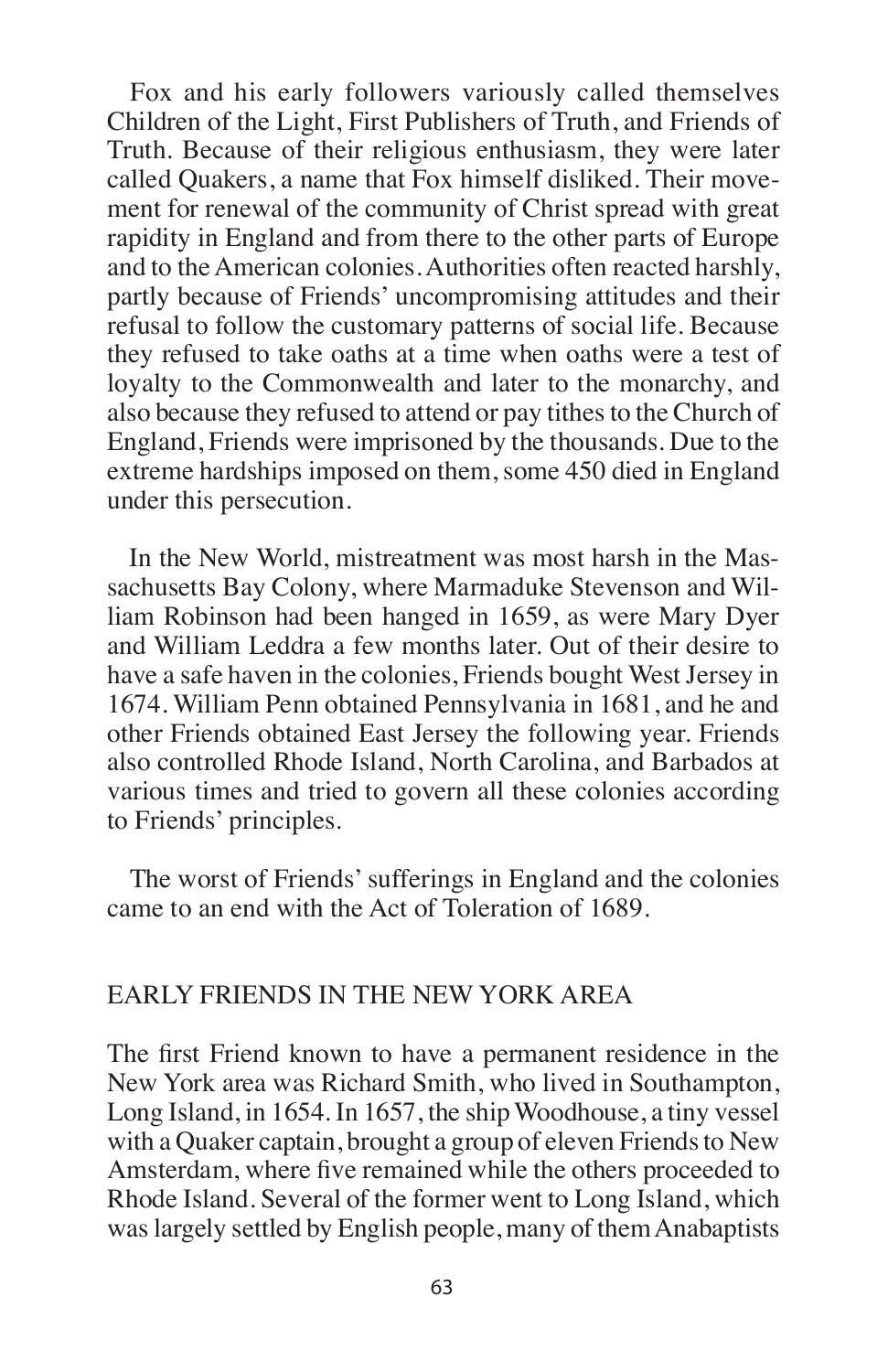Fox and his early followers variously called themselves Children of the Light, First Publishers of Truth, and Friends of Truth. Because of their religious enthusiasm, they were later called Quakers, a name that Fox himself disliked. Their movement for renewal of the community of Christ spread with great rapidity in England and from there to the other parts of Europe and to the American colonies. Authorities often reacted harshly, partly because of Friends' uncompromising attitudes and their refusal to follow the customary patterns of social life. Because they refused to take oaths at a time when oaths were a test of loyalty to the Commonwealth and later to the monarchy, and also because they refused to attend or pay tithes to the Church of England, Friends were imprisoned by the thousands. Due to the extreme hardships imposed on them, some 450 died in England under this persecution.

In the New World, mistreatment was most harsh in the Massachusetts Bay Colony, where Marmaduke Stevenson and William Robinson had been hanged in 1659, as were Mary Dyer and William Leddra a few months later. Out of their desire to have a safe haven in the colonies, Friends bought West Jersey in 1674. William Penn obtained Pennsylvania in 1681, and he and other Friends obtained East Jersey the following year. Friends also controlled Rhode Island, North Carolina, and Barbados at various times and tried to govern all these colonies according to Friends' principles.

The worst of Friends' sufferings in England and the colonies came to an end with the Act of Toleration of 1689.

## EARLY FRIENDS IN THE NEW YORK AREA

The first Friend known to have a permanent residence in the New York area was Richard Smith, who lived in Southampton, Long Island, in 1654. In 1657, the ship Woodhouse, a tiny vessel with a Quaker captain, brought a group of eleven Friends to New Amsterdam, where five remained while the others proceeded to Rhode Island. Several of the former went to Long Island, which was largely settled by English people, many of them Anabaptists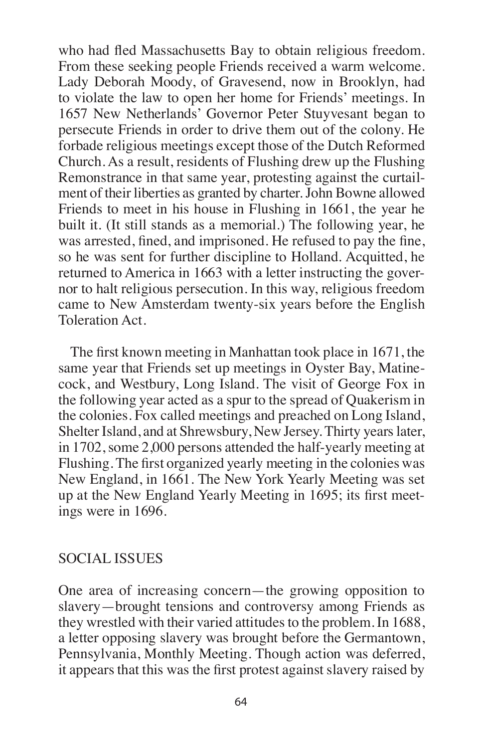who had fled Massachusetts Bay to obtain religious freedom. From these seeking people Friends received a warm welcome. Lady Deborah Moody, of Gravesend, now in Brooklyn, had to violate the law to open her home for Friends' meetings. In 1657 New Netherlands' Governor Peter Stuyvesant began to persecute Friends in order to drive them out of the colony. He forbade religious meetings except those of the Dutch Reformed Church. As a result, residents of Flushing drew up the Flushing Remonstrance in that same year, protesting against the curtailment of their liberties as granted by charter. John Bowne allowed Friends to meet in his house in Flushing in 1661, the year he built it. (It still stands as a memorial.) The following year, he was arrested, fined, and imprisoned. He refused to pay the fine, so he was sent for further discipline to Holland. Acquitted, he returned to America in 1663 with a letter instructing the governor to halt religious persecution. In this way, religious freedom came to New Amsterdam twenty-six years before the English Toleration Act.

The first known meeting in Manhattan took place in 1671, the same year that Friends set up meetings in Oyster Bay, Matinecock, and Westbury, Long Island. The visit of George Fox in the following year acted as a spur to the spread of Quakerism in the colonies. Fox called meetings and preached on Long Island, Shelter Island, and at Shrewsbury, New Jersey. Thirty years later, in 1702, some 2,000 persons attended the half-yearly meeting at Flushing. The first organized yearly meeting in the colonies was New England, in 1661. The New York Yearly Meeting was set up at the New England Yearly Meeting in 1695; its first meetings were in 1696.

## SOCIAL ISSUES

One area of increasing concern—the growing opposition to slavery—brought tensions and controversy among Friends as they wrestled with their varied attitudes to the problem. In 1688, a letter opposing slavery was brought before the Germantown, Pennsylvania, Monthly Meeting. Though action was deferred, it appears that this was the first protest against slavery raised by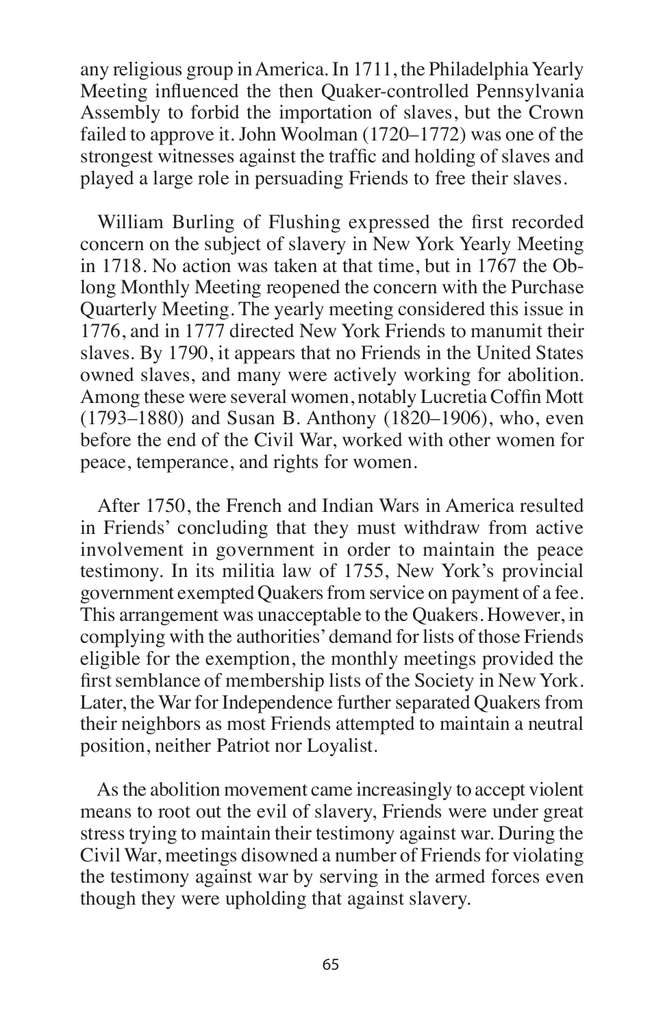any religious group in America. In 1711, the Philadelphia Yearly Meeting influenced the then Quaker-controlled Pennsylvania Assembly to forbid the importation of slaves, but the Crown failed to approve it. John Woolman (1720–1772) was one of the strongest witnesses against the traffic and holding of slaves and played a large role in persuading Friends to free their slaves.

William Burling of Flushing expressed the first recorded concern on the subject of slavery in New York Yearly Meeting in 1718. No action was taken at that time, but in 1767 the Oblong Monthly Meeting reopened the concern with the Purchase Quarterly Meeting. The yearly meeting considered this issue in 1776, and in 1777 directed New York Friends to manumit their slaves. By 1790, it appears that no Friends in the United States owned slaves, and many were actively working for abolition. Among these were several women, notably Lucretia Coffin Mott (1793–1880) and Susan B. Anthony (1820–1906), who, even before the end of the Civil War, worked with other women for peace, temperance, and rights for women.

After 1750, the French and Indian Wars in America resulted in Friends' concluding that they must withdraw from active involvement in government in order to maintain the peace testimony. In its militia law of 1755, New York's provincial government exempted Quakers from service on payment of a fee. This arrangement was unacceptable to the Quakers. However, in complying with the authorities' demand for lists of those Friends eligible for the exemption, the monthly meetings provided the first semblance of membership lists of the Society in New York. Later, the War for Independence further separated Quakers from their neighbors as most Friends attempted to maintain a neutral position, neither Patriot nor Loyalist.

As the abolition movement came increasingly to accept violent means to root out the evil of slavery, Friends were under great stress trying to maintain their testimony against war. During the Civil War, meetings disowned a number of Friends for violating the testimony against war by serving in the armed forces even though they were upholding that against slavery.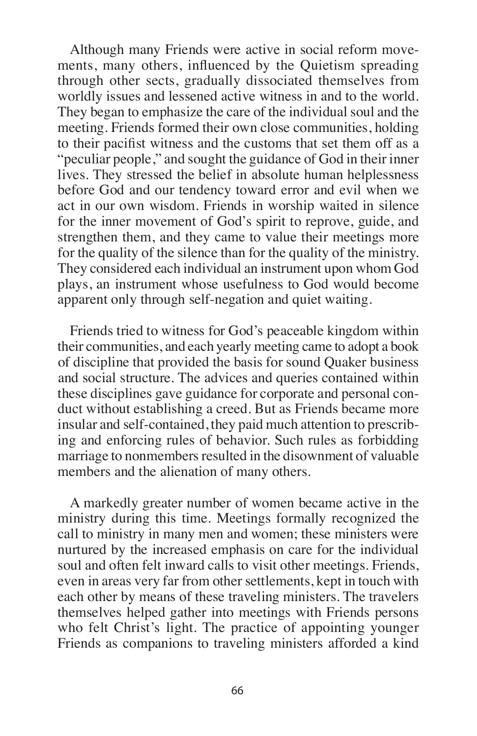Although many Friends were active in social reform movements, many others, influenced by the Quietism spreading through other sects, gradually dissociated themselves from worldly issues and lessened active witness in and to the world. They began to emphasize the care of the individual soul and the meeting. Friends formed their own close communities, holding to their pacifist witness and the customs that set them off as a "peculiar people," and sought the guidance of God in their inner lives. They stressed the belief in absolute human helplessness before God and our tendency toward error and evil when we act in our own wisdom. Friends in worship waited in silence for the inner movement of God's spirit to reprove, guide, and strengthen them, and they came to value their meetings more for the quality of the silence than for the quality of the ministry. They considered each individual an instrument upon whom God plays, an instrument whose usefulness to God would become apparent only through self-negation and quiet waiting.

Friends tried to witness for God's peaceable kingdom within their communities, and each yearly meeting came to adopt a book of discipline that provided the basis for sound Quaker business and social structure. The advices and queries contained within these disciplines gave guidance for corporate and personal conduct without establishing a creed. But as Friends became more insular and self-contained, they paid much attention to prescribing and enforcing rules of behavior. Such rules as forbidding marriage to nonmembers resulted in the disownment of valuable members and the alienation of many others.

A markedly greater number of women became active in the ministry during this time. Meetings formally recognized the call to ministry in many men and women; these ministers were nurtured by the increased emphasis on care for the individual soul and often felt inward calls to visit other meetings. Friends, even in areas very far from other settlements, kept in touch with each other by means of these traveling ministers. The travelers themselves helped gather into meetings with Friends persons who felt Christ's light. The practice of appointing younger Friends as companions to traveling ministers afforded a kind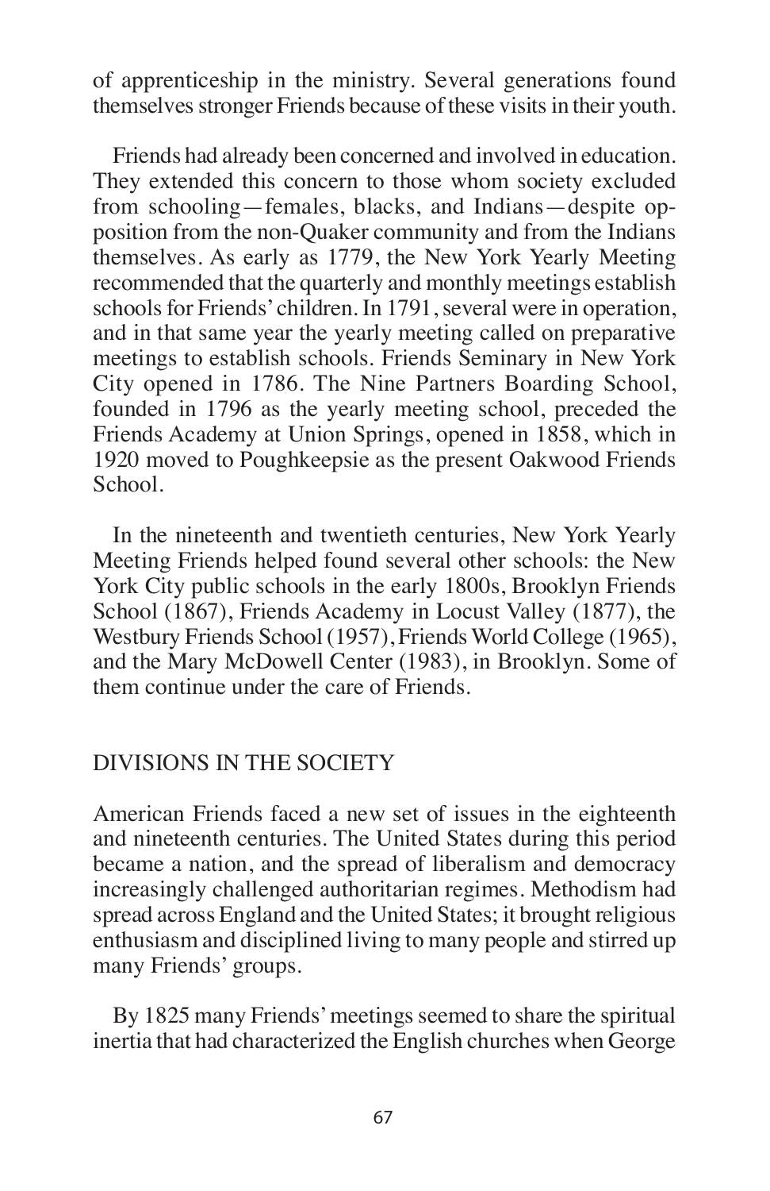of apprenticeship in the ministry. Several generations found themselves stronger Friends because of these visits in their youth.

Friends had already been concerned and involved in education. They extended this concern to those whom society excluded from schooling—females, blacks, and Indians—despite opposition from the non-Quaker community and from the Indians themselves. As early as 1779, the New York Yearly Meeting recommended that the quarterly and monthly meetings establish schools for Friends' children. In 1791, several were in operation, and in that same year the yearly meeting called on preparative meetings to establish schools. Friends Seminary in New York City opened in 1786. The Nine Partners Boarding School, founded in 1796 as the yearly meeting school, preceded the Friends Academy at Union Springs, opened in 1858, which in 1920 moved to Poughkeepsie as the present Oakwood Friends School.

In the nineteenth and twentieth centuries, New York Yearly Meeting Friends helped found several other schools: the New York City public schools in the early 1800s, Brooklyn Friends School (1867), Friends Academy in Locust Valley (1877), the Westbury Friends School (1957), Friends World College (1965), and the Mary McDowell Center (1983), in Brooklyn. Some of them continue under the care of Friends.

## DIVISIONS IN THE SOCIETY

American Friends faced a new set of issues in the eighteenth and nineteenth centuries. The United States during this period became a nation, and the spread of liberalism and democracy increasingly challenged authoritarian regimes. Methodism had spread across England and the United States; it brought religious enthusiasm and disciplined living to many people and stirred up many Friends' groups.

By 1825 many Friends' meetings seemed to share the spiritual inertia that had characterized the English churches when George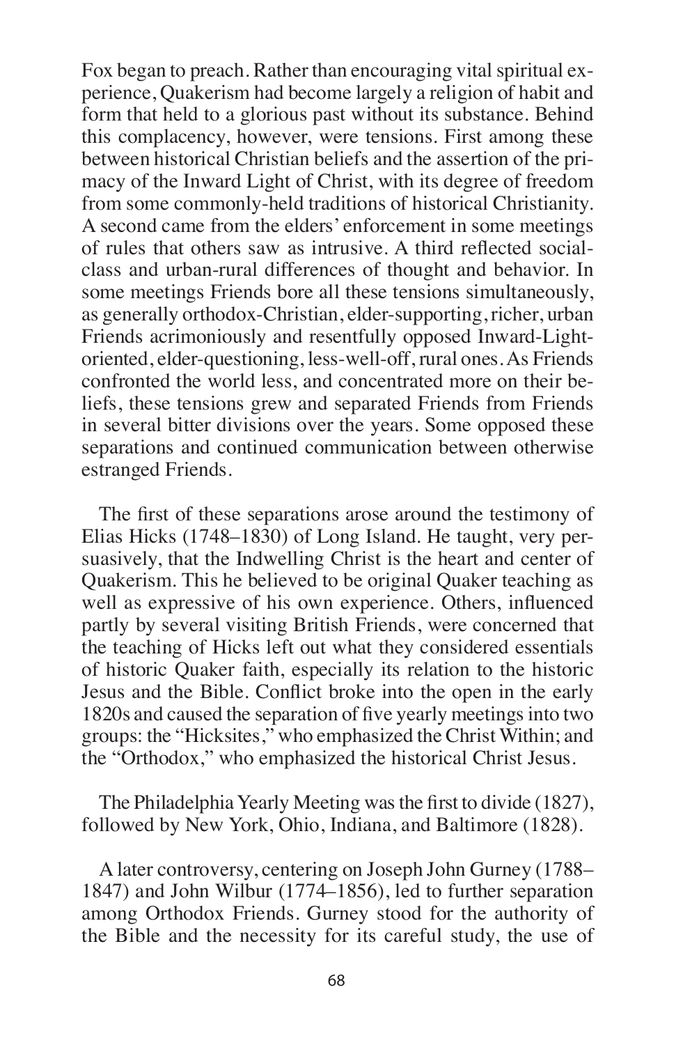Fox began to preach. Rather than encouraging vital spiritual experience, Quakerism had become largely a religion of habit and form that held to a glorious past without its substance. Behind this complacency, however, were tensions. First among these between historical Christian beliefs and the assertion of the primacy of the Inward Light of Christ, with its degree of freedom from some commonly-held traditions of historical Christianity. A second came from the elders' enforcement in some meetings of rules that others saw as intrusive. A third reflected social-class and urban-rural differences of thought and behavior. In some meetings Friends bore all these tensions simultaneously, as generally orthodox-Christian, elder-supporting, richer, urban Friends acrimoniously and resentfully opposed Inward-Light-oriented, elder-questioning, less-well-off, rural ones. As Friends confronted the world less, and concentrated more on their beliefs, these tensions grew and separated Friends from Friends in several bitter divisions over the years. Some opposed these separations and continued communication between otherwise estranged Friends.

The first of these separations arose around the testimony of Elias Hicks (1748–1830) of Long Island. He taught, very persuasively, that the Indwelling Christ is the heart and center of Quakerism. This he believed to be original Quaker teaching as well as expressive of his own experience. Others, influenced partly by several visiting British Friends, were concerned that the teaching of Hicks left out what they considered essentials of historic Quaker faith, especially its relation to the historic Jesus and the Bible. Conflict broke into the open in the early 1820s and caused the separation of five yearly meetings into two groups: the "Hicksites," who emphasized the Christ Within; and the "Orthodox," who emphasized the historical Christ Jesus.

The Philadelphia Yearly Meeting was the first to divide (1827), followed by New York, Ohio, Indiana, and Baltimore (1828).

A later controversy, centering on Joseph John Gurney (1788–1847) and John Wilbur (1774–1856), led to further separation among Orthodox Friends. Gurney stood for the authority of the Bible and the necessity for its careful study, the use of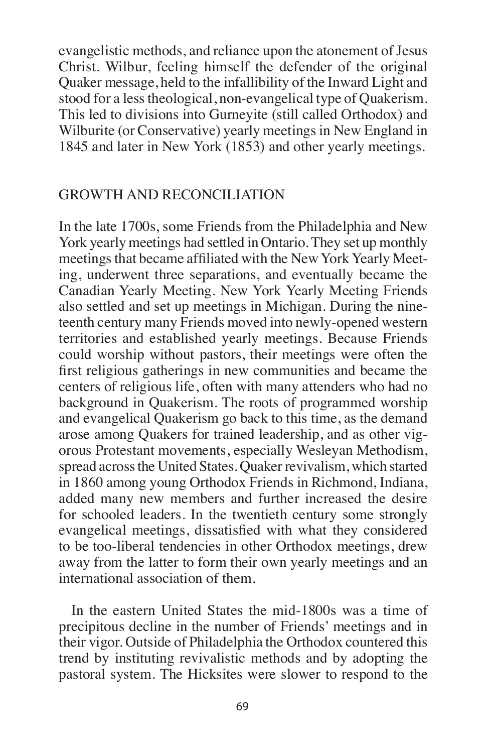evangelistic methods, and reliance upon the atonement of Jesus Christ. Wilbur, feeling himself the defender of the original Quaker message, held to the infallibility of the Inward Light and stood for a less theological, non-evangelical type of Quakerism. This led to divisions into Gurneyite (still called Orthodox) and Wilburite (or Conservative) yearly meetings in New England in 1845 and later in New York (1853) and other yearly meetings.

## GROWTH AND RECONCILIATION

In the late 1700s, some Friends from the Philadelphia and New York yearly meetings had settled in Ontario. They set up monthly meetings that became affiliated with the New York Yearly Meeting, underwent three separations, and eventually became the Canadian Yearly Meeting. New York Yearly Meeting Friends also settled and set up meetings in Michigan. During the nineteenth century many Friends moved into newly-opened western territories and established yearly meetings. Because Friends could worship without pastors, their meetings were often the first religious gatherings in new communities and became the centers of religious life, often with many attenders who had no background in Quakerism. The roots of programmed worship and evangelical Quakerism go back to this time, as the demand arose among Quakers for trained leadership, and as other vigorous Protestant movements, especially Wesleyan Methodism, spread across the United States. Quaker revivalism, which started in 1860 among young Orthodox Friends in Richmond, Indiana, added many new members and further increased the desire for schooled leaders. In the twentieth century some strongly evangelical meetings, dissatisfied with what they considered to be too-liberal tendencies in other Orthodox meetings, drew away from the latter to form their own yearly meetings and an international association of them.

In the eastern United States the mid-1800s was a time of precipitous decline in the number of Friends' meetings and in their vigor. Outside of Philadelphia the Orthodox countered this trend by instituting revivalistic methods and by adopting the pastoral system. The Hicksites were slower to respond to the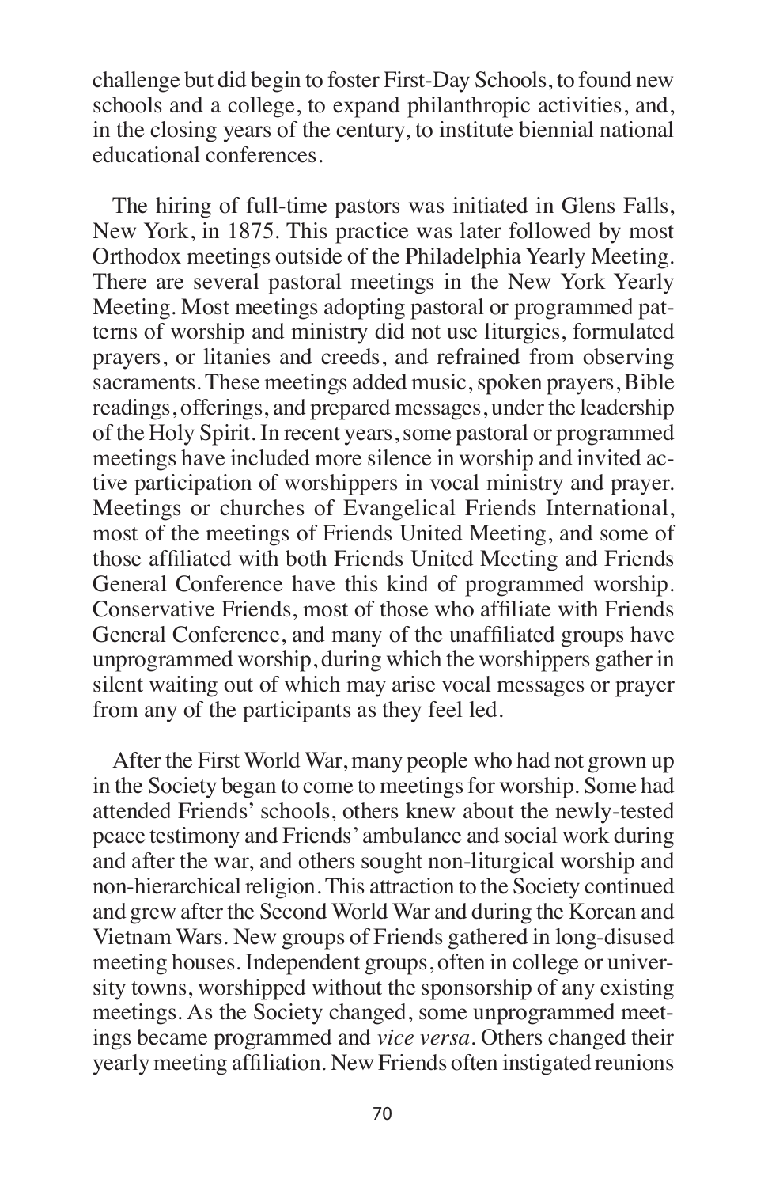challenge but did begin to foster First-Day Schools, to found new schools and a college, to expand philanthropic activities, and, in the closing years of the century, to institute biennial national educational conferences.

The hiring of full-time pastors was initiated in Glens Falls, New York, in 1875. This practice was later followed by most Orthodox meetings outside of the Philadelphia Yearly Meeting. There are several pastoral meetings in the New York Yearly Meeting. Most meetings adopting pastoral or programmed patterns of worship and ministry did not use liturgies, formulated prayers, or litanies and creeds, and refrained from observing sacraments. These meetings added music, spoken prayers, Bible readings, offerings, and prepared messages, under the leadership of the Holy Spirit. In recent years, some pastoral or programmed meetings have included more silence in worship and invited active participation of worshippers in vocal ministry and prayer. Meetings or churches of Evangelical Friends International, most of the meetings of Friends United Meeting, and some of those affiliated with both Friends United Meeting and Friends General Conference have this kind of programmed worship. Conservative Friends, most of those who affiliate with Friends General Conference, and many of the unaffiliated groups have unprogrammed worship, during which the worshippers gather in silent waiting out of which may arise vocal messages or prayer from any of the participants as they feel led.

After the First World War, many people who had not grown up in the Society began to come to meetings for worship. Some had attended Friends' schools, others knew about the newly-tested peace testimony and Friends' ambulance and social work during and after the war, and others sought non-liturgical worship and non-hierarchical religion. This attraction to the Society continued and grew after the Second World War and during the Korean and Vietnam Wars. New groups of Friends gathered in long-disused meeting houses. Independent groups, often in college or university towns, worshipped without the sponsorship of any existing meetings. As the Society changed, some unprogrammed meetings became programmed and *vice versa*. Others changed their yearly meeting affiliation. New Friends often instigated reunions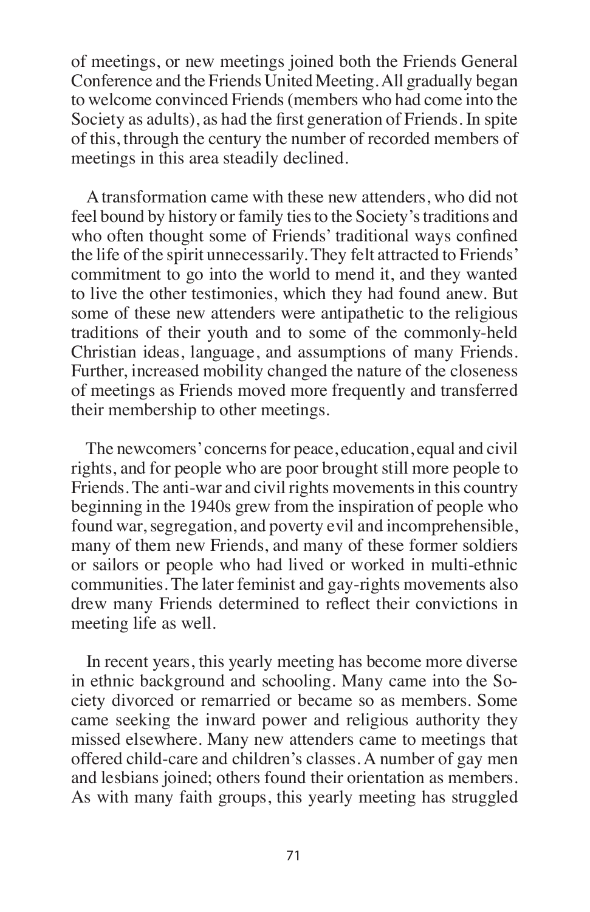of meetings, or new meetings joined both the Friends General Conference and the Friends United Meeting. All gradually began to welcome convinced Friends (members who had come into the Society as adults), as had the first generation of Friends. In spite of this, through the century the number of recorded members of meetings in this area steadily declined.

A transformation came with these new attenders, who did not feel bound by history or family ties to the Society's traditions and who often thought some of Friends' traditional ways confined the life of the spirit unnecessarily. They felt attracted to Friends' commitment to go into the world to mend it, and they wanted to live the other testimonies, which they had found anew. But some of these new attenders were antipathetic to the religious traditions of their youth and to some of the commonly-held Christian ideas, language, and assumptions of many Friends. Further, increased mobility changed the nature of the closeness of meetings as Friends moved more frequently and transferred their membership to other meetings.

The newcomers' concerns for peace, education, equal and civil rights, and for people who are poor brought still more people to Friends. The anti-war and civil rights movements in this country beginning in the 1940s grew from the inspiration of people who found war, segregation, and poverty evil and incomprehensible, many of them new Friends, and many of these former soldiers or sailors or people who had lived or worked in multi-ethnic communities. The later feminist and gay-rights movements also drew many Friends determined to reflect their convictions in meeting life as well.

In recent years, this yearly meeting has become more diverse in ethnic background and schooling. Many came into the Society divorced or remarried or became so as members. Some came seeking the inward power and religious authority they missed elsewhere. Many new attenders came to meetings that offered child-care and children's classes. A number of gay men and lesbians joined; others found their orientation as members. As with many faith groups, this yearly meeting has struggled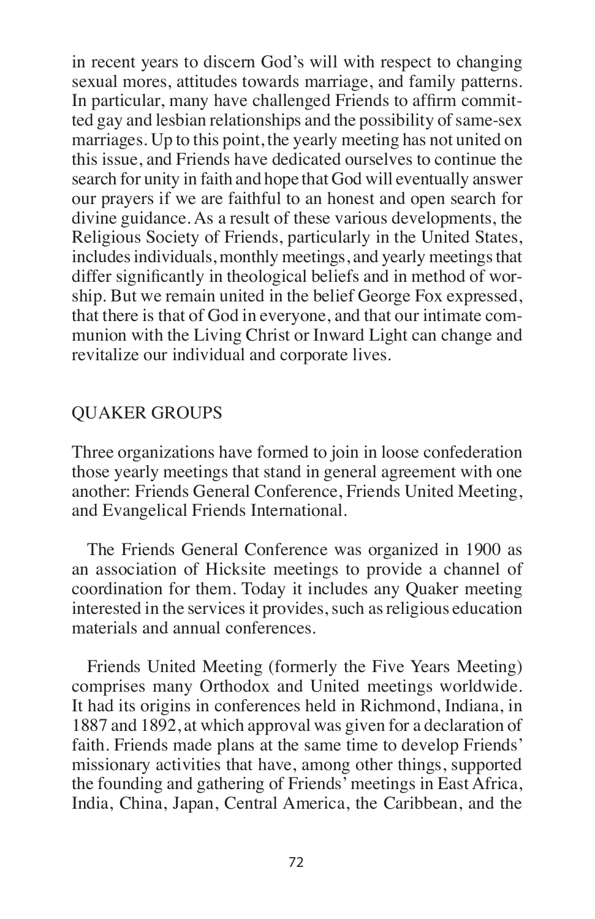in recent years to discern God's will with respect to changing sexual mores, attitudes towards marriage, and family patterns. In particular, many have challenged Friends to affirm committed gay and lesbian relationships and the possibility of same-sex marriages. Up to this point, the yearly meeting has not united on this issue, and Friends have dedicated ourselves to continue the search for unity in faith and hope that God will eventually answer our prayers if we are faithful to an honest and open search for divine guidance. As a result of these various developments, the Religious Society of Friends, particularly in the United States, includes individuals, monthly meetings, and yearly meetings that differ significantly in theological beliefs and in method of worship. But we remain united in the belief George Fox expressed, that there is that of God in everyone, and that our intimate communion with the Living Christ or Inward Light can change and revitalize our individual and corporate lives.

## QUAKER GROUPS

Three organizations have formed to join in loose confederation those yearly meetings that stand in general agreement with one another: Friends General Conference, Friends United Meeting, and Evangelical Friends International.

The Friends General Conference was organized in 1900 as an association of Hicksite meetings to provide a channel of coordination for them. Today it includes any Quaker meeting interested in the services it provides, such as religious education materials and annual conferences.

Friends United Meeting (formerly the Five Years Meeting) comprises many Orthodox and United meetings worldwide. It had its origins in conferences held in Richmond, Indiana, in 1887 and 1892, at which approval was given for a declaration of faith. Friends made plans at the same time to develop Friends' missionary activities that have, among other things, supported the founding and gathering of Friends' meetings in East Africa, India, China, Japan, Central America, the Caribbean, and the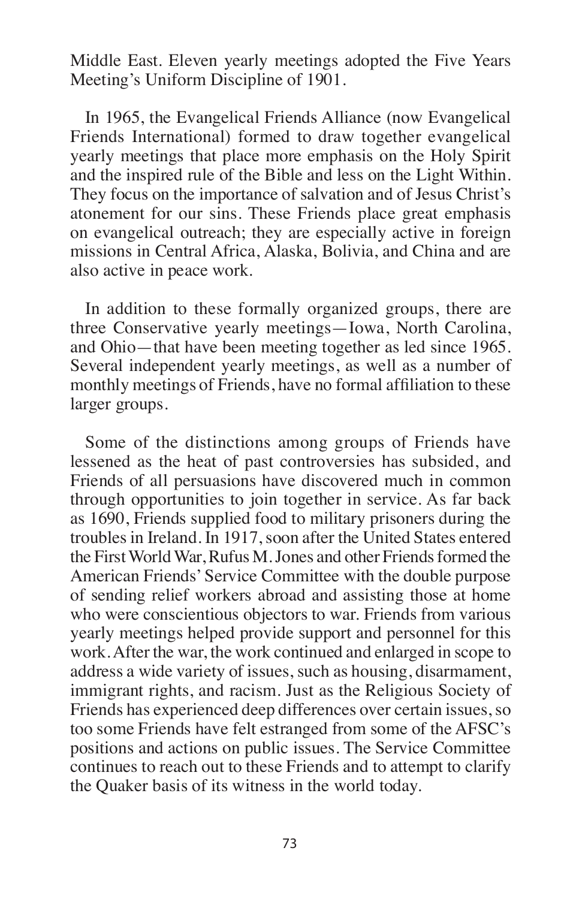Middle East. Eleven yearly meetings adopted the Five Years Meeting's Uniform Discipline of 1901.

In 1965, the Evangelical Friends Alliance (now Evangelical Friends International) formed to draw together evangelical yearly meetings that place more emphasis on the Holy Spirit and the inspired rule of the Bible and less on the Light Within. They focus on the importance of salvation and of Jesus Christ's atonement for our sins. These Friends place great emphasis on evangelical outreach; they are especially active in foreign missions in Central Africa, Alaska, Bolivia, and China and are also active in peace work.

In addition to these formally organized groups, there are three Conservative yearly meetings—Iowa, North Carolina, and Ohio—that have been meeting together as led since 1965. Several independent yearly meetings, as well as a number of monthly meetings of Friends, have no formal affiliation to these larger groups.

Some of the distinctions among groups of Friends have lessened as the heat of past controversies has subsided, and Friends of all persuasions have discovered much in common through opportunities to join together in service. As far back as 1690, Friends supplied food to military prisoners during the troubles in Ireland. In 1917, soon after the United States entered the First World War, Rufus M. Jones and other Friends formed the American Friends' Service Committee with the double purpose of sending relief workers abroad and assisting those at home who were conscientious objectors to war. Friends from various yearly meetings helped provide support and personnel for this work. After the war, the work continued and enlarged in scope to address a wide variety of issues, such as housing, disarmament, immigrant rights, and racism. Just as the Religious Society of Friends has experienced deep differences over certain issues, so too some Friends have felt estranged from some of the AFSC's positions and actions on public issues. The Service Committee continues to reach out to these Friends and to attempt to clarify the Quaker basis of its witness in the world today.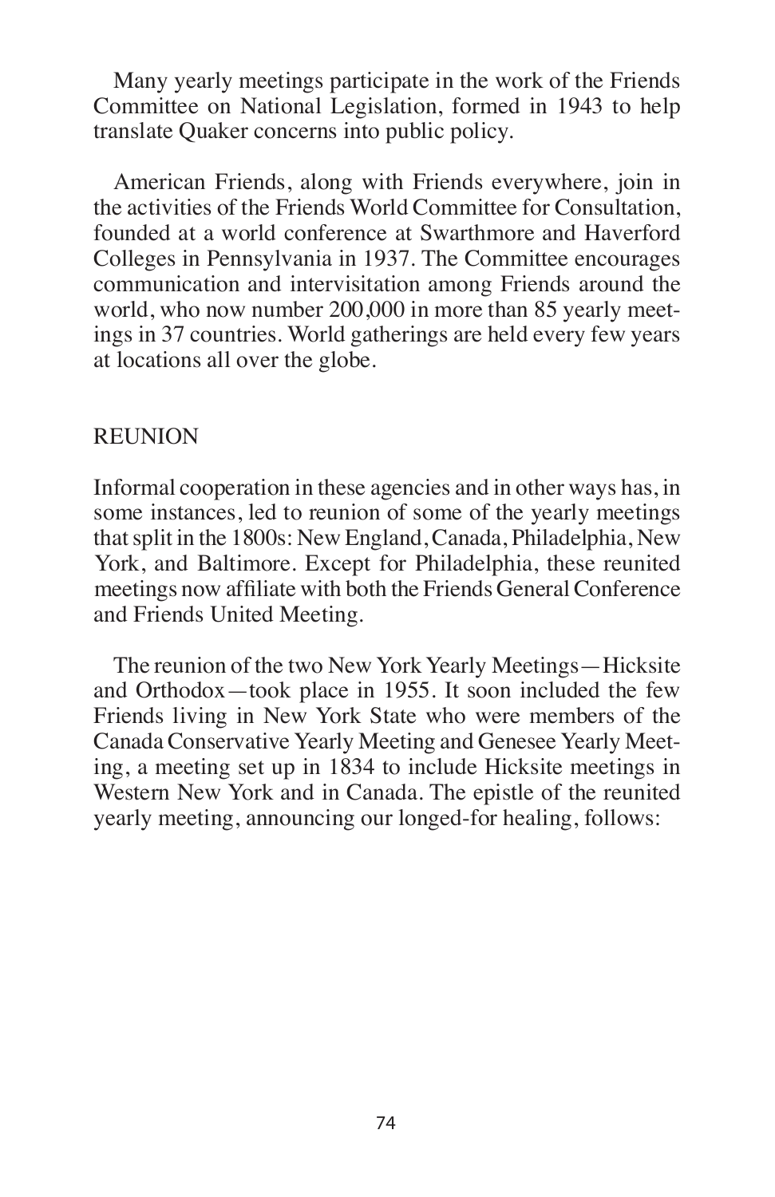Many yearly meetings participate in the work of the Friends Committee on National Legislation, formed in 1943 to help translate Quaker concerns into public policy.

American Friends, along with Friends everywhere, join in the activities of the Friends World Committee for Consultation, founded at a world conference at Swarthmore and Haverford Colleges in Pennsylvania in 1937. The Committee encourages communication and intervisitation among Friends around the world, who now number 200,000 in more than 85 yearly meetings in 37 countries. World gatherings are held every few years at locations all over the globe.

## REUNION

Informal cooperation in these agencies and in other ways has, in some instances, led to reunion of some of the yearly meetings that split in the 1800s: New England, Canada, Philadelphia, New York, and Baltimore. Except for Philadelphia, these reunited meetings now affiliate with both the Friends General Conference and Friends United Meeting.

The reunion of the two New York Yearly Meetings—Hicksite and Orthodox—took place in 1955. It soon included the few Friends living in New York State who were members of the Canada Conservative Yearly Meeting and Genesee Yearly Meeting, a meeting set up in 1834 to include Hicksite meetings in Western New York and in Canada. The epistle of the reunited yearly meeting, announcing our longed-for healing, follows: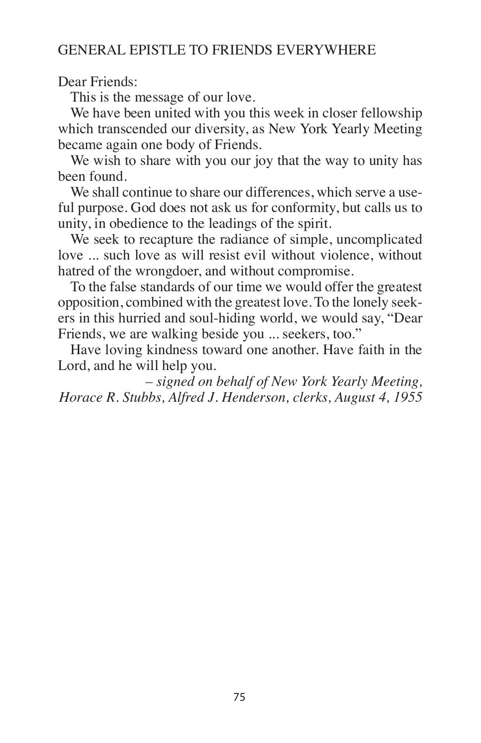## GENERAL EPISTLE TO FRIENDS EVERYWHERE

Dear Friends:

This is the message of our love.

We have been united with you this week in closer fellowship which transcended our diversity, as New York Yearly Meeting became again one body of Friends.

We wish to share with you our joy that the way to unity has been found.

We shall continue to share our differences, which serve a useful purpose. God does not ask us for conformity, but calls us to unity, in obedience to the leadings of the spirit.

We seek to recapture the radiance of simple, uncomplicated love ... such love as will resist evil without violence, without hatred of the wrongdoer, and without compromise.

To the false standards of our time we would offer the greatest opposition, combined with the greatest love. To the lonely seekers in this hurried and soul-hiding world, we would say, "Dear Friends, we are walking beside you ... seekers, too."

Have loving kindness toward one another. Have faith in the Lord, and he will help you.

*– signed on behalf of New York Yearly Meeting, Horace R. Stubbs, Alfred J. Henderson, clerks, August 4, 1955*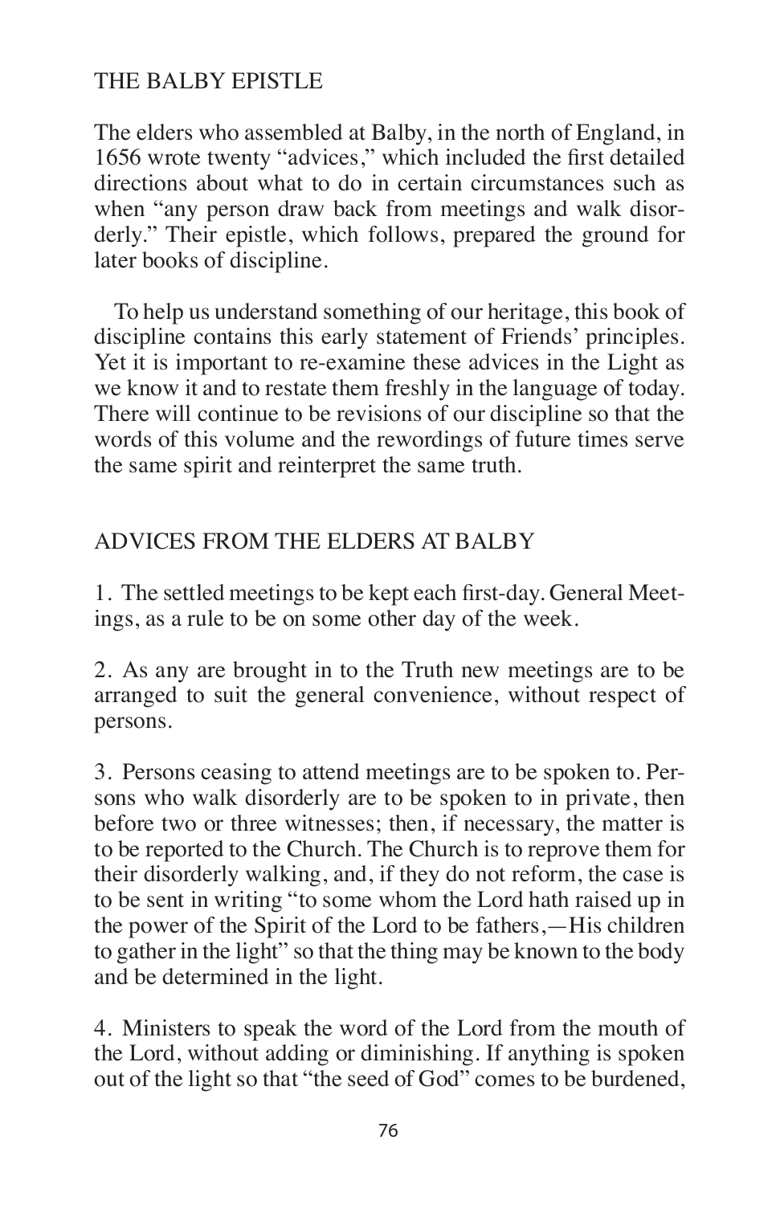## THE BALBY EPISTLE

The elders who assembled at Balby, in the north of England, in 1656 wrote twenty "advices," which included the first detailed directions about what to do in certain circumstances such as when "any person draw back from meetings and walk disorderly." Their epistle, which follows, prepared the ground for later books of discipline.

To help us understand something of our heritage, this book of discipline contains this early statement of Friends' principles. Yet it is important to re-examine these advices in the Light as we know it and to restate them freshly in the language of today. There will continue to be revisions of our discipline so that the words of this volume and the rewordings of future times serve the same spirit and reinterpret the same truth.

## ADVICES FROM THE ELDERS AT BALBY

1. The settled meetings to be kept each first-day. General Meetings, as a rule to be on some other day of the week.

2. As any are brought in to the Truth new meetings are to be arranged to suit the general convenience, without respect of persons.

3. Persons ceasing to attend meetings are to be spoken to. Persons who walk disorderly are to be spoken to in private, then before two or three witnesses; then, if necessary, the matter is to be reported to the Church. The Church is to reprove them for their disorderly walking, and, if they do not reform, the case is to be sent in writing "to some whom the Lord hath raised up in the power of the Spirit of the Lord to be fathers,—His children to gather in the light" so that the thing may be known to the body and be determined in the light.

4. Ministers to speak the word of the Lord from the mouth of the Lord, without adding or diminishing. If anything is spoken out of the light so that "the seed of God" comes to be burdened,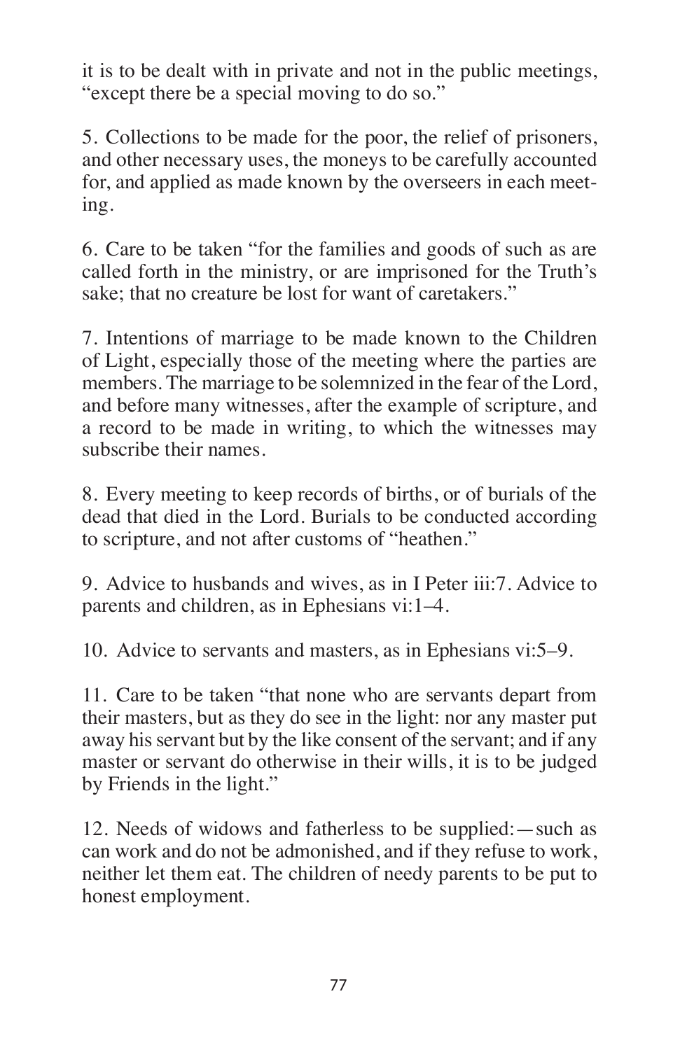it is to be dealt with in private and not in the public meetings, "except there be a special moving to do so."

5. Collections to be made for the poor, the relief of prisoners, and other necessary uses, the moneys to be carefully accounted for, and applied as made known by the overseers in each meeting.

6. Care to be taken "for the families and goods of such as are called forth in the ministry, or are imprisoned for the Truth's sake; that no creature be lost for want of caretakers."

7. Intentions of marriage to be made known to the Children of Light, especially those of the meeting where the parties are members. The marriage to be solemnized in the fear of the Lord, and before many witnesses, after the example of scripture, and a record to be made in writing, to which the witnesses may subscribe their names.

8. Every meeting to keep records of births, or of burials of the dead that died in the Lord. Burials to be conducted according to scripture, and not after customs of "heathen."

9. Advice to husbands and wives, as in I Peter iii:7. Advice to parents and children, as in Ephesians vi:1–4.

10. Advice to servants and masters, as in Ephesians vi:5–9.

11. Care to be taken "that none who are servants depart from their masters, but as they do see in the light: nor any master put away his servant but by the like consent of the servant; and if any master or servant do otherwise in their wills, it is to be judged by Friends in the light."

12. Needs of widows and fatherless to be supplied:—such as can work and do not be admonished, and if they refuse to work, neither let them eat. The children of needy parents to be put to honest employment.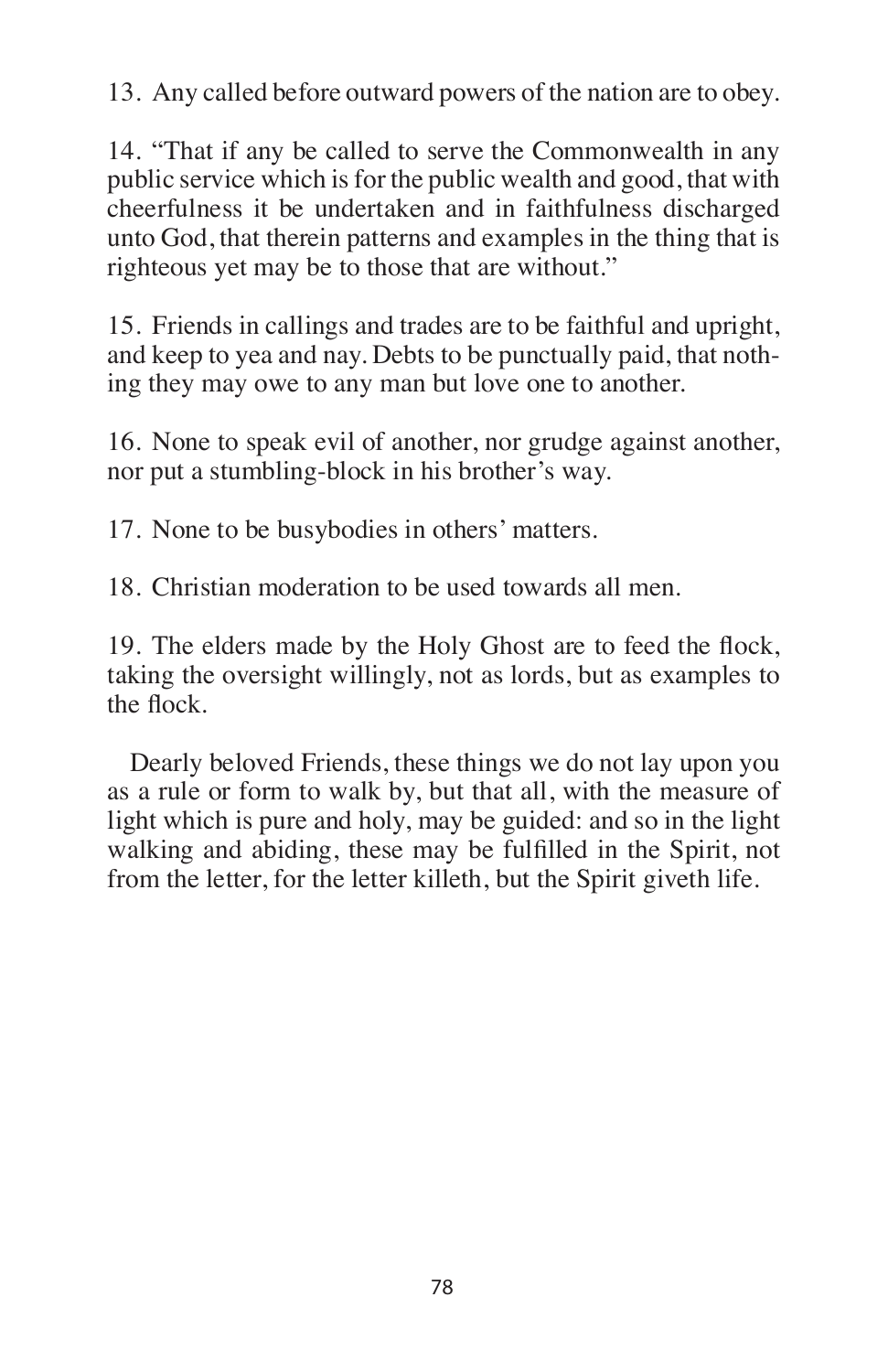13. Any called before outward powers of the nation are to obey.

14. “That if any be called to serve the Commonwealth in any public service which is for the public wealth and good, that with cheerfulness it be undertaken and in faithfulness discharged unto God, that therein patterns and examples in the thing that is righteous yet may be to those that are without.”

15. Friends in callings and trades are to be faithful and upright, and keep to yea and nay. Debts to be punctually paid, that nothing they may owe to any man but love one to another.

16. None to speak evil of another, nor grudge against another, nor put a stumbling-block in his brother’s way.

17. None to be busybodies in others’ matters.

18. Christian moderation to be used towards all men.

19. The elders made by the Holy Ghost are to feed the flock, taking the oversight willingly, not as lords, but as examples to the flock.

Dearly beloved Friends, these things we do not lay upon you as a rule or form to walk by, but that all, with the measure of light which is pure and holy, may be guided: and so in the light walking and abiding, these may be fulfilled in the Spirit, not from the letter, for the letter killeth, but the Spirit giveth life.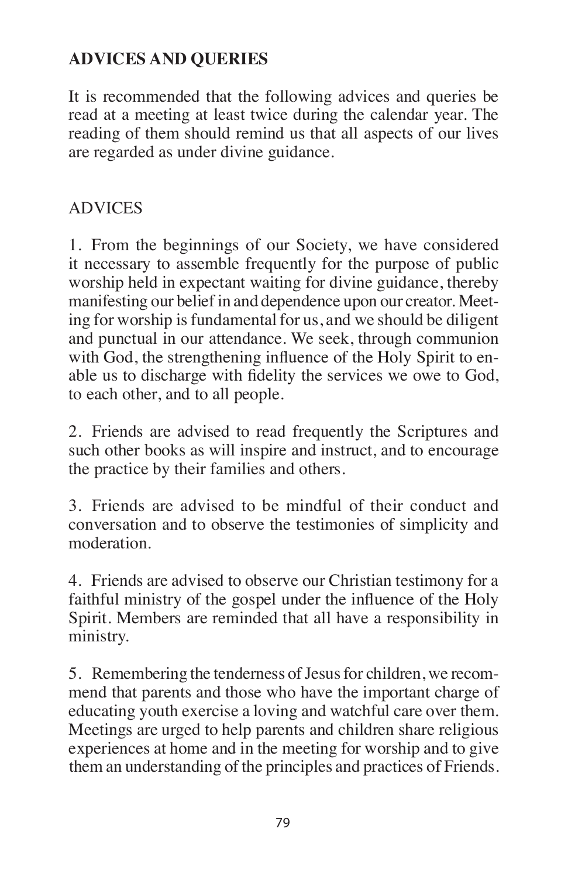## ADVICES AND QUERIES

It is recommended that the following advices and queries be read at a meeting at least twice during the calendar year. The reading of them should remind us that all aspects of our lives are regarded as under divine guidance.

### ADVICES

1. From the beginnings of our Society, we have considered it necessary to assemble frequently for the purpose of public worship held in expectant waiting for divine guidance, thereby manifesting our belief in and dependence upon our creator. Meeting for worship is fundamental for us, and we should be diligent and punctual in our attendance. We seek, through communion with God, the strengthening influence of the Holy Spirit to enable us to discharge with fidelity the services we owe to God, to each other, and to all people.

2. Friends are advised to read frequently the Scriptures and such other books as will inspire and instruct, and to encourage the practice by their families and others.

3. Friends are advised to be mindful of their conduct and conversation and to observe the testimonies of simplicity and moderation.

4. Friends are advised to observe our Christian testimony for a faithful ministry of the gospel under the influence of the Holy Spirit. Members are reminded that all have a responsibility in ministry.

5. Remembering the tenderness of Jesus for children, we recommend that parents and those who have the important charge of educating youth exercise a loving and watchful care over them. Meetings are urged to help parents and children share religious experiences at home and in the meeting for worship and to give them an understanding of the principles and practices of Friends.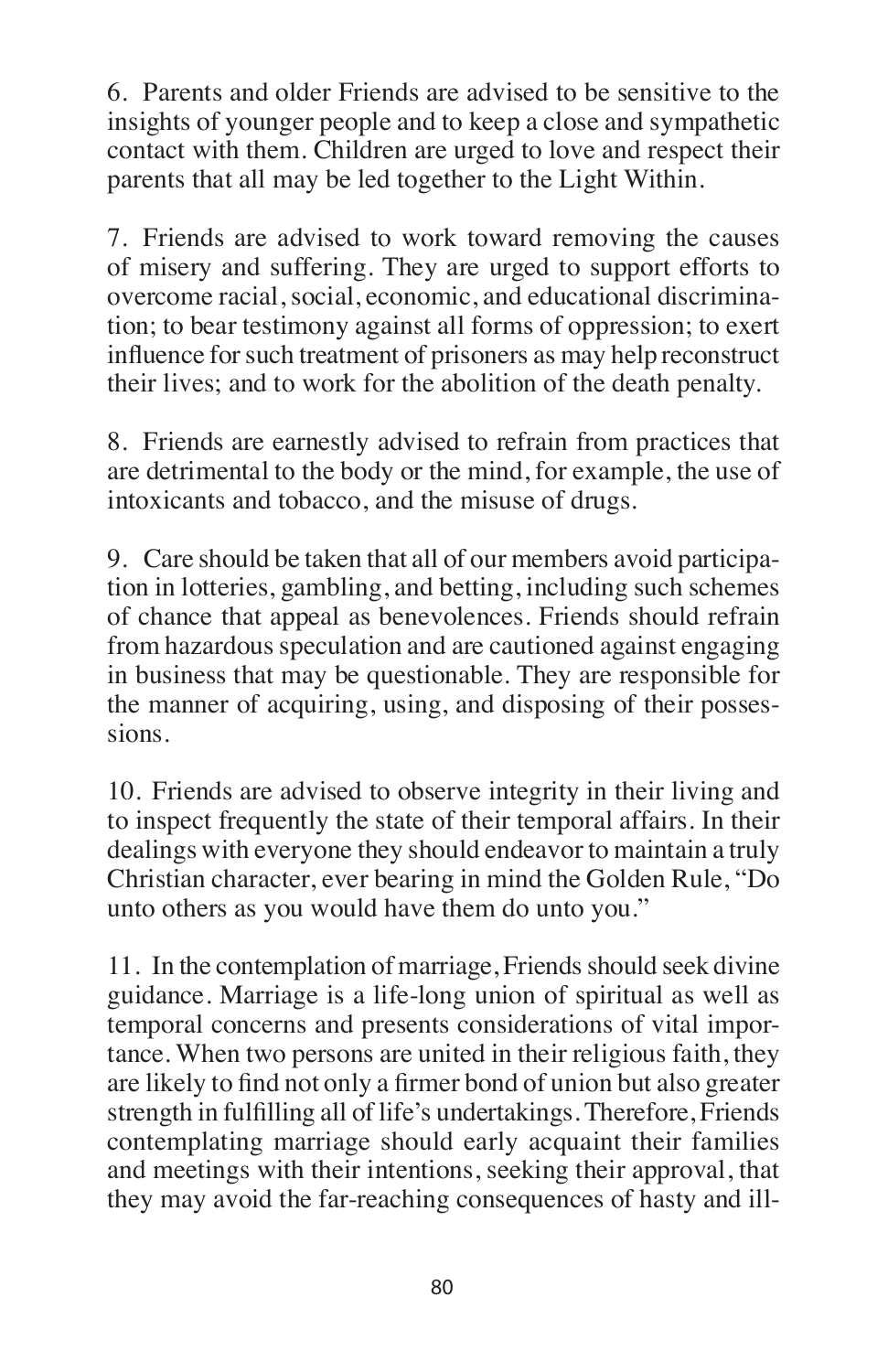6. Parents and older Friends are advised to be sensitive to the insights of younger people and to keep a close and sympathetic contact with them. Children are urged to love and respect their parents that all may be led together to the Light Within.

7. Friends are advised to work toward removing the causes of misery and suffering. They are urged to support efforts to overcome racial, social, economic, and educational discrimination; to bear testimony against all forms of oppression; to exert influence for such treatment of prisoners as may help reconstruct their lives; and to work for the abolition of the death penalty.

8. Friends are earnestly advised to refrain from practices that are detrimental to the body or the mind, for example, the use of intoxicants and tobacco, and the misuse of drugs.

9. Care should be taken that all of our members avoid participation in lotteries, gambling, and betting, including such schemes of chance that appeal as benevolences. Friends should refrain from hazardous speculation and are cautioned against engaging in business that may be questionable. They are responsible for the manner of acquiring, using, and disposing of their possessions.

10. Friends are advised to observe integrity in their living and to inspect frequently the state of their temporal affairs. In their dealings with everyone they should endeavor to maintain a truly Christian character, ever bearing in mind the Golden Rule, "Do unto others as you would have them do unto you."

11. In the contemplation of marriage, Friends should seek divine guidance. Marriage is a life-long union of spiritual as well as temporal concerns and presents considerations of vital importance. When two persons are united in their religious faith, they are likely to find not only a firmer bond of union but also greater strength in fulfilling all of life's undertakings. Therefore, Friends contemplating marriage should early acquaint their families and meetings with their intentions, seeking their approval, that they may avoid the far-reaching consequences of hasty and ill-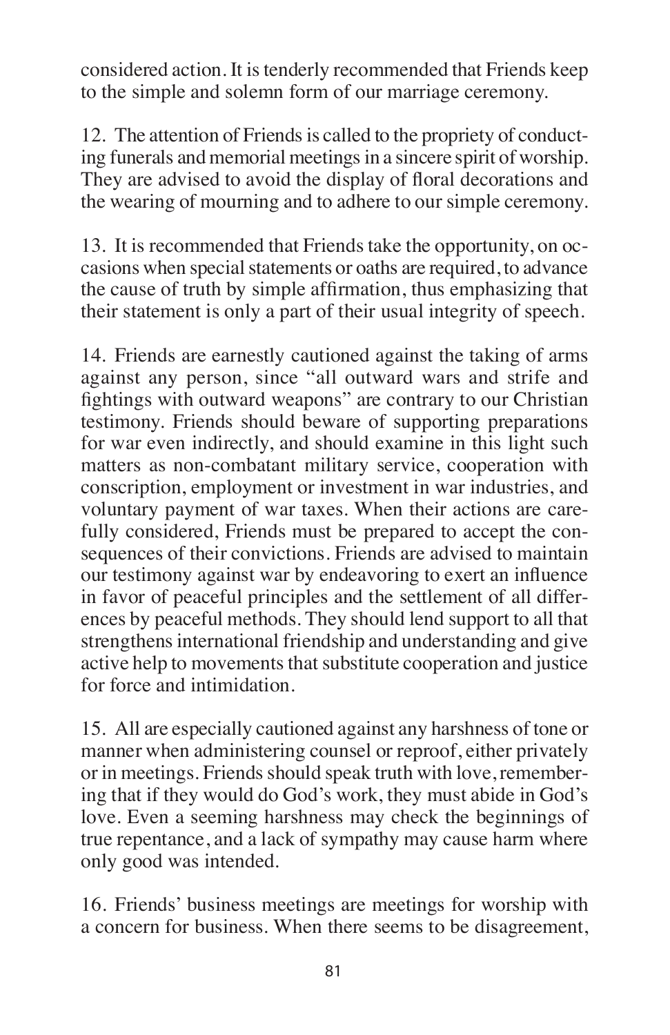considered action. It is tenderly recommended that Friends keep to the simple and solemn form of our marriage ceremony.

12. The attention of Friends is called to the propriety of conducting funerals and memorial meetings in a sincere spirit of worship. They are advised to avoid the display of floral decorations and the wearing of mourning and to adhere to our simple ceremony.

13. It is recommended that Friends take the opportunity, on occasions when special statements or oaths are required, to advance the cause of truth by simple affirmation, thus emphasizing that their statement is only a part of their usual integrity of speech.

14. Friends are earnestly cautioned against the taking of arms against any person, since "all outward wars and strife and fightings with outward weapons" are contrary to our Christian testimony. Friends should beware of supporting preparations for war even indirectly, and should examine in this light such matters as non-combatant military service, cooperation with conscription, employment or investment in war industries, and voluntary payment of war taxes. When their actions are carefully considered, Friends must be prepared to accept the consequences of their convictions. Friends are advised to maintain our testimony against war by endeavoring to exert an influence in favor of peaceful principles and the settlement of all differences by peaceful methods. They should lend support to all that strengthens international friendship and understanding and give active help to movements that substitute cooperation and justice for force and intimidation.

15. All are especially cautioned against any harshness of tone or manner when administering counsel or reproof, either privately or in meetings. Friends should speak truth with love, remembering that if they would do God's work, they must abide in God's love. Even a seeming harshness may check the beginnings of true repentance, and a lack of sympathy may cause harm where only good was intended.

16. Friends' business meetings are meetings for worship with a concern for business. When there seems to be disagreement,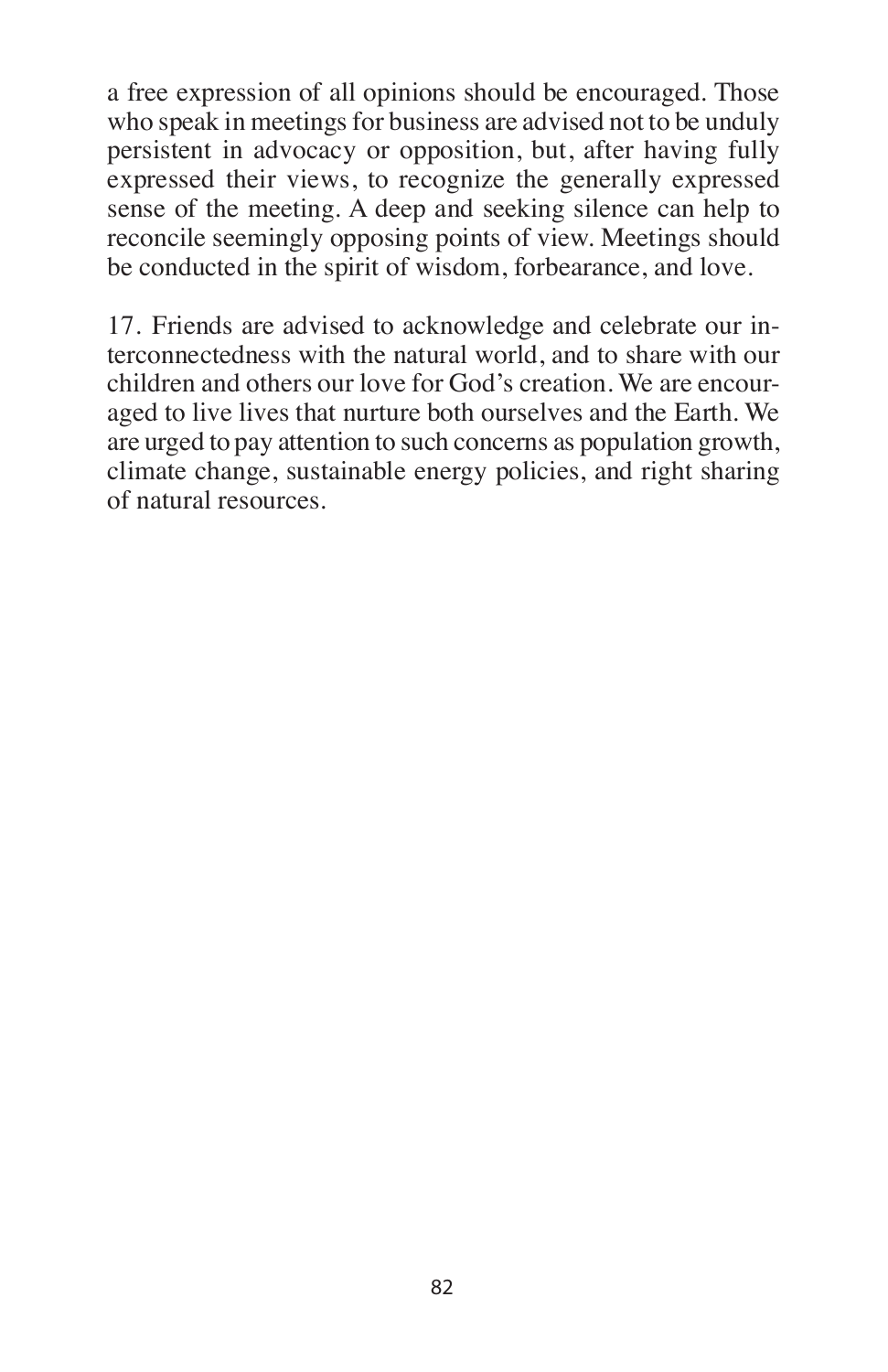a free expression of all opinions should be encouraged. Those who speak in meetings for business are advised not to be unduly persistent in advocacy or opposition, but, after having fully expressed their views, to recognize the generally expressed sense of the meeting. A deep and seeking silence can help to reconcile seemingly opposing points of view. Meetings should be conducted in the spirit of wisdom, forbearance, and love.

17. Friends are advised to acknowledge and celebrate our interconnectedness with the natural world, and to share with our children and others our love for God's creation. We are encouraged to live lives that nurture both ourselves and the Earth. We are urged to pay attention to such concerns as population growth, climate change, sustainable energy policies, and right sharing of natural resources.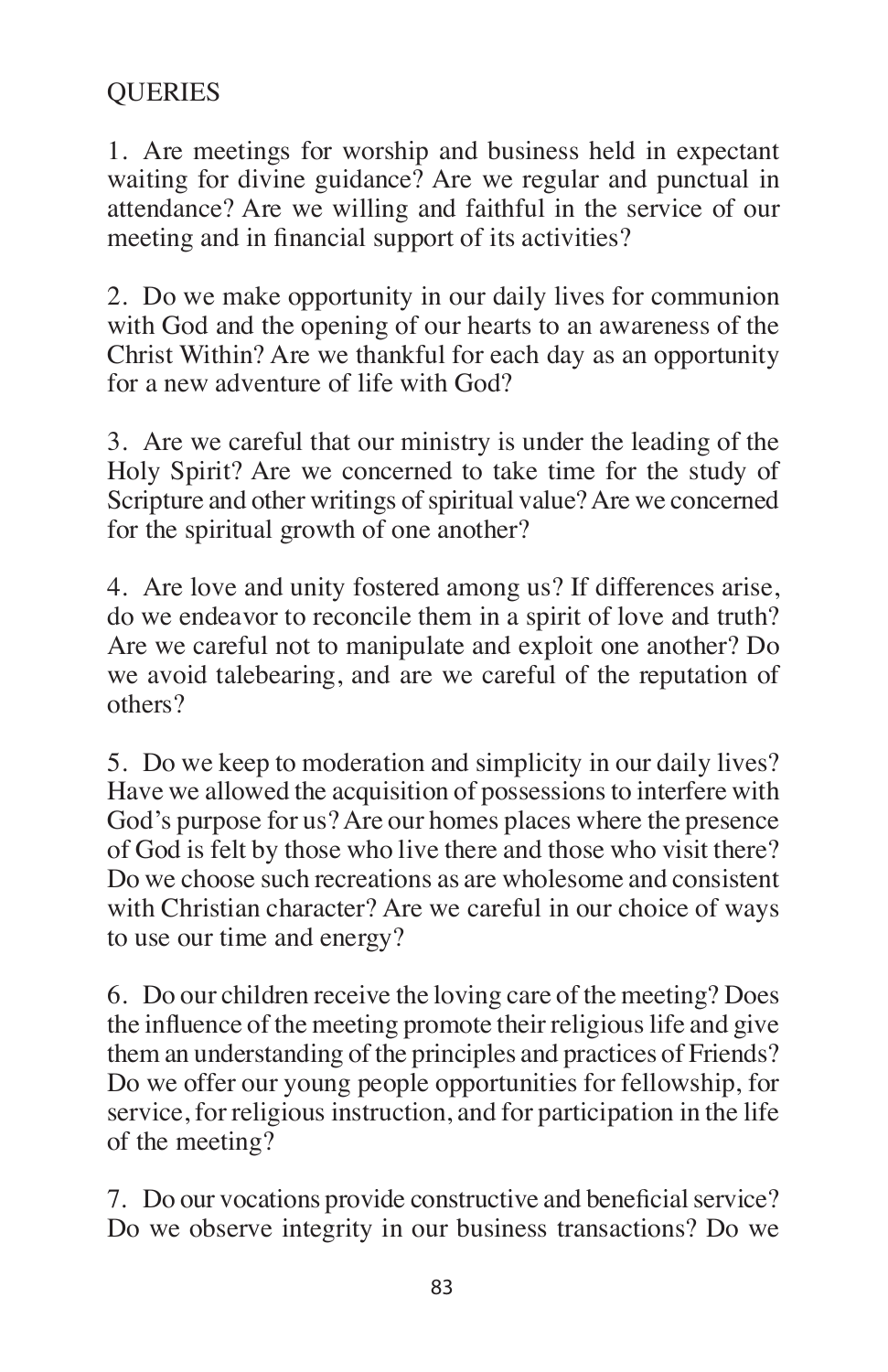# QUERIES

1. Are meetings for worship and business held in expectant waiting for divine guidance? Are we regular and punctual in attendance? Are we willing and faithful in the service of our meeting and in financial support of its activities?

2. Do we make opportunity in our daily lives for communion with God and the opening of our hearts to an awareness of the Christ Within? Are we thankful for each day as an opportunity for a new adventure of life with God?

3. Are we careful that our ministry is under the leading of the Holy Spirit? Are we concerned to take time for the study of Scripture and other writings of spiritual value? Are we concerned for the spiritual growth of one another?

4. Are love and unity fostered among us? If differences arise, do we endeavor to reconcile them in a spirit of love and truth? Are we careful not to manipulate and exploit one another? Do we avoid talebearing, and are we careful of the reputation of others?

5. Do we keep to moderation and simplicity in our daily lives? Have we allowed the acquisition of possessions to interfere with God's purpose for us? Are our homes places where the presence of God is felt by those who live there and those who visit there? Do we choose such recreations as are wholesome and consistent with Christian character? Are we careful in our choice of ways to use our time and energy?

6. Do our children receive the loving care of the meeting? Does the influence of the meeting promote their religious life and give them an understanding of the principles and practices of Friends? Do we offer our young people opportunities for fellowship, for service, for religious instruction, and for participation in the life of the meeting?

7. Do our vocations provide constructive and beneficial service? Do we observe integrity in our business transactions? Do we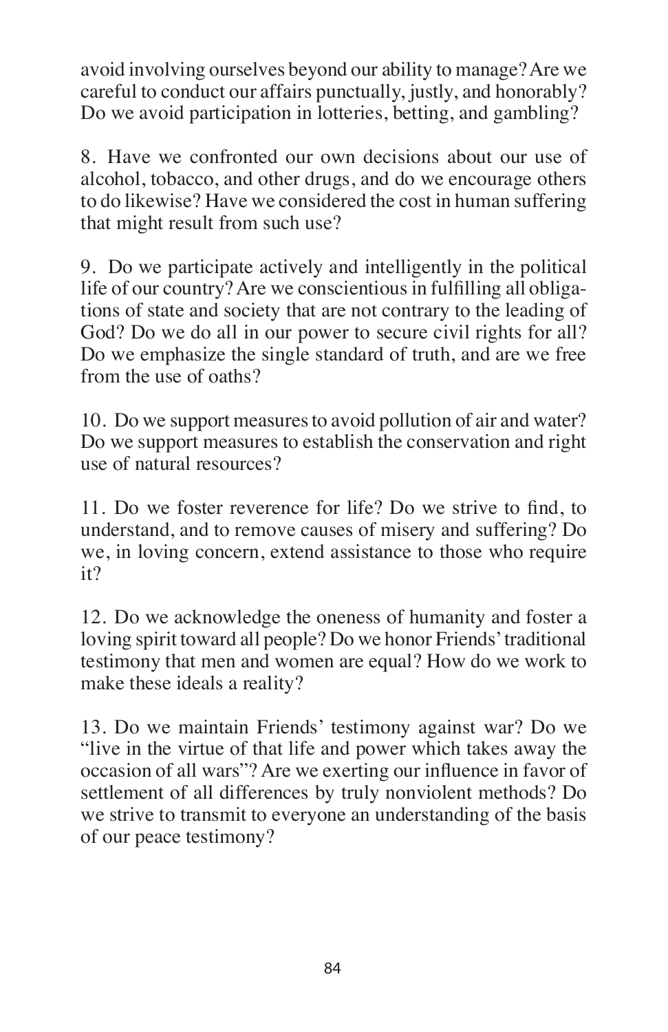avoid involving ourselves beyond our ability to manage? Are we careful to conduct our affairs punctually, justly, and honorably? Do we avoid participation in lotteries, betting, and gambling?

8. Have we confronted our own decisions about our use of alcohol, tobacco, and other drugs, and do we encourage others to do likewise? Have we considered the cost in human suffering that might result from such use?

9. Do we participate actively and intelligently in the political life of our country? Are we conscientious in fulfilling all obligations of state and society that are not contrary to the leading of God? Do we do all in our power to secure civil rights for all? Do we emphasize the single standard of truth, and are we free from the use of oaths?

10. Do we support measures to avoid pollution of air and water? Do we support measures to establish the conservation and right use of natural resources?

11. Do we foster reverence for life? Do we strive to find, to understand, and to remove causes of misery and suffering? Do we, in loving concern, extend assistance to those who require it?

12. Do we acknowledge the oneness of humanity and foster a loving spirit toward all people? Do we honor Friends' traditional testimony that men and women are equal? How do we work to make these ideals a reality?

13. Do we maintain Friends' testimony against war? Do we "live in the virtue of that life and power which takes away the occasion of all wars"? Are we exerting our influence in favor of settlement of all differences by truly nonviolent methods? Do we strive to transmit to everyone an understanding of the basis of our peace testimony?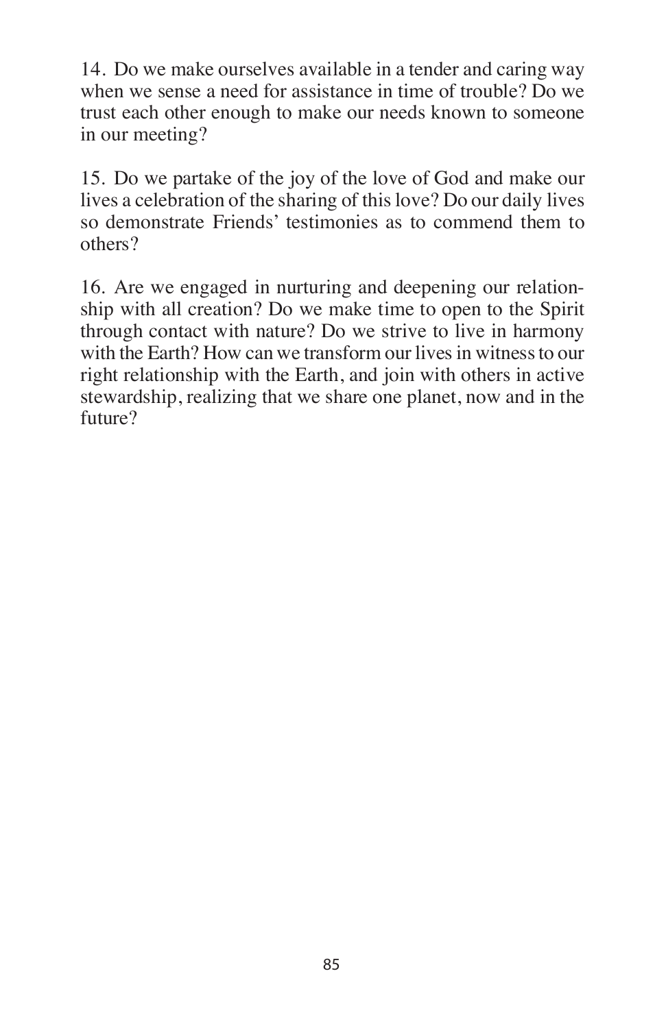14. Do we make ourselves available in a tender and caring way when we sense a need for assistance in time of trouble? Do we trust each other enough to make our needs known to someone in our meeting?

15. Do we partake of the joy of the love of God and make our lives a celebration of the sharing of this love? Do our daily lives so demonstrate Friends' testimonies as to commend them to others?

16. Are we engaged in nurturing and deepening our relationship with all creation? Do we make time to open to the Spirit through contact with nature? Do we strive to live in harmony with the Earth? How can we transform our lives in witness to our right relationship with the Earth, and join with others in active stewardship, realizing that we share one planet, now and in the future?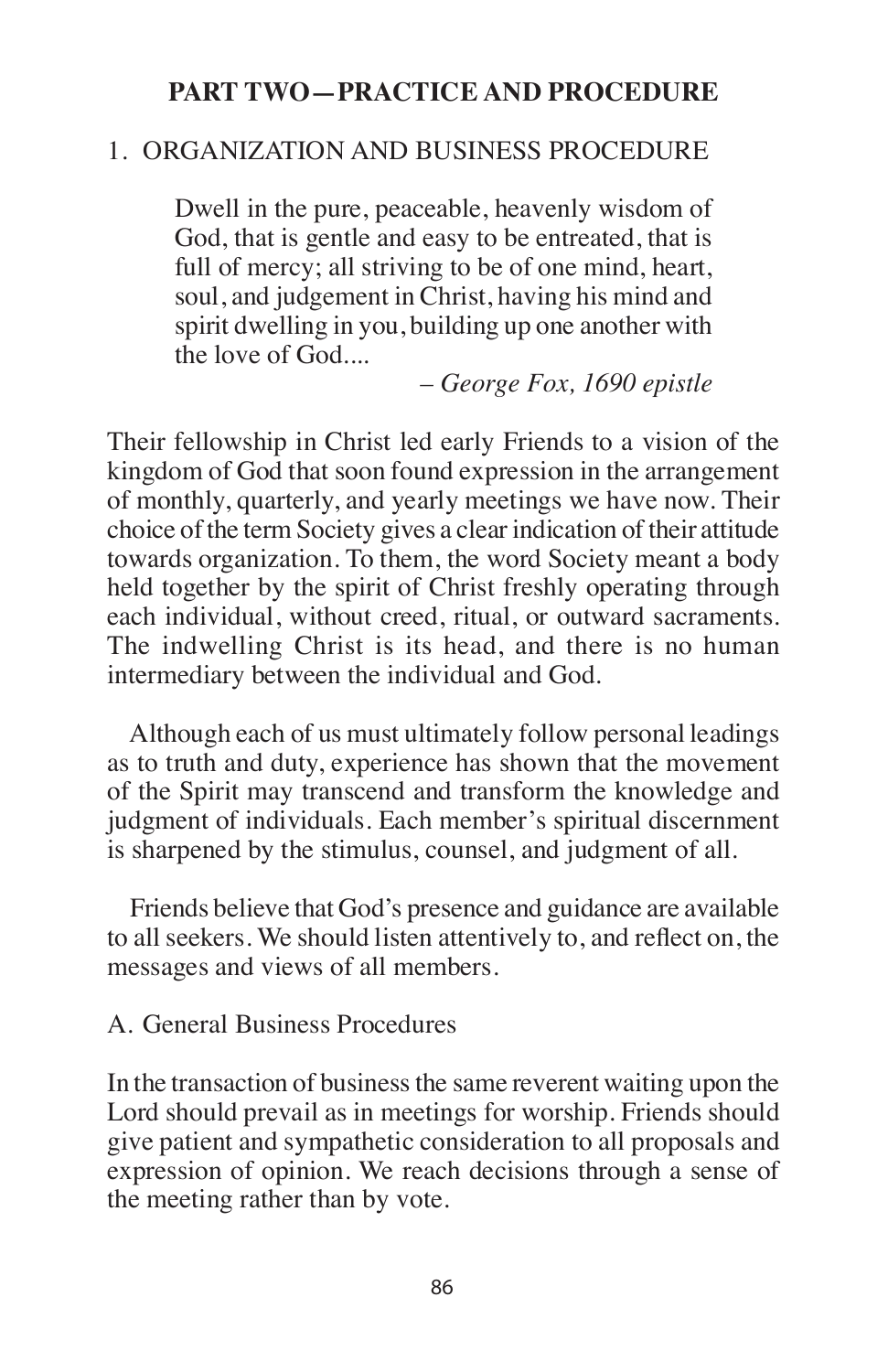## PART TWO—PRACTICE AND PROCEDURE

### 1. ORGANIZATION AND BUSINESS PROCEDURE

> Dwell in the pure, peaceable, heavenly wisdom of God, that is gentle and easy to be entreated, that is full of mercy; all striving to be of one mind, heart, soul, and judgement in Christ, having his mind and spirit dwelling in you, building up one another with the love of God....
>
> – *George Fox, 1690 epistle*

Their fellowship in Christ led early Friends to a vision of the kingdom of God that soon found expression in the arrangement of monthly, quarterly, and yearly meetings we have now. Their choice of the term Society gives a clear indication of their attitude towards organization. To them, the word Society meant a body held together by the spirit of Christ freshly operating through each individual, without creed, ritual, or outward sacraments. The indwelling Christ is its head, and there is no human intermediary between the individual and God.

Although each of us must ultimately follow personal leadings as to truth and duty, experience has shown that the movement of the Spirit may transcend and transform the knowledge and judgment of individuals. Each member's spiritual discernment is sharpened by the stimulus, counsel, and judgment of all.

Friends believe that God's presence and guidance are available to all seekers. We should listen attentively to, and reflect on, the messages and views of all members.

#### A. General Business Procedures

In the transaction of business the same reverent waiting upon the Lord should prevail as in meetings for worship. Friends should give patient and sympathetic consideration to all proposals and expression of opinion. We reach decisions through a sense of the meeting rather than by vote.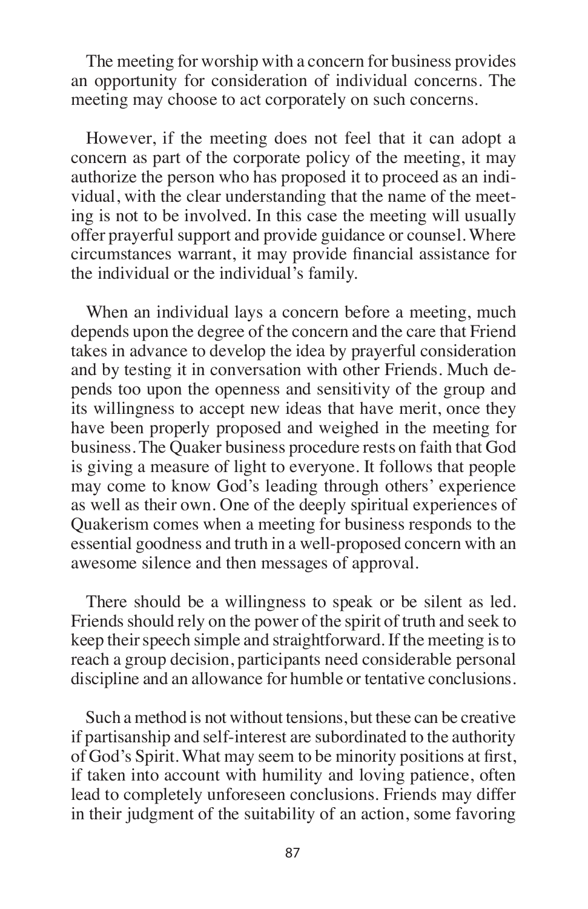The meeting for worship with a concern for business provides an opportunity for consideration of individual concerns. The meeting may choose to act corporately on such concerns.

However, if the meeting does not feel that it can adopt a concern as part of the corporate policy of the meeting, it may authorize the person who has proposed it to proceed as an individual, with the clear understanding that the name of the meeting is not to be involved. In this case the meeting will usually offer prayerful support and provide guidance or counsel. Where circumstances warrant, it may provide financial assistance for the individual or the individual's family.

When an individual lays a concern before a meeting, much depends upon the degree of the concern and the care that Friend takes in advance to develop the idea by prayerful consideration and by testing it in conversation with other Friends. Much depends too upon the openness and sensitivity of the group and its willingness to accept new ideas that have merit, once they have been properly proposed and weighed in the meeting for business. The Quaker business procedure rests on faith that God is giving a measure of light to everyone. It follows that people may come to know God's leading through others' experience as well as their own. One of the deeply spiritual experiences of Quakerism comes when a meeting for business responds to the essential goodness and truth in a well-proposed concern with an awesome silence and then messages of approval.

There should be a willingness to speak or be silent as led. Friends should rely on the power of the spirit of truth and seek to keep their speech simple and straightforward. If the meeting is to reach a group decision, participants need considerable personal discipline and an allowance for humble or tentative conclusions.

Such a method is not without tensions, but these can be creative if partisanship and self-interest are subordinated to the authority of God's Spirit. What may seem to be minority positions at first, if taken into account with humility and loving patience, often lead to completely unforeseen conclusions. Friends may differ in their judgment of the suitability of an action, some favoring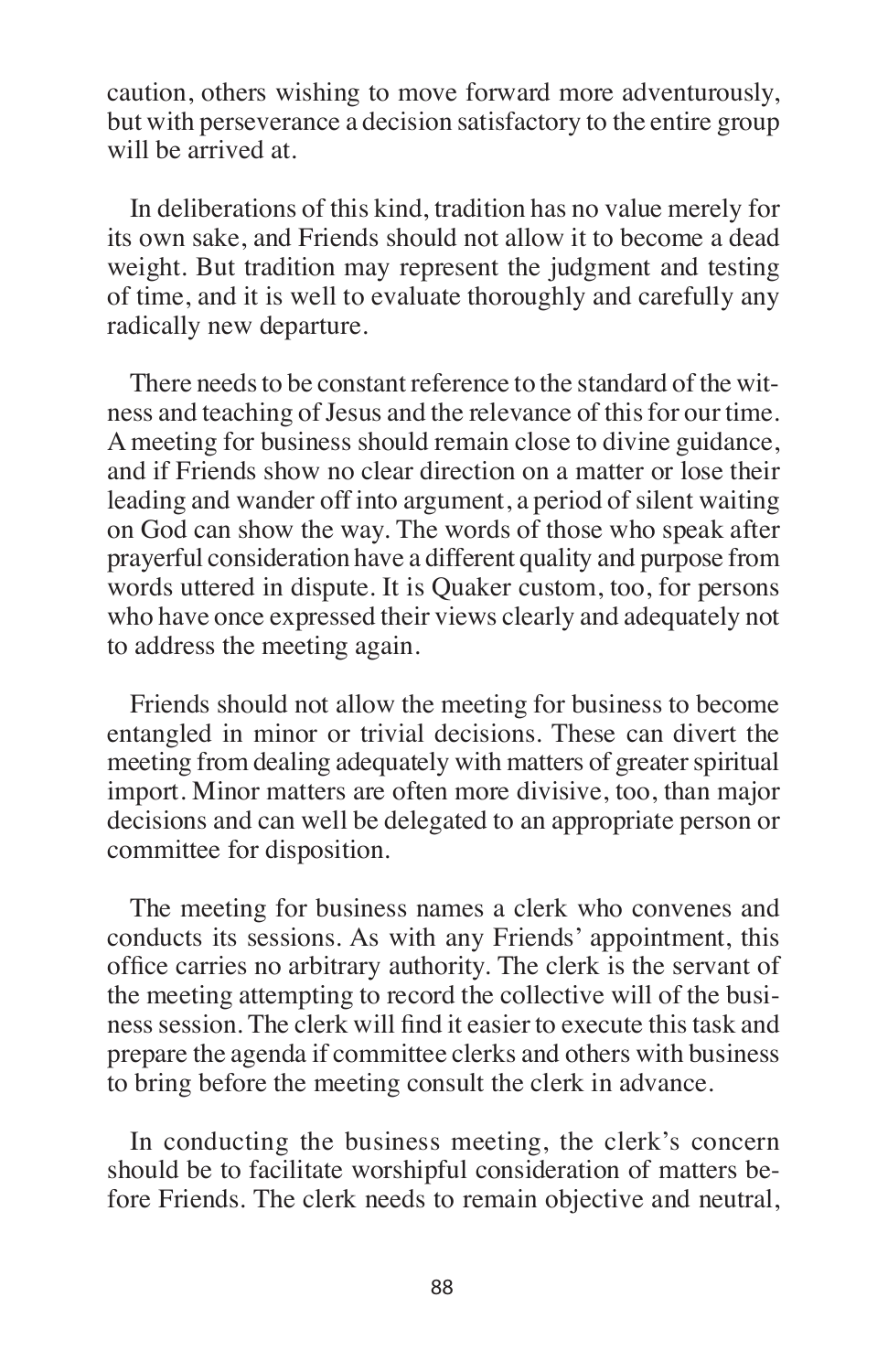caution, others wishing to move forward more adventurously, but with perseverance a decision satisfactory to the entire group will be arrived at.

In deliberations of this kind, tradition has no value merely for its own sake, and Friends should not allow it to become a dead weight. But tradition may represent the judgment and testing of time, and it is well to evaluate thoroughly and carefully any radically new departure.

There needs to be constant reference to the standard of the witness and teaching of Jesus and the relevance of this for our time. A meeting for business should remain close to divine guidance, and if Friends show no clear direction on a matter or lose their leading and wander off into argument, a period of silent waiting on God can show the way. The words of those who speak after prayerful consideration have a different quality and purpose from words uttered in dispute. It is Quaker custom, too, for persons who have once expressed their views clearly and adequately not to address the meeting again.

Friends should not allow the meeting for business to become entangled in minor or trivial decisions. These can divert the meeting from dealing adequately with matters of greater spiritual import. Minor matters are often more divisive, too, than major decisions and can well be delegated to an appropriate person or committee for disposition.

The meeting for business names a clerk who convenes and conducts its sessions. As with any Friends' appointment, this office carries no arbitrary authority. The clerk is the servant of the meeting attempting to record the collective will of the business session. The clerk will find it easier to execute this task and prepare the agenda if committee clerks and others with business to bring before the meeting consult the clerk in advance.

In conducting the business meeting, the clerk's concern should be to facilitate worshipful consideration of matters before Friends. The clerk needs to remain objective and neutral,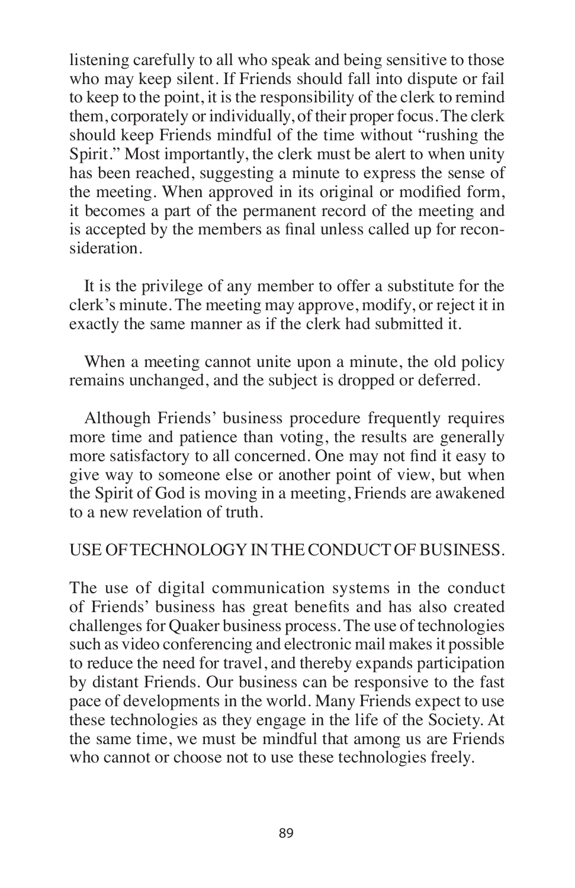listening carefully to all who speak and being sensitive to those who may keep silent. If Friends should fall into dispute or fail to keep to the point, it is the responsibility of the clerk to remind them, corporately or individually, of their proper focus. The clerk should keep Friends mindful of the time without "rushing the Spirit." Most importantly, the clerk must be alert to when unity has been reached, suggesting a minute to express the sense of the meeting. When approved in its original or modified form, it becomes a part of the permanent record of the meeting and is accepted by the members as final unless called up for reconsideration.

It is the privilege of any member to offer a substitute for the clerk's minute. The meeting may approve, modify, or reject it in exactly the same manner as if the clerk had submitted it.

When a meeting cannot unite upon a minute, the old policy remains unchanged, and the subject is dropped or deferred.

Although Friends' business procedure frequently requires more time and patience than voting, the results are generally more satisfactory to all concerned. One may not find it easy to give way to someone else or another point of view, but when the Spirit of God is moving in a meeting, Friends are awakened to a new revelation of truth.

## USE OF TECHNOLOGY IN THE CONDUCT OF BUSINESS.

The use of digital communication systems in the conduct of Friends' business has great benefits and has also created challenges for Quaker business process. The use of technologies such as video conferencing and electronic mail makes it possible to reduce the need for travel, and thereby expands participation by distant Friends. Our business can be responsive to the fast pace of developments in the world. Many Friends expect to use these technologies as they engage in the life of the Society. At the same time, we must be mindful that among us are Friends who cannot or choose not to use these technologies freely.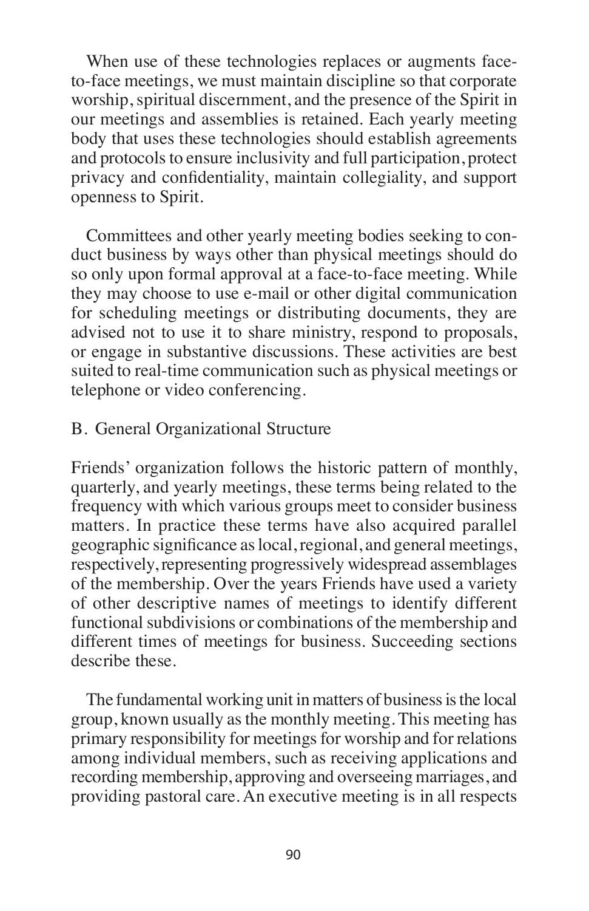When use of these technologies replaces or augments face-to-face meetings, we must maintain discipline so that corporate worship, spiritual discernment, and the presence of the Spirit in our meetings and assemblies is retained. Each yearly meeting body that uses these technologies should establish agreements and protocols to ensure inclusivity and full participation, protect privacy and confidentiality, maintain collegiality, and support openness to Spirit.

Committees and other yearly meeting bodies seeking to conduct business by ways other than physical meetings should do so only upon formal approval at a face-to-face meeting. While they may choose to use e-mail or other digital communication for scheduling meetings or distributing documents, they are advised not to use it to share ministry, respond to proposals, or engage in substantive discussions. These activities are best suited to real-time communication such as physical meetings or telephone or video conferencing.

## B. General Organizational Structure

Friends' organization follows the historic pattern of monthly, quarterly, and yearly meetings, these terms being related to the frequency with which various groups meet to consider business matters. In practice these terms have also acquired parallel geographic significance as local, regional, and general meetings, respectively, representing progressively widespread assemblages of the membership. Over the years Friends have used a variety of other descriptive names of meetings to identify different functional subdivisions or combinations of the membership and different times of meetings for business. Succeeding sections describe these.

The fundamental working unit in matters of business is the local group, known usually as the monthly meeting. This meeting has primary responsibility for meetings for worship and for relations among individual members, such as receiving applications and recording membership, approving and overseeing marriages, and providing pastoral care. An executive meeting is in all respects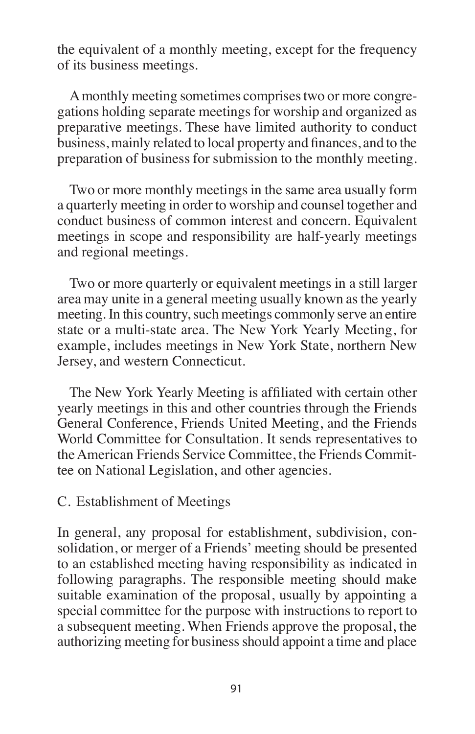the equivalent of a monthly meeting, except for the frequency of its business meetings.

A monthly meeting sometimes comprises two or more congregations holding separate meetings for worship and organized as preparative meetings. These have limited authority to conduct business, mainly related to local property and finances, and to the preparation of business for submission to the monthly meeting.

Two or more monthly meetings in the same area usually form a quarterly meeting in order to worship and counsel together and conduct business of common interest and concern. Equivalent meetings in scope and responsibility are half-yearly meetings and regional meetings.

Two or more quarterly or equivalent meetings in a still larger area may unite in a general meeting usually known as the yearly meeting. In this country, such meetings commonly serve an entire state or a multi-state area. The New York Yearly Meeting, for example, includes meetings in New York State, northern New Jersey, and western Connecticut.

The New York Yearly Meeting is affiliated with certain other yearly meetings in this and other countries through the Friends General Conference, Friends United Meeting, and the Friends World Committee for Consultation. It sends representatives to the American Friends Service Committee, the Friends Committee on National Legislation, and other agencies.

## C. Establishment of Meetings

In general, any proposal for establishment, subdivision, consolidation, or merger of a Friends' meeting should be presented to an established meeting having responsibility as indicated in following paragraphs. The responsible meeting should make suitable examination of the proposal, usually by appointing a special committee for the purpose with instructions to report to a subsequent meeting. When Friends approve the proposal, the authorizing meeting for business should appoint a time and place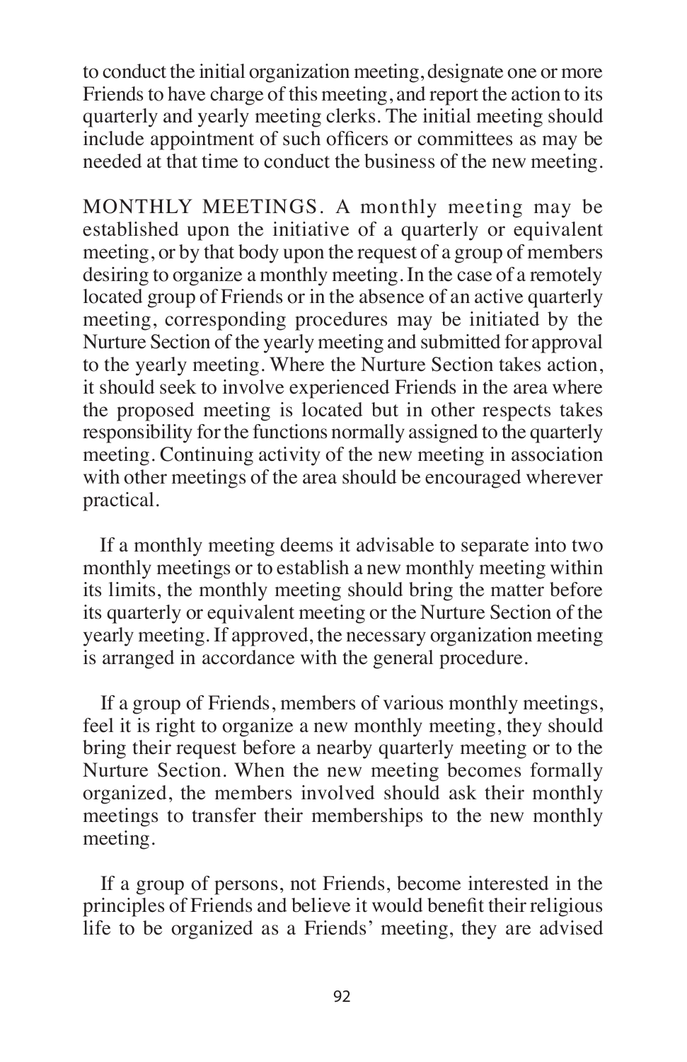to conduct the initial organization meeting, designate one or more Friends to have charge of this meeting, and report the action to its quarterly and yearly meeting clerks. The initial meeting should include appointment of such officers or committees as may be needed at that time to conduct the business of the new meeting.

MONTHLY MEETINGS. A monthly meeting may be established upon the initiative of a quarterly or equivalent meeting, or by that body upon the request of a group of members desiring to organize a monthly meeting. In the case of a remotely located group of Friends or in the absence of an active quarterly meeting, corresponding procedures may be initiated by the Nurture Section of the yearly meeting and submitted for approval to the yearly meeting. Where the Nurture Section takes action, it should seek to involve experienced Friends in the area where the proposed meeting is located but in other respects takes responsibility for the functions normally assigned to the quarterly meeting. Continuing activity of the new meeting in association with other meetings of the area should be encouraged wherever practical.

If a monthly meeting deems it advisable to separate into two monthly meetings or to establish a new monthly meeting within its limits, the monthly meeting should bring the matter before its quarterly or equivalent meeting or the Nurture Section of the yearly meeting. If approved, the necessary organization meeting is arranged in accordance with the general procedure.

If a group of Friends, members of various monthly meetings, feel it is right to organize a new monthly meeting, they should bring their request before a nearby quarterly meeting or to the Nurture Section. When the new meeting becomes formally organized, the members involved should ask their monthly meetings to transfer their memberships to the new monthly meeting.

If a group of persons, not Friends, become interested in the principles of Friends and believe it would benefit their religious life to be organized as a Friends' meeting, they are advised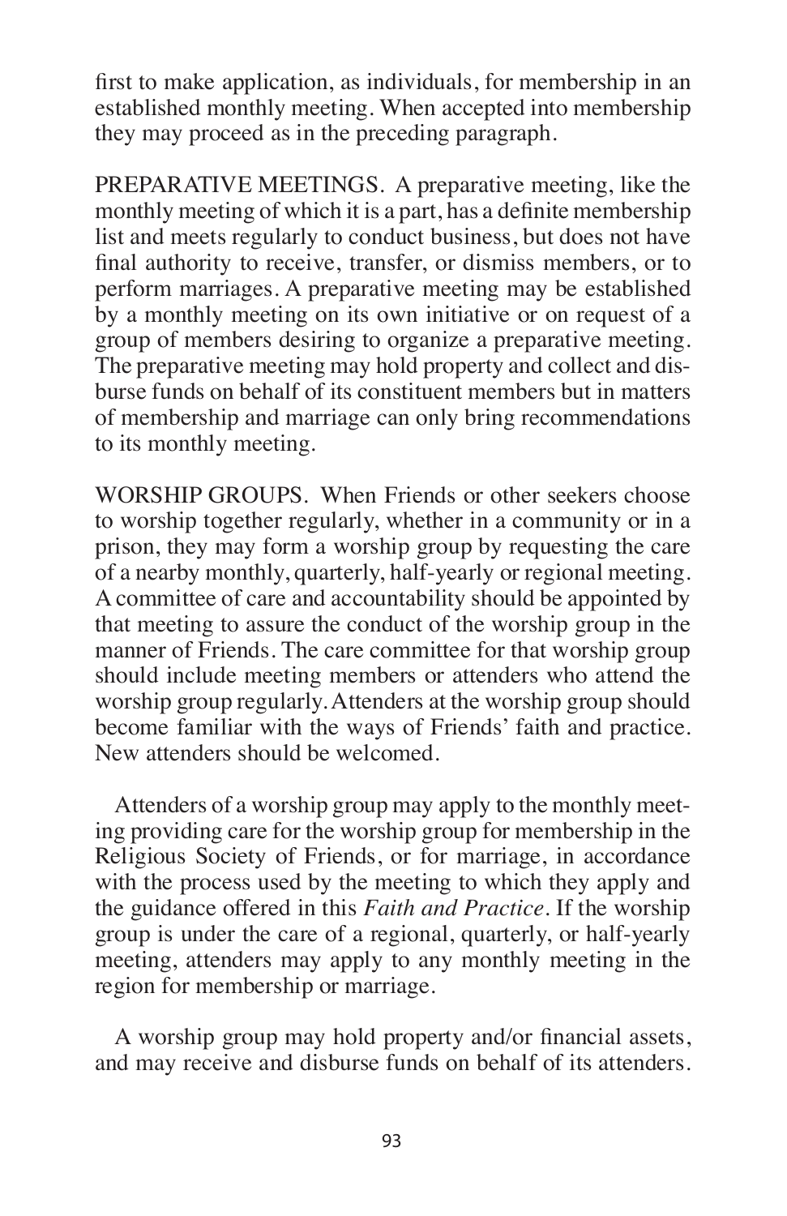first to make application, as individuals, for membership in an established monthly meeting. When accepted into membership they may proceed as in the preceding paragraph.

PREPARATIVE MEETINGS. A preparative meeting, like the monthly meeting of which it is a part, has a definite membership list and meets regularly to conduct business, but does not have final authority to receive, transfer, or dismiss members, or to perform marriages. A preparative meeting may be established by a monthly meeting on its own initiative or on request of a group of members desiring to organize a preparative meeting. The preparative meeting may hold property and collect and disburse funds on behalf of its constituent members but in matters of membership and marriage can only bring recommendations to its monthly meeting.

WORSHIP GROUPS. When Friends or other seekers choose to worship together regularly, whether in a community or in a prison, they may form a worship group by requesting the care of a nearby monthly, quarterly, half-yearly or regional meeting. A committee of care and accountability should be appointed by that meeting to assure the conduct of the worship group in the manner of Friends. The care committee for that worship group should include meeting members or attenders who attend the worship group regularly. Attenders at the worship group should become familiar with the ways of Friends' faith and practice. New attenders should be welcomed.

Attenders of a worship group may apply to the monthly meeting providing care for the worship group for membership in the Religious Society of Friends, or for marriage, in accordance with the process used by the meeting to which they apply and the guidance offered in this *Faith and Practice*. If the worship group is under the care of a regional, quarterly, or half-yearly meeting, attenders may apply to any monthly meeting in the region for membership or marriage.

A worship group may hold property and/or financial assets, and may receive and disburse funds on behalf of its attenders.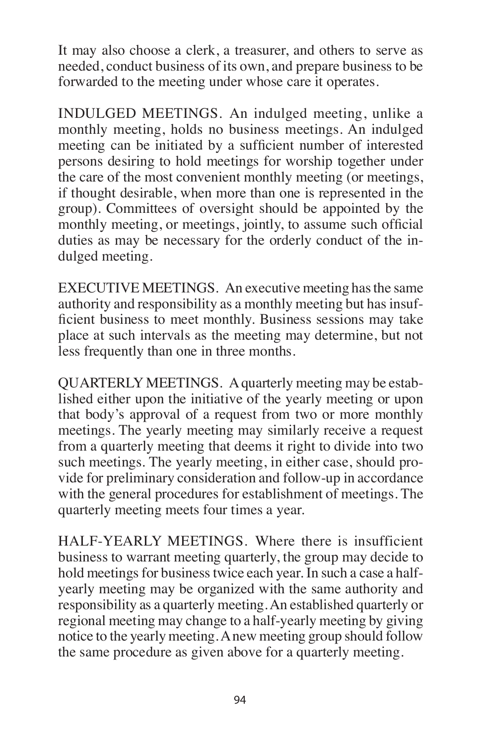It may also choose a clerk, a treasurer, and others to serve as needed, conduct business of its own, and prepare business to be forwarded to the meeting under whose care it operates.

INDULGED MEETINGS. An indulged meeting, unlike a monthly meeting, holds no business meetings. An indulged meeting can be initiated by a sufficient number of interested persons desiring to hold meetings for worship together under the care of the most convenient monthly meeting (or meetings, if thought desirable, when more than one is represented in the group). Committees of oversight should be appointed by the monthly meeting, or meetings, jointly, to assume such official duties as may be necessary for the orderly conduct of the indulged meeting.

EXECUTIVE MEETINGS. An executive meeting has the same authority and responsibility as a monthly meeting but has insufficient business to meet monthly. Business sessions may take place at such intervals as the meeting may determine, but not less frequently than one in three months.

QUARTERLY MEETINGS. A quarterly meeting may be established either upon the initiative of the yearly meeting or upon that body's approval of a request from two or more monthly meetings. The yearly meeting may similarly receive a request from a quarterly meeting that deems it right to divide into two such meetings. The yearly meeting, in either case, should provide for preliminary consideration and follow-up in accordance with the general procedures for establishment of meetings. The quarterly meeting meets four times a year.

HALF-YEARLY MEETINGS. Where there is insufficient business to warrant meeting quarterly, the group may decide to hold meetings for business twice each year. In such a case a half-yearly meeting may be organized with the same authority and responsibility as a quarterly meeting. An established quarterly or regional meeting may change to a half-yearly meeting by giving notice to the yearly meeting. A new meeting group should follow the same procedure as given above for a quarterly meeting.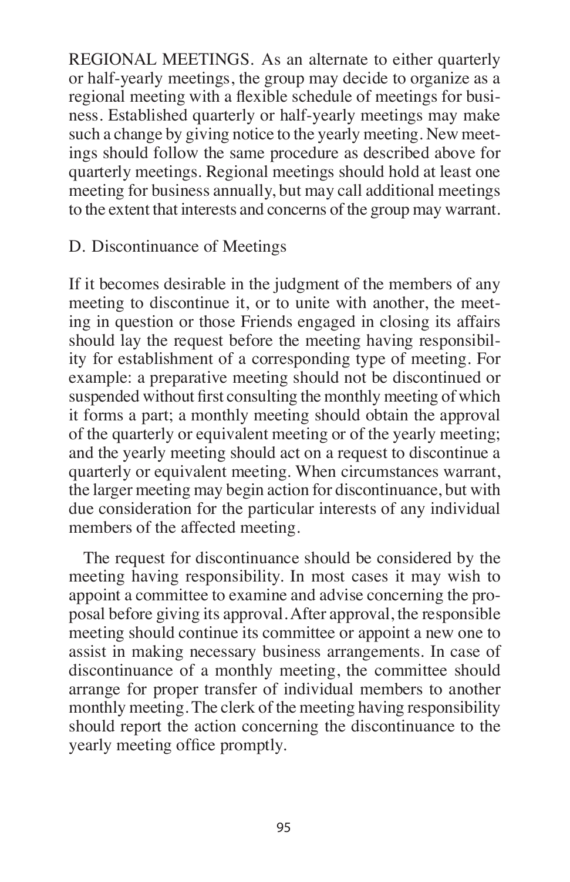REGIONAL MEETINGS. As an alternate to either quarterly or half-yearly meetings, the group may decide to organize as a regional meeting with a flexible schedule of meetings for business. Established quarterly or half-yearly meetings may make such a change by giving notice to the yearly meeting. New meetings should follow the same procedure as described above for quarterly meetings. Regional meetings should hold at least one meeting for business annually, but may call additional meetings to the extent that interests and concerns of the group may warrant.

### D. Discontinuance of Meetings

If it becomes desirable in the judgment of the members of any meeting to discontinue it, or to unite with another, the meeting in question or those Friends engaged in closing its affairs should lay the request before the meeting having responsibility for establishment of a corresponding type of meeting. For example: a preparative meeting should not be discontinued or suspended without first consulting the monthly meeting of which it forms a part; a monthly meeting should obtain the approval of the quarterly or equivalent meeting or of the yearly meeting; and the yearly meeting should act on a request to discontinue a quarterly or equivalent meeting. When circumstances warrant, the larger meeting may begin action for discontinuance, but with due consideration for the particular interests of any individual members of the affected meeting.

The request for discontinuance should be considered by the meeting having responsibility. In most cases it may wish to appoint a committee to examine and advise concerning the proposal before giving its approval. After approval, the responsible meeting should continue its committee or appoint a new one to assist in making necessary business arrangements. In case of discontinuance of a monthly meeting, the committee should arrange for proper transfer of individual members to another monthly meeting. The clerk of the meeting having responsibility should report the action concerning the discontinuance to the yearly meeting office promptly.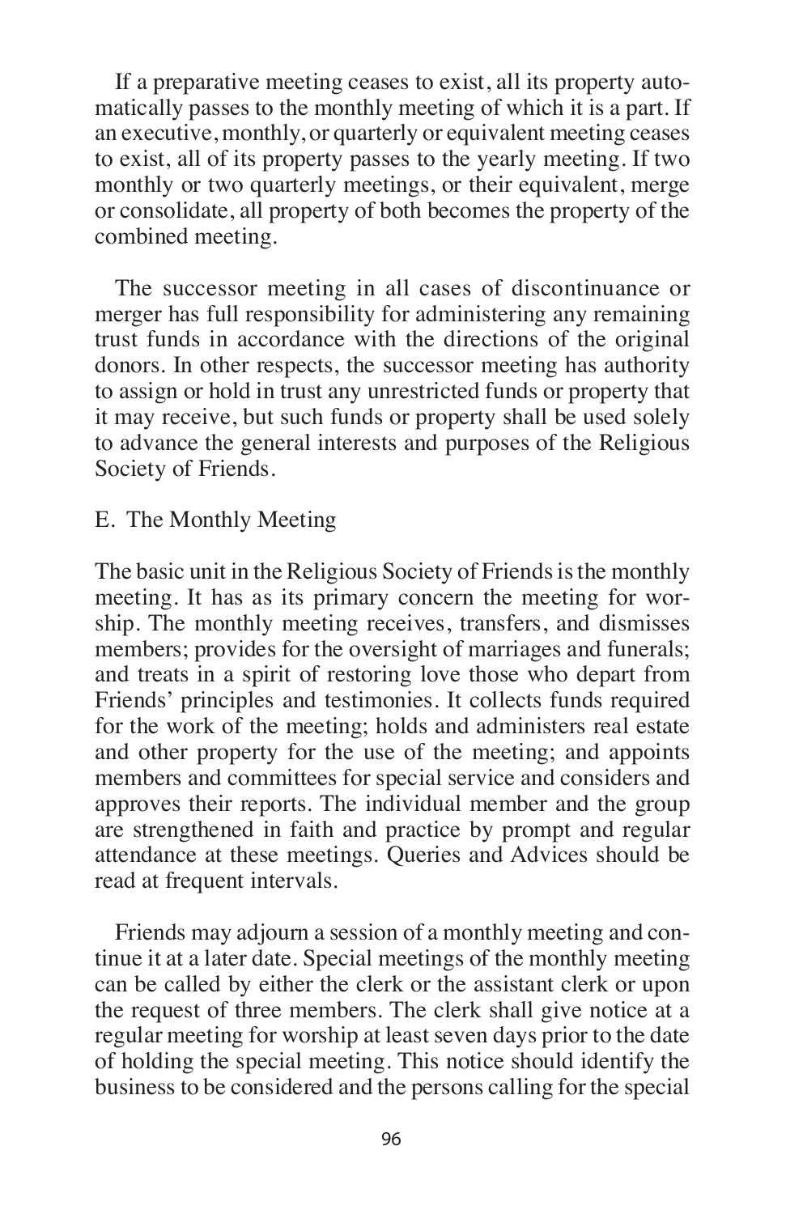If a preparative meeting ceases to exist, all its property automatically passes to the monthly meeting of which it is a part. If an executive, monthly, or quarterly or equivalent meeting ceases to exist, all of its property passes to the yearly meeting. If two monthly or two quarterly meetings, or their equivalent, merge or consolidate, all property of both becomes the property of the combined meeting.

The successor meeting in all cases of discontinuance or merger has full responsibility for administering any remaining trust funds in accordance with the directions of the original donors. In other respects, the successor meeting has authority to assign or hold in trust any unrestricted funds or property that it may receive, but such funds or property shall be used solely to advance the general interests and purposes of the Religious Society of Friends.

## E. The Monthly Meeting

The basic unit in the Religious Society of Friends is the monthly meeting. It has as its primary concern the meeting for worship. The monthly meeting receives, transfers, and dismisses members; provides for the oversight of marriages and funerals; and treats in a spirit of restoring love those who depart from Friends' principles and testimonies. It collects funds required for the work of the meeting; holds and administers real estate and other property for the use of the meeting; and appoints members and committees for special service and considers and approves their reports. The individual member and the group are strengthened in faith and practice by prompt and regular attendance at these meetings. Queries and Advices should be read at frequent intervals.

Friends may adjourn a session of a monthly meeting and continue it at a later date. Special meetings of the monthly meeting can be called by either the clerk or the assistant clerk or upon the request of three members. The clerk shall give notice at a regular meeting for worship at least seven days prior to the date of holding the special meeting. This notice should identify the business to be considered and the persons calling for the special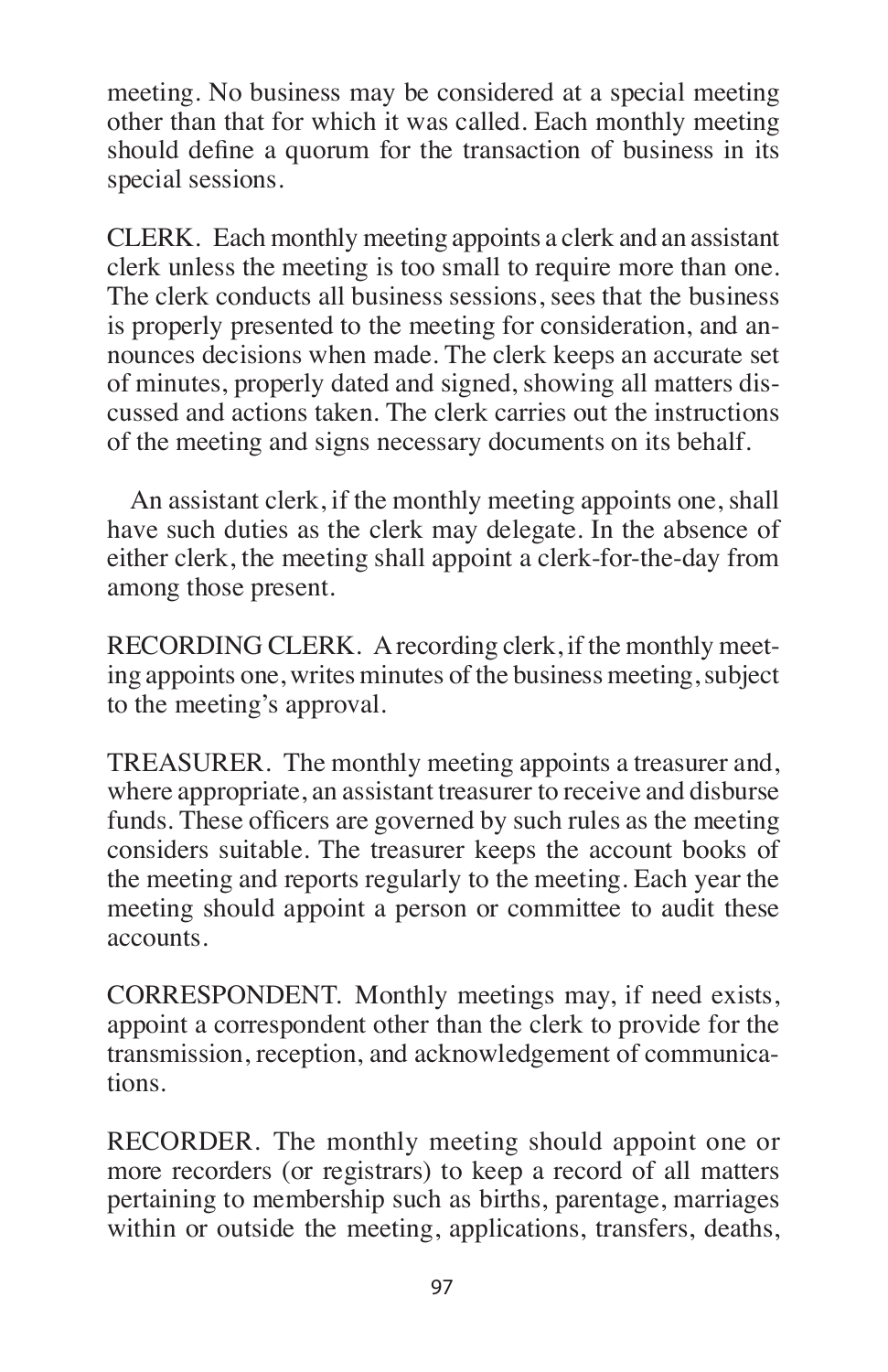meeting. No business may be considered at a special meeting other than that for which it was called. Each monthly meeting should define a quorum for the transaction of business in its special sessions.

CLERK. Each monthly meeting appoints a clerk and an assistant clerk unless the meeting is too small to require more than one. The clerk conducts all business sessions, sees that the business is properly presented to the meeting for consideration, and announces decisions when made. The clerk keeps an accurate set of minutes, properly dated and signed, showing all matters discussed and actions taken. The clerk carries out the instructions of the meeting and signs necessary documents on its behalf.

An assistant clerk, if the monthly meeting appoints one, shall have such duties as the clerk may delegate. In the absence of either clerk, the meeting shall appoint a clerk-for-the-day from among those present.

RECORDING CLERK. A recording clerk, if the monthly meeting appoints one, writes minutes of the business meeting, subject to the meeting's approval.

TREASURER. The monthly meeting appoints a treasurer and, where appropriate, an assistant treasurer to receive and disburse funds. These officers are governed by such rules as the meeting considers suitable. The treasurer keeps the account books of the meeting and reports regularly to the meeting. Each year the meeting should appoint a person or committee to audit these accounts.

CORRESPONDENT. Monthly meetings may, if need exists, appoint a correspondent other than the clerk to provide for the transmission, reception, and acknowledgement of communications.

RECORDER. The monthly meeting should appoint one or more recorders (or registrars) to keep a record of all matters pertaining to membership such as births, parentage, marriages within or outside the meeting, applications, transfers, deaths,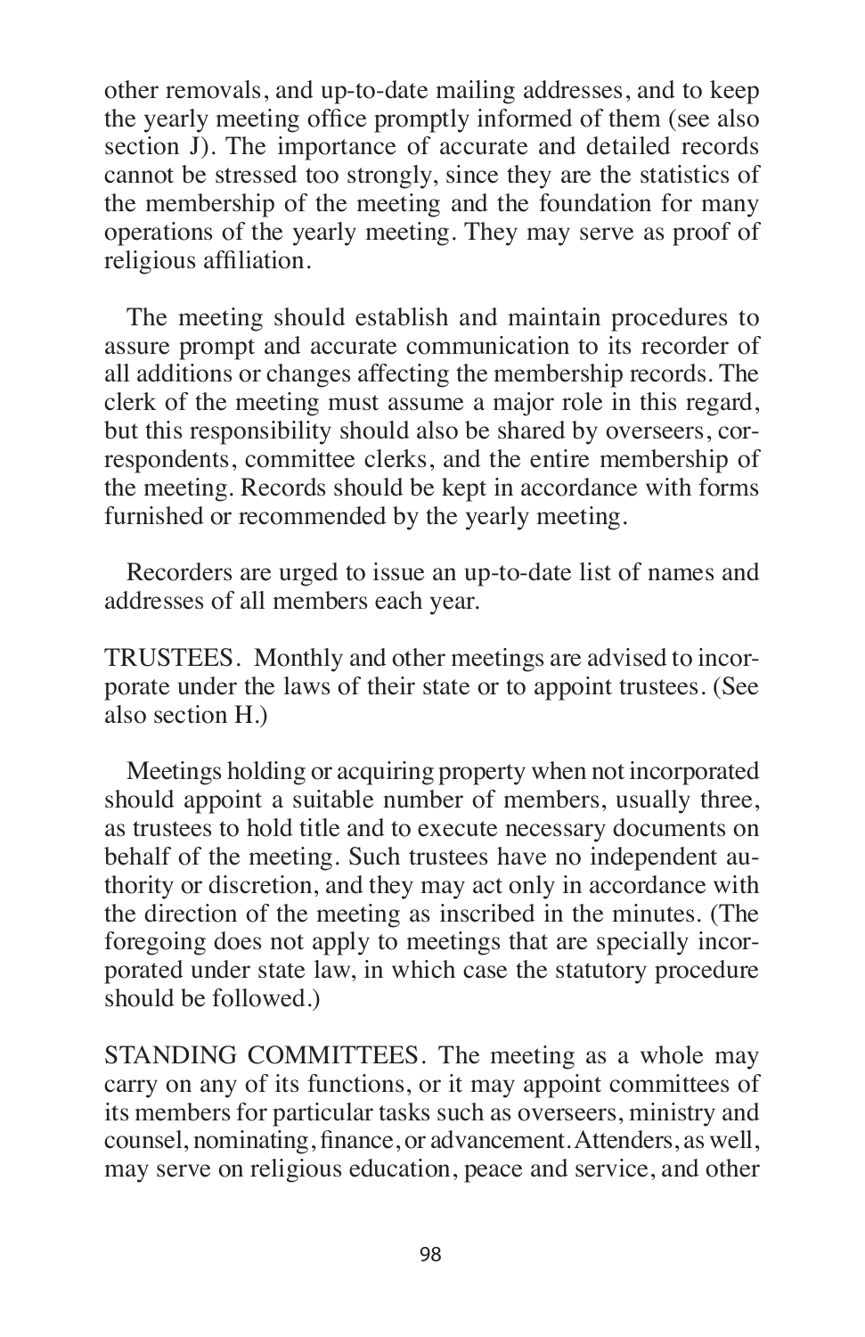other removals, and up-to-date mailing addresses, and to keep the yearly meeting office promptly informed of them (see also section J). The importance of accurate and detailed records cannot be stressed too strongly, since they are the statistics of the membership of the meeting and the foundation for many operations of the yearly meeting. They may serve as proof of religious affiliation.

The meeting should establish and maintain procedures to assure prompt and accurate communication to its recorder of all additions or changes affecting the membership records. The clerk of the meeting must assume a major role in this regard, but this responsibility should also be shared by overseers, correspondents, committee clerks, and the entire membership of the meeting. Records should be kept in accordance with forms furnished or recommended by the yearly meeting.

Recorders are urged to issue an up-to-date list of names and addresses of all members each year.

TRUSTEES. Monthly and other meetings are advised to incorporate under the laws of their state or to appoint trustees. (See also section H.)

Meetings holding or acquiring property when not incorporated should appoint a suitable number of members, usually three, as trustees to hold title and to execute necessary documents on behalf of the meeting. Such trustees have no independent authority or discretion, and they may act only in accordance with the direction of the meeting as inscribed in the minutes. (The foregoing does not apply to meetings that are specially incorporated under state law, in which case the statutory procedure should be followed.)

STANDING COMMITTEES. The meeting as a whole may carry on any of its functions, or it may appoint committees of its members for particular tasks such as overseers, ministry and counsel, nominating, finance, or advancement. Attenders, as well, may serve on religious education, peace and service, and other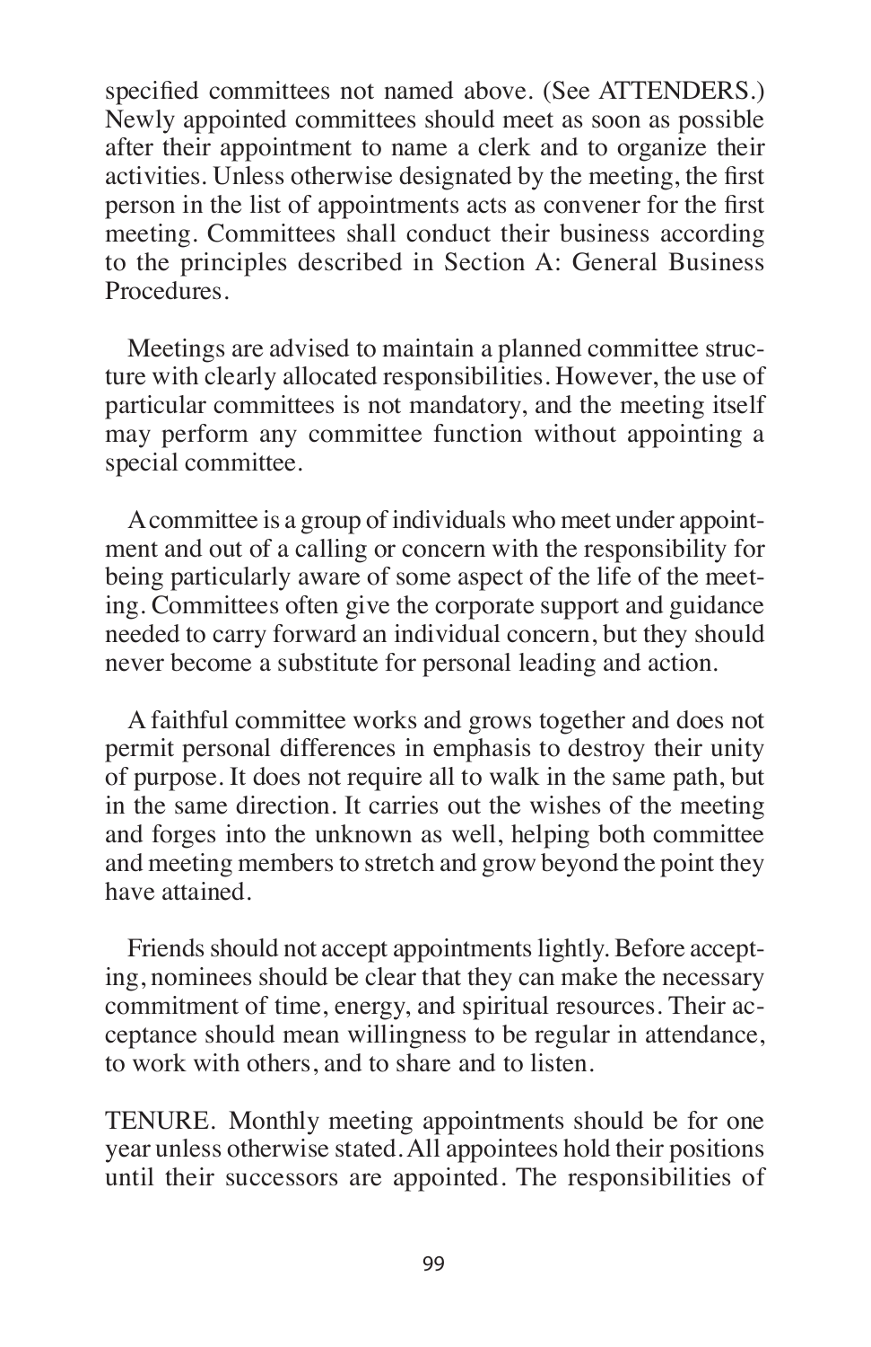specified committees not named above. (See ATTENDERS.) Newly appointed committees should meet as soon as possible after their appointment to name a clerk and to organize their activities. Unless otherwise designated by the meeting, the first person in the list of appointments acts as convener for the first meeting. Committees shall conduct their business according to the principles described in Section A: General Business Procedures.

Meetings are advised to maintain a planned committee structure with clearly allocated responsibilities. However, the use of particular committees is not mandatory, and the meeting itself may perform any committee function without appointing a special committee.

A committee is a group of individuals who meet under appointment and out of a calling or concern with the responsibility for being particularly aware of some aspect of the life of the meeting. Committees often give the corporate support and guidance needed to carry forward an individual concern, but they should never become a substitute for personal leading and action.

A faithful committee works and grows together and does not permit personal differences in emphasis to destroy their unity of purpose. It does not require all to walk in the same path, but in the same direction. It carries out the wishes of the meeting and forges into the unknown as well, helping both committee and meeting members to stretch and grow beyond the point they have attained.

Friends should not accept appointments lightly. Before accepting, nominees should be clear that they can make the necessary commitment of time, energy, and spiritual resources. Their acceptance should mean willingness to be regular in attendance, to work with others, and to share and to listen.

TENURE. Monthly meeting appointments should be for one year unless otherwise stated. All appointees hold their positions until their successors are appointed. The responsibilities of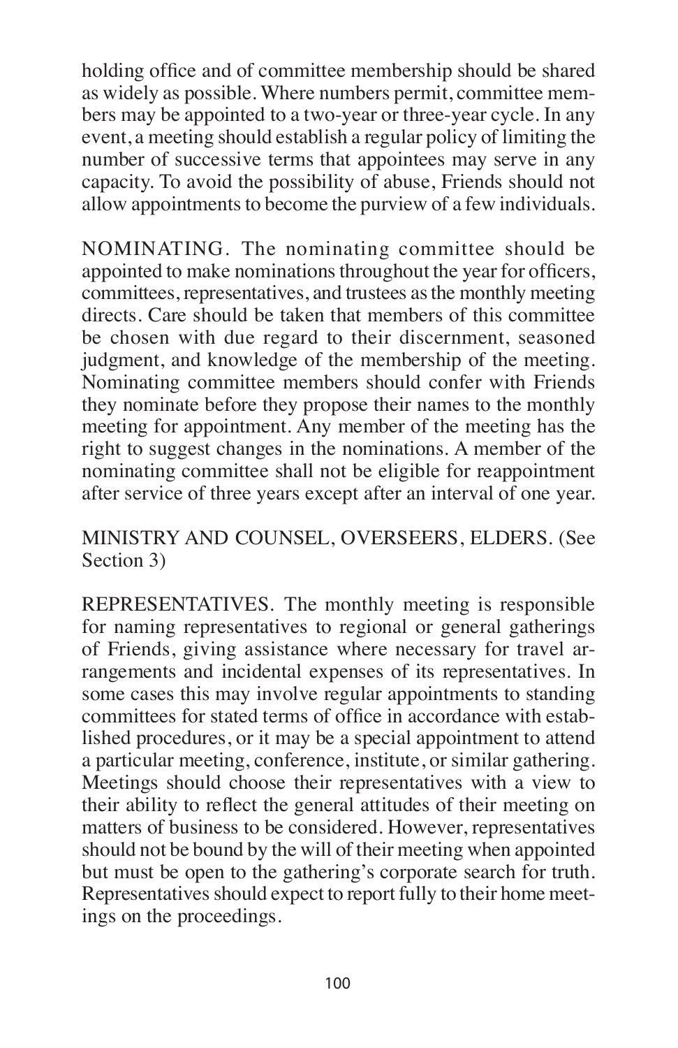holding office and of committee membership should be shared as widely as possible. Where numbers permit, committee members may be appointed to a two-year or three-year cycle. In any event, a meeting should establish a regular policy of limiting the number of successive terms that appointees may serve in any capacity. To avoid the possibility of abuse, Friends should not allow appointments to become the purview of a few individuals.

NOMINATING. The nominating committee should be appointed to make nominations throughout the year for officers, committees, representatives, and trustees as the monthly meeting directs. Care should be taken that members of this committee be chosen with due regard to their discernment, seasoned judgment, and knowledge of the membership of the meeting. Nominating committee members should confer with Friends they nominate before they propose their names to the monthly meeting for appointment. Any member of the meeting has the right to suggest changes in the nominations. A member of the nominating committee shall not be eligible for reappointment after service of three years except after an interval of one year.

MINISTRY AND COUNSEL, OVERSEERS, ELDERS. (See Section 3)

REPRESENTATIVES. The monthly meeting is responsible for naming representatives to regional or general gatherings of Friends, giving assistance where necessary for travel arrangements and incidental expenses of its representatives. In some cases this may involve regular appointments to standing committees for stated terms of office in accordance with established procedures, or it may be a special appointment to attend a particular meeting, conference, institute, or similar gathering. Meetings should choose their representatives with a view to their ability to reflect the general attitudes of their meeting on matters of business to be considered. However, representatives should not be bound by the will of their meeting when appointed but must be open to the gathering's corporate search for truth. Representatives should expect to report fully to their home meetings on the proceedings.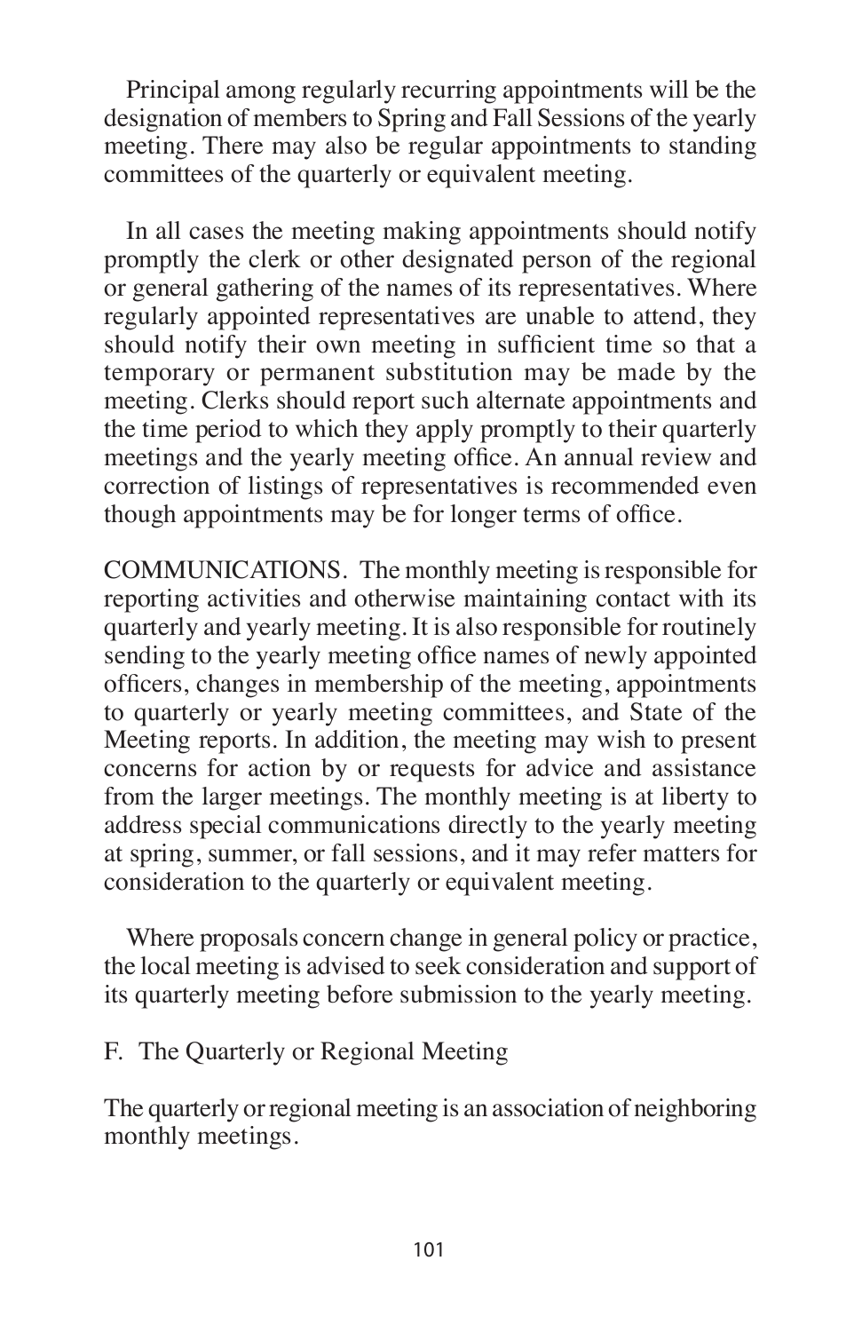Principal among regularly recurring appointments will be the designation of members to Spring and Fall Sessions of the yearly meeting. There may also be regular appointments to standing committees of the quarterly or equivalent meeting.

In all cases the meeting making appointments should notify promptly the clerk or other designated person of the regional or general gathering of the names of its representatives. Where regularly appointed representatives are unable to attend, they should notify their own meeting in sufficient time so that a temporary or permanent substitution may be made by the meeting. Clerks should report such alternate appointments and the time period to which they apply promptly to their quarterly meetings and the yearly meeting office. An annual review and correction of listings of representatives is recommended even though appointments may be for longer terms of office.

COMMUNICATIONS. The monthly meeting is responsible for reporting activities and otherwise maintaining contact with its quarterly and yearly meeting. It is also responsible for routinely sending to the yearly meeting office names of newly appointed officers, changes in membership of the meeting, appointments to quarterly or yearly meeting committees, and State of the Meeting reports. In addition, the meeting may wish to present concerns for action by or requests for advice and assistance from the larger meetings. The monthly meeting is at liberty to address special communications directly to the yearly meeting at spring, summer, or fall sessions, and it may refer matters for consideration to the quarterly or equivalent meeting.

Where proposals concern change in general policy or practice, the local meeting is advised to seek consideration and support of its quarterly meeting before submission to the yearly meeting.

## F. The Quarterly or Regional Meeting

The quarterly or regional meeting is an association of neighboring monthly meetings.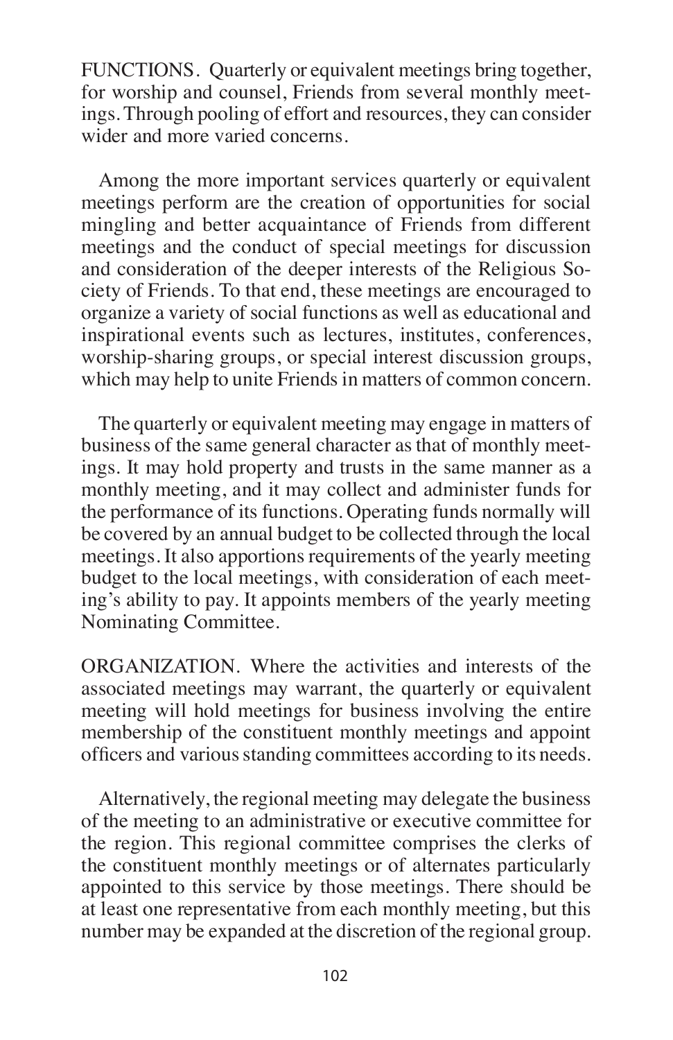FUNCTIONS. Quarterly or equivalent meetings bring together, for worship and counsel, Friends from several monthly meetings. Through pooling of effort and resources, they can consider wider and more varied concerns.

Among the more important services quarterly or equivalent meetings perform are the creation of opportunities for social mingling and better acquaintance of Friends from different meetings and the conduct of special meetings for discussion and consideration of the deeper interests of the Religious Society of Friends. To that end, these meetings are encouraged to organize a variety of social functions as well as educational and inspirational events such as lectures, institutes, conferences, worship-sharing groups, or special interest discussion groups, which may help to unite Friends in matters of common concern.

The quarterly or equivalent meeting may engage in matters of business of the same general character as that of monthly meetings. It may hold property and trusts in the same manner as a monthly meeting, and it may collect and administer funds for the performance of its functions. Operating funds normally will be covered by an annual budget to be collected through the local meetings. It also apportions requirements of the yearly meeting budget to the local meetings, with consideration of each meeting's ability to pay. It appoints members of the yearly meeting Nominating Committee.

ORGANIZATION. Where the activities and interests of the associated meetings may warrant, the quarterly or equivalent meeting will hold meetings for business involving the entire membership of the constituent monthly meetings and appoint officers and various standing committees according to its needs.

Alternatively, the regional meeting may delegate the business of the meeting to an administrative or executive committee for the region. This regional committee comprises the clerks of the constituent monthly meetings or of alternates particularly appointed to this service by those meetings. There should be at least one representative from each monthly meeting, but this number may be expanded at the discretion of the regional group.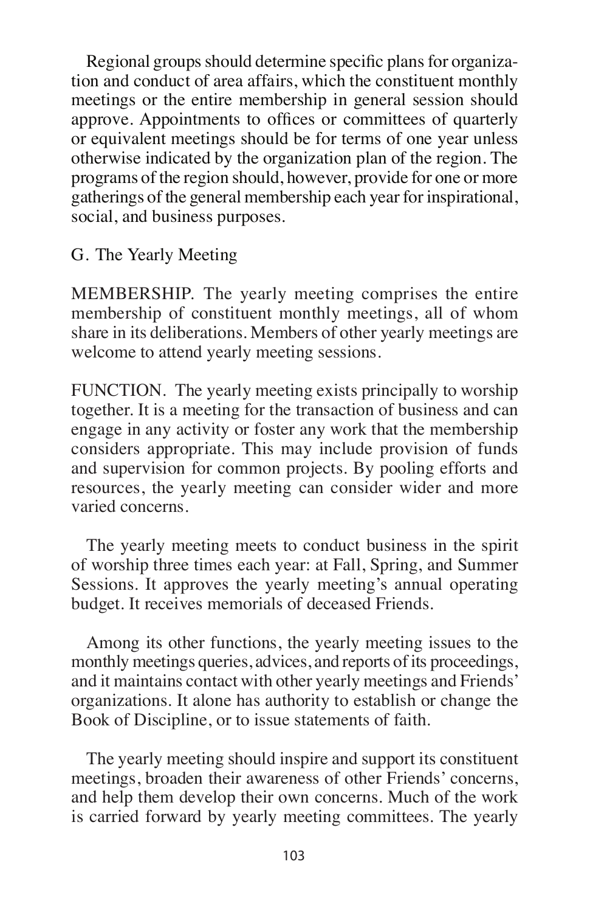Regional groups should determine specific plans for organization and conduct of area affairs, which the constituent monthly meetings or the entire membership in general session should approve. Appointments to offices or committees of quarterly or equivalent meetings should be for terms of one year unless otherwise indicated by the organization plan of the region. The programs of the region should, however, provide for one or more gatherings of the general membership each year for inspirational, social, and business purposes.

## G. The Yearly Meeting

MEMBERSHIP. The yearly meeting comprises the entire membership of constituent monthly meetings, all of whom share in its deliberations. Members of other yearly meetings are welcome to attend yearly meeting sessions.

FUNCTION. The yearly meeting exists principally to worship together. It is a meeting for the transaction of business and can engage in any activity or foster any work that the membership considers appropriate. This may include provision of funds and supervision for common projects. By pooling efforts and resources, the yearly meeting can consider wider and more varied concerns.

The yearly meeting meets to conduct business in the spirit of worship three times each year: at Fall, Spring, and Summer Sessions. It approves the yearly meeting's annual operating budget. It receives memorials of deceased Friends.

Among its other functions, the yearly meeting issues to the monthly meetings queries, advices, and reports of its proceedings, and it maintains contact with other yearly meetings and Friends' organizations. It alone has authority to establish or change the Book of Discipline, or to issue statements of faith.

The yearly meeting should inspire and support its constituent meetings, broaden their awareness of other Friends' concerns, and help them develop their own concerns. Much of the work is carried forward by yearly meeting committees. The yearly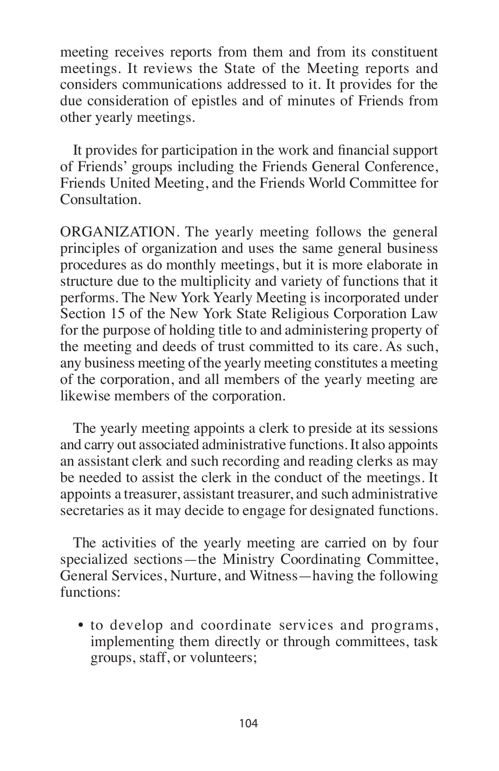meeting receives reports from them and from its constituent meetings. It reviews the State of the Meeting reports and considers communications addressed to it. It provides for the due consideration of epistles and of minutes of Friends from other yearly meetings.

It provides for participation in the work and financial support of Friends' groups including the Friends General Conference, Friends United Meeting, and the Friends World Committee for Consultation.

ORGANIZATION. The yearly meeting follows the general principles of organization and uses the same general business procedures as do monthly meetings, but it is more elaborate in structure due to the multiplicity and variety of functions that it performs. The New York Yearly Meeting is incorporated under Section 15 of the New York State Religious Corporation Law for the purpose of holding title to and administering property of the meeting and deeds of trust committed to its care. As such, any business meeting of the yearly meeting constitutes a meeting of the corporation, and all members of the yearly meeting are likewise members of the corporation.

The yearly meeting appoints a clerk to preside at its sessions and carry out associated administrative functions. It also appoints an assistant clerk and such recording and reading clerks as may be needed to assist the clerk in the conduct of the meetings. It appoints a treasurer, assistant treasurer, and such administrative secretaries as it may decide to engage for designated functions.

The activities of the yearly meeting are carried on by four specialized sections—the Ministry Coordinating Committee, General Services, Nurture, and Witness—having the following functions:

- to develop and coordinate services and programs, implementing them directly or through committees, task groups, staff, or volunteers;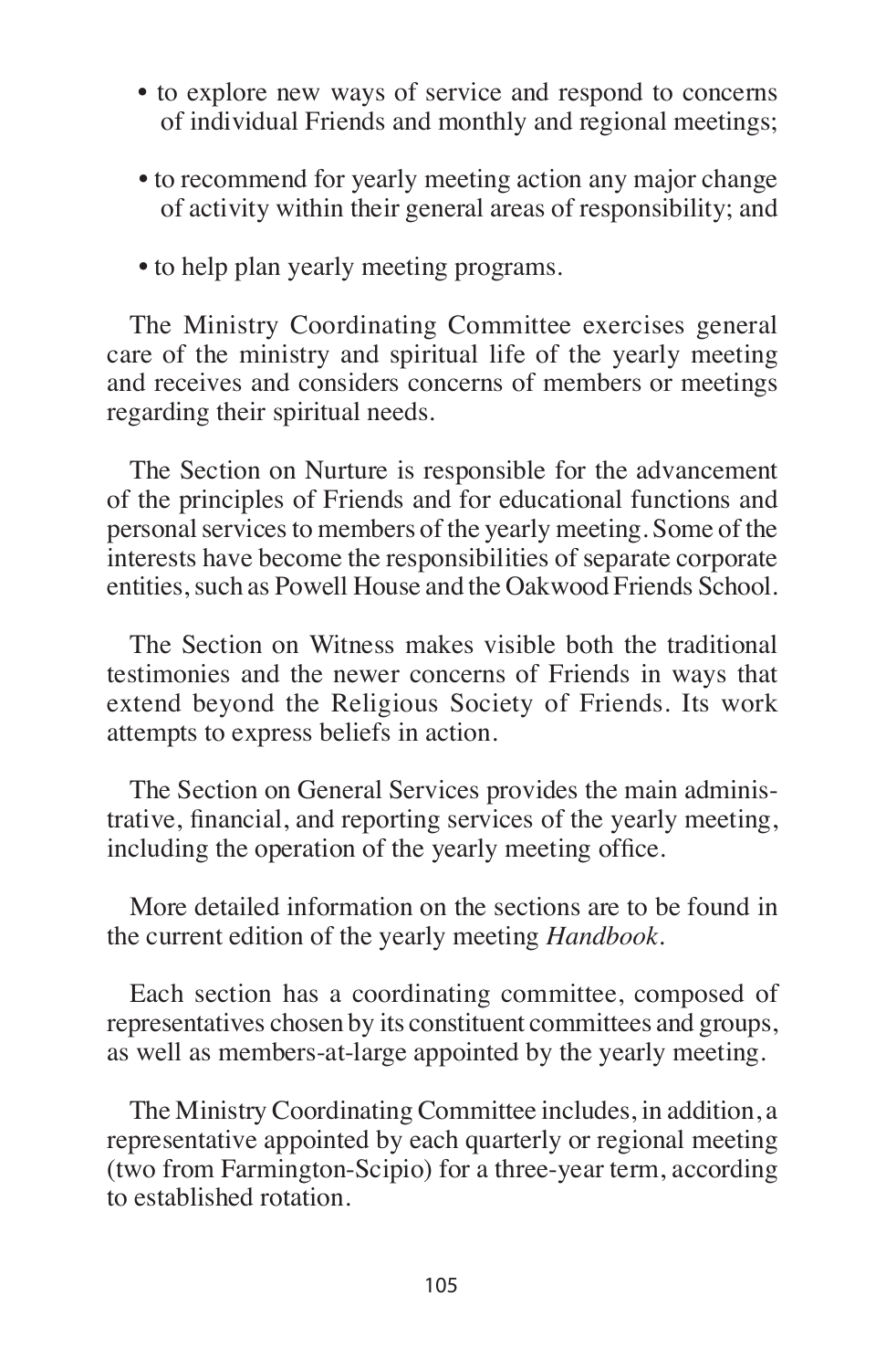- to explore new ways of service and respond to concerns of individual Friends and monthly and regional meetings;
- to recommend for yearly meeting action any major change of activity within their general areas of responsibility; and
- to help plan yearly meeting programs.

The Ministry Coordinating Committee exercises general care of the ministry and spiritual life of the yearly meeting and receives and considers concerns of members or meetings regarding their spiritual needs.

The Section on Nurture is responsible for the advancement of the principles of Friends and for educational functions and personal services to members of the yearly meeting. Some of the interests have become the responsibilities of separate corporate entities, such as Powell House and the Oakwood Friends School.

The Section on Witness makes visible both the traditional testimonies and the newer concerns of Friends in ways that extend beyond the Religious Society of Friends. Its work attempts to express beliefs in action.

The Section on General Services provides the main administrative, financial, and reporting services of the yearly meeting, including the operation of the yearly meeting office.

More detailed information on the sections are to be found in the current edition of the yearly meeting *Handbook*.

Each section has a coordinating committee, composed of representatives chosen by its constituent committees and groups, as well as members-at-large appointed by the yearly meeting.

The Ministry Coordinating Committee includes, in addition, a representative appointed by each quarterly or regional meeting (two from Farmington-Scipio) for a three-year term, according to established rotation.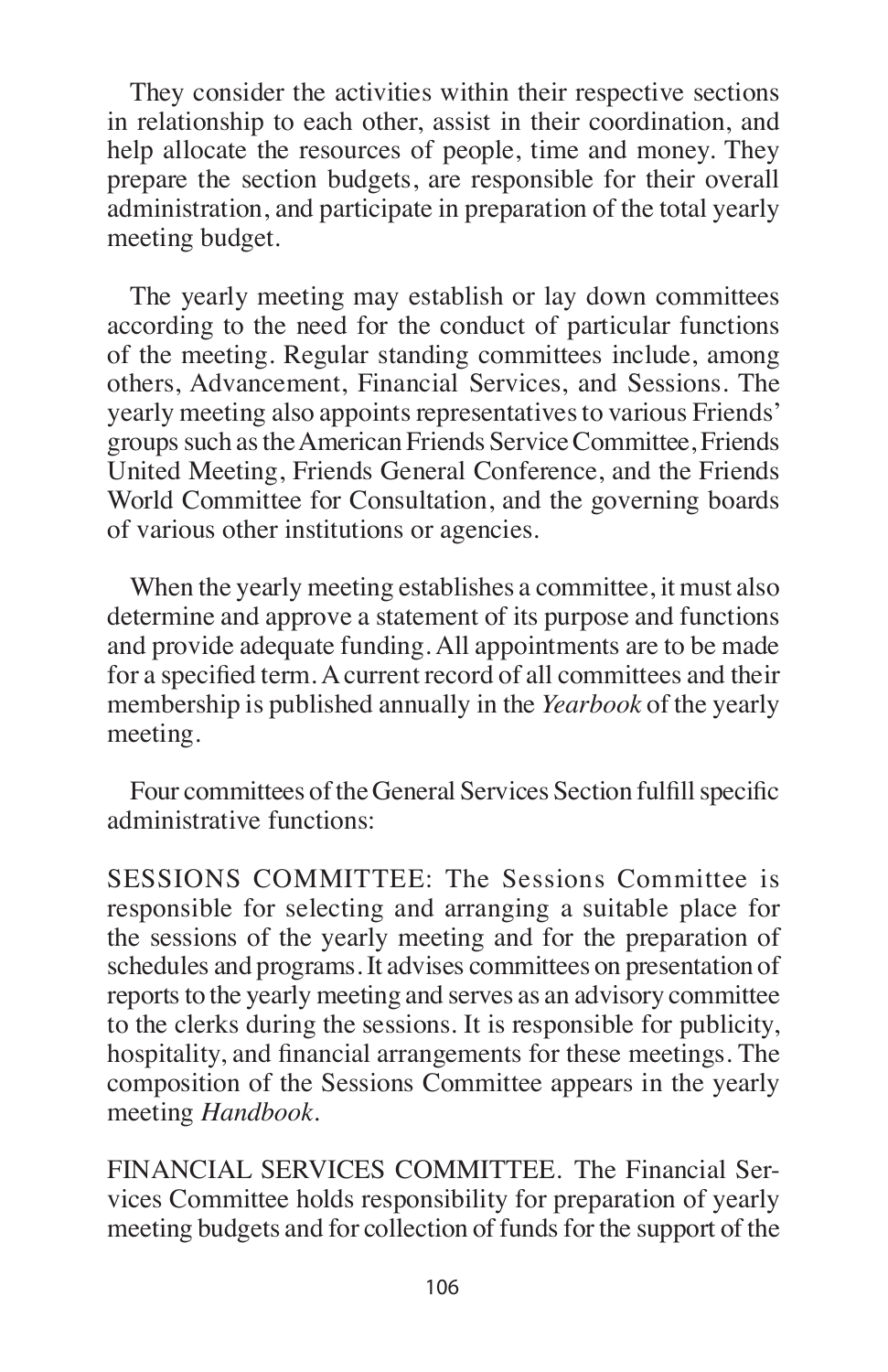They consider the activities within their respective sections in relationship to each other, assist in their coordination, and help allocate the resources of people, time and money. They prepare the section budgets, are responsible for their overall administration, and participate in preparation of the total yearly meeting budget.

The yearly meeting may establish or lay down committees according to the need for the conduct of particular functions of the meeting. Regular standing committees include, among others, Advancement, Financial Services, and Sessions. The yearly meeting also appoints representatives to various Friends' groups such as the American Friends Service Committee, Friends United Meeting, Friends General Conference, and the Friends World Committee for Consultation, and the governing boards of various other institutions or agencies.

When the yearly meeting establishes a committee, it must also determine and approve a statement of its purpose and functions and provide adequate funding. All appointments are to be made for a specified term. A current record of all committees and their membership is published annually in the *Yearbook* of the yearly meeting.

Four committees of the General Services Section fulfill specific administrative functions:

SESSIONS COMMITTEE: The Sessions Committee is responsible for selecting and arranging a suitable place for the sessions of the yearly meeting and for the preparation of schedules and programs. It advises committees on presentation of reports to the yearly meeting and serves as an advisory committee to the clerks during the sessions. It is responsible for publicity, hospitality, and financial arrangements for these meetings. The composition of the Sessions Committee appears in the yearly meeting *Handbook*.

FINANCIAL SERVICES COMMITTEE. The Financial Services Committee holds responsibility for preparation of yearly meeting budgets and for collection of funds for the support of the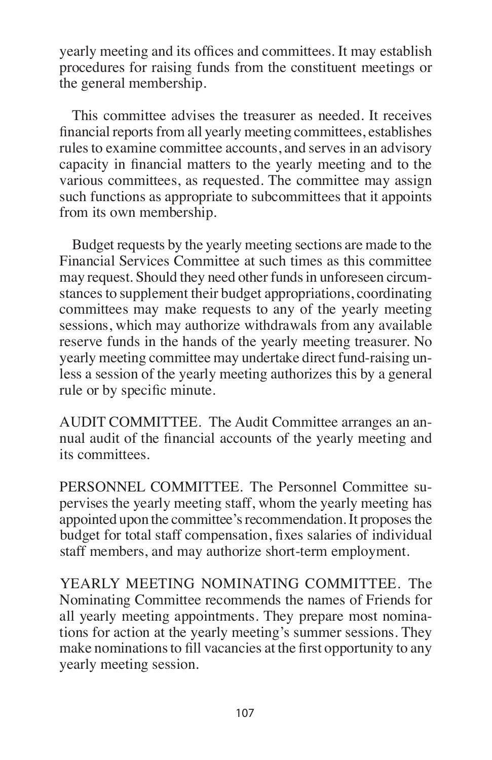yearly meeting and its offices and committees. It may establish procedures for raising funds from the constituent meetings or the general membership.

This committee advises the treasurer as needed. It receives financial reports from all yearly meeting committees, establishes rules to examine committee accounts, and serves in an advisory capacity in financial matters to the yearly meeting and to the various committees, as requested. The committee may assign such functions as appropriate to subcommittees that it appoints from its own membership.

Budget requests by the yearly meeting sections are made to the Financial Services Committee at such times as this committee may request. Should they need other funds in unforeseen circumstances to supplement their budget appropriations, coordinating committees may make requests to any of the yearly meeting sessions, which may authorize withdrawals from any available reserve funds in the hands of the yearly meeting treasurer. No yearly meeting committee may undertake direct fund-raising unless a session of the yearly meeting authorizes this by a general rule or by specific minute.

AUDIT COMMITTEE. The Audit Committee arranges an annual audit of the financial accounts of the yearly meeting and its committees.

PERSONNEL COMMITTEE. The Personnel Committee supervises the yearly meeting staff, whom the yearly meeting has appointed upon the committee's recommendation. It proposes the budget for total staff compensation, fixes salaries of individual staff members, and may authorize short-term employment.

YEARLY MEETING NOMINATING COMMITTEE. The Nominating Committee recommends the names of Friends for all yearly meeting appointments. They prepare most nominations for action at the yearly meeting's summer sessions. They make nominations to fill vacancies at the first opportunity to any yearly meeting session.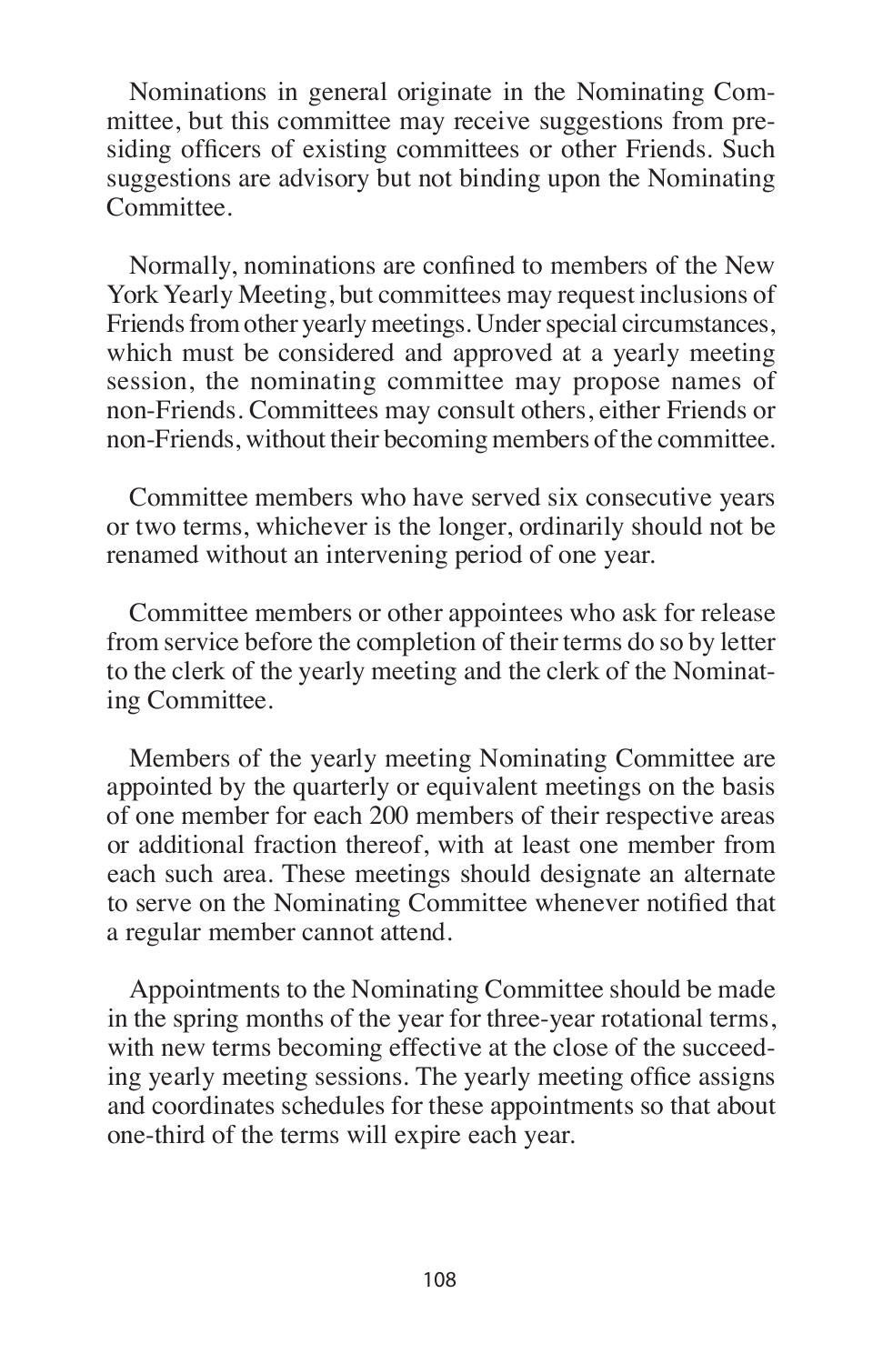Nominations in general originate in the Nominating Committee, but this committee may receive suggestions from presiding officers of existing committees or other Friends. Such suggestions are advisory but not binding upon the Nominating Committee.

Normally, nominations are confined to members of the New York Yearly Meeting, but committees may request inclusions of Friends from other yearly meetings. Under special circumstances, which must be considered and approved at a yearly meeting session, the nominating committee may propose names of non-Friends. Committees may consult others, either Friends or non-Friends, without their becoming members of the committee.

Committee members who have served six consecutive years or two terms, whichever is the longer, ordinarily should not be renamed without an intervening period of one year.

Committee members or other appointees who ask for release from service before the completion of their terms do so by letter to the clerk of the yearly meeting and the clerk of the Nominating Committee.

Members of the yearly meeting Nominating Committee are appointed by the quarterly or equivalent meetings on the basis of one member for each 200 members of their respective areas or additional fraction thereof, with at least one member from each such area. These meetings should designate an alternate to serve on the Nominating Committee whenever notified that a regular member cannot attend.

Appointments to the Nominating Committee should be made in the spring months of the year for three-year rotational terms, with new terms becoming effective at the close of the succeeding yearly meeting sessions. The yearly meeting office assigns and coordinates schedules for these appointments so that about one-third of the terms will expire each year.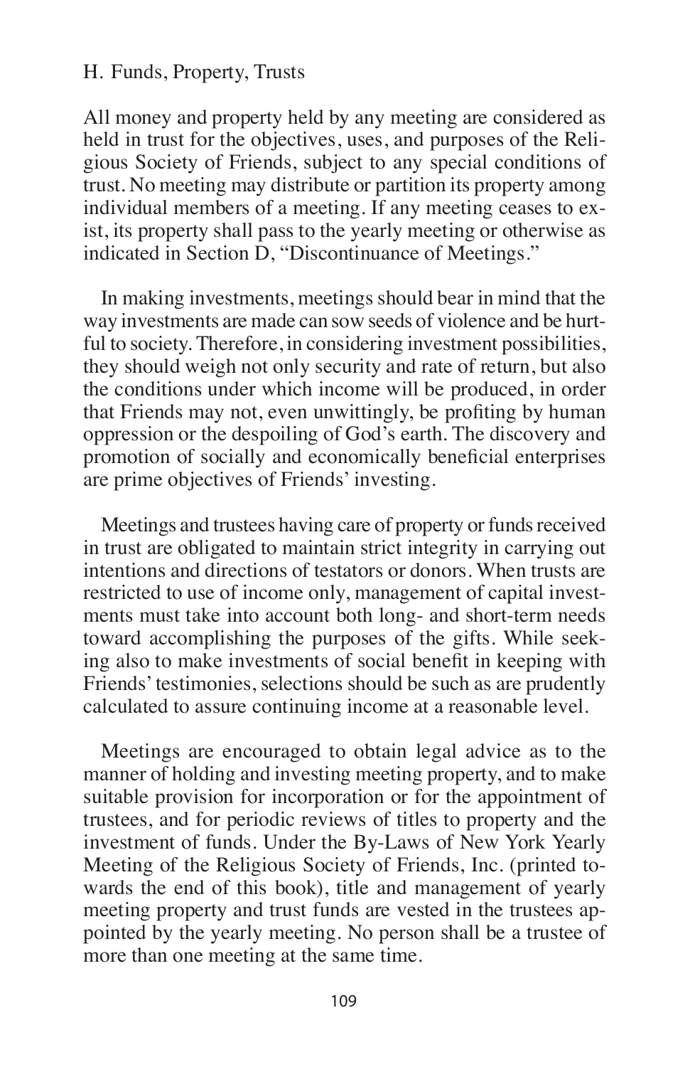## H. Funds, Property, Trusts

All money and property held by any meeting are considered as held in trust for the objectives, uses, and purposes of the Religious Society of Friends, subject to any special conditions of trust. No meeting may distribute or partition its property among individual members of a meeting. If any meeting ceases to exist, its property shall pass to the yearly meeting or otherwise as indicated in Section D, "Discontinuance of Meetings."

In making investments, meetings should bear in mind that the way investments are made can sow seeds of violence and be hurtful to society. Therefore, in considering investment possibilities, they should weigh not only security and rate of return, but also the conditions under which income will be produced, in order that Friends may not, even unwittingly, be profiting by human oppression or the despoiling of God's earth. The discovery and promotion of socially and economically beneficial enterprises are prime objectives of Friends' investing.

Meetings and trustees having care of property or funds received in trust are obligated to maintain strict integrity in carrying out intentions and directions of testators or donors. When trusts are restricted to use of income only, management of capital investments must take into account both long- and short-term needs toward accomplishing the purposes of the gifts. While seeking also to make investments of social benefit in keeping with Friends' testimonies, selections should be such as are prudently calculated to assure continuing income at a reasonable level.

Meetings are encouraged to obtain legal advice as to the manner of holding and investing meeting property, and to make suitable provision for incorporation or for the appointment of trustees, and for periodic reviews of titles to property and the investment of funds. Under the By-Laws of New York Yearly Meeting of the Religious Society of Friends, Inc. (printed towards the end of this book), title and management of yearly meeting property and trust funds are vested in the trustees appointed by the yearly meeting. No person shall be a trustee of more than one meeting at the same time.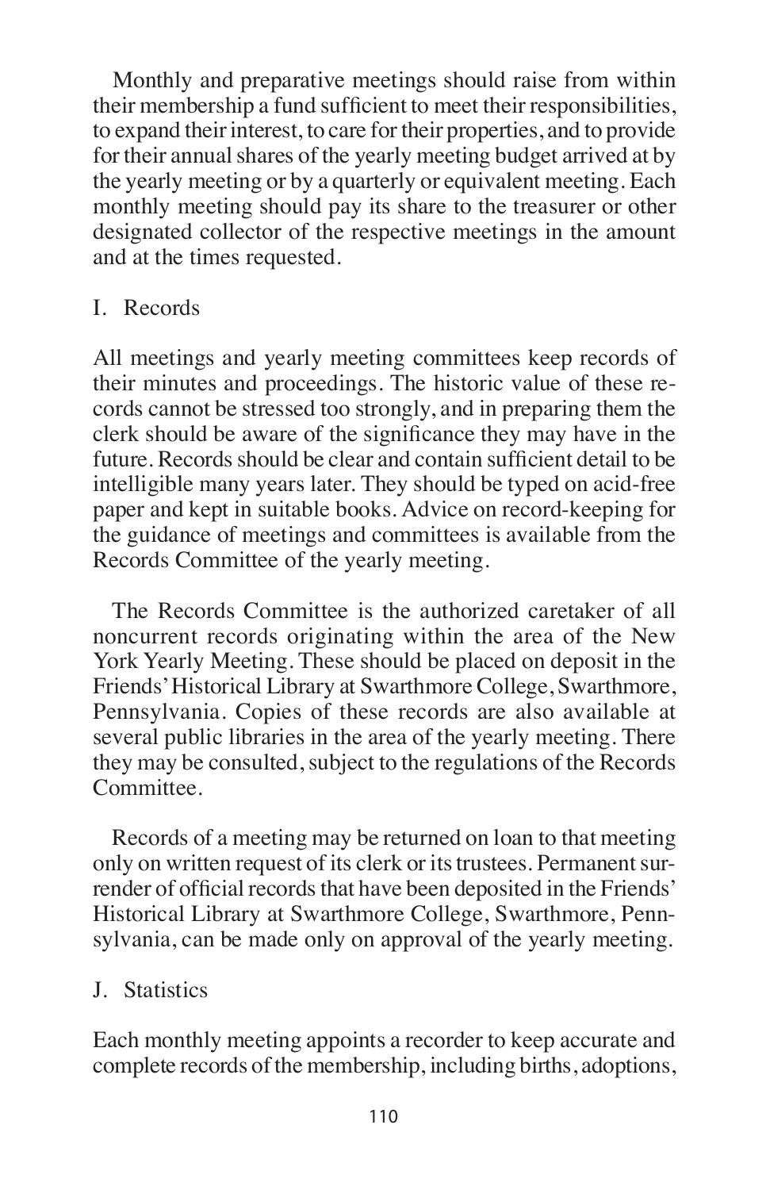Monthly and preparative meetings should raise from within their membership a fund sufficient to meet their responsibilities, to expand their interest, to care for their properties, and to provide for their annual shares of the yearly meeting budget arrived at by the yearly meeting or by a quarterly or equivalent meeting. Each monthly meeting should pay its share to the treasurer or other designated collector of the respective meetings in the amount and at the times requested.

## I. Records

All meetings and yearly meeting committees keep records of their minutes and proceedings. The historic value of these records cannot be stressed too strongly, and in preparing them the clerk should be aware of the significance they may have in the future. Records should be clear and contain sufficient detail to be intelligible many years later. They should be typed on acid-free paper and kept in suitable books. Advice on record-keeping for the guidance of meetings and committees is available from the Records Committee of the yearly meeting.

The Records Committee is the authorized caretaker of all noncurrent records originating within the area of the New York Yearly Meeting. These should be placed on deposit in the Friends' Historical Library at Swarthmore College, Swarthmore, Pennsylvania. Copies of these records are also available at several public libraries in the area of the yearly meeting. There they may be consulted, subject to the regulations of the Records Committee.

Records of a meeting may be returned on loan to that meeting only on written request of its clerk or its trustees. Permanent surrender of official records that have been deposited in the Friends' Historical Library at Swarthmore College, Swarthmore, Pennsylvania, can be made only on approval of the yearly meeting.

## J. Statistics

Each monthly meeting appoints a recorder to keep accurate and complete records of the membership, including births, adoptions,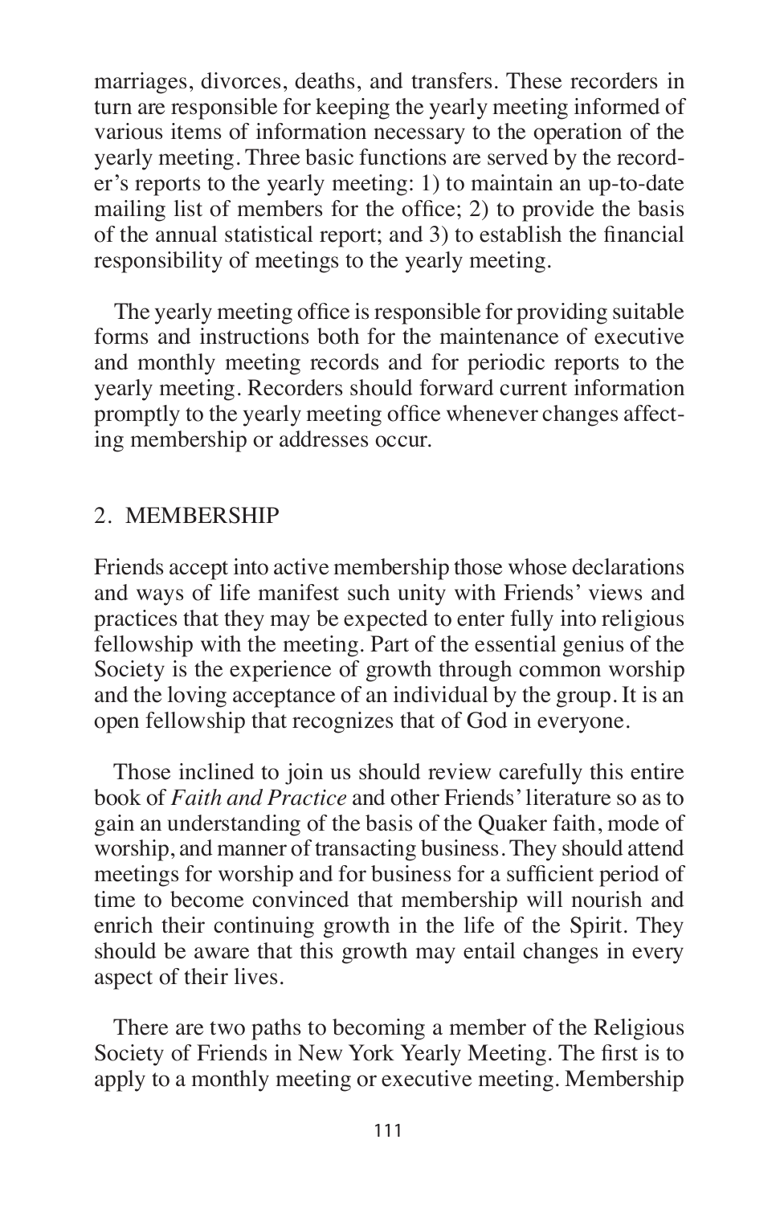marriages, divorces, deaths, and transfers. These recorders in turn are responsible for keeping the yearly meeting informed of various items of information necessary to the operation of the yearly meeting. Three basic functions are served by the recorder's reports to the yearly meeting: 1) to maintain an up-to-date mailing list of members for the office; 2) to provide the basis of the annual statistical report; and 3) to establish the financial responsibility of meetings to the yearly meeting.

The yearly meeting office is responsible for providing suitable forms and instructions both for the maintenance of executive and monthly meeting records and for periodic reports to the yearly meeting. Recorders should forward current information promptly to the yearly meeting office whenever changes affecting membership or addresses occur.

## 2. MEMBERSHIP

Friends accept into active membership those whose declarations and ways of life manifest such unity with Friends' views and practices that they may be expected to enter fully into religious fellowship with the meeting. Part of the essential genius of the Society is the experience of growth through common worship and the loving acceptance of an individual by the group. It is an open fellowship that recognizes that of God in everyone.

Those inclined to join us should review carefully this entire book of *Faith and Practice* and other Friends' literature so as to gain an understanding of the basis of the Quaker faith, mode of worship, and manner of transacting business. They should attend meetings for worship and for business for a sufficient period of time to become convinced that membership will nourish and enrich their continuing growth in the life of the Spirit. They should be aware that this growth may entail changes in every aspect of their lives.

There are two paths to becoming a member of the Religious Society of Friends in New York Yearly Meeting. The first is to apply to a monthly meeting or executive meeting. Membership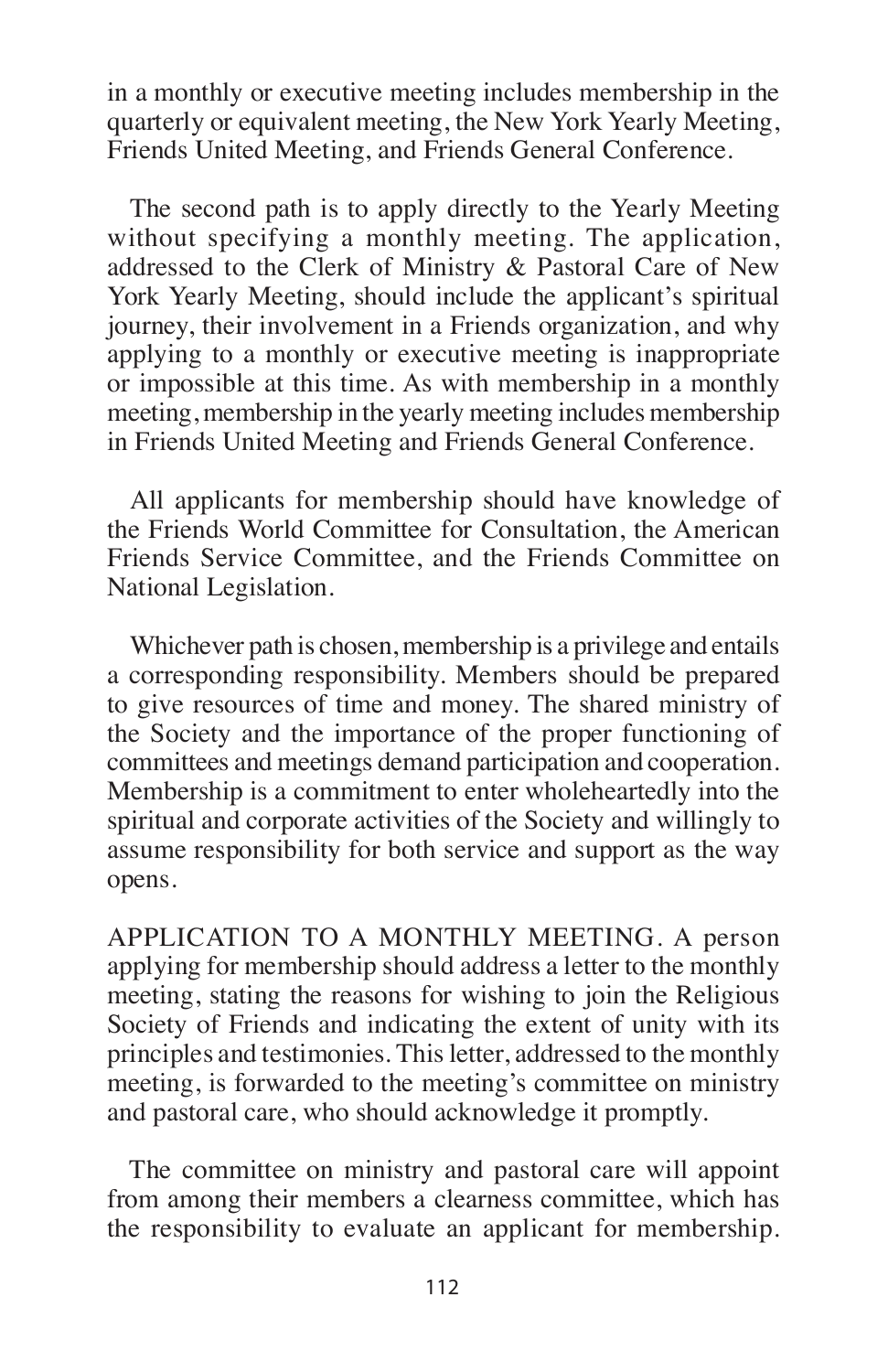in a monthly or executive meeting includes membership in the quarterly or equivalent meeting, the New York Yearly Meeting, Friends United Meeting, and Friends General Conference.

The second path is to apply directly to the Yearly Meeting without specifying a monthly meeting. The application, addressed to the Clerk of Ministry & Pastoral Care of New York Yearly Meeting, should include the applicant's spiritual journey, their involvement in a Friends organization, and why applying to a monthly or executive meeting is inappropriate or impossible at this time. As with membership in a monthly meeting, membership in the yearly meeting includes membership in Friends United Meeting and Friends General Conference.

All applicants for membership should have knowledge of the Friends World Committee for Consultation, the American Friends Service Committee, and the Friends Committee on National Legislation.

Whichever path is chosen, membership is a privilege and entails a corresponding responsibility. Members should be prepared to give resources of time and money. The shared ministry of the Society and the importance of the proper functioning of committees and meetings demand participation and cooperation. Membership is a commitment to enter wholeheartedly into the spiritual and corporate activities of the Society and willingly to assume responsibility for both service and support as the way opens.

APPLICATION TO A MONTHLY MEETING. A person applying for membership should address a letter to the monthly meeting, stating the reasons for wishing to join the Religious Society of Friends and indicating the extent of unity with its principles and testimonies. This letter, addressed to the monthly meeting, is forwarded to the meeting's committee on ministry and pastoral care, who should acknowledge it promptly.

The committee on ministry and pastoral care will appoint from among their members a clearness committee, which has the responsibility to evaluate an applicant for membership.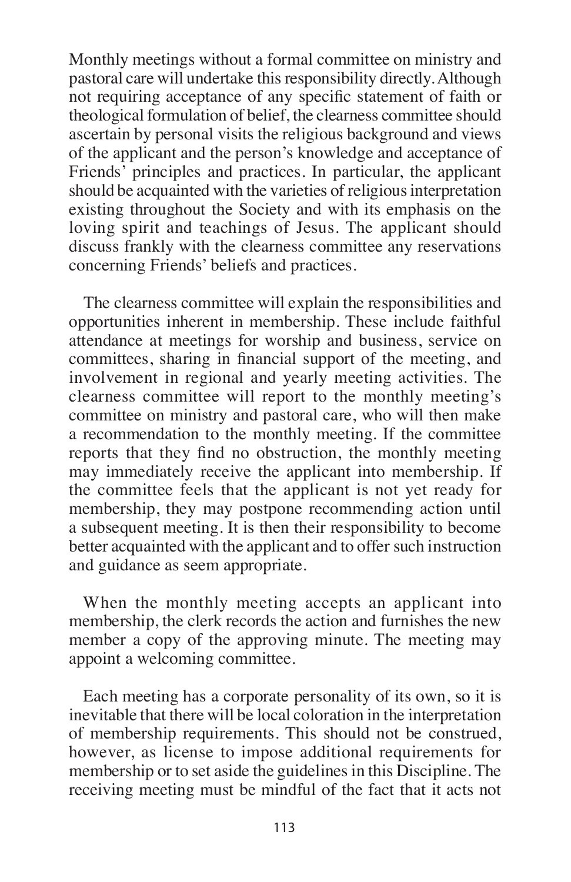Monthly meetings without a formal committee on ministry and pastoral care will undertake this responsibility directly. Although not requiring acceptance of any specific statement of faith or theological formulation of belief, the clearness committee should ascertain by personal visits the religious background and views of the applicant and the person's knowledge and acceptance of Friends' principles and practices. In particular, the applicant should be acquainted with the varieties of religious interpretation existing throughout the Society and with its emphasis on the loving spirit and teachings of Jesus. The applicant should discuss frankly with the clearness committee any reservations concerning Friends' beliefs and practices.

The clearness committee will explain the responsibilities and opportunities inherent in membership. These include faithful attendance at meetings for worship and business, service on committees, sharing in financial support of the meeting, and involvement in regional and yearly meeting activities. The clearness committee will report to the monthly meeting's committee on ministry and pastoral care, who will then make a recommendation to the monthly meeting. If the committee reports that they find no obstruction, the monthly meeting may immediately receive the applicant into membership. If the committee feels that the applicant is not yet ready for membership, they may postpone recommending action until a subsequent meeting. It is then their responsibility to become better acquainted with the applicant and to offer such instruction and guidance as seem appropriate.

When the monthly meeting accepts an applicant into membership, the clerk records the action and furnishes the new member a copy of the approving minute. The meeting may appoint a welcoming committee.

Each meeting has a corporate personality of its own, so it is inevitable that there will be local coloration in the interpretation of membership requirements. This should not be construed, however, as license to impose additional requirements for membership or to set aside the guidelines in this Discipline. The receiving meeting must be mindful of the fact that it acts not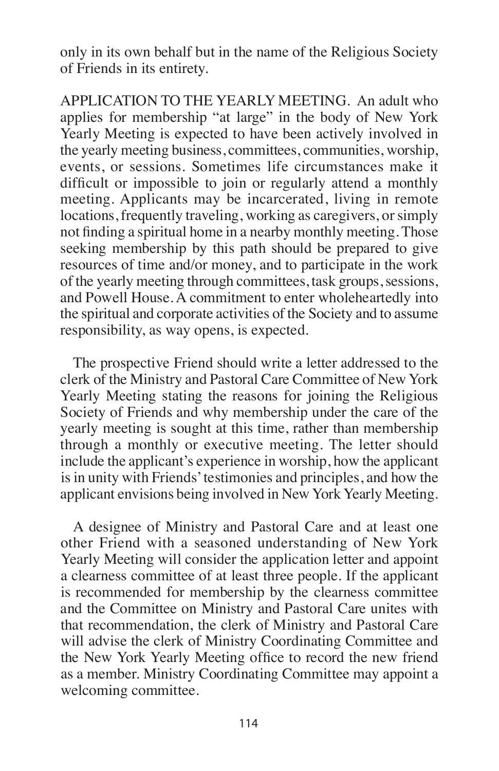only in its own behalf but in the name of the Religious Society of Friends in its entirety.

APPLICATION TO THE YEARLY MEETING. An adult who applies for membership "at large" in the body of New York Yearly Meeting is expected to have been actively involved in the yearly meeting business, committees, communities, worship, events, or sessions. Sometimes life circumstances make it difficult or impossible to join or regularly attend a monthly meeting. Applicants may be incarcerated, living in remote locations, frequently traveling, working as caregivers, or simply not finding a spiritual home in a nearby monthly meeting. Those seeking membership by this path should be prepared to give resources of time and/or money, and to participate in the work of the yearly meeting through committees, task groups, sessions, and Powell House. A commitment to enter wholeheartedly into the spiritual and corporate activities of the Society and to assume responsibility, as way opens, is expected.

The prospective Friend should write a letter addressed to the clerk of the Ministry and Pastoral Care Committee of New York Yearly Meeting stating the reasons for joining the Religious Society of Friends and why membership under the care of the yearly meeting is sought at this time, rather than membership through a monthly or executive meeting. The letter should include the applicant's experience in worship, how the applicant is in unity with Friends' testimonies and principles, and how the applicant envisions being involved in New York Yearly Meeting.

A designee of Ministry and Pastoral Care and at least one other Friend with a seasoned understanding of New York Yearly Meeting will consider the application letter and appoint a clearness committee of at least three people. If the applicant is recommended for membership by the clearness committee and the Committee on Ministry and Pastoral Care unites with that recommendation, the clerk of Ministry and Pastoral Care will advise the clerk of Ministry Coordinating Committee and the New York Yearly Meeting office to record the new friend as a member. Ministry Coordinating Committee may appoint a welcoming committee.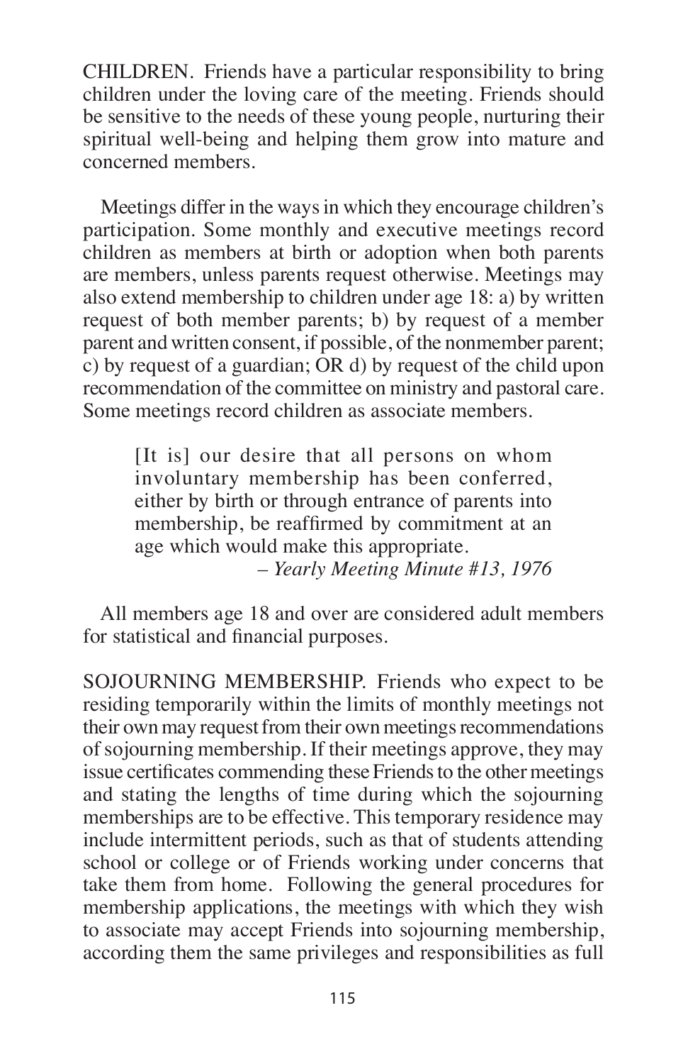CHILDREN. Friends have a particular responsibility to bring children under the loving care of the meeting. Friends should be sensitive to the needs of these young people, nurturing their spiritual well-being and helping them grow into mature and concerned members.

Meetings differ in the ways in which they encourage children's participation. Some monthly and executive meetings record children as members at birth or adoption when both parents are members, unless parents request otherwise. Meetings may also extend membership to children under age 18: a) by written request of both member parents; b) by request of a member parent and written consent, if possible, of the nonmember parent; c) by request of a guardian; OR d) by request of the child upon recommendation of the committee on ministry and pastoral care. Some meetings record children as associate members.

> [It is] our desire that all persons on whom involuntary membership has been conferred, either by birth or through entrance of parents into membership, be reaffirmed by commitment at an age which would make this appropriate.
>
> – *Yearly Meeting Minute #13, 1976*

All members age 18 and over are considered adult members for statistical and financial purposes.

SOJOURNING MEMBERSHIP. Friends who expect to be residing temporarily within the limits of monthly meetings not their own may request from their own meetings recommendations of sojourning membership. If their meetings approve, they may issue certificates commending these Friends to the other meetings and stating the lengths of time during which the sojourning memberships are to be effective. This temporary residence may include intermittent periods, such as that of students attending school or college or of Friends working under concerns that take them from home. Following the general procedures for membership applications, the meetings with which they wish to associate may accept Friends into sojourning membership, according them the same privileges and responsibilities as full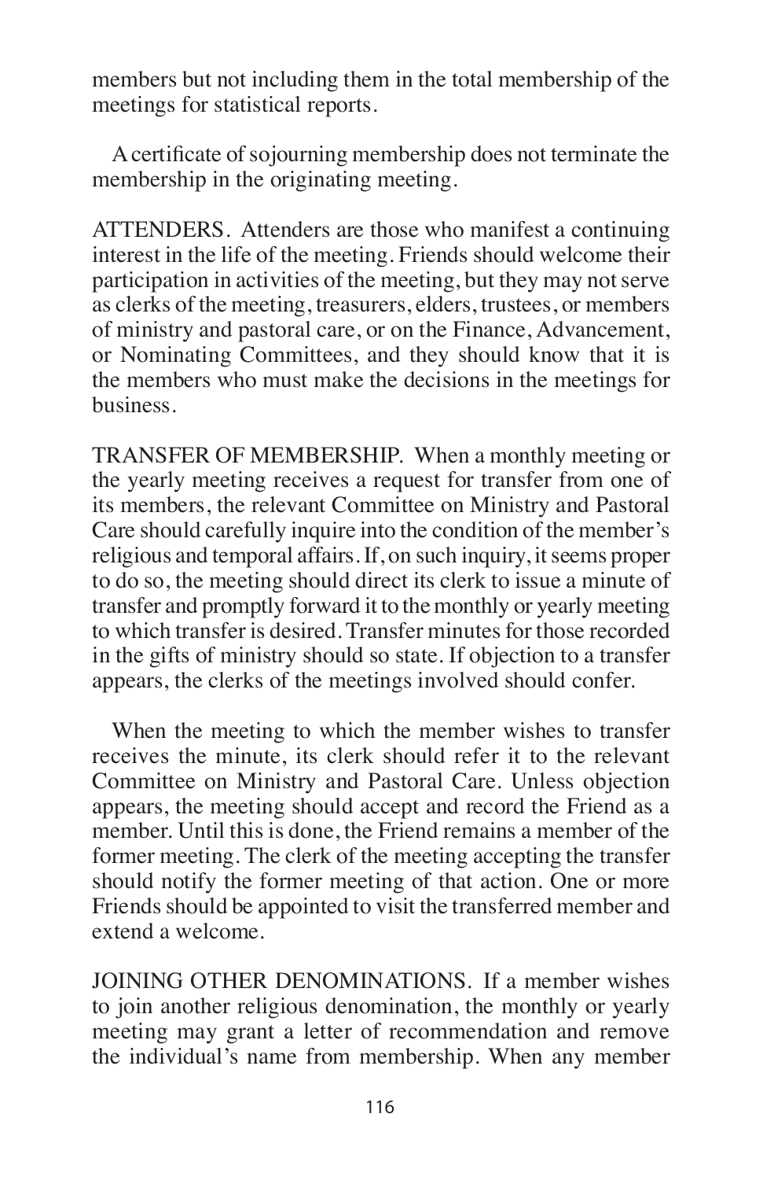members but not including them in the total membership of the meetings for statistical reports.

A certificate of sojourning membership does not terminate the membership in the originating meeting.

ATTENDERS. Attenders are those who manifest a continuing interest in the life of the meeting. Friends should welcome their participation in activities of the meeting, but they may not serve as clerks of the meeting, treasurers, elders, trustees, or members of ministry and pastoral care, or on the Finance, Advancement, or Nominating Committees, and they should know that it is the members who must make the decisions in the meetings for business.

TRANSFER OF MEMBERSHIP. When a monthly meeting or the yearly meeting receives a request for transfer from one of its members, the relevant Committee on Ministry and Pastoral Care should carefully inquire into the condition of the member's religious and temporal affairs. If, on such inquiry, it seems proper to do so, the meeting should direct its clerk to issue a minute of transfer and promptly forward it to the monthly or yearly meeting to which transfer is desired. Transfer minutes for those recorded in the gifts of ministry should so state. If objection to a transfer appears, the clerks of the meetings involved should confer.

When the meeting to which the member wishes to transfer receives the minute, its clerk should refer it to the relevant Committee on Ministry and Pastoral Care. Unless objection appears, the meeting should accept and record the Friend as a member. Until this is done, the Friend remains a member of the former meeting. The clerk of the meeting accepting the transfer should notify the former meeting of that action. One or more Friends should be appointed to visit the transferred member and extend a welcome.

JOINING OTHER DENOMINATIONS. If a member wishes to join another religious denomination, the monthly or yearly meeting may grant a letter of recommendation and remove the individual's name from membership. When any member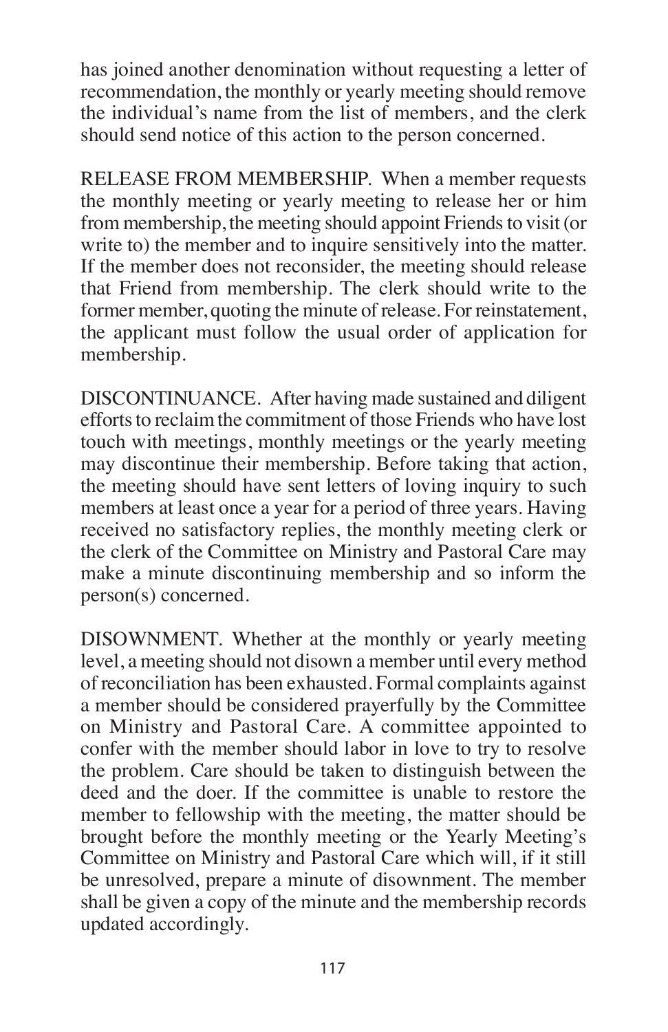has joined another denomination without requesting a letter of recommendation, the monthly or yearly meeting should remove the individual's name from the list of members, and the clerk should send notice of this action to the person concerned.

RELEASE FROM MEMBERSHIP. When a member requests the monthly meeting or yearly meeting to release her or him from membership, the meeting should appoint Friends to visit (or write to) the member and to inquire sensitively into the matter. If the member does not reconsider, the meeting should release that Friend from membership. The clerk should write to the former member, quoting the minute of release. For reinstatement, the applicant must follow the usual order of application for membership.

DISCONTINUANCE. After having made sustained and diligent efforts to reclaim the commitment of those Friends who have lost touch with meetings, monthly meetings or the yearly meeting may discontinue their membership. Before taking that action, the meeting should have sent letters of loving inquiry to such members at least once a year for a period of three years. Having received no satisfactory replies, the monthly meeting clerk or the clerk of the Committee on Ministry and Pastoral Care may make a minute discontinuing membership and so inform the person(s) concerned.

DISOWNMENT. Whether at the monthly or yearly meeting level, a meeting should not disown a member until every method of reconciliation has been exhausted. Formal complaints against a member should be considered prayerfully by the Committee on Ministry and Pastoral Care. A committee appointed to confer with the member should labor in love to try to resolve the problem. Care should be taken to distinguish between the deed and the doer. If the committee is unable to restore the member to fellowship with the meeting, the matter should be brought before the monthly meeting or the Yearly Meeting's Committee on Ministry and Pastoral Care which will, if it still be unresolved, prepare a minute of disownment. The member shall be given a copy of the minute and the membership records updated accordingly.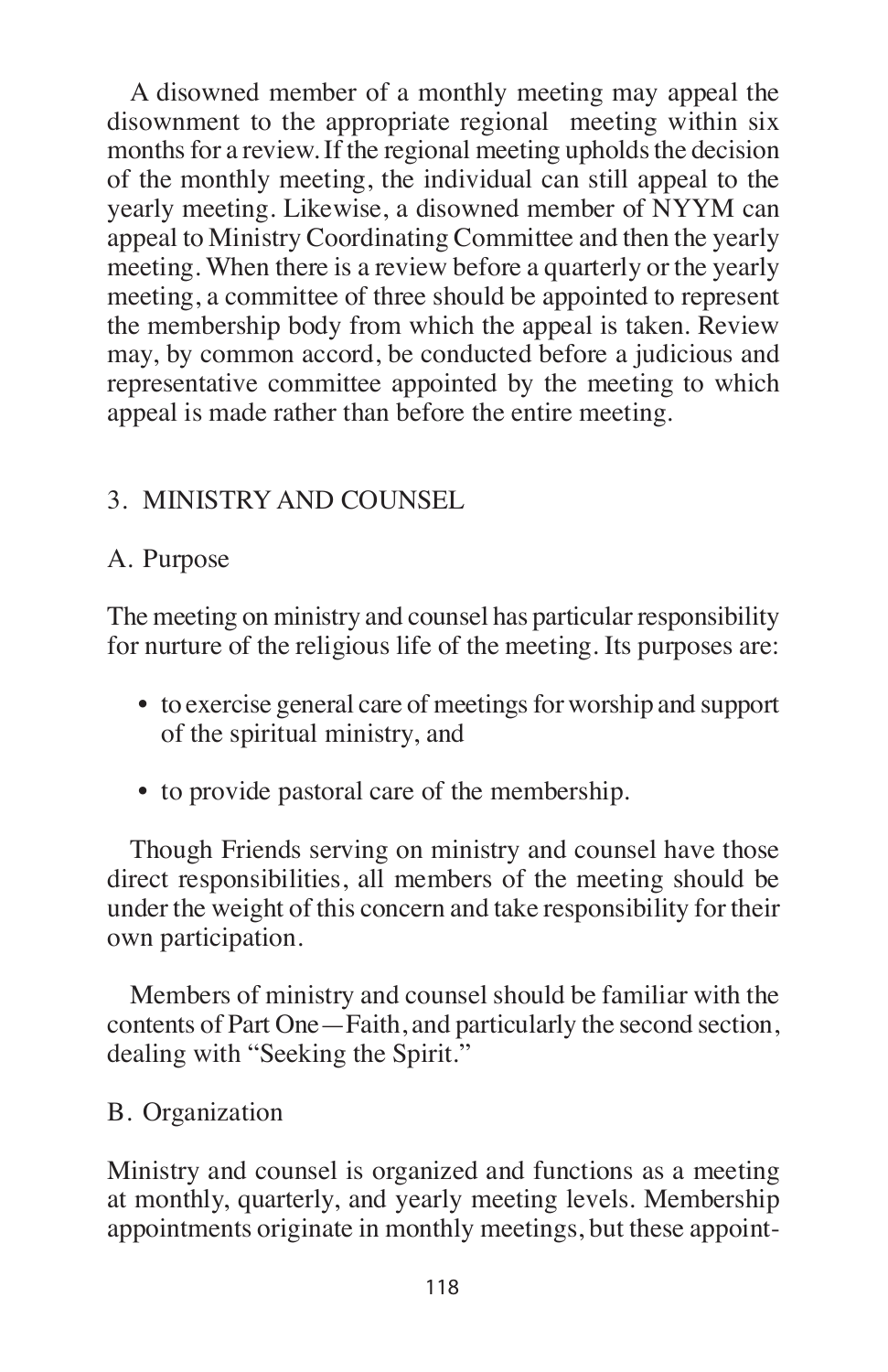A disowned member of a monthly meeting may appeal the disownment to the appropriate regional meeting within six months for a review. If the regional meeting upholds the decision of the monthly meeting, the individual can still appeal to the yearly meeting. Likewise, a disowned member of NYYM can appeal to Ministry Coordinating Committee and then the yearly meeting. When there is a review before a quarterly or the yearly meeting, a committee of three should be appointed to represent the membership body from which the appeal is taken. Review may, by common accord, be conducted before a judicious and representative committee appointed by the meeting to which appeal is made rather than before the entire meeting.

## 3. MINISTRY AND COUNSEL

### A. Purpose

The meeting on ministry and counsel has particular responsibility for nurture of the religious life of the meeting. Its purposes are:

- to exercise general care of meetings for worship and support of the spiritual ministry, and
- to provide pastoral care of the membership.

Though Friends serving on ministry and counsel have those direct responsibilities, all members of the meeting should be under the weight of this concern and take responsibility for their own participation.

Members of ministry and counsel should be familiar with the contents of Part One—Faith, and particularly the second section, dealing with "Seeking the Spirit."

### B. Organization

Ministry and counsel is organized and functions as a meeting at monthly, quarterly, and yearly meeting levels. Membership appointments originate in monthly meetings, but these appoint-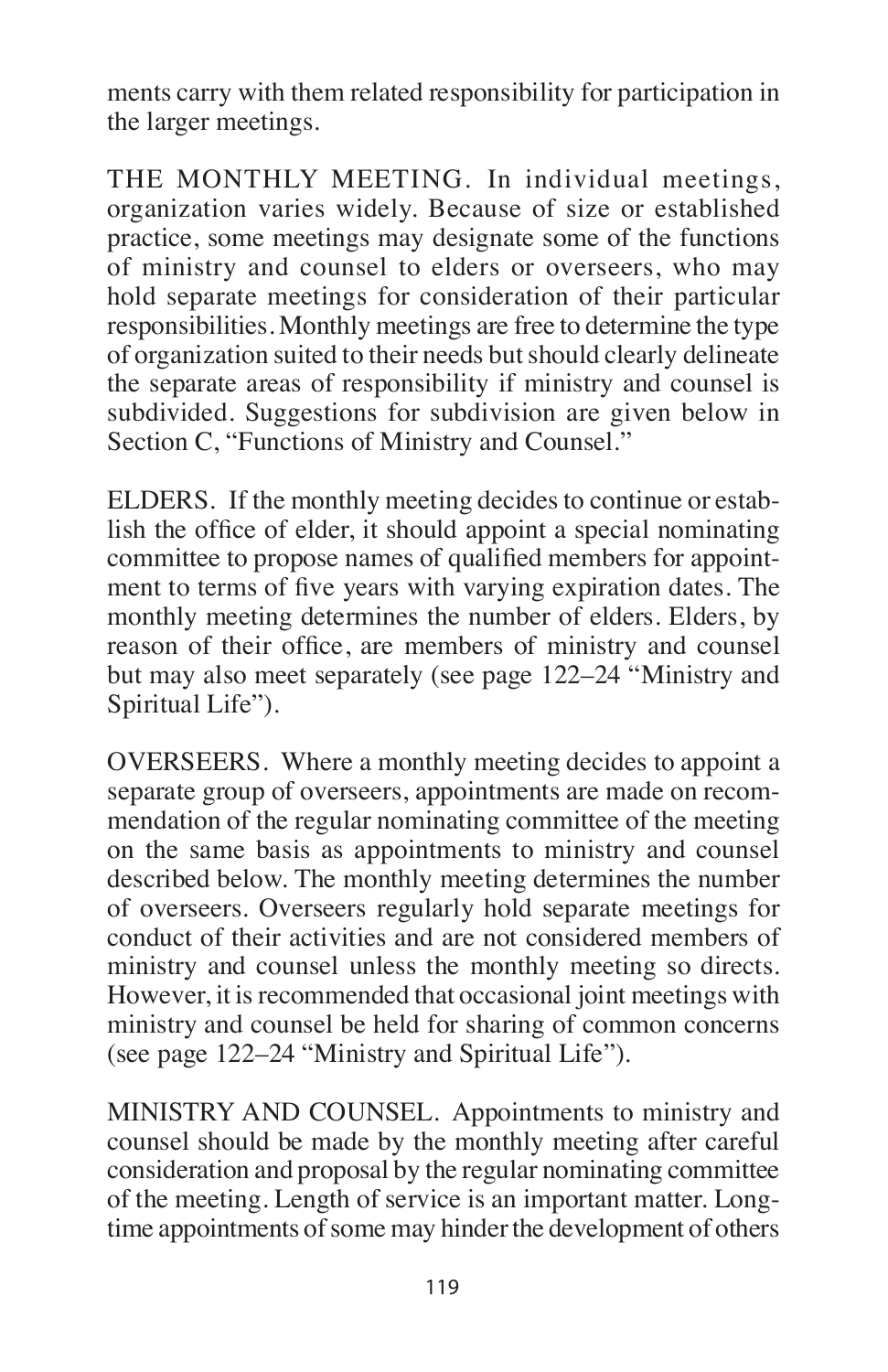ments carry with them related responsibility for participation in the larger meetings.

THE MONTHLY MEETING. In individual meetings, organization varies widely. Because of size or established practice, some meetings may designate some of the functions of ministry and counsel to elders or overseers, who may hold separate meetings for consideration of their particular responsibilities. Monthly meetings are free to determine the type of organization suited to their needs but should clearly delineate the separate areas of responsibility if ministry and counsel is subdivided. Suggestions for subdivision are given below in Section C, "Functions of Ministry and Counsel."

ELDERS. If the monthly meeting decides to continue or establish the office of elder, it should appoint a special nominating committee to propose names of qualified members for appointment to terms of five years with varying expiration dates. The monthly meeting determines the number of elders. Elders, by reason of their office, are members of ministry and counsel but may also meet separately (see page 122–24 "Ministry and Spiritual Life").

OVERSEERS. Where a monthly meeting decides to appoint a separate group of overseers, appointments are made on recommendation of the regular nominating committee of the meeting on the same basis as appointments to ministry and counsel described below. The monthly meeting determines the number of overseers. Overseers regularly hold separate meetings for conduct of their activities and are not considered members of ministry and counsel unless the monthly meeting so directs. However, it is recommended that occasional joint meetings with ministry and counsel be held for sharing of common concerns (see page 122–24 "Ministry and Spiritual Life").

MINISTRY AND COUNSEL. Appointments to ministry and counsel should be made by the monthly meeting after careful consideration and proposal by the regular nominating committee of the meeting. Length of service is an important matter. Long-time appointments of some may hinder the development of others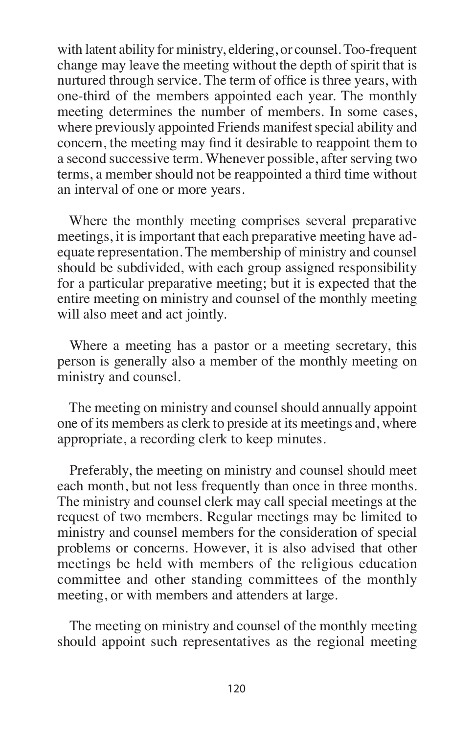with latent ability for ministry, eldering, or counsel. Too-frequent change may leave the meeting without the depth of spirit that is nurtured through service. The term of office is three years, with one-third of the members appointed each year. The monthly meeting determines the number of members. In some cases, where previously appointed Friends manifest special ability and concern, the meeting may find it desirable to reappoint them to a second successive term. Whenever possible, after serving two terms, a member should not be reappointed a third time without an interval of one or more years.

Where the monthly meeting comprises several preparative meetings, it is important that each preparative meeting have adequate representation. The membership of ministry and counsel should be subdivided, with each group assigned responsibility for a particular preparative meeting; but it is expected that the entire meeting on ministry and counsel of the monthly meeting will also meet and act jointly.

Where a meeting has a pastor or a meeting secretary, this person is generally also a member of the monthly meeting on ministry and counsel.

The meeting on ministry and counsel should annually appoint one of its members as clerk to preside at its meetings and, where appropriate, a recording clerk to keep minutes.

Preferably, the meeting on ministry and counsel should meet each month, but not less frequently than once in three months. The ministry and counsel clerk may call special meetings at the request of two members. Regular meetings may be limited to ministry and counsel members for the consideration of special problems or concerns. However, it is also advised that other meetings be held with members of the religious education committee and other standing committees of the monthly meeting, or with members and attenders at large.

The meeting on ministry and counsel of the monthly meeting should appoint such representatives as the regional meeting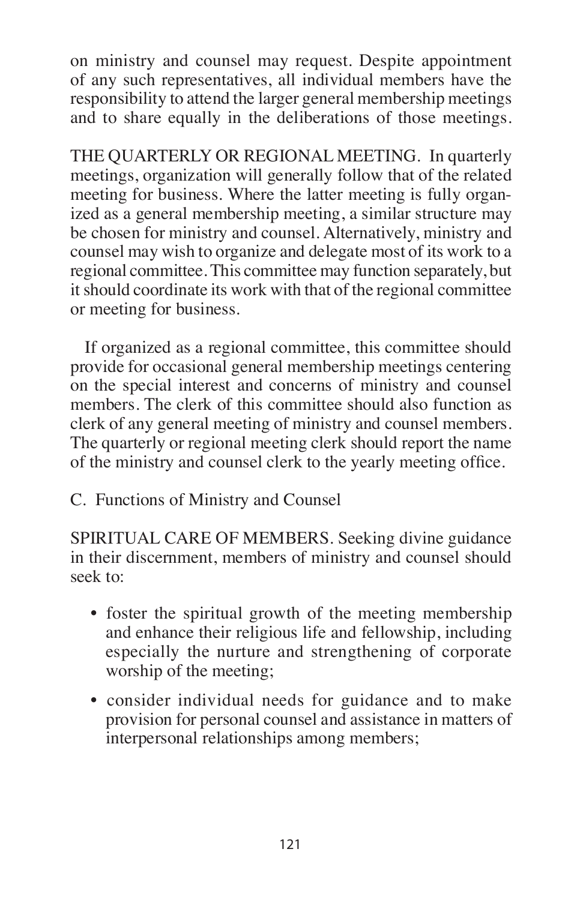on ministry and counsel may request. Despite appointment of any such representatives, all individual members have the responsibility to attend the larger general membership meetings and to share equally in the deliberations of those meetings.

THE QUARTERLY OR REGIONAL MEETING. In quarterly meetings, organization will generally follow that of the related meeting for business. Where the latter meeting is fully organized as a general membership meeting, a similar structure may be chosen for ministry and counsel. Alternatively, ministry and counsel may wish to organize and delegate most of its work to a regional committee. This committee may function separately, but it should coordinate its work with that of the regional committee or meeting for business.

If organized as a regional committee, this committee should provide for occasional general membership meetings centering on the special interest and concerns of ministry and counsel members. The clerk of this committee should also function as clerk of any general meeting of ministry and counsel members. The quarterly or regional meeting clerk should report the name of the ministry and counsel clerk to the yearly meeting office.

C. Functions of Ministry and Counsel

SPIRITUAL CARE OF MEMBERS. Seeking divine guidance in their discernment, members of ministry and counsel should seek to:

- foster the spiritual growth of the meeting membership and enhance their religious life and fellowship, including especially the nurture and strengthening of corporate worship of the meeting;
- consider individual needs for guidance and to make provision for personal counsel and assistance in matters of interpersonal relationships among members;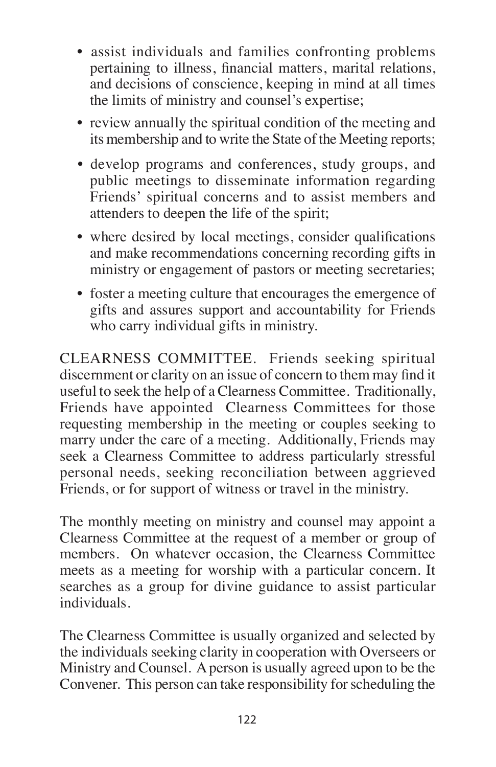- assist individuals and families confronting problems pertaining to illness, financial matters, marital relations, and decisions of conscience, keeping in mind at all times the limits of ministry and counsel's expertise;
- review annually the spiritual condition of the meeting and its membership and to write the State of the Meeting reports;
- develop programs and conferences, study groups, and public meetings to disseminate information regarding Friends' spiritual concerns and to assist members and attenders to deepen the life of the spirit;
- where desired by local meetings, consider qualifications and make recommendations concerning recording gifts in ministry or engagement of pastors or meeting secretaries;
- foster a meeting culture that encourages the emergence of gifts and assures support and accountability for Friends who carry individual gifts in ministry.

CLEARNESS COMMITTEE. Friends seeking spiritual discernment or clarity on an issue of concern to them may find it useful to seek the help of a Clearness Committee. Traditionally, Friends have appointed Clearness Committees for those requesting membership in the meeting or couples seeking to marry under the care of a meeting. Additionally, Friends may seek a Clearness Committee to address particularly stressful personal needs, seeking reconciliation between aggrieved Friends, or for support of witness or travel in the ministry.

The monthly meeting on ministry and counsel may appoint a Clearness Committee at the request of a member or group of members. On whatever occasion, the Clearness Committee meets as a meeting for worship with a particular concern. It searches as a group for divine guidance to assist particular individuals.

The Clearness Committee is usually organized and selected by the individuals seeking clarity in cooperation with Overseers or Ministry and Counsel. A person is usually agreed upon to be the Convener. This person can take responsibility for scheduling the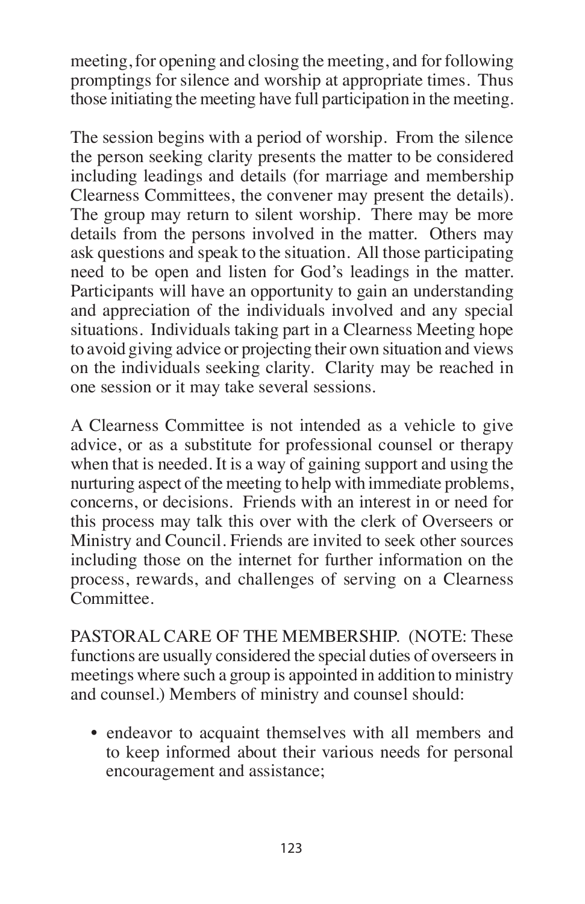meeting, for opening and closing the meeting, and for following promptings for silence and worship at appropriate times. Thus those initiating the meeting have full participation in the meeting.

The session begins with a period of worship. From the silence the person seeking clarity presents the matter to be considered including leadings and details (for marriage and membership Clearness Committees, the convener may present the details). The group may return to silent worship. There may be more details from the persons involved in the matter. Others may ask questions and speak to the situation. All those participating need to be open and listen for God's leadings in the matter. Participants will have an opportunity to gain an understanding and appreciation of the individuals involved and any special situations. Individuals taking part in a Clearness Meeting hope to avoid giving advice or projecting their own situation and views on the individuals seeking clarity. Clarity may be reached in one session or it may take several sessions.

A Clearness Committee is not intended as a vehicle to give advice, or as a substitute for professional counsel or therapy when that is needed. It is a way of gaining support and using the nurturing aspect of the meeting to help with immediate problems, concerns, or decisions. Friends with an interest in or need for this process may talk this over with the clerk of Overseers or Ministry and Council. Friends are invited to seek other sources including those on the internet for further information on the process, rewards, and challenges of serving on a Clearness Committee.

PASTORAL CARE OF THE MEMBERSHIP. (NOTE: These functions are usually considered the special duties of overseers in meetings where such a group is appointed in addition to ministry and counsel.) Members of ministry and counsel should:

- endeavor to acquaint themselves with all members and to keep informed about their various needs for personal encouragement and assistance;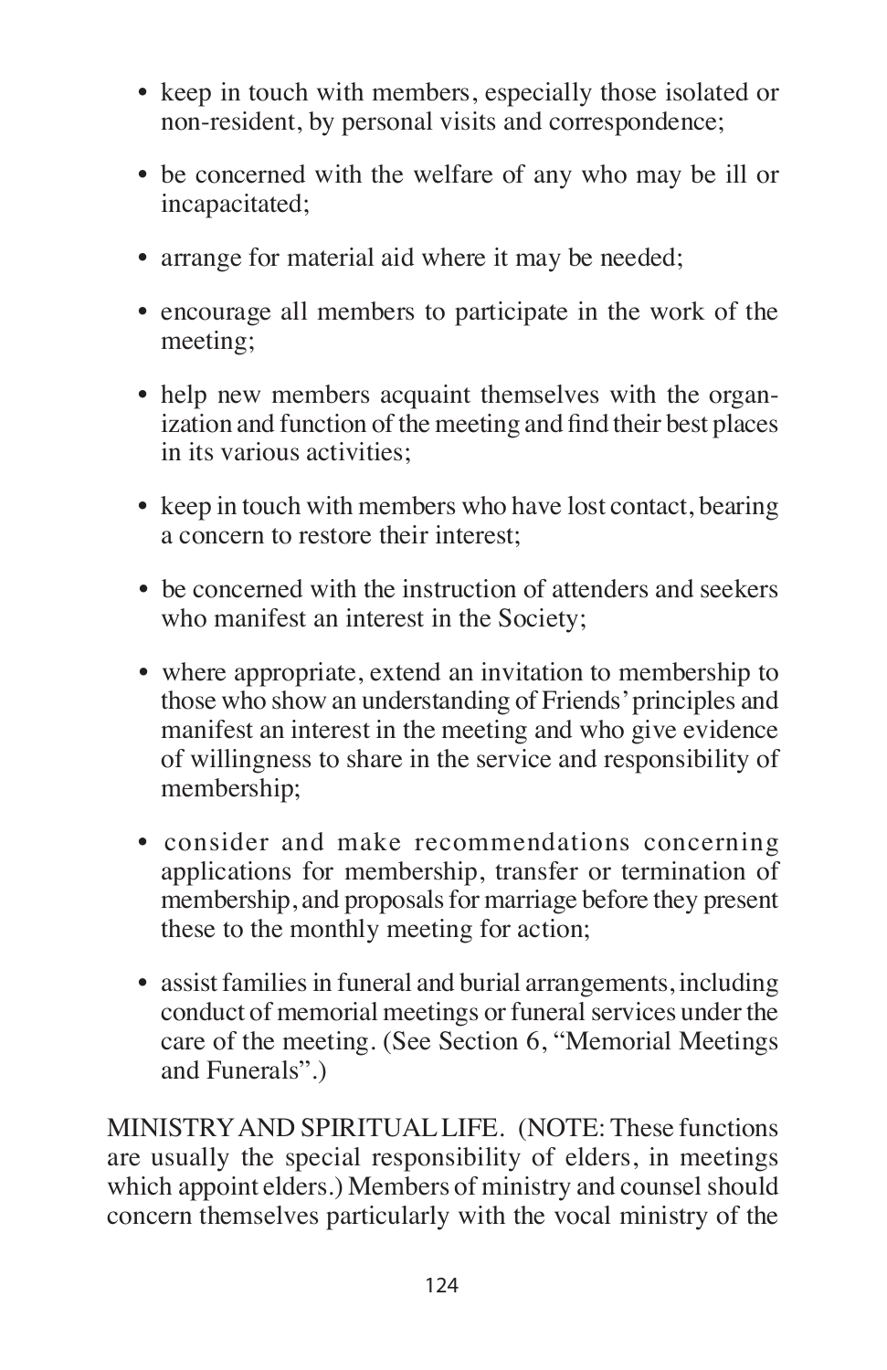- keep in touch with members, especially those isolated or non-resident, by personal visits and correspondence;
- be concerned with the welfare of any who may be ill or incapacitated;
- arrange for material aid where it may be needed;
- encourage all members to participate in the work of the meeting;
- help new members acquaint themselves with the organization and function of the meeting and find their best places in its various activities;
- keep in touch with members who have lost contact, bearing a concern to restore their interest;
- be concerned with the instruction of attenders and seekers who manifest an interest in the Society;
- where appropriate, extend an invitation to membership to those who show an understanding of Friends' principles and manifest an interest in the meeting and who give evidence of willingness to share in the service and responsibility of membership;
- consider and make recommendations concerning applications for membership, transfer or termination of membership, and proposals for marriage before they present these to the monthly meeting for action;
- assist families in funeral and burial arrangements, including conduct of memorial meetings or funeral services under the care of the meeting. (See Section 6, "Memorial Meetings and Funerals".)

MINISTRY AND SPIRITUAL LIFE. (NOTE: These functions are usually the special responsibility of elders, in meetings which appoint elders.) Members of ministry and counsel should concern themselves particularly with the vocal ministry of the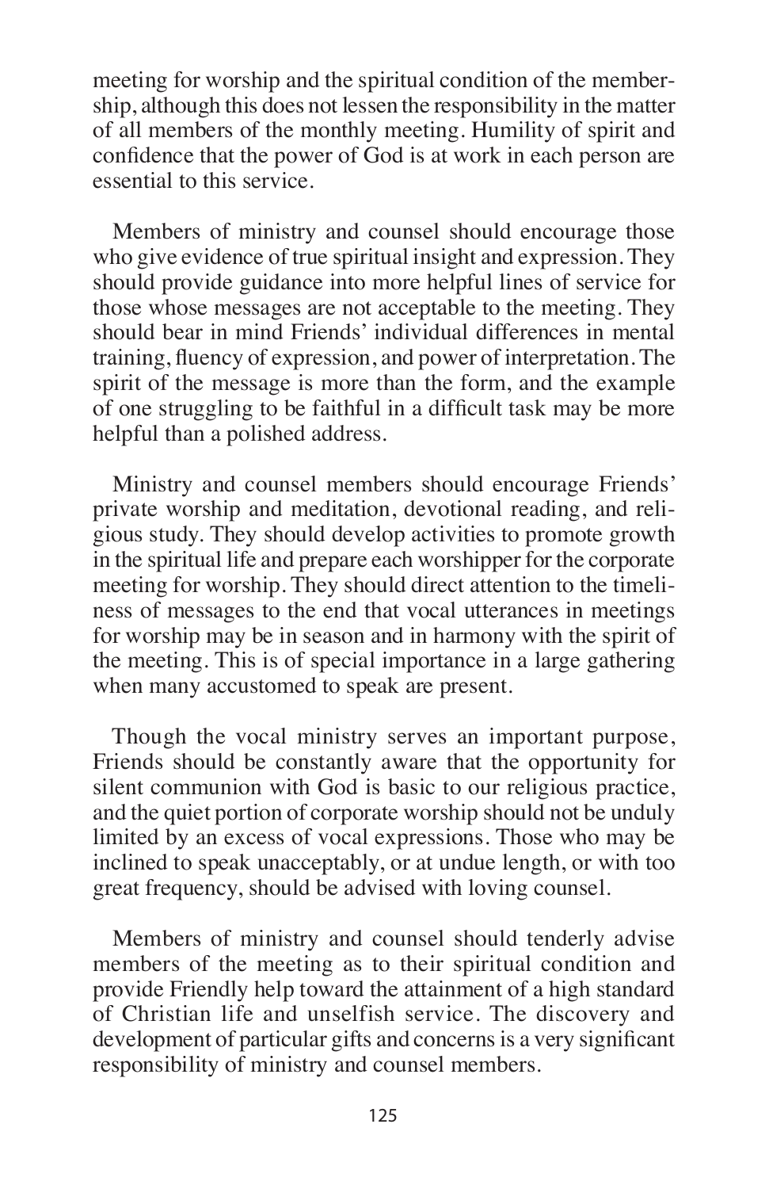meeting for worship and the spiritual condition of the membership, although this does not lessen the responsibility in the matter of all members of the monthly meeting. Humility of spirit and confidence that the power of God is at work in each person are essential to this service.

Members of ministry and counsel should encourage those who give evidence of true spiritual insight and expression. They should provide guidance into more helpful lines of service for those whose messages are not acceptable to the meeting. They should bear in mind Friends' individual differences in mental training, fluency of expression, and power of interpretation. The spirit of the message is more than the form, and the example of one struggling to be faithful in a difficult task may be more helpful than a polished address.

Ministry and counsel members should encourage Friends' private worship and meditation, devotional reading, and religious study. They should develop activities to promote growth in the spiritual life and prepare each worshipper for the corporate meeting for worship. They should direct attention to the timeliness of messages to the end that vocal utterances in meetings for worship may be in season and in harmony with the spirit of the meeting. This is of special importance in a large gathering when many accustomed to speak are present.

Though the vocal ministry serves an important purpose, Friends should be constantly aware that the opportunity for silent communion with God is basic to our religious practice, and the quiet portion of corporate worship should not be unduly limited by an excess of vocal expressions. Those who may be inclined to speak unacceptably, or at undue length, or with too great frequency, should be advised with loving counsel.

Members of ministry and counsel should tenderly advise members of the meeting as to their spiritual condition and provide Friendly help toward the attainment of a high standard of Christian life and unselfish service. The discovery and development of particular gifts and concerns is a very significant responsibility of ministry and counsel members.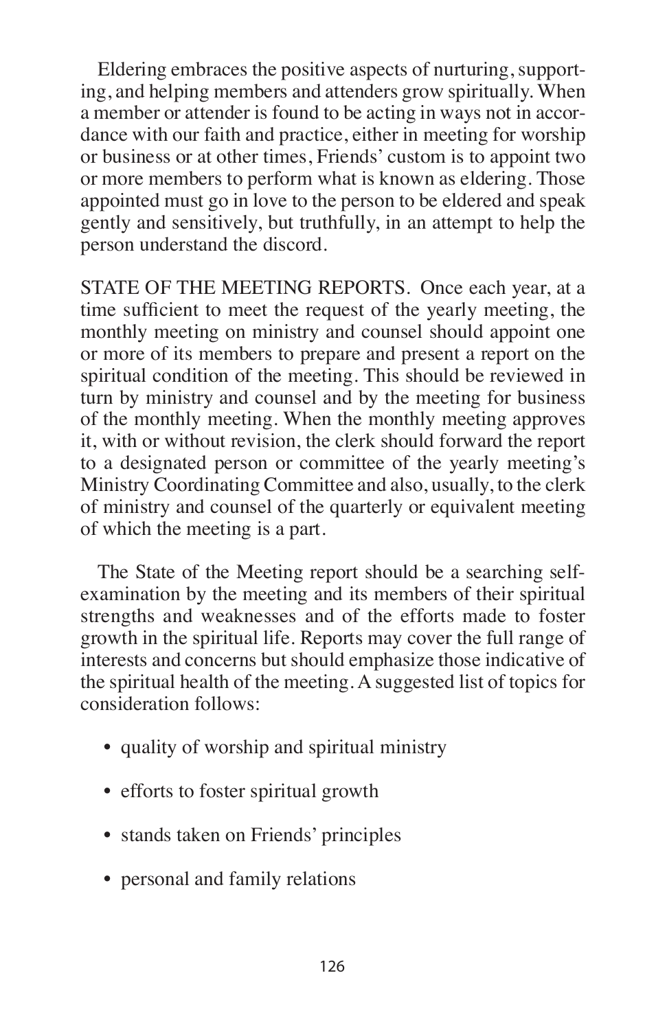Eldering embraces the positive aspects of nurturing, supporting, and helping members and attenders grow spiritually. When a member or attender is found to be acting in ways not in accordance with our faith and practice, either in meeting for worship or business or at other times, Friends' custom is to appoint two or more members to perform what is known as eldering. Those appointed must go in love to the person to be eldered and speak gently and sensitively, but truthfully, in an attempt to help the person understand the discord.

STATE OF THE MEETING REPORTS. Once each year, at a time sufficient to meet the request of the yearly meeting, the monthly meeting on ministry and counsel should appoint one or more of its members to prepare and present a report on the spiritual condition of the meeting. This should be reviewed in turn by ministry and counsel and by the meeting for business of the monthly meeting. When the monthly meeting approves it, with or without revision, the clerk should forward the report to a designated person or committee of the yearly meeting's Ministry Coordinating Committee and also, usually, to the clerk of ministry and counsel of the quarterly or equivalent meeting of which the meeting is a part.

The State of the Meeting report should be a searching self-examination by the meeting and its members of their spiritual strengths and weaknesses and of the efforts made to foster growth in the spiritual life. Reports may cover the full range of interests and concerns but should emphasize those indicative of the spiritual health of the meeting. A suggested list of topics for consideration follows:

- quality of worship and spiritual ministry
- efforts to foster spiritual growth
- stands taken on Friends' principles
- personal and family relations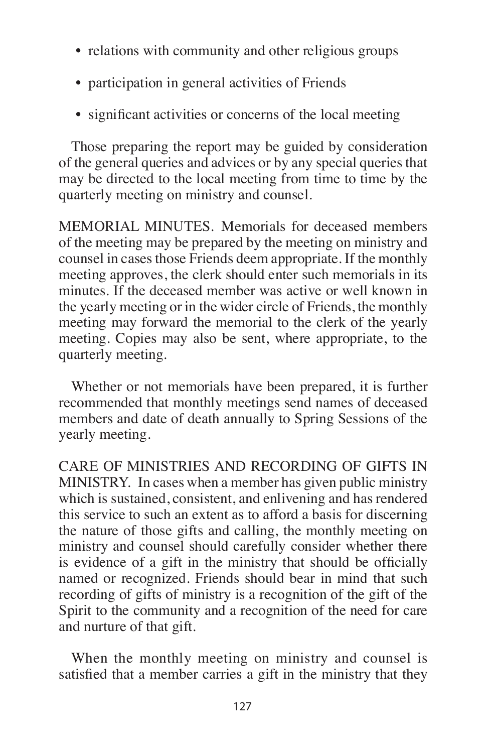- relations with community and other religious groups
- participation in general activities of Friends
- significant activities or concerns of the local meeting

Those preparing the report may be guided by consideration of the general queries and advices or by any special queries that may be directed to the local meeting from time to time by the quarterly meeting on ministry and counsel.

MEMORIAL MINUTES. Memorials for deceased members of the meeting may be prepared by the meeting on ministry and counsel in cases those Friends deem appropriate. If the monthly meeting approves, the clerk should enter such memorials in its minutes. If the deceased member was active or well known in the yearly meeting or in the wider circle of Friends, the monthly meeting may forward the memorial to the clerk of the yearly meeting. Copies may also be sent, where appropriate, to the quarterly meeting.

Whether or not memorials have been prepared, it is further recommended that monthly meetings send names of deceased members and date of death annually to Spring Sessions of the yearly meeting.

CARE OF MINISTRIES AND RECORDING OF GIFTS IN MINISTRY. In cases when a member has given public ministry which is sustained, consistent, and enlivening and has rendered this service to such an extent as to afford a basis for discerning the nature of those gifts and calling, the monthly meeting on ministry and counsel should carefully consider whether there is evidence of a gift in the ministry that should be officially named or recognized. Friends should bear in mind that such recording of gifts of ministry is a recognition of the gift of the Spirit to the community and a recognition of the need for care and nurture of that gift.

When the monthly meeting on ministry and counsel is satisfied that a member carries a gift in the ministry that they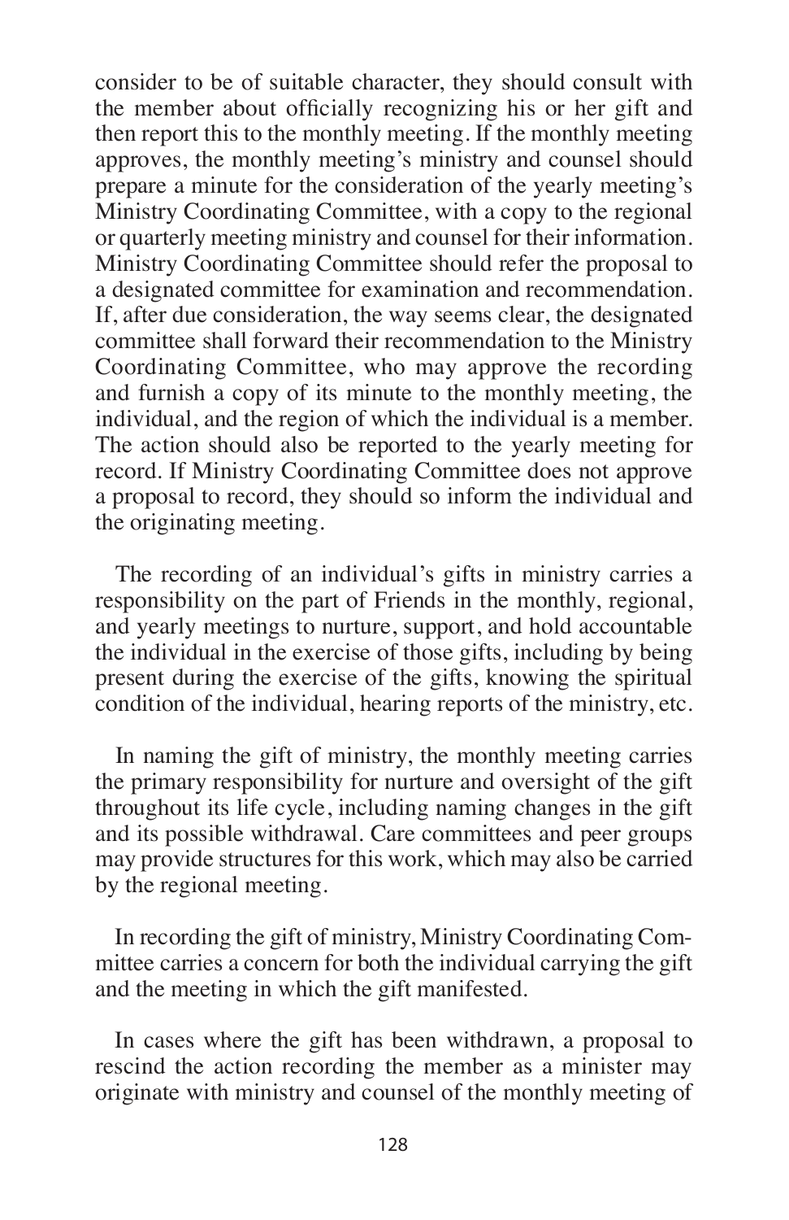consider to be of suitable character, they should consult with the member about officially recognizing his or her gift and then report this to the monthly meeting. If the monthly meeting approves, the monthly meeting's ministry and counsel should prepare a minute for the consideration of the yearly meeting's Ministry Coordinating Committee, with a copy to the regional or quarterly meeting ministry and counsel for their information. Ministry Coordinating Committee should refer the proposal to a designated committee for examination and recommendation. If, after due consideration, the way seems clear, the designated committee shall forward their recommendation to the Ministry Coordinating Committee, who may approve the recording and furnish a copy of its minute to the monthly meeting, the individual, and the region of which the individual is a member. The action should also be reported to the yearly meeting for record. If Ministry Coordinating Committee does not approve a proposal to record, they should so inform the individual and the originating meeting.

The recording of an individual's gifts in ministry carries a responsibility on the part of Friends in the monthly, regional, and yearly meetings to nurture, support, and hold accountable the individual in the exercise of those gifts, including by being present during the exercise of the gifts, knowing the spiritual condition of the individual, hearing reports of the ministry, etc.

In naming the gift of ministry, the monthly meeting carries the primary responsibility for nurture and oversight of the gift throughout its life cycle, including naming changes in the gift and its possible withdrawal. Care committees and peer groups may provide structures for this work, which may also be carried by the regional meeting.

In recording the gift of ministry, Ministry Coordinating Committee carries a concern for both the individual carrying the gift and the meeting in which the gift manifested.

In cases where the gift has been withdrawn, a proposal to rescind the action recording the member as a minister may originate with ministry and counsel of the monthly meeting of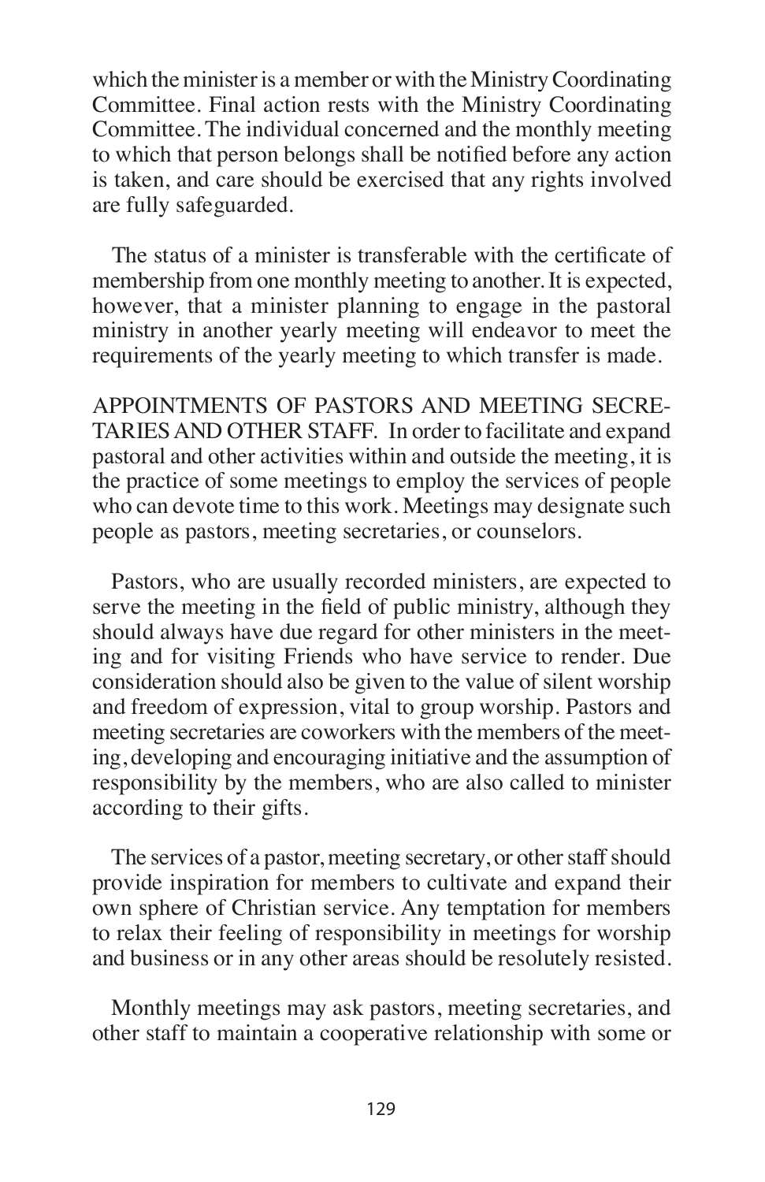which the minister is a member or with the Ministry Coordinating Committee. Final action rests with the Ministry Coordinating Committee. The individual concerned and the monthly meeting to which that person belongs shall be notified before any action is taken, and care should be exercised that any rights involved are fully safeguarded.

The status of a minister is transferable with the certificate of membership from one monthly meeting to another. It is expected, however, that a minister planning to engage in the pastoral ministry in another yearly meeting will endeavor to meet the requirements of the yearly meeting to which transfer is made.

APPOINTMENTS OF PASTORS AND MEETING SECRETARIES AND OTHER STAFF. In order to facilitate and expand pastoral and other activities within and outside the meeting, it is the practice of some meetings to employ the services of people who can devote time to this work. Meetings may designate such people as pastors, meeting secretaries, or counselors.

Pastors, who are usually recorded ministers, are expected to serve the meeting in the field of public ministry, although they should always have due regard for other ministers in the meeting and for visiting Friends who have service to render. Due consideration should also be given to the value of silent worship and freedom of expression, vital to group worship. Pastors and meeting secretaries are coworkers with the members of the meeting, developing and encouraging initiative and the assumption of responsibility by the members, who are also called to minister according to their gifts.

The services of a pastor, meeting secretary, or other staff should provide inspiration for members to cultivate and expand their own sphere of Christian service. Any temptation for members to relax their feeling of responsibility in meetings for worship and business or in any other areas should be resolutely resisted.

Monthly meetings may ask pastors, meeting secretaries, and other staff to maintain a cooperative relationship with some or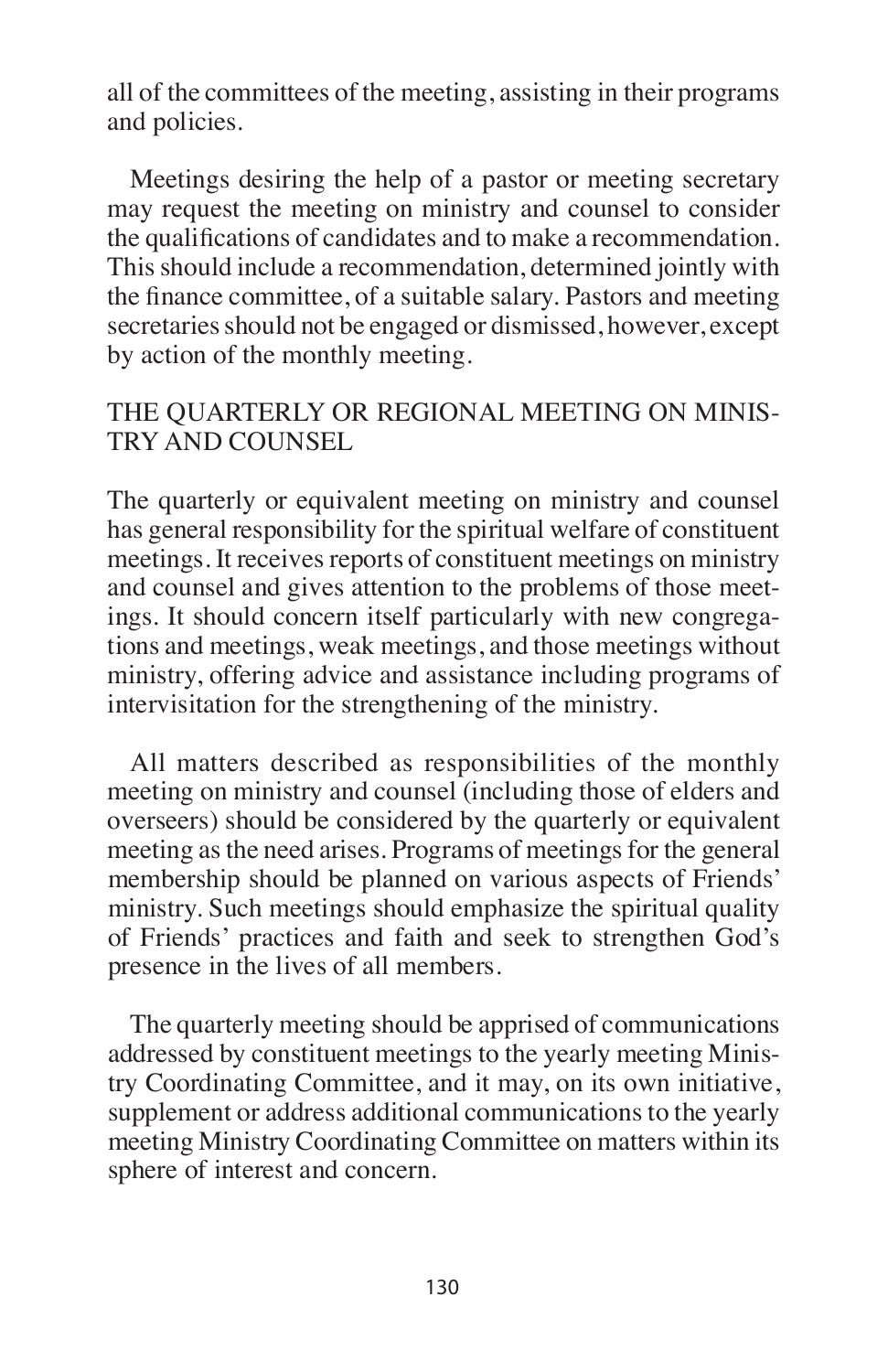all of the committees of the meeting, assisting in their programs and policies.

Meetings desiring the help of a pastor or meeting secretary may request the meeting on ministry and counsel to consider the qualifications of candidates and to make a recommendation. This should include a recommendation, determined jointly with the finance committee, of a suitable salary. Pastors and meeting secretaries should not be engaged or dismissed, however, except by action of the monthly meeting.

## THE QUARTERLY OR REGIONAL MEETING ON MINISTRY AND COUNSEL

The quarterly or equivalent meeting on ministry and counsel has general responsibility for the spiritual welfare of constituent meetings. It receives reports of constituent meetings on ministry and counsel and gives attention to the problems of those meetings. It should concern itself particularly with new congregations and meetings, weak meetings, and those meetings without ministry, offering advice and assistance including programs of intervisitation for the strengthening of the ministry.

All matters described as responsibilities of the monthly meeting on ministry and counsel (including those of elders and overseers) should be considered by the quarterly or equivalent meeting as the need arises. Programs of meetings for the general membership should be planned on various aspects of Friends' ministry. Such meetings should emphasize the spiritual quality of Friends' practices and faith and seek to strengthen God's presence in the lives of all members.

The quarterly meeting should be apprised of communications addressed by constituent meetings to the yearly meeting Ministry Coordinating Committee, and it may, on its own initiative, supplement or address additional communications to the yearly meeting Ministry Coordinating Committee on matters within its sphere of interest and concern.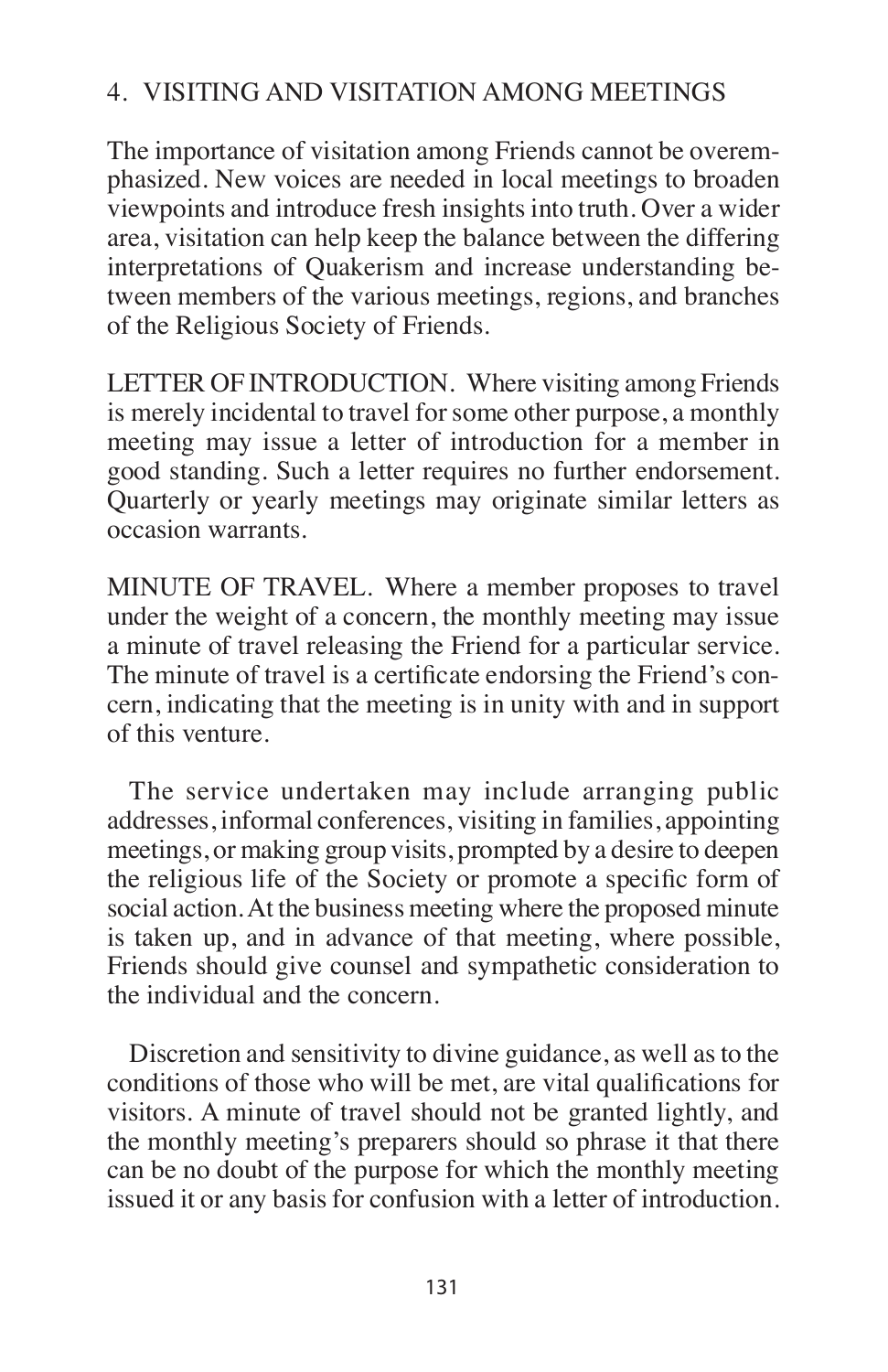## 4. VISITING AND VISITATION AMONG MEETINGS

The importance of visitation among Friends cannot be overemphasized. New voices are needed in local meetings to broaden viewpoints and introduce fresh insights into truth. Over a wider area, visitation can help keep the balance between the differing interpretations of Quakerism and increase understanding between members of the various meetings, regions, and branches of the Religious Society of Friends.

LETTER OF INTRODUCTION. Where visiting among Friends is merely incidental to travel for some other purpose, a monthly meeting may issue a letter of introduction for a member in good standing. Such a letter requires no further endorsement. Quarterly or yearly meetings may originate similar letters as occasion warrants.

MINUTE OF TRAVEL. Where a member proposes to travel under the weight of a concern, the monthly meeting may issue a minute of travel releasing the Friend for a particular service. The minute of travel is a certificate endorsing the Friend's concern, indicating that the meeting is in unity with and in support of this venture.

The service undertaken may include arranging public addresses, informal conferences, visiting in families, appointing meetings, or making group visits, prompted by a desire to deepen the religious life of the Society or promote a specific form of social action. At the business meeting where the proposed minute is taken up, and in advance of that meeting, where possible, Friends should give counsel and sympathetic consideration to the individual and the concern.

Discretion and sensitivity to divine guidance, as well as to the conditions of those who will be met, are vital qualifications for visitors. A minute of travel should not be granted lightly, and the monthly meeting's preparers should so phrase it that there can be no doubt of the purpose for which the monthly meeting issued it or any basis for confusion with a letter of introduction.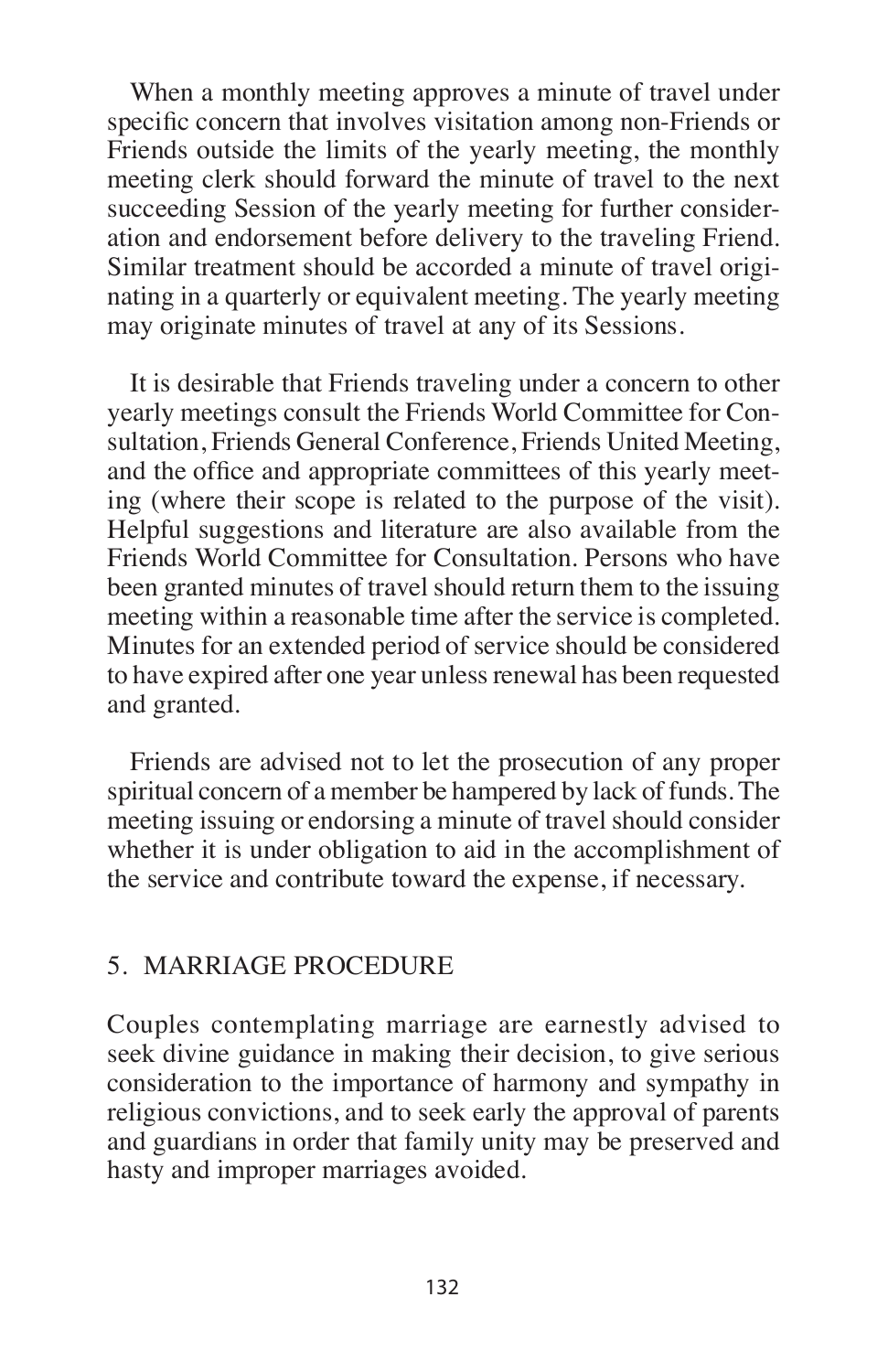When a monthly meeting approves a minute of travel under specific concern that involves visitation among non-Friends or Friends outside the limits of the yearly meeting, the monthly meeting clerk should forward the minute of travel to the next succeeding Session of the yearly meeting for further consideration and endorsement before delivery to the traveling Friend. Similar treatment should be accorded a minute of travel originating in a quarterly or equivalent meeting. The yearly meeting may originate minutes of travel at any of its Sessions.

It is desirable that Friends traveling under a concern to other yearly meetings consult the Friends World Committee for Consultation, Friends General Conference, Friends United Meeting, and the office and appropriate committees of this yearly meeting (where their scope is related to the purpose of the visit). Helpful suggestions and literature are also available from the Friends World Committee for Consultation. Persons who have been granted minutes of travel should return them to the issuing meeting within a reasonable time after the service is completed. Minutes for an extended period of service should be considered to have expired after one year unless renewal has been requested and granted.

Friends are advised not to let the prosecution of any proper spiritual concern of a member be hampered by lack of funds. The meeting issuing or endorsing a minute of travel should consider whether it is under obligation to aid in the accomplishment of the service and contribute toward the expense, if necessary.

## 5. MARRIAGE PROCEDURE

Couples contemplating marriage are earnestly advised to seek divine guidance in making their decision, to give serious consideration to the importance of harmony and sympathy in religious convictions, and to seek early the approval of parents and guardians in order that family unity may be preserved and hasty and improper marriages avoided.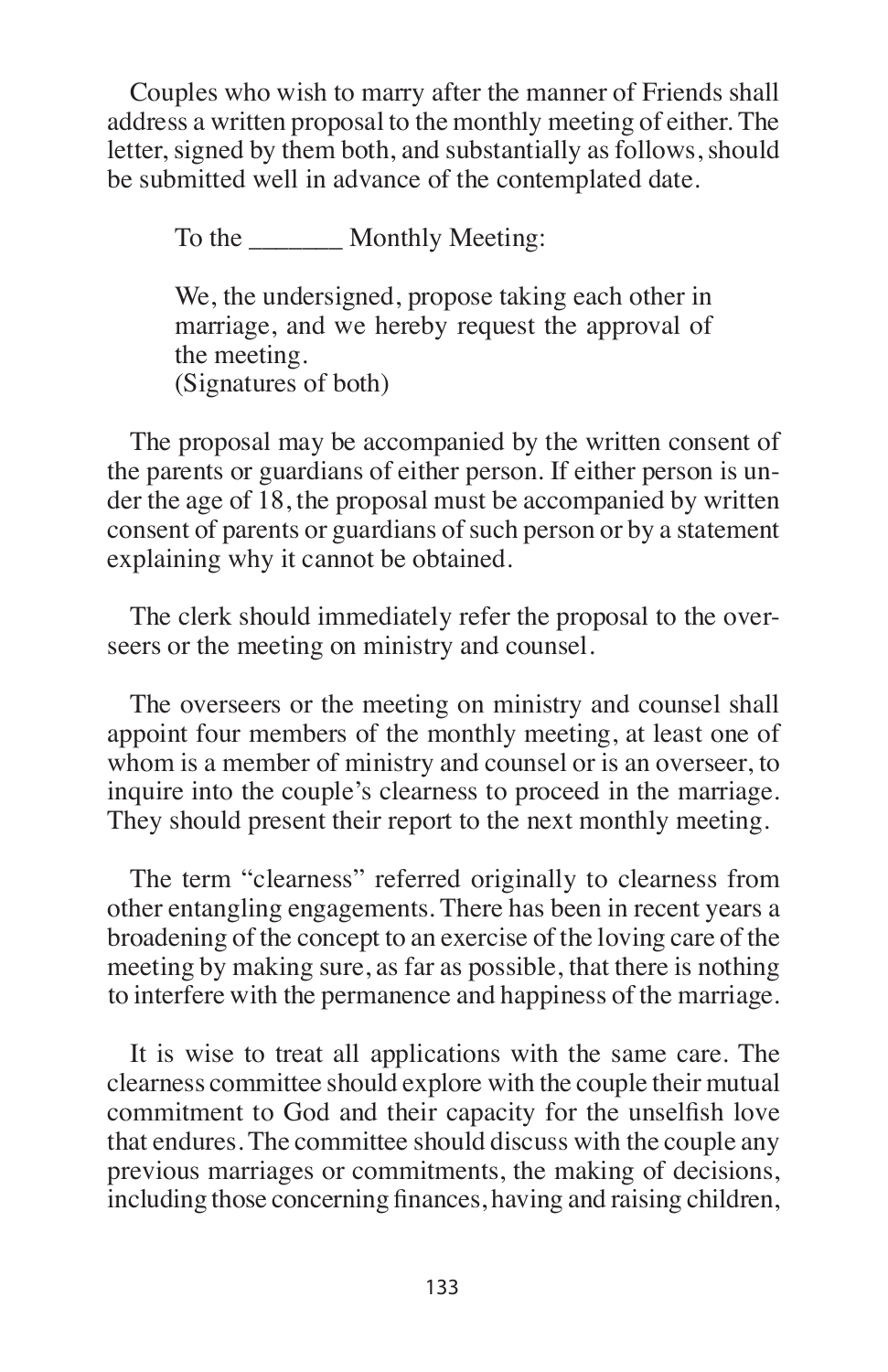Couples who wish to marry after the manner of Friends shall address a written proposal to the monthly meeting of either. The letter, signed by them both, and substantially as follows, should be submitted well in advance of the contemplated date.

> To the _______ Monthly Meeting:
>
> We, the undersigned, propose taking each other in marriage, and we hereby request the approval of the meeting.
> (Signatures of both)

The proposal may be accompanied by the written consent of the parents or guardians of either person. If either person is under the age of 18, the proposal must be accompanied by written consent of parents or guardians of such person or by a statement explaining why it cannot be obtained.

The clerk should immediately refer the proposal to the overseers or the meeting on ministry and counsel.

The overseers or the meeting on ministry and counsel shall appoint four members of the monthly meeting, at least one of whom is a member of ministry and counsel or is an overseer, to inquire into the couple's clearness to proceed in the marriage. They should present their report to the next monthly meeting.

The term "clearness" referred originally to clearness from other entangling engagements. There has been in recent years a broadening of the concept to an exercise of the loving care of the meeting by making sure, as far as possible, that there is nothing to interfere with the permanence and happiness of the marriage.

It is wise to treat all applications with the same care. The clearness committee should explore with the couple their mutual commitment to God and their capacity for the unselfish love that endures. The committee should discuss with the couple any previous marriages or commitments, the making of decisions, including those concerning finances, having and raising children,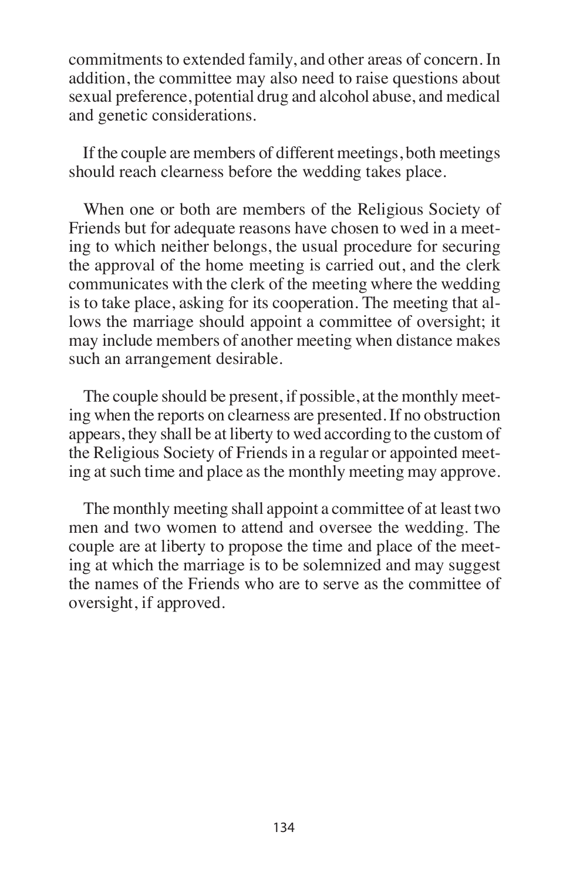commitments to extended family, and other areas of concern. In addition, the committee may also need to raise questions about sexual preference, potential drug and alcohol abuse, and medical and genetic considerations.

If the couple are members of different meetings, both meetings should reach clearness before the wedding takes place.

When one or both are members of the Religious Society of Friends but for adequate reasons have chosen to wed in a meeting to which neither belongs, the usual procedure for securing the approval of the home meeting is carried out, and the clerk communicates with the clerk of the meeting where the wedding is to take place, asking for its cooperation. The meeting that allows the marriage should appoint a committee of oversight; it may include members of another meeting when distance makes such an arrangement desirable.

The couple should be present, if possible, at the monthly meeting when the reports on clearness are presented. If no obstruction appears, they shall be at liberty to wed according to the custom of the Religious Society of Friends in a regular or appointed meeting at such time and place as the monthly meeting may approve.

The monthly meeting shall appoint a committee of at least two men and two women to attend and oversee the wedding. The couple are at liberty to propose the time and place of the meeting at which the marriage is to be solemnized and may suggest the names of the Friends who are to serve as the committee of oversight, if approved.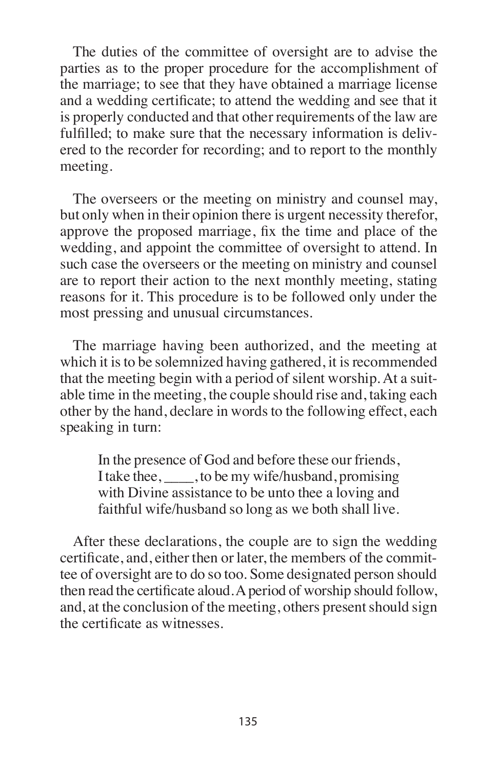The duties of the committee of oversight are to advise the parties as to the proper procedure for the accomplishment of the marriage; to see that they have obtained a marriage license and a wedding certificate; to attend the wedding and see that it is properly conducted and that other requirements of the law are fulfilled; to make sure that the necessary information is delivered to the recorder for recording; and to report to the monthly meeting.

The overseers or the meeting on ministry and counsel may, but only when in their opinion there is urgent necessity therefor, approve the proposed marriage, fix the time and place of the wedding, and appoint the committee of oversight to attend. In such case the overseers or the meeting on ministry and counsel are to report their action to the next monthly meeting, stating reasons for it. This procedure is to be followed only under the most pressing and unusual circumstances.

The marriage having been authorized, and the meeting at which it is to be solemnized having gathered, it is recommended that the meeting begin with a period of silent worship. At a suitable time in the meeting, the couple should rise and, taking each other by the hand, declare in words to the following effect, each speaking in turn:

> In the presence of God and before these our friends, I take thee, ____, to be my wife/husband, promising with Divine assistance to be unto thee a loving and faithful wife/husband so long as we both shall live.

After these declarations, the couple are to sign the wedding certificate, and, either then or later, the members of the committee of oversight are to do so too. Some designated person should then read the certificate aloud. A period of worship should follow, and, at the conclusion of the meeting, others present should sign the certificate as witnesses.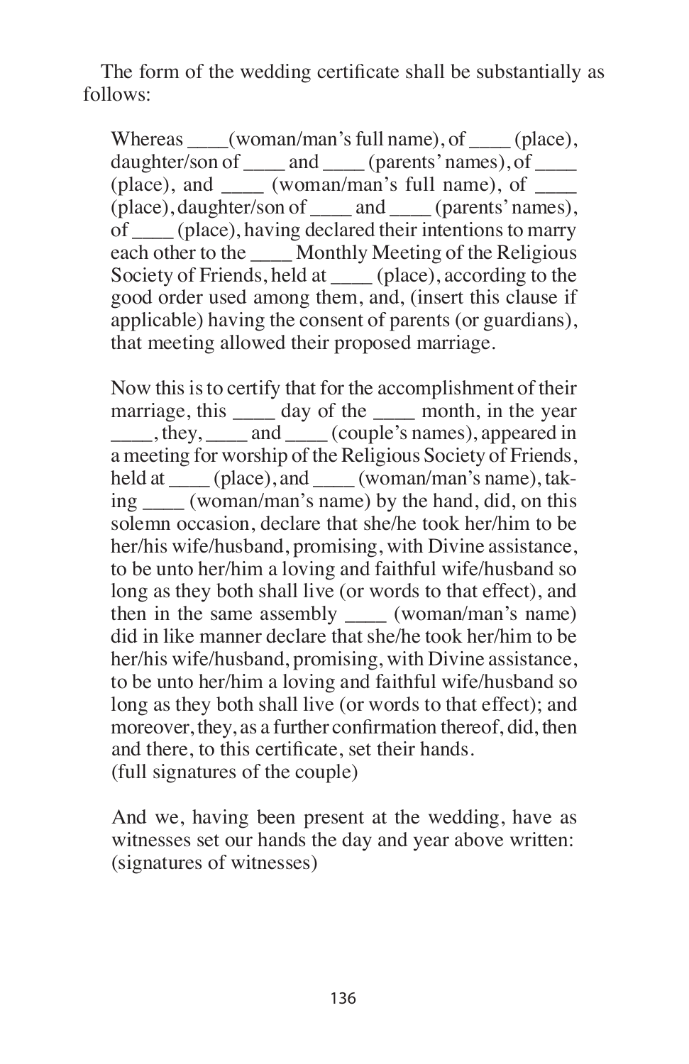The form of the wedding certificate shall be substantially as follows:

> Whereas ____(woman/man's full name), of ____ (place), daughter/son of ____ and ____ (parents' names), of ____ (place), and ____ (woman/man's full name), of ____ (place), daughter/son of ____ and ____ (parents' names), of ____ (place), having declared their intentions to marry each other to the ____ Monthly Meeting of the Religious Society of Friends, held at ____ (place), according to the good order used among them, and, (insert this clause if applicable) having the consent of parents (or guardians), that meeting allowed their proposed marriage.
>
> Now this is to certify that for the accomplishment of their marriage, this ____ day of the ____ month, in the year ____, they, ____ and ____ (couple's names), appeared in a meeting for worship of the Religious Society of Friends, held at ____ (place), and ____ (woman/man's name), taking ____ (woman/man's name) by the hand, did, on this solemn occasion, declare that she/he took her/him to be her/his wife/husband, promising, with Divine assistance, to be unto her/him a loving and faithful wife/husband so long as they both shall live (or words to that effect), and then in the same assembly ____ (woman/man's name) did in like manner declare that she/he took her/him to be her/his wife/husband, promising, with Divine assistance, to be unto her/him a loving and faithful wife/husband so long as they both shall live (or words to that effect); and moreover, they, as a further confirmation thereof, did, then and there, to this certificate, set their hands.
> (full signatures of the couple)
>
> And we, having been present at the wedding, have as witnesses set our hands the day and year above written:
> (signatures of witnesses)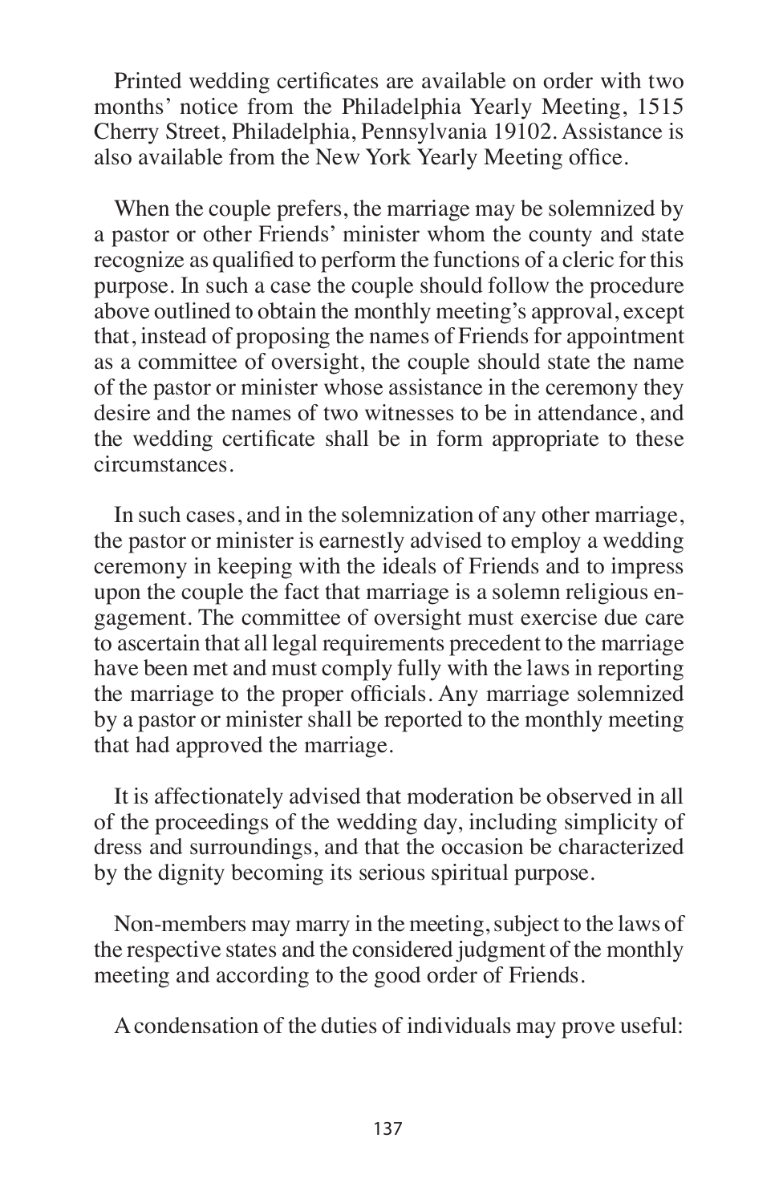Printed wedding certificates are available on order with two months' notice from the Philadelphia Yearly Meeting, 1515 Cherry Street, Philadelphia, Pennsylvania 19102. Assistance is also available from the New York Yearly Meeting office.

When the couple prefers, the marriage may be solemnized by a pastor or other Friends' minister whom the county and state recognize as qualified to perform the functions of a cleric for this purpose. In such a case the couple should follow the procedure above outlined to obtain the monthly meeting's approval, except that, instead of proposing the names of Friends for appointment as a committee of oversight, the couple should state the name of the pastor or minister whose assistance in the ceremony they desire and the names of two witnesses to be in attendance, and the wedding certificate shall be in form appropriate to these circumstances.

In such cases, and in the solemnization of any other marriage, the pastor or minister is earnestly advised to employ a wedding ceremony in keeping with the ideals of Friends and to impress upon the couple the fact that marriage is a solemn religious engagement. The committee of oversight must exercise due care to ascertain that all legal requirements precedent to the marriage have been met and must comply fully with the laws in reporting the marriage to the proper officials. Any marriage solemnized by a pastor or minister shall be reported to the monthly meeting that had approved the marriage.

It is affectionately advised that moderation be observed in all of the proceedings of the wedding day, including simplicity of dress and surroundings, and that the occasion be characterized by the dignity becoming its serious spiritual purpose.

Non-members may marry in the meeting, subject to the laws of the respective states and the considered judgment of the monthly meeting and according to the good order of Friends.

A condensation of the duties of individuals may prove useful: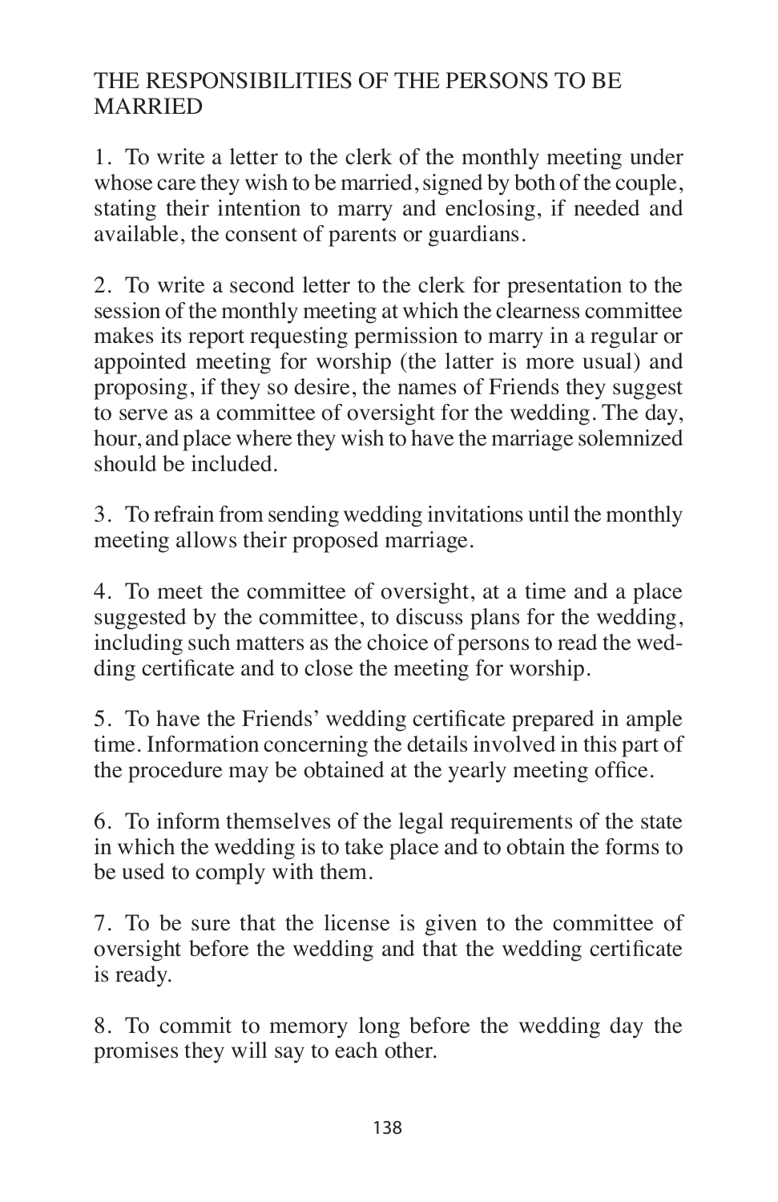## THE RESPONSIBILITIES OF THE PERSONS TO BE MARRIED

1. To write a letter to the clerk of the monthly meeting under whose care they wish to be married, signed by both of the couple, stating their intention to marry and enclosing, if needed and available, the consent of parents or guardians.

2. To write a second letter to the clerk for presentation to the session of the monthly meeting at which the clearness committee makes its report requesting permission to marry in a regular or appointed meeting for worship (the latter is more usual) and proposing, if they so desire, the names of Friends they suggest to serve as a committee of oversight for the wedding. The day, hour, and place where they wish to have the marriage solemnized should be included.

3. To refrain from sending wedding invitations until the monthly meeting allows their proposed marriage.

4. To meet the committee of oversight, at a time and a place suggested by the committee, to discuss plans for the wedding, including such matters as the choice of persons to read the wedding certificate and to close the meeting for worship.

5. To have the Friends' wedding certificate prepared in ample time. Information concerning the details involved in this part of the procedure may be obtained at the yearly meeting office.

6. To inform themselves of the legal requirements of the state in which the wedding is to take place and to obtain the forms to be used to comply with them.

7. To be sure that the license is given to the committee of oversight before the wedding and that the wedding certificate is ready.

8. To commit to memory long before the wedding day the promises they will say to each other.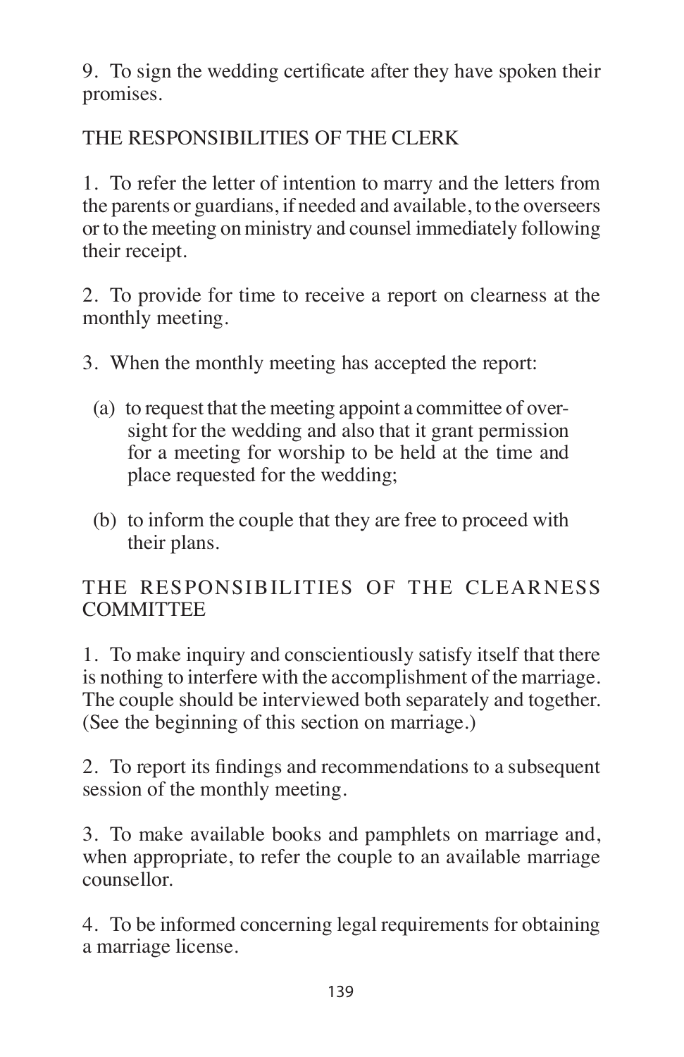9. To sign the wedding certificate after they have spoken their promises.

## THE RESPONSIBILITIES OF THE CLERK

1. To refer the letter of intention to marry and the letters from the parents or guardians, if needed and available, to the overseers or to the meeting on ministry and counsel immediately following their receipt.

2. To provide for time to receive a report on clearness at the monthly meeting.

3. When the monthly meeting has accepted the report:

   (a) to request that the meeting appoint a committee of oversight for the wedding and also that it grant permission for a meeting for worship to be held at the time and place requested for the wedding;

   (b) to inform the couple that they are free to proceed with their plans.

## THE RESPONSIBILITIES OF THE CLEARNESS COMMITTEE

1. To make inquiry and conscientiously satisfy itself that there is nothing to interfere with the accomplishment of the marriage. The couple should be interviewed both separately and together. (See the beginning of this section on marriage.)

2. To report its findings and recommendations to a subsequent session of the monthly meeting.

3. To make available books and pamphlets on marriage and, when appropriate, to refer the couple to an available marriage counsellor.

4. To be informed concerning legal requirements for obtaining a marriage license.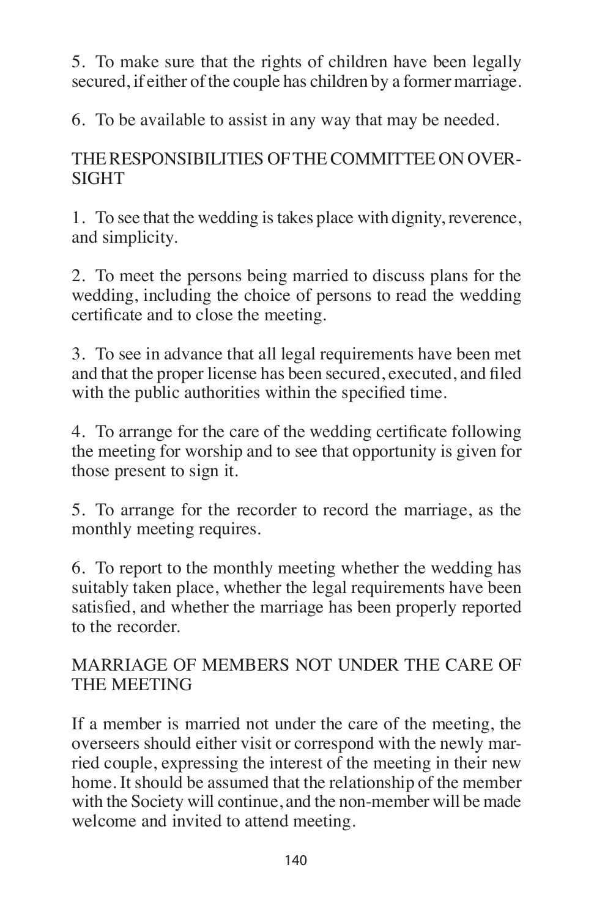5. To make sure that the rights of children have been legally secured, if either of the couple has children by a former marriage.

6. To be available to assist in any way that may be needed.

## THE RESPONSIBILITIES OF THE COMMITTEE ON OVERSIGHT

1. To see that the wedding is takes place with dignity, reverence, and simplicity.

2. To meet the persons being married to discuss plans for the wedding, including the choice of persons to read the wedding certificate and to close the meeting.

3. To see in advance that all legal requirements have been met and that the proper license has been secured, executed, and filed with the public authorities within the specified time.

4. To arrange for the care of the wedding certificate following the meeting for worship and to see that opportunity is given for those present to sign it.

5. To arrange for the recorder to record the marriage, as the monthly meeting requires.

6. To report to the monthly meeting whether the wedding has suitably taken place, whether the legal requirements have been satisfied, and whether the marriage has been properly reported to the recorder.

## MARRIAGE OF MEMBERS NOT UNDER THE CARE OF THE MEETING

If a member is married not under the care of the meeting, the overseers should either visit or correspond with the newly married couple, expressing the interest of the meeting in their new home. It should be assumed that the relationship of the member with the Society will continue, and the non-member will be made welcome and invited to attend meeting.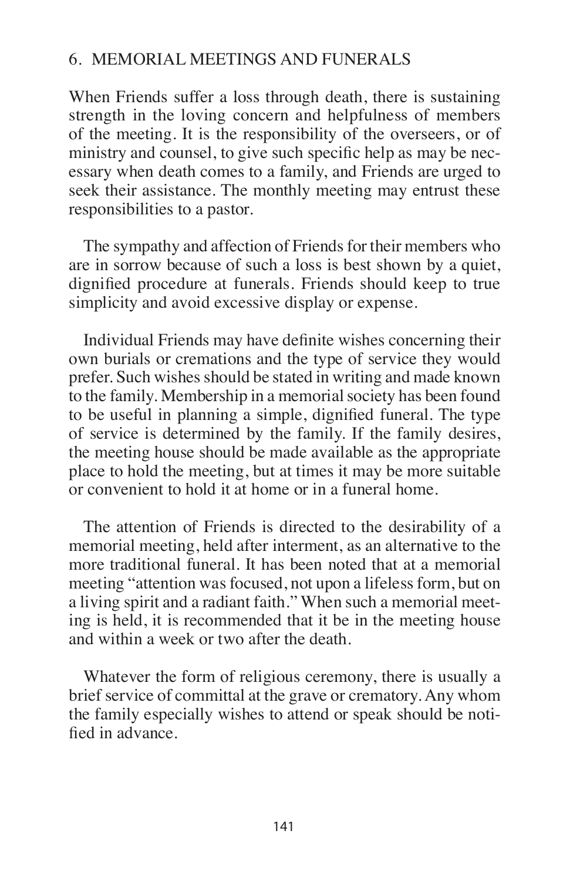## 6. MEMORIAL MEETINGS AND FUNERALS

When Friends suffer a loss through death, there is sustaining strength in the loving concern and helpfulness of members of the meeting. It is the responsibility of the overseers, or of ministry and counsel, to give such specific help as may be necessary when death comes to a family, and Friends are urged to seek their assistance. The monthly meeting may entrust these responsibilities to a pastor.

The sympathy and affection of Friends for their members who are in sorrow because of such a loss is best shown by a quiet, dignified procedure at funerals. Friends should keep to true simplicity and avoid excessive display or expense.

Individual Friends may have definite wishes concerning their own burials or cremations and the type of service they would prefer. Such wishes should be stated in writing and made known to the family. Membership in a memorial society has been found to be useful in planning a simple, dignified funeral. The type of service is determined by the family. If the family desires, the meeting house should be made available as the appropriate place to hold the meeting, but at times it may be more suitable or convenient to hold it at home or in a funeral home.

The attention of Friends is directed to the desirability of a memorial meeting, held after interment, as an alternative to the more traditional funeral. It has been noted that at a memorial meeting "attention was focused, not upon a lifeless form, but on a living spirit and a radiant faith." When such a memorial meeting is held, it is recommended that it be in the meeting house and within a week or two after the death.

Whatever the form of religious ceremony, there is usually a brief service of committal at the grave or crematory. Any whom the family especially wishes to attend or speak should be notified in advance.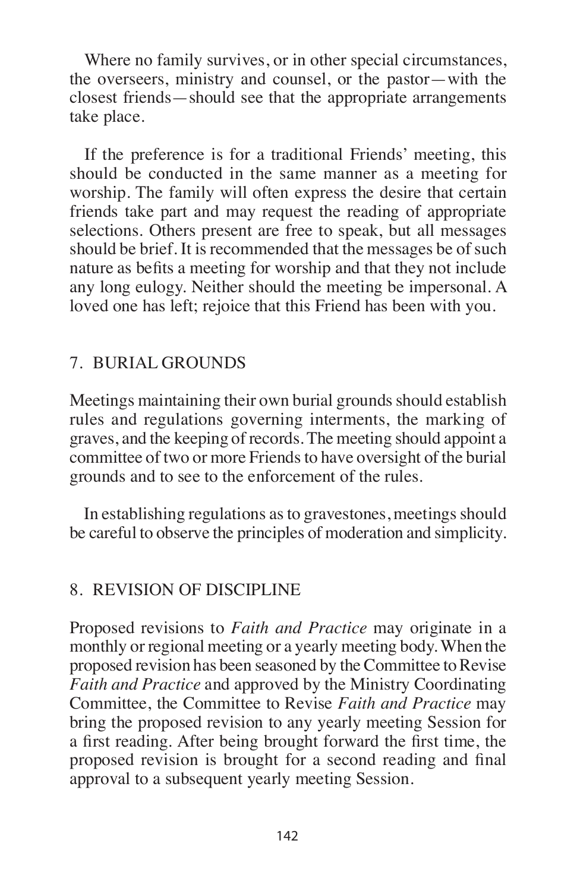Where no family survives, or in other special circumstances, the overseers, ministry and counsel, or the pastor—with the closest friends—should see that the appropriate arrangements take place.

If the preference is for a traditional Friends' meeting, this should be conducted in the same manner as a meeting for worship. The family will often express the desire that certain friends take part and may request the reading of appropriate selections. Others present are free to speak, but all messages should be brief. It is recommended that the messages be of such nature as befits a meeting for worship and that they not include any long eulogy. Neither should the meeting be impersonal. A loved one has left; rejoice that this Friend has been with you.

## 7. BURIAL GROUNDS

Meetings maintaining their own burial grounds should establish rules and regulations governing interments, the marking of graves, and the keeping of records. The meeting should appoint a committee of two or more Friends to have oversight of the burial grounds and to see to the enforcement of the rules.

In establishing regulations as to gravestones, meetings should be careful to observe the principles of moderation and simplicity.

## 8. REVISION OF DISCIPLINE

Proposed revisions to *Faith and Practice* may originate in a monthly or regional meeting or a yearly meeting body. When the proposed revision has been seasoned by the Committee to Revise *Faith and Practice* and approved by the Ministry Coordinating Committee, the Committee to Revise *Faith and Practice* may bring the proposed revision to any yearly meeting Session for a first reading. After being brought forward the first time, the proposed revision is brought for a second reading and final approval to a subsequent yearly meeting Session.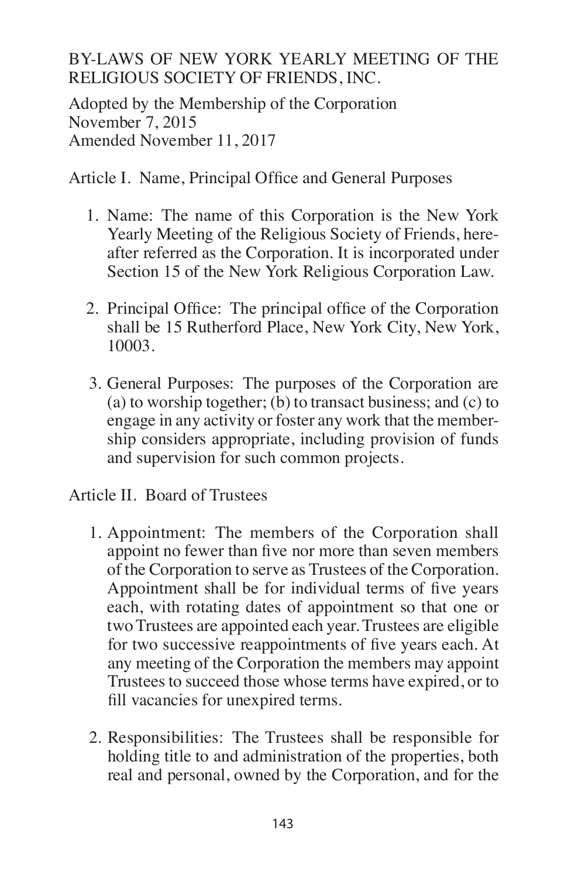# BY-LAWS OF NEW YORK YEARLY MEETING OF THE RELIGIOUS SOCIETY OF FRIENDS, INC.

Adopted by the Membership of the Corporation
November 7, 2015
Amended November 11, 2017

## Article I. Name, Principal Office and General Purposes

1. Name: The name of this Corporation is the New York Yearly Meeting of the Religious Society of Friends, hereafter referred as the Corporation. It is incorporated under Section 15 of the New York Religious Corporation Law.

2. Principal Office: The principal office of the Corporation shall be 15 Rutherford Place, New York City, New York, 10003.

3. General Purposes: The purposes of the Corporation are (a) to worship together; (b) to transact business; and (c) to engage in any activity or foster any work that the membership considers appropriate, including provision of funds and supervision for such common projects.

## Article II. Board of Trustees

1. Appointment: The members of the Corporation shall appoint no fewer than five nor more than seven members of the Corporation to serve as Trustees of the Corporation. Appointment shall be for individual terms of five years each, with rotating dates of appointment so that one or two Trustees are appointed each year. Trustees are eligible for two successive reappointments of five years each. At any meeting of the Corporation the members may appoint Trustees to succeed those whose terms have expired, or to fill vacancies for unexpired terms.

2. Responsibilities: The Trustees shall be responsible for holding title to and administration of the properties, both real and personal, owned by the Corporation, and for the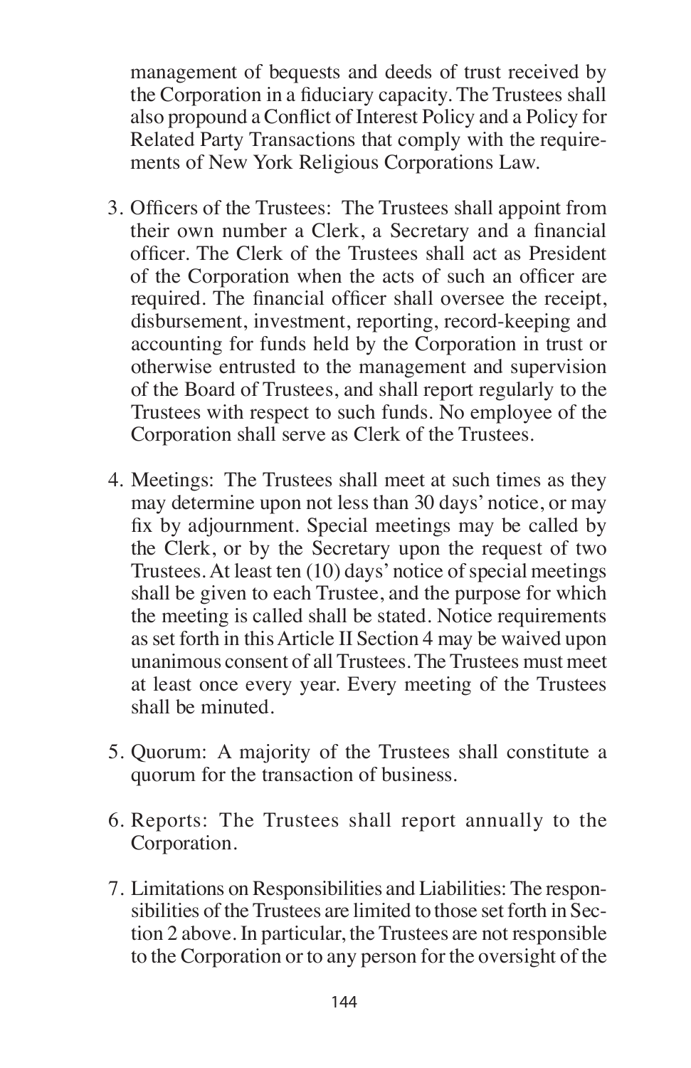management of bequests and deeds of trust received by the Corporation in a fiduciary capacity. The Trustees shall also propound a Conflict of Interest Policy and a Policy for Related Party Transactions that comply with the requirements of New York Religious Corporations Law.

3. Officers of the Trustees: The Trustees shall appoint from their own number a Clerk, a Secretary and a financial officer. The Clerk of the Trustees shall act as President of the Corporation when the acts of such an officer are required. The financial officer shall oversee the receipt, disbursement, investment, reporting, record-keeping and accounting for funds held by the Corporation in trust or otherwise entrusted to the management and supervision of the Board of Trustees, and shall report regularly to the Trustees with respect to such funds. No employee of the Corporation shall serve as Clerk of the Trustees.

4. Meetings: The Trustees shall meet at such times as they may determine upon not less than 30 days' notice, or may fix by adjournment. Special meetings may be called by the Clerk, or by the Secretary upon the request of two Trustees. At least ten (10) days' notice of special meetings shall be given to each Trustee, and the purpose for which the meeting is called shall be stated. Notice requirements as set forth in this Article II Section 4 may be waived upon unanimous consent of all Trustees. The Trustees must meet at least once every year. Every meeting of the Trustees shall be minuted.

5. Quorum: A majority of the Trustees shall constitute a quorum for the transaction of business.

6. Reports: The Trustees shall report annually to the Corporation.

7. Limitations on Responsibilities and Liabilities: The responsibilities of the Trustees are limited to those set forth in Section 2 above. In particular, the Trustees are not responsible to the Corporation or to any person for the oversight of the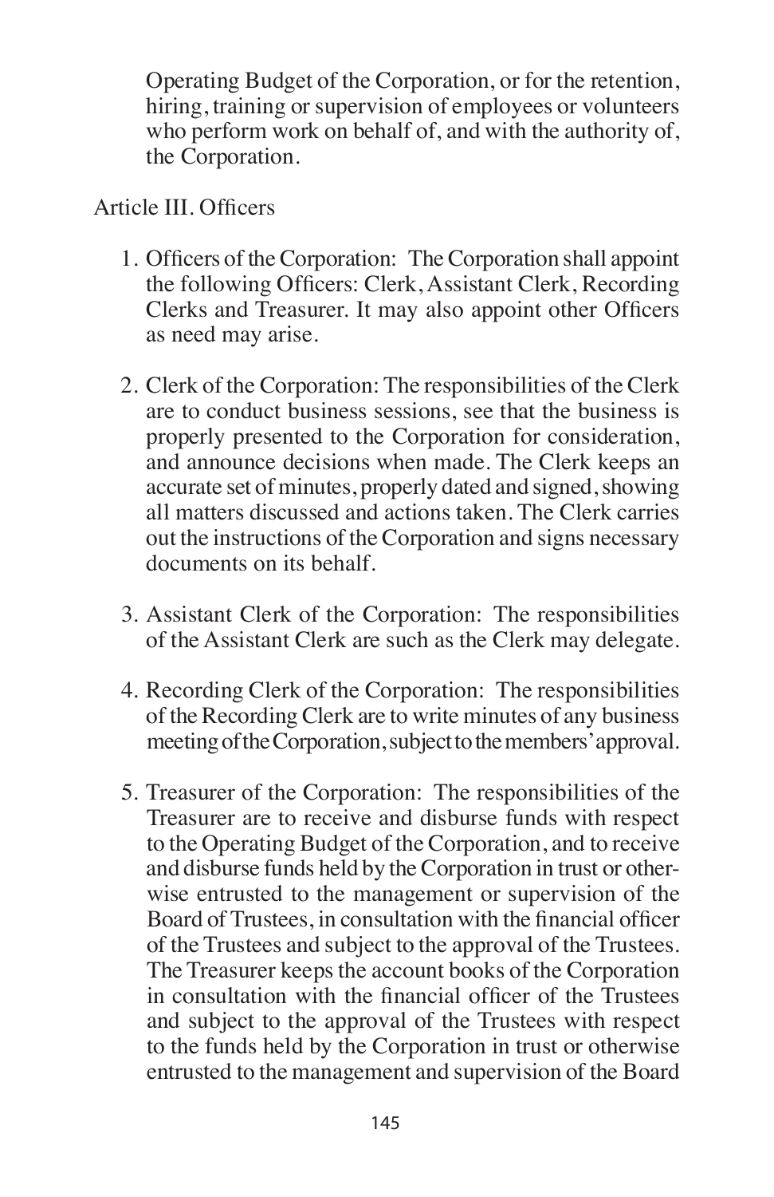Operating Budget of the Corporation, or for the retention, hiring, training or supervision of employees or volunteers who perform work on behalf of, and with the authority of, the Corporation.

Article III. Officers

1. Officers of the Corporation: The Corporation shall appoint the following Officers: Clerk, Assistant Clerk, Recording Clerks and Treasurer. It may also appoint other Officers as need may arise.

2. Clerk of the Corporation: The responsibilities of the Clerk are to conduct business sessions, see that the business is properly presented to the Corporation for consideration, and announce decisions when made. The Clerk keeps an accurate set of minutes, properly dated and signed, showing all matters discussed and actions taken. The Clerk carries out the instructions of the Corporation and signs necessary documents on its behalf.

3. Assistant Clerk of the Corporation: The responsibilities of the Assistant Clerk are such as the Clerk may delegate.

4. Recording Clerk of the Corporation: The responsibilities of the Recording Clerk are to write minutes of any business meeting of the Corporation, subject to the members' approval.

5. Treasurer of the Corporation: The responsibilities of the Treasurer are to receive and disburse funds with respect to the Operating Budget of the Corporation, and to receive and disburse funds held by the Corporation in trust or otherwise entrusted to the management or supervision of the Board of Trustees, in consultation with the financial officer of the Trustees and subject to the approval of the Trustees. The Treasurer keeps the account books of the Corporation in consultation with the financial officer of the Trustees and subject to the approval of the Trustees with respect to the funds held by the Corporation in trust or otherwise entrusted to the management and supervision of the Board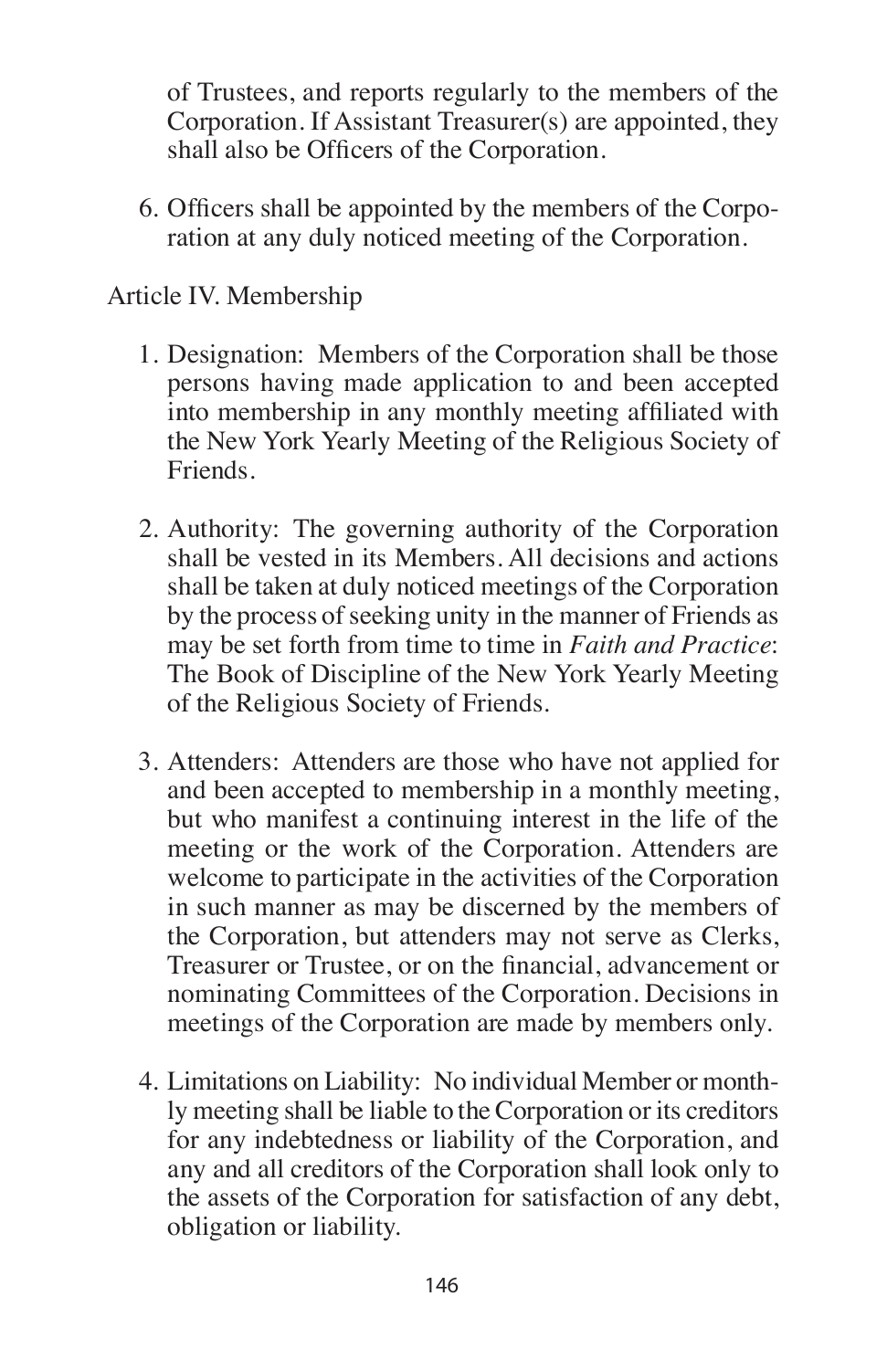of Trustees, and reports regularly to the members of the Corporation. If Assistant Treasurer(s) are appointed, they shall also be Officers of the Corporation.

6. Officers shall be appointed by the members of the Corporation at any duly noticed meeting of the Corporation.

Article IV. Membership

1. Designation: Members of the Corporation shall be those persons having made application to and been accepted into membership in any monthly meeting affiliated with the New York Yearly Meeting of the Religious Society of Friends.

2. Authority: The governing authority of the Corporation shall be vested in its Members. All decisions and actions shall be taken at duly noticed meetings of the Corporation by the process of seeking unity in the manner of Friends as may be set forth from time to time in *Faith and Practice*: The Book of Discipline of the New York Yearly Meeting of the Religious Society of Friends.

3. Attenders: Attenders are those who have not applied for and been accepted to membership in a monthly meeting, but who manifest a continuing interest in the life of the meeting or the work of the Corporation. Attenders are welcome to participate in the activities of the Corporation in such manner as may be discerned by the members of the Corporation, but attenders may not serve as Clerks, Treasurer or Trustee, or on the financial, advancement or nominating Committees of the Corporation. Decisions in meetings of the Corporation are made by members only.

4. Limitations on Liability: No individual Member or monthly meeting shall be liable to the Corporation or its creditors for any indebtedness or liability of the Corporation, and any and all creditors of the Corporation shall look only to the assets of the Corporation for satisfaction of any debt, obligation or liability.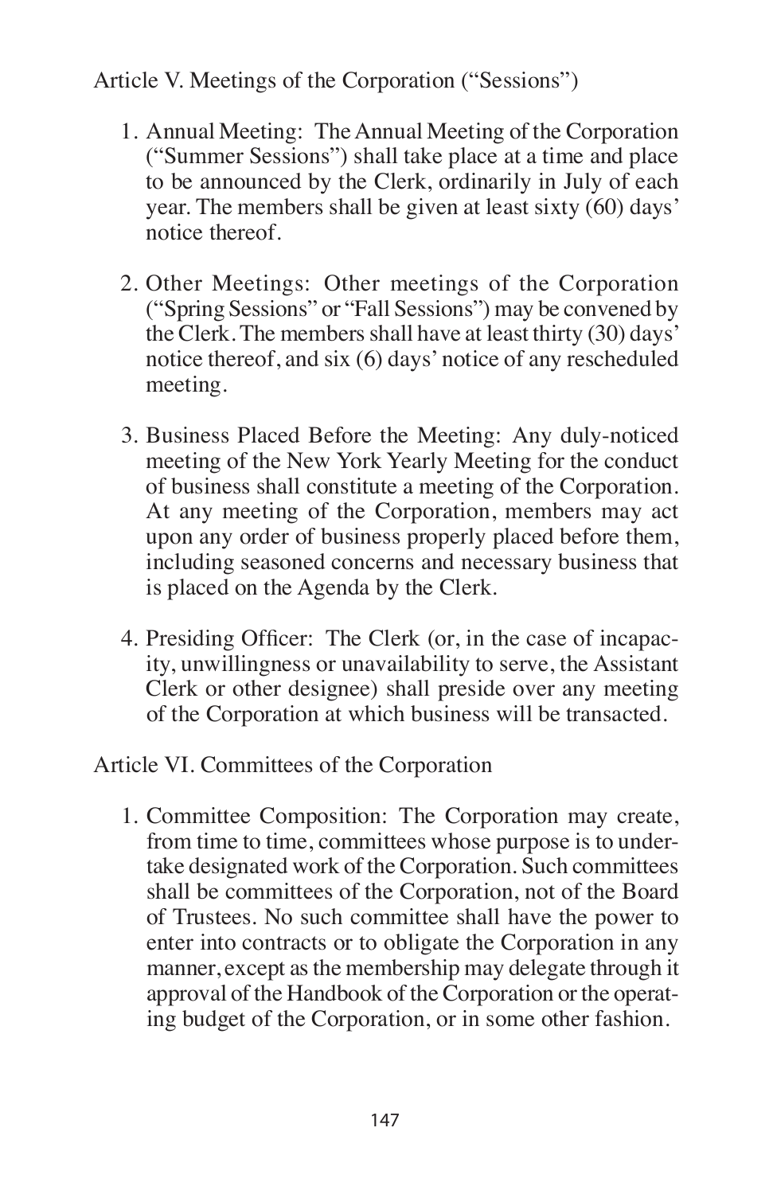## Article V. Meetings of the Corporation ("Sessions")

1. Annual Meeting: The Annual Meeting of the Corporation ("Summer Sessions") shall take place at a time and place to be announced by the Clerk, ordinarily in July of each year. The members shall be given at least sixty (60) days' notice thereof.

2. Other Meetings: Other meetings of the Corporation ("Spring Sessions" or "Fall Sessions") may be convened by the Clerk. The members shall have at least thirty (30) days' notice thereof, and six (6) days' notice of any rescheduled meeting.

3. Business Placed Before the Meeting: Any duly-noticed meeting of the New York Yearly Meeting for the conduct of business shall constitute a meeting of the Corporation. At any meeting of the Corporation, members may act upon any order of business properly placed before them, including seasoned concerns and necessary business that is placed on the Agenda by the Clerk.

4. Presiding Officer: The Clerk (or, in the case of incapacity, unwillingness or unavailability to serve, the Assistant Clerk or other designee) shall preside over any meeting of the Corporation at which business will be transacted.

## Article VI. Committees of the Corporation

1. Committee Composition: The Corporation may create, from time to time, committees whose purpose is to undertake designated work of the Corporation. Such committees shall be committees of the Corporation, not of the Board of Trustees. No such committee shall have the power to enter into contracts or to obligate the Corporation in any manner, except as the membership may delegate through it approval of the Handbook of the Corporation or the operating budget of the Corporation, or in some other fashion.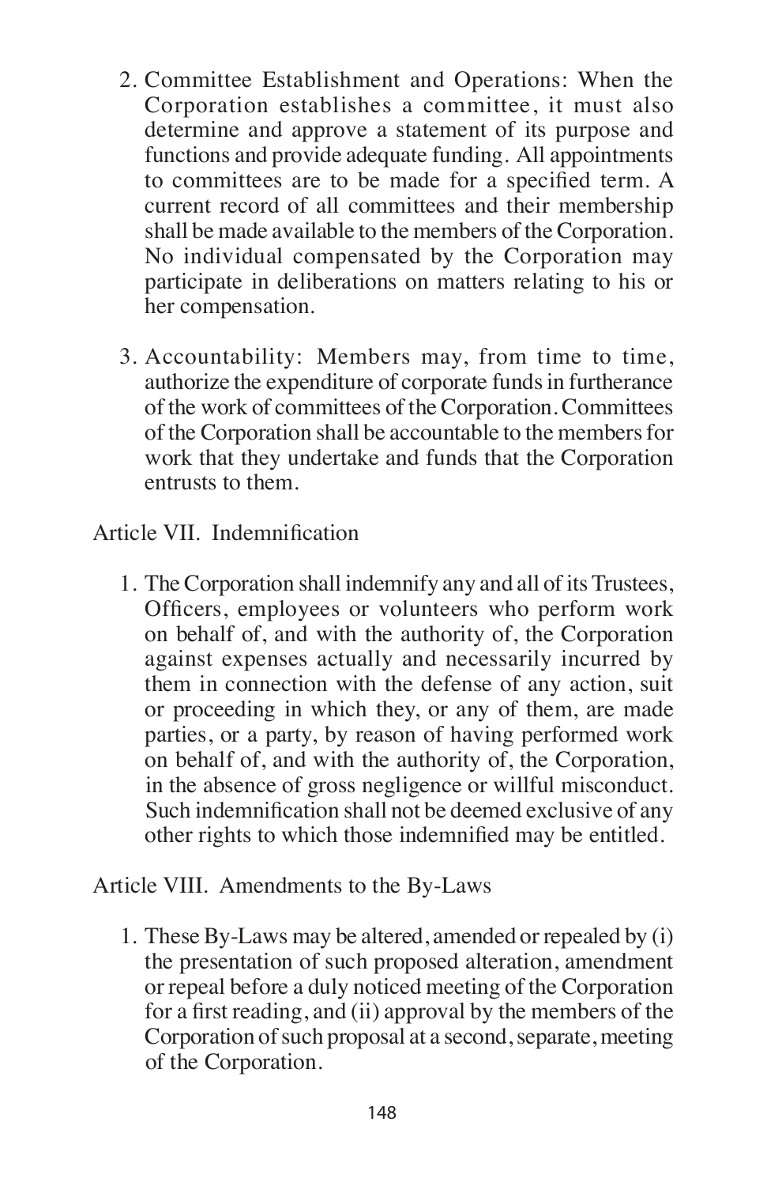2. Committee Establishment and Operations: When the Corporation establishes a committee, it must also determine and approve a statement of its purpose and functions and provide adequate funding. All appointments to committees are to be made for a specified term. A current record of all committees and their membership shall be made available to the members of the Corporation. No individual compensated by the Corporation may participate in deliberations on matters relating to his or her compensation.

3. Accountability: Members may, from time to time, authorize the expenditure of corporate funds in furtherance of the work of committees of the Corporation. Committees of the Corporation shall be accountable to the members for work that they undertake and funds that the Corporation entrusts to them.

Article VII. Indemnification

1. The Corporation shall indemnify any and all of its Trustees, Officers, employees or volunteers who perform work on behalf of, and with the authority of, the Corporation against expenses actually and necessarily incurred by them in connection with the defense of any action, suit or proceeding in which they, or any of them, are made parties, or a party, by reason of having performed work on behalf of, and with the authority of, the Corporation, in the absence of gross negligence or willful misconduct. Such indemnification shall not be deemed exclusive of any other rights to which those indemnified may be entitled.

Article VIII. Amendments to the By-Laws

1. These By-Laws may be altered, amended or repealed by (i) the presentation of such proposed alteration, amendment or repeal before a duly noticed meeting of the Corporation for a first reading, and (ii) approval by the members of the Corporation of such proposal at a second, separate, meeting of the Corporation.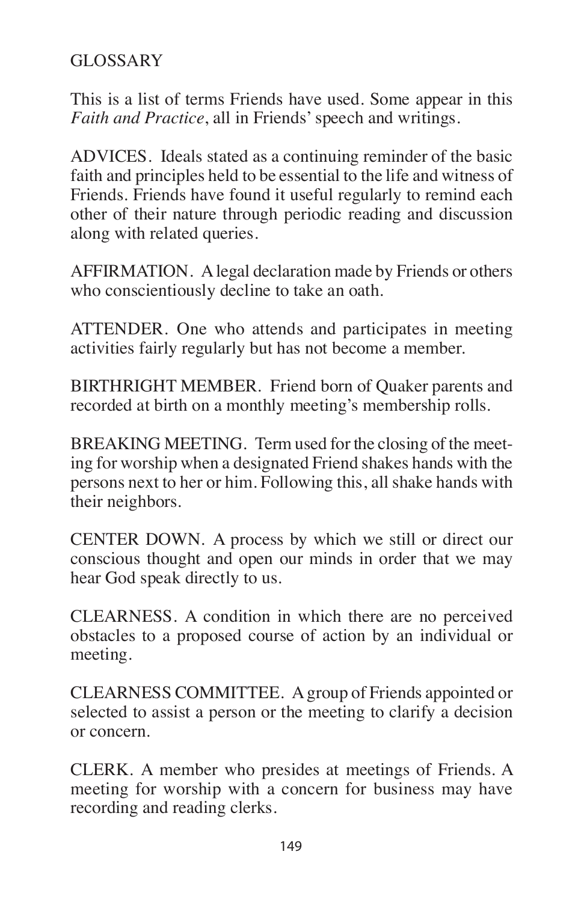# GLOSSARY

This is a list of terms Friends have used. Some appear in this *Faith and Practice*, all in Friends' speech and writings.

ADVICES. Ideals stated as a continuing reminder of the basic faith and principles held to be essential to the life and witness of Friends. Friends have found it useful regularly to remind each other of their nature through periodic reading and discussion along with related queries.

AFFIRMATION. A legal declaration made by Friends or others who conscientiously decline to take an oath.

ATTENDER. One who attends and participates in meeting activities fairly regularly but has not become a member.

BIRTHRIGHT MEMBER. Friend born of Quaker parents and recorded at birth on a monthly meeting's membership rolls.

BREAKING MEETING. Term used for the closing of the meeting for worship when a designated Friend shakes hands with the persons next to her or him. Following this, all shake hands with their neighbors.

CENTER DOWN. A process by which we still or direct our conscious thought and open our minds in order that we may hear God speak directly to us.

CLEARNESS. A condition in which there are no perceived obstacles to a proposed course of action by an individual or meeting.

CLEARNESS COMMITTEE. A group of Friends appointed or selected to assist a person or the meeting to clarify a decision or concern.

CLERK. A member who presides at meetings of Friends. A meeting for worship with a concern for business may have recording and reading clerks.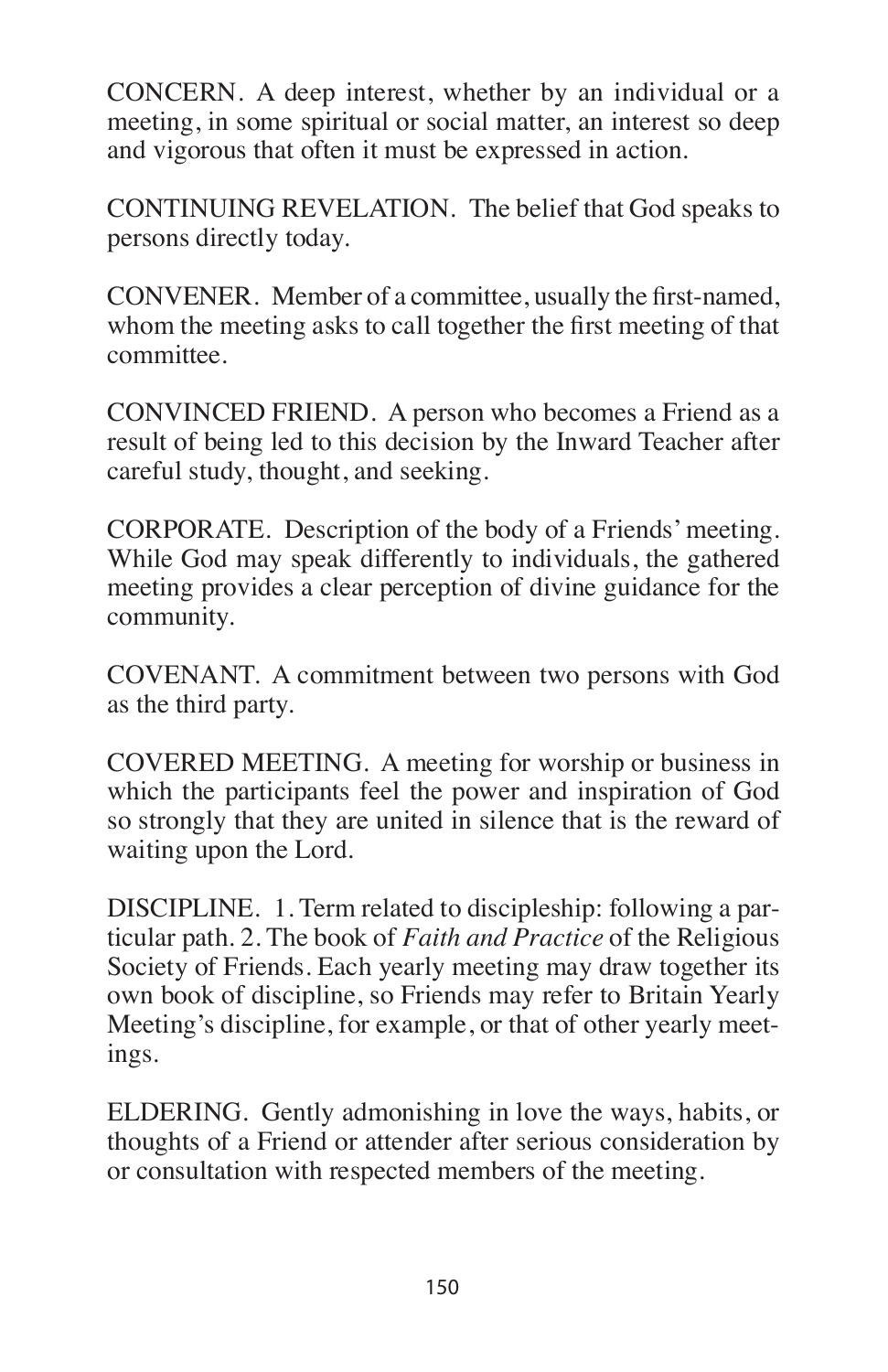CONCERN. A deep interest, whether by an individual or a meeting, in some spiritual or social matter, an interest so deep and vigorous that often it must be expressed in action.

CONTINUING REVELATION. The belief that God speaks to persons directly today.

CONVENER. Member of a committee, usually the first-named, whom the meeting asks to call together the first meeting of that committee.

CONVINCED FRIEND. A person who becomes a Friend as a result of being led to this decision by the Inward Teacher after careful study, thought, and seeking.

CORPORATE. Description of the body of a Friends' meeting. While God may speak differently to individuals, the gathered meeting provides a clear perception of divine guidance for the community.

COVENANT. A commitment between two persons with God as the third party.

COVERED MEETING. A meeting for worship or business in which the participants feel the power and inspiration of God so strongly that they are united in silence that is the reward of waiting upon the Lord.

DISCIPLINE. 1. Term related to discipleship: following a particular path. 2. The book of *Faith and Practice* of the Religious Society of Friends. Each yearly meeting may draw together its own book of discipline, so Friends may refer to Britain Yearly Meeting's discipline, for example, or that of other yearly meetings.

ELDERING. Gently admonishing in love the ways, habits, or thoughts of a Friend or attender after serious consideration by or consultation with respected members of the meeting.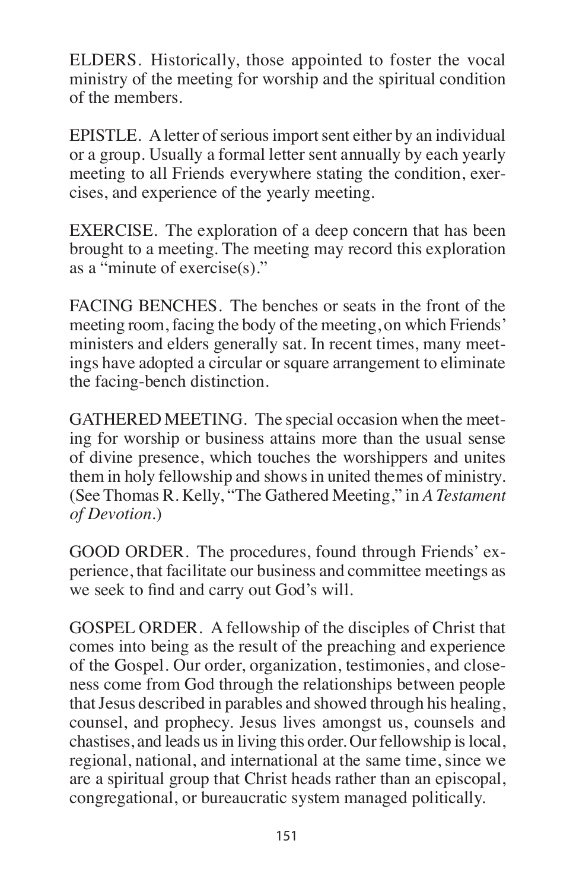ELDERS. Historically, those appointed to foster the vocal ministry of the meeting for worship and the spiritual condition of the members.

EPISTLE. A letter of serious import sent either by an individual or a group. Usually a formal letter sent annually by each yearly meeting to all Friends everywhere stating the condition, exercises, and experience of the yearly meeting.

EXERCISE. The exploration of a deep concern that has been brought to a meeting. The meeting may record this exploration as a "minute of exercise(s)."

FACING BENCHES. The benches or seats in the front of the meeting room, facing the body of the meeting, on which Friends' ministers and elders generally sat. In recent times, many meetings have adopted a circular or square arrangement to eliminate the facing-bench distinction.

GATHERED MEETING. The special occasion when the meeting for worship or business attains more than the usual sense of divine presence, which touches the worshippers and unites them in holy fellowship and shows in united themes of ministry. (See Thomas R. Kelly, "The Gathered Meeting," in *A Testament of Devotion*.)

GOOD ORDER. The procedures, found through Friends' experience, that facilitate our business and committee meetings as we seek to find and carry out God's will.

GOSPEL ORDER. A fellowship of the disciples of Christ that comes into being as the result of the preaching and experience of the Gospel. Our order, organization, testimonies, and closeness come from God through the relationships between people that Jesus described in parables and showed through his healing, counsel, and prophecy. Jesus lives amongst us, counsels and chastises, and leads us in living this order. Our fellowship is local, regional, national, and international at the same time, since we are a spiritual group that Christ heads rather than an episcopal, congregational, or bureaucratic system managed politically.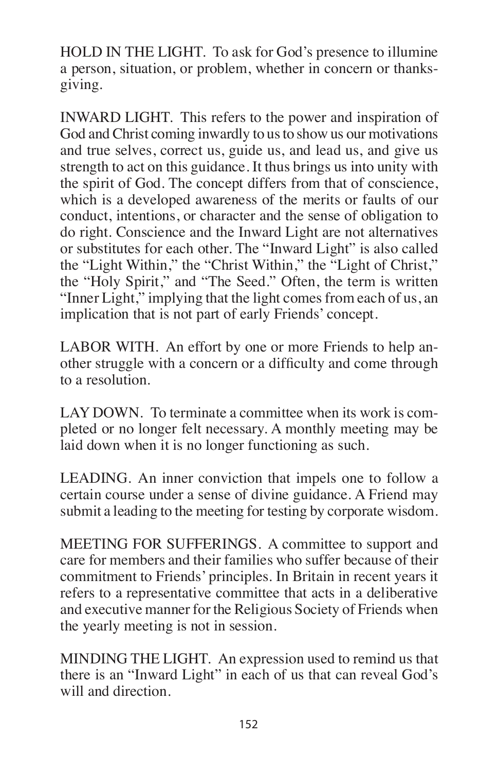HOLD IN THE LIGHT. To ask for God's presence to illumine a person, situation, or problem, whether in concern or thanksgiving.

INWARD LIGHT. This refers to the power and inspiration of God and Christ coming inwardly to us to show us our motivations and true selves, correct us, guide us, and lead us, and give us strength to act on this guidance. It thus brings us into unity with the spirit of God. The concept differs from that of conscience, which is a developed awareness of the merits or faults of our conduct, intentions, or character and the sense of obligation to do right. Conscience and the Inward Light are not alternatives or substitutes for each other. The "Inward Light" is also called the "Light Within," the "Christ Within," the "Light of Christ," the "Holy Spirit," and "The Seed." Often, the term is written "Inner Light," implying that the light comes from each of us, an implication that is not part of early Friends' concept.

LABOR WITH. An effort by one or more Friends to help another struggle with a concern or a difficulty and come through to a resolution.

LAY DOWN. To terminate a committee when its work is completed or no longer felt necessary. A monthly meeting may be laid down when it is no longer functioning as such.

LEADING. An inner conviction that impels one to follow a certain course under a sense of divine guidance. A Friend may submit a leading to the meeting for testing by corporate wisdom.

MEETING FOR SUFFERINGS. A committee to support and care for members and their families who suffer because of their commitment to Friends' principles. In Britain in recent years it refers to a representative committee that acts in a deliberative and executive manner for the Religious Society of Friends when the yearly meeting is not in session.

MINDING THE LIGHT. An expression used to remind us that there is an "Inward Light" in each of us that can reveal God's will and direction.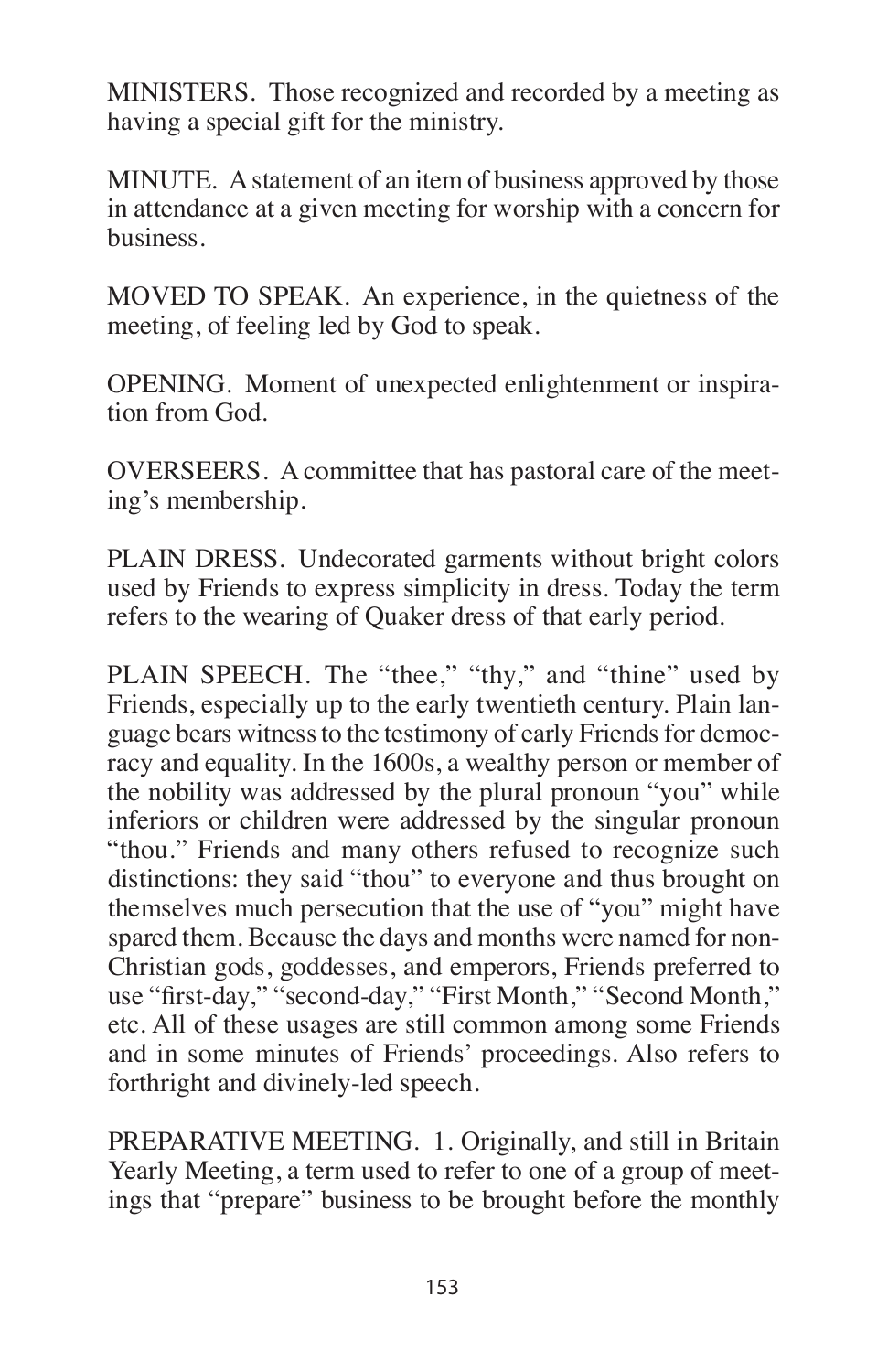MINISTERS. Those recognized and recorded by a meeting as having a special gift for the ministry.

MINUTE. A statement of an item of business approved by those in attendance at a given meeting for worship with a concern for business.

MOVED TO SPEAK. An experience, in the quietness of the meeting, of feeling led by God to speak.

OPENING. Moment of unexpected enlightenment or inspiration from God.

OVERSEERS. A committee that has pastoral care of the meeting's membership.

PLAIN DRESS. Undecorated garments without bright colors used by Friends to express simplicity in dress. Today the term refers to the wearing of Quaker dress of that early period.

PLAIN SPEECH. The "thee," "thy," and "thine" used by Friends, especially up to the early twentieth century. Plain language bears witness to the testimony of early Friends for democracy and equality. In the 1600s, a wealthy person or member of the nobility was addressed by the plural pronoun "you" while inferiors or children were addressed by the singular pronoun "thou." Friends and many others refused to recognize such distinctions: they said "thou" to everyone and thus brought on themselves much persecution that the use of "you" might have spared them. Because the days and months were named for non-Christian gods, goddesses, and emperors, Friends preferred to use "first-day," "second-day," "First Month," "Second Month," etc. All of these usages are still common among some Friends and in some minutes of Friends' proceedings. Also refers to forthright and divinely-led speech.

PREPARATIVE MEETING. 1. Originally, and still in Britain Yearly Meeting, a term used to refer to one of a group of meetings that "prepare" business to be brought before the monthly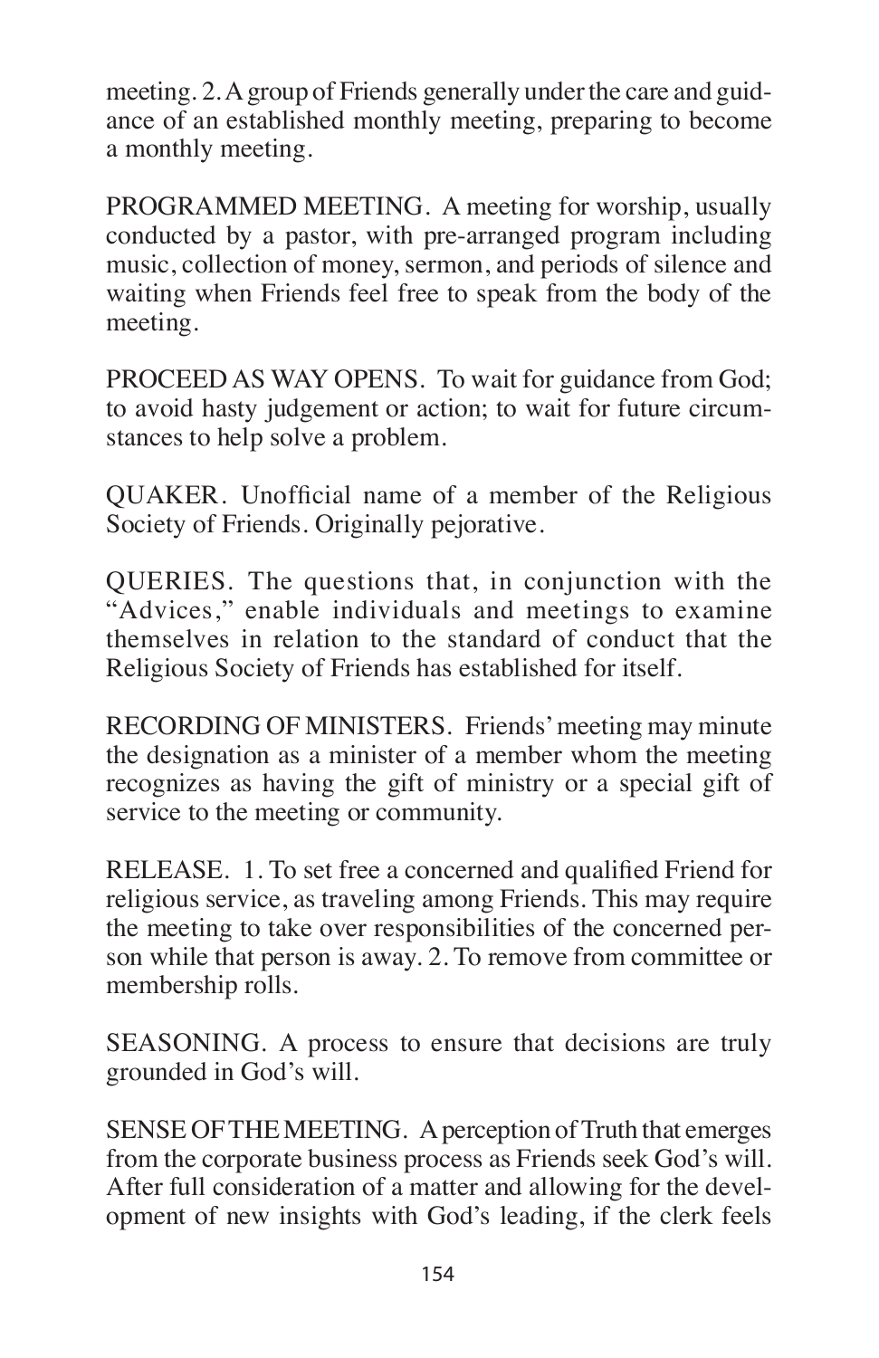meeting. 2. A group of Friends generally under the care and guidance of an established monthly meeting, preparing to become a monthly meeting.

PROGRAMMED MEETING. A meeting for worship, usually conducted by a pastor, with pre-arranged program including music, collection of money, sermon, and periods of silence and waiting when Friends feel free to speak from the body of the meeting.

PROCEED AS WAY OPENS. To wait for guidance from God; to avoid hasty judgement or action; to wait for future circumstances to help solve a problem.

QUAKER. Unofficial name of a member of the Religious Society of Friends. Originally pejorative.

QUERIES. The questions that, in conjunction with the "Advices," enable individuals and meetings to examine themselves in relation to the standard of conduct that the Religious Society of Friends has established for itself.

RECORDING OF MINISTERS. Friends' meeting may minute the designation as a minister of a member whom the meeting recognizes as having the gift of ministry or a special gift of service to the meeting or community.

RELEASE. 1. To set free a concerned and qualified Friend for religious service, as traveling among Friends. This may require the meeting to take over responsibilities of the concerned person while that person is away. 2. To remove from committee or membership rolls.

SEASONING. A process to ensure that decisions are truly grounded in God's will.

SENSE OF THE MEETING. A perception of Truth that emerges from the corporate business process as Friends seek God's will. After full consideration of a matter and allowing for the development of new insights with God's leading, if the clerk feels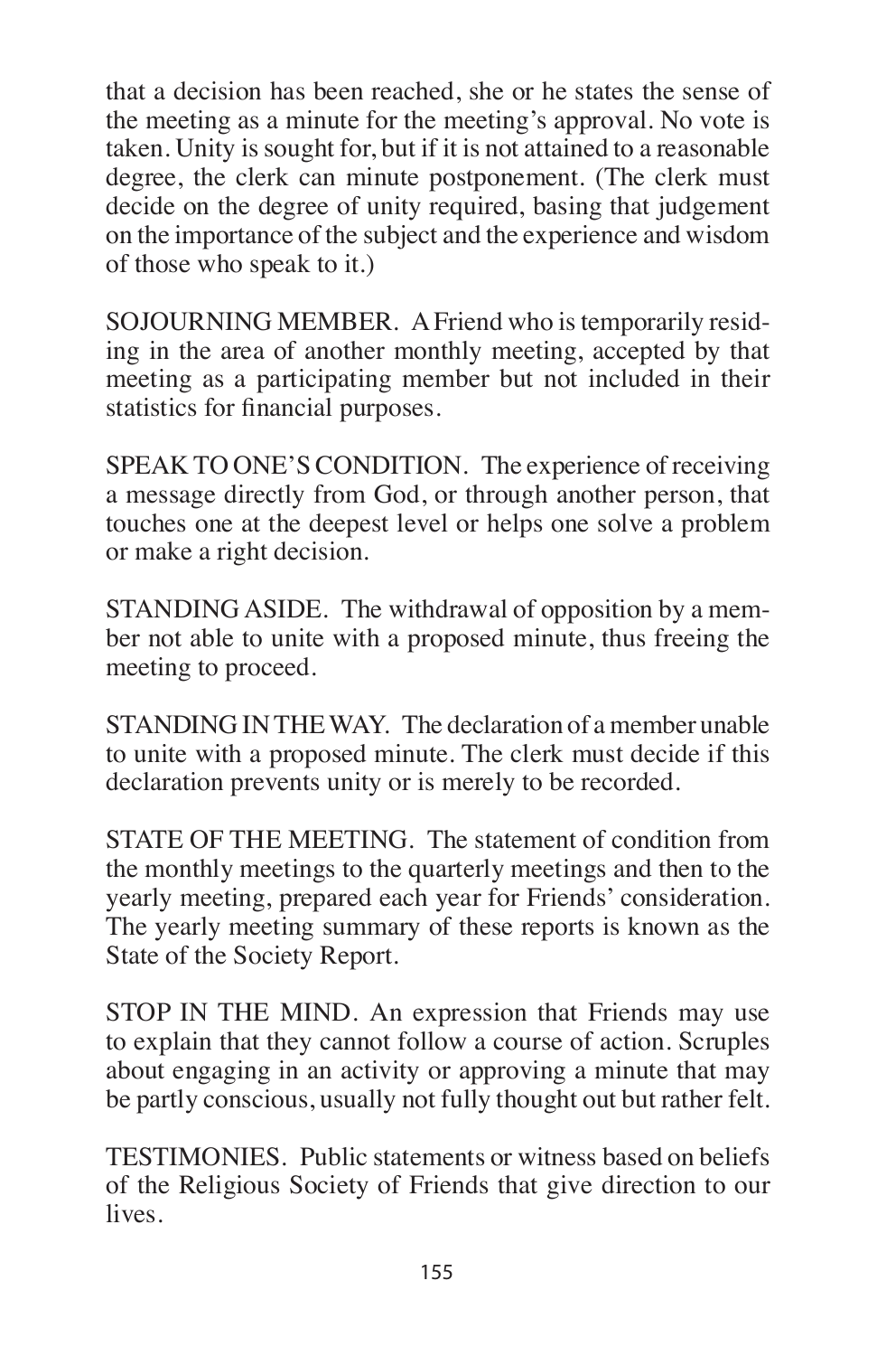that a decision has been reached, she or he states the sense of the meeting as a minute for the meeting's approval. No vote is taken. Unity is sought for, but if it is not attained to a reasonable degree, the clerk can minute postponement. (The clerk must decide on the degree of unity required, basing that judgement on the importance of the subject and the experience and wisdom of those who speak to it.)

SOJOURNING MEMBER. A Friend who is temporarily residing in the area of another monthly meeting, accepted by that meeting as a participating member but not included in their statistics for financial purposes.

SPEAK TO ONE'S CONDITION. The experience of receiving a message directly from God, or through another person, that touches one at the deepest level or helps one solve a problem or make a right decision.

STANDING ASIDE. The withdrawal of opposition by a member not able to unite with a proposed minute, thus freeing the meeting to proceed.

STANDING IN THE WAY. The declaration of a member unable to unite with a proposed minute. The clerk must decide if this declaration prevents unity or is merely to be recorded.

STATE OF THE MEETING. The statement of condition from the monthly meetings to the quarterly meetings and then to the yearly meeting, prepared each year for Friends' consideration. The yearly meeting summary of these reports is known as the State of the Society Report.

STOP IN THE MIND. An expression that Friends may use to explain that they cannot follow a course of action. Scruples about engaging in an activity or approving a minute that may be partly conscious, usually not fully thought out but rather felt.

TESTIMONIES. Public statements or witness based on beliefs of the Religious Society of Friends that give direction to our lives.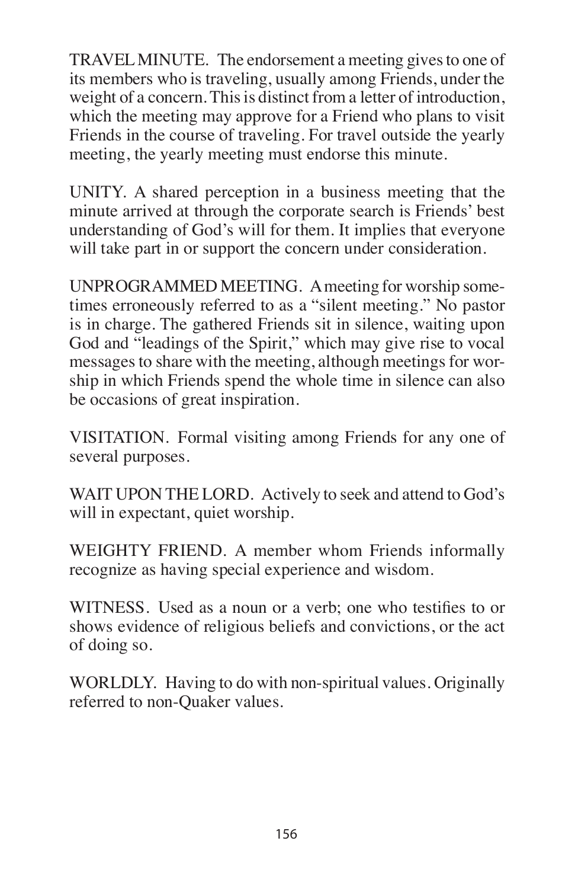TRAVEL MINUTE. The endorsement a meeting gives to one of its members who is traveling, usually among Friends, under the weight of a concern. This is distinct from a letter of introduction, which the meeting may approve for a Friend who plans to visit Friends in the course of traveling. For travel outside the yearly meeting, the yearly meeting must endorse this minute.

UNITY. A shared perception in a business meeting that the minute arrived at through the corporate search is Friends' best understanding of God's will for them. It implies that everyone will take part in or support the concern under consideration.

UNPROGRAMMED MEETING. A meeting for worship sometimes erroneously referred to as a "silent meeting." No pastor is in charge. The gathered Friends sit in silence, waiting upon God and "leadings of the Spirit," which may give rise to vocal messages to share with the meeting, although meetings for worship in which Friends spend the whole time in silence can also be occasions of great inspiration.

VISITATION. Formal visiting among Friends for any one of several purposes.

WAIT UPON THE LORD. Actively to seek and attend to God's will in expectant, quiet worship.

WEIGHTY FRIEND. A member whom Friends informally recognize as having special experience and wisdom.

WITNESS. Used as a noun or a verb; one who testifies to or shows evidence of religious beliefs and convictions, or the act of doing so.

WORLDLY. Having to do with non-spiritual values. Originally referred to non-Quaker values.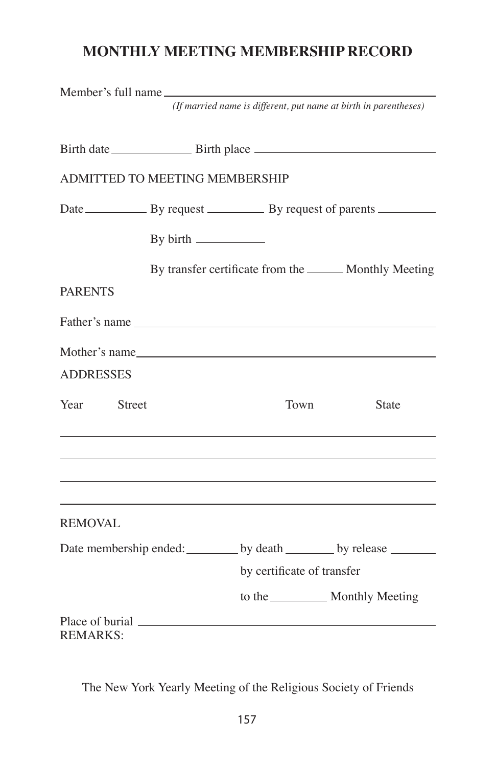# MONTHLY MEETING MEMBERSHIP RECORD

Member's full name ____________________________________________

*(If married name is different, put name at birth in parentheses)*

Birth date ______________ Birth place ______________________________

ADMITTED TO MEETING MEMBERSHIP

Date ___________ By request __________ By request of parents __________

By birth ____________

By transfer certificate from the ______ Monthly Meeting

PARENTS

Father's name ____________________________________________

Mother's name ____________________________________________

ADDRESSES

| Year | Street | Town | State |
|---|---|---|---|
| | | | |
| | | | |
| | | | |
| | | | |

REMOVAL

Date membership ended: _________ by death ________ by release ________

by certificate of transfer

to the __________ Monthly Meeting

Place of burial ____________________________________________

REMARKS:

The New York Yearly Meeting of the Religious Society of Friends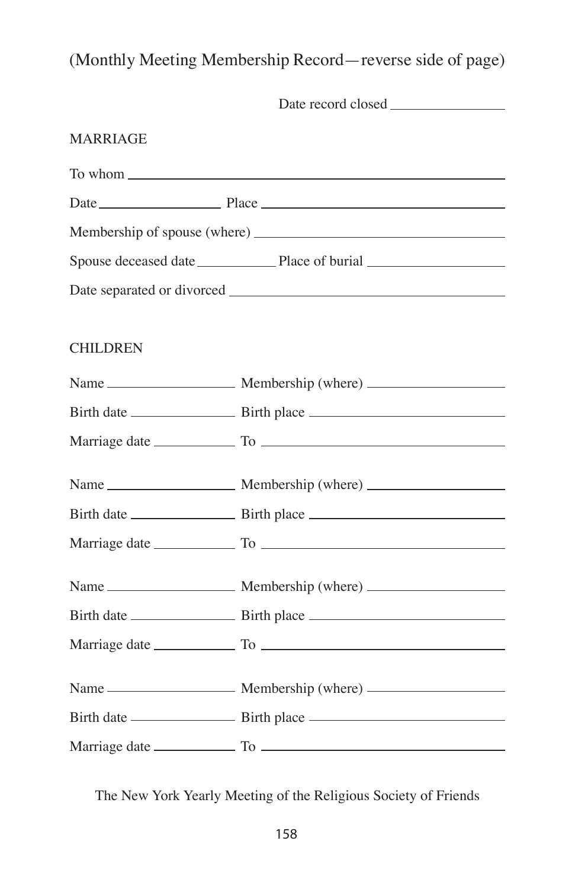(Monthly Meeting Membership Record—reverse side of page)

Date record closed ________________

MARRIAGE

To whom ________________________________________________

Date ________________ Place ________________________________

Membership of spouse (where) ______________________________

Spouse deceased date ___________ Place of burial ________________

Date separated or divorced ___________________________________

CHILDREN

Name ________________ Membership (where) ________________

Birth date ______________ Birth place ______________________

Marriage date ___________ To ____________________________

Name ________________ Membership (where) ________________

Birth date ______________ Birth place ______________________

Marriage date ___________ To ____________________________

Name ________________ Membership (where) ________________

Birth date ______________ Birth place ______________________

Marriage date ___________ To ____________________________

Name ________________ Membership (where) ________________

Birth date ______________ Birth place ______________________

Marriage date ___________ To ____________________________

The New York Yearly Meeting of the Religious Society of Friends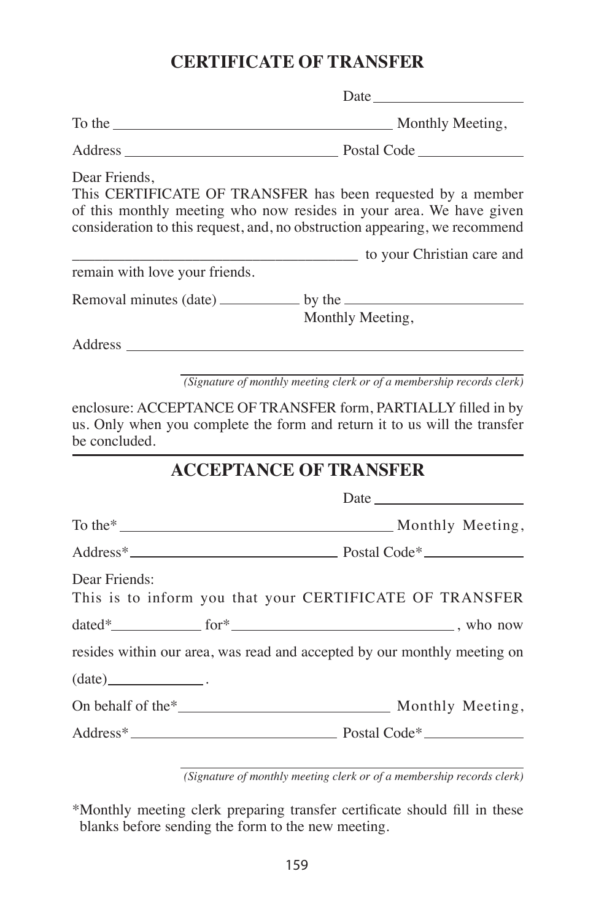## CERTIFICATE OF TRANSFER

Date ____________________

To the ______________________________________ Monthly Meeting,

Address ______________________________ Postal Code ______________

Dear Friends,
This CERTIFICATE OF TRANSFER has been requested by a member of this monthly meeting who now resides in your area. We have given consideration to this request, and, no obstruction appearing, we recommend

______________________________________ to your Christian care and remain with love your friends.

Removal minutes (date) ___________ by the ________________________
Monthly Meeting,

Address ________________________________________________________

________________________________________
*(Signature of monthly meeting clerk or of a membership records clerk)*

enclosure: ACCEPTANCE OF TRANSFER form, PARTIALLY filled in by us. Only when you complete the form and return it to us will the transfer be concluded.

---

## ACCEPTANCE OF TRANSFER

Date ____________________

To the* ____________________________________ Monthly Meeting,

Address* ____________________________ Postal Code* _____________

Dear Friends:
This is to inform you that your CERTIFICATE OF TRANSFER

dated* ____________ for* ______________________________ , who now

resides within our area, was read and accepted by our monthly meeting on

(date) _____________ .

On behalf of the* ____________________________ Monthly Meeting,

Address* ____________________________ Postal Code* _____________

________________________________________
*(Signature of monthly meeting clerk or of a membership records clerk)*

*Monthly meeting clerk preparing transfer certificate should fill in these blanks before sending the form to the new meeting.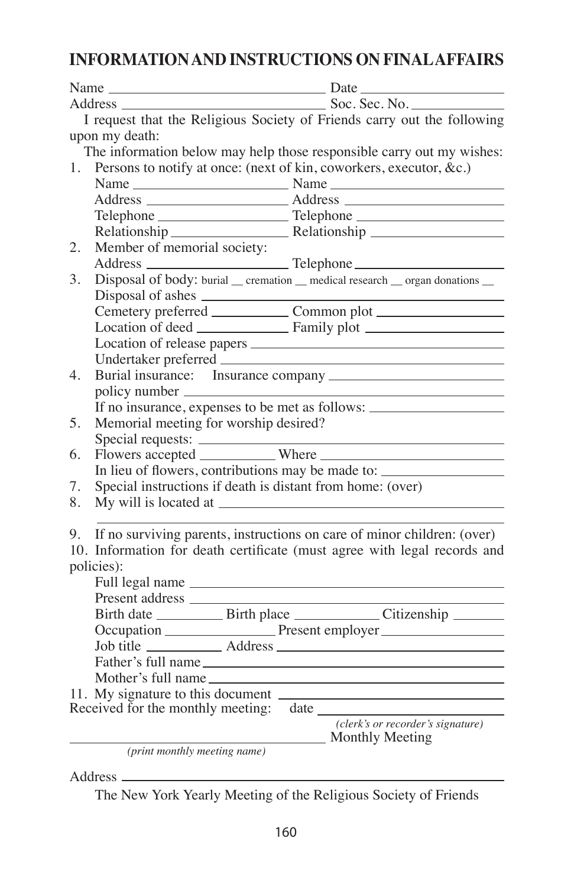## INFORMATION AND INSTRUCTIONS ON FINAL AFFAIRS

Name ______________________________ Date ____________________
Address ____________________________ Soc. Sec. No. ______________

I request that the Religious Society of Friends carry out the following upon my death:

The information below may help those responsible carry out my wishes:

1. Persons to notify at once: (next of kin, coworkers, executor, &c.)
   Name ____________________ Name ____________________
   Address __________________ Address __________________
   Telephone ________________ Telephone ________________
   Relationship ______________ Relationship ______________
2. Member of memorial society:
   Address __________________ Telephone ________________
3. Disposal of body: burial __ cremation __ medical research __ organ donations __
   Disposal of ashes ________________________________
   Cemetery preferred ____________ Common plot ______________
   Location of deed ______________ Family plot ______________
   Location of release papers _________________________
   Undertaker preferred _____________________________
4. Burial insurance: Insurance company ______________________
   policy number ___________________________________
   If no insurance, expenses to be met as follows: ______________
5. Memorial meeting for worship desired?
   Special requests: __________________________________
6. Flowers accepted __________ Where ________________________
   In lieu of flowers, contributions may be made to: ______________
7. Special instructions if death is distant from home: (over)
8. My will is located at ___________________________________

   _____________________________________________________
9. If no surviving parents, instructions on care of minor children: (over)
10. Information for death certificate (must agree with legal records and policies):
    Full legal name _________________________________
    Present address _________________________________
    Birth date _________ Birth place ___________ Citizenship _______
    Occupation ______________ Present employer ______________
    Job title __________ Address ___________________________
    Father's full name ________________________________
    Mother's full name _______________________________
11. My signature to this document ___________________________

Received for the monthly meeting: date _______________________

*(clerk's or recorder's signature)*

______________________________ Monthly Meeting
*(print monthly meeting name)*

Address _____________________________________________________

The New York Yearly Meeting of the Religious Society of Friends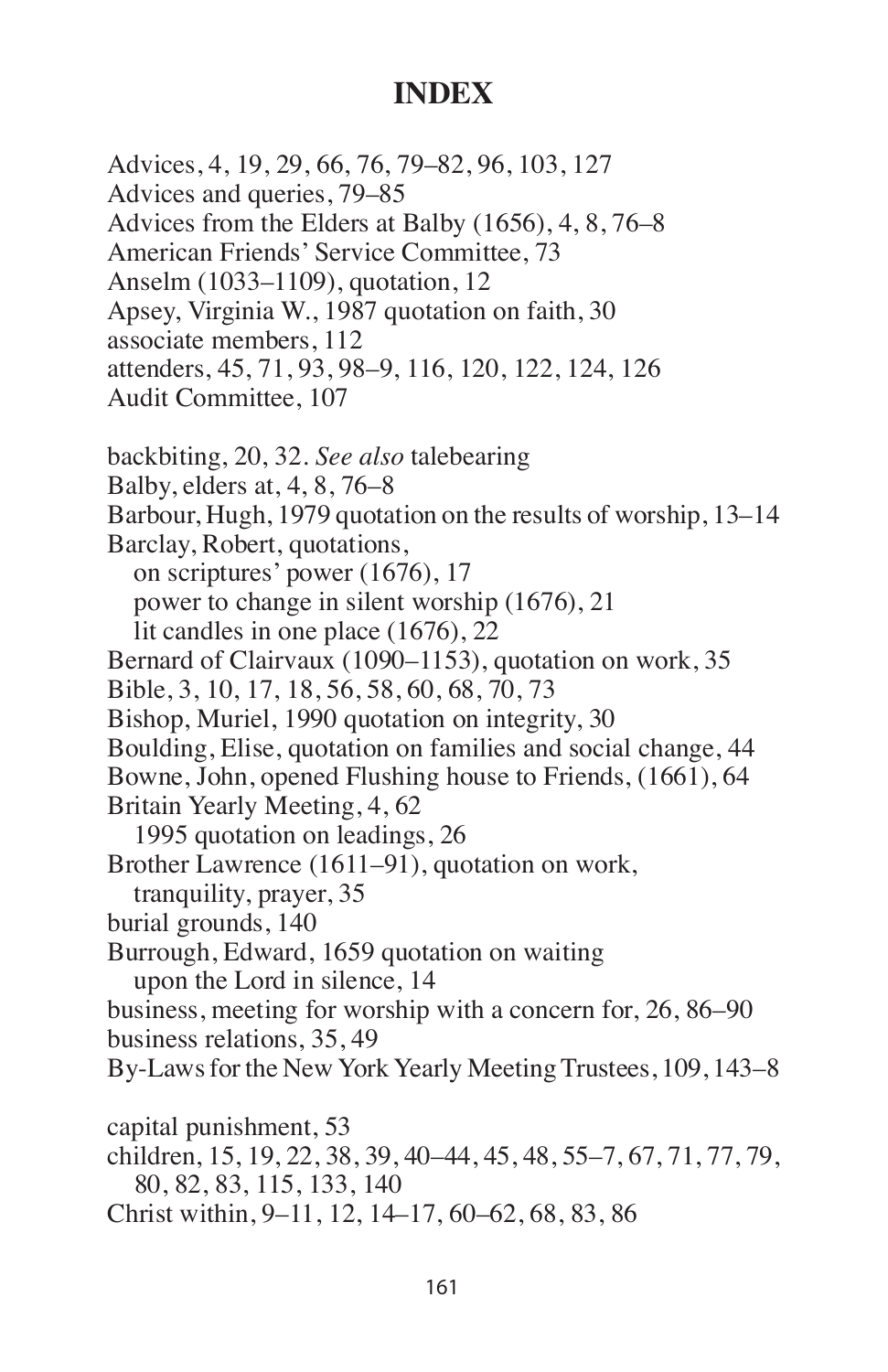# INDEX

Advices, 4, 19, 29, 66, 76, 79–82, 96, 103, 127
Advices and queries, 79–85
Advices from the Elders at Balby (1656), 4, 8, 76–8
American Friends' Service Committee, 73
Anselm (1033–1109), quotation, 12
Apsey, Virginia W., 1987 quotation on faith, 30
associate members, 112
attenders, 45, 71, 93, 98–9, 116, 120, 122, 124, 126
Audit Committee, 107

backbiting, 20, 32. *See also* talebearing
Balby, elders at, 4, 8, 76–8
Barbour, Hugh, 1979 quotation on the results of worship, 13–14
Barclay, Robert, quotations,
  on scriptures' power (1676), 17
  power to change in silent worship (1676), 21
  lit candles in one place (1676), 22
Bernard of Clairvaux (1090–1153), quotation on work, 35
Bible, 3, 10, 17, 18, 56, 58, 60, 68, 70, 73
Bishop, Muriel, 1990 quotation on integrity, 30
Boulding, Elise, quotation on families and social change, 44
Bowne, John, opened Flushing house to Friends, (1661), 64
Britain Yearly Meeting, 4, 62
  1995 quotation on leadings, 26
Brother Lawrence (1611–91), quotation on work, tranquility, prayer, 35
burial grounds, 140
Burrough, Edward, 1659 quotation on waiting upon the Lord in silence, 14
business, meeting for worship with a concern for, 26, 86–90
business relations, 35, 49
By-Laws for the New York Yearly Meeting Trustees, 109, 143–8

capital punishment, 53
children, 15, 19, 22, 38, 39, 40–44, 45, 48, 55–7, 67, 71, 77, 79, 80, 82, 83, 115, 133, 140
Christ within, 9–11, 12, 14–17, 60–62, 68, 83, 86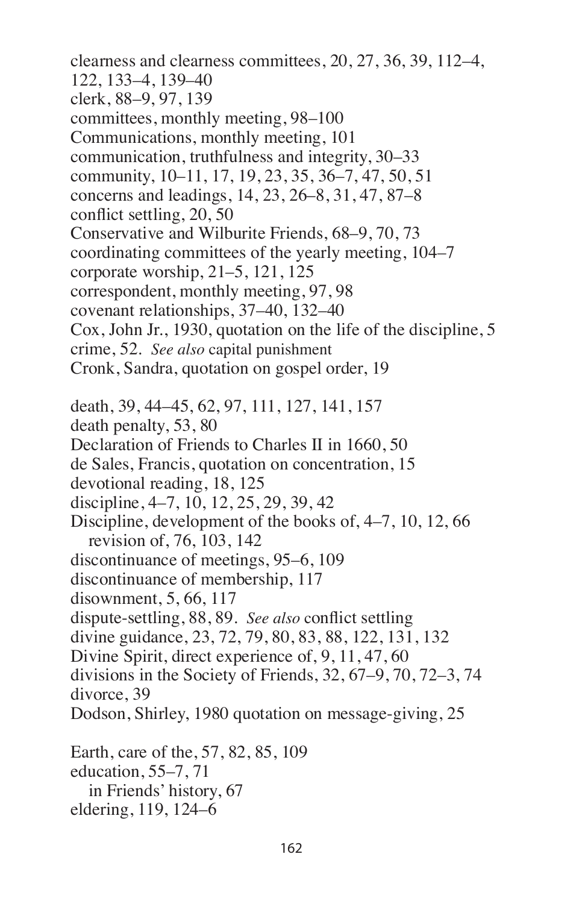clearness and clearness committees, 20, 27, 36, 39, 112–4, 122, 133–4, 139–40
clerk, 88–9, 97, 139
committees, monthly meeting, 98–100
Communications, monthly meeting, 101
communication, truthfulness and integrity, 30–33
community, 10–11, 17, 19, 23, 35, 36–7, 47, 50, 51
concerns and leadings, 14, 23, 26–8, 31, 47, 87–8
conflict settling, 20, 50
Conservative and Wilburite Friends, 68–9, 70, 73
coordinating committees of the yearly meeting, 104–7
corporate worship, 21–5, 121, 125
correspondent, monthly meeting, 97, 98
covenant relationships, 37–40, 132–40
Cox, John Jr., 1930, quotation on the life of the discipline, 5
crime, 52. *See also* capital punishment
Cronk, Sandra, quotation on gospel order, 19

death, 39, 44–45, 62, 97, 111, 127, 141, 157
death penalty, 53, 80
Declaration of Friends to Charles II in 1660, 50
de Sales, Francis, quotation on concentration, 15
devotional reading, 18, 125
discipline, 4–7, 10, 12, 25, 29, 39, 42
Discipline, development of the books of, 4–7, 10, 12, 66
  revision of, 76, 103, 142
discontinuance of meetings, 95–6, 109
discontinuance of membership, 117
disownment, 5, 66, 117
dispute-settling, 88, 89. *See also* conflict settling
divine guidance, 23, 72, 79, 80, 83, 88, 122, 131, 132
Divine Spirit, direct experience of, 9, 11, 47, 60
divisions in the Society of Friends, 32, 67–9, 70, 72–3, 74
divorce, 39
Dodson, Shirley, 1980 quotation on message-giving, 25

Earth, care of the, 57, 82, 85, 109
education, 55–7, 71
  in Friends' history, 67
eldering, 119, 124–6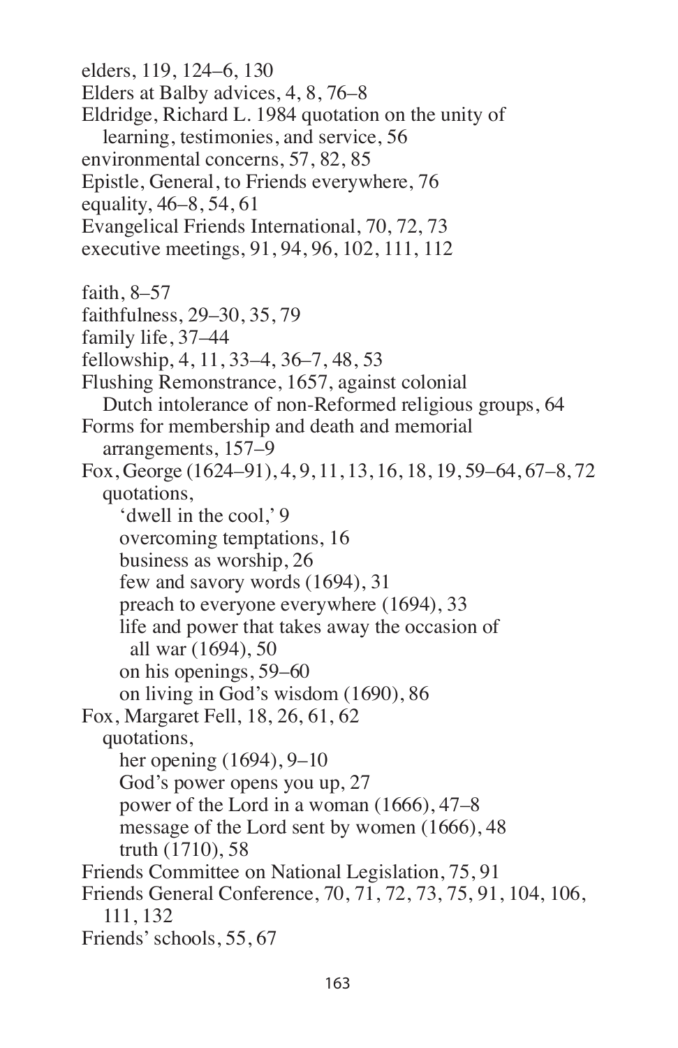elders, 119, 124–6, 130
Elders at Balby advices, 4, 8, 76–8
Eldridge, Richard L. 1984 quotation on the unity of
  learning, testimonies, and service, 56
environmental concerns, 57, 82, 85
Epistle, General, to Friends everywhere, 76
equality, 46–8, 54, 61
Evangelical Friends International, 70, 72, 73
executive meetings, 91, 94, 96, 102, 111, 112

faith, 8–57
faithfulness, 29–30, 35, 79
family life, 37–44
fellowship, 4, 11, 33–4, 36–7, 48, 53
Flushing Remonstrance, 1657, against colonial
  Dutch intolerance of non-Reformed religious groups, 64
Forms for membership and death and memorial
  arrangements, 157–9
Fox, George (1624–91), 4, 9, 11, 13, 16, 18, 19, 59–64, 67–8, 72
  quotations,
    'dwell in the cool,' 9
    overcoming temptations, 16
    business as worship, 26
    few and savory words (1694), 31
    preach to everyone everywhere (1694), 33
    life and power that takes away the occasion of
      all war (1694), 50
    on his openings, 59–60
    on living in God's wisdom (1690), 86
Fox, Margaret Fell, 18, 26, 61, 62
  quotations,
    her opening (1694), 9–10
    God's power opens you up, 27
    power of the Lord in a woman (1666), 47–8
    message of the Lord sent by women (1666), 48
    truth (1710), 58
Friends Committee on National Legislation, 75, 91
Friends General Conference, 70, 71, 72, 73, 75, 91, 104, 106,
  111, 132
Friends' schools, 55, 67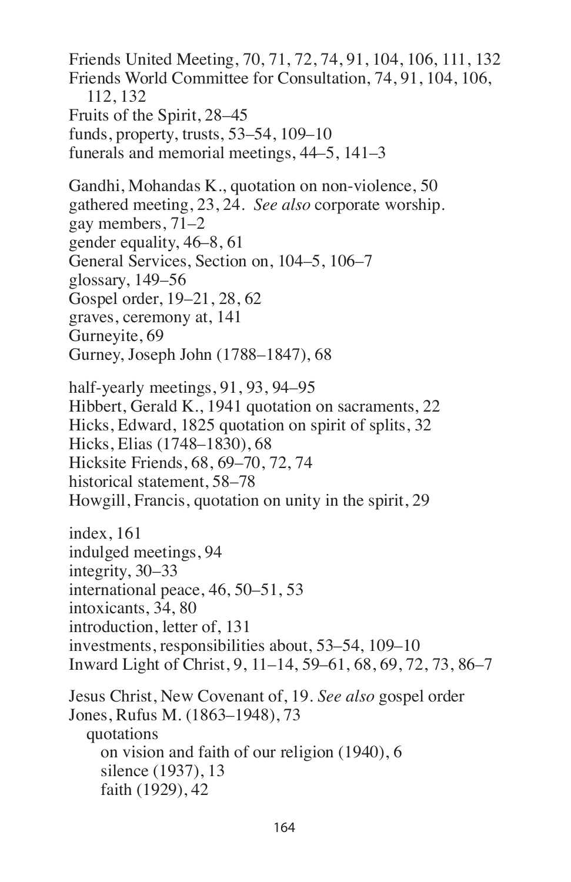Friends United Meeting, 70, 71, 72, 74, 91, 104, 106, 111, 132
Friends World Committee for Consultation, 74, 91, 104, 106, 112, 132
Fruits of the Spirit, 28–45
funds, property, trusts, 53–54, 109–10
funerals and memorial meetings, 44–5, 141–3

Gandhi, Mohandas K., quotation on non-violence, 50
gathered meeting, 23, 24. *See also* corporate worship.
gay members, 71–2
gender equality, 46–8, 61
General Services, Section on, 104–5, 106–7
glossary, 149–56
Gospel order, 19–21, 28, 62
graves, ceremony at, 141
Gurneyite, 69
Gurney, Joseph John (1788–1847), 68

half-yearly meetings, 91, 93, 94–95
Hibbert, Gerald K., 1941 quotation on sacraments, 22
Hicks, Edward, 1825 quotation on spirit of splits, 32
Hicks, Elias (1748–1830), 68
Hicksite Friends, 68, 69–70, 72, 74
historical statement, 58–78
Howgill, Francis, quotation on unity in the spirit, 29

index, 161
indulged meetings, 94
integrity, 30–33
international peace, 46, 50–51, 53
intoxicants, 34, 80
introduction, letter of, 131
investments, responsibilities about, 53–54, 109–10
Inward Light of Christ, 9, 11–14, 59–61, 68, 69, 72, 73, 86–7

Jesus Christ, New Covenant of, 19. *See also* gospel order
Jones, Rufus M. (1863–1948), 73
  quotations
    on vision and faith of our religion (1940), 6
    silence (1937), 13
    faith (1929), 42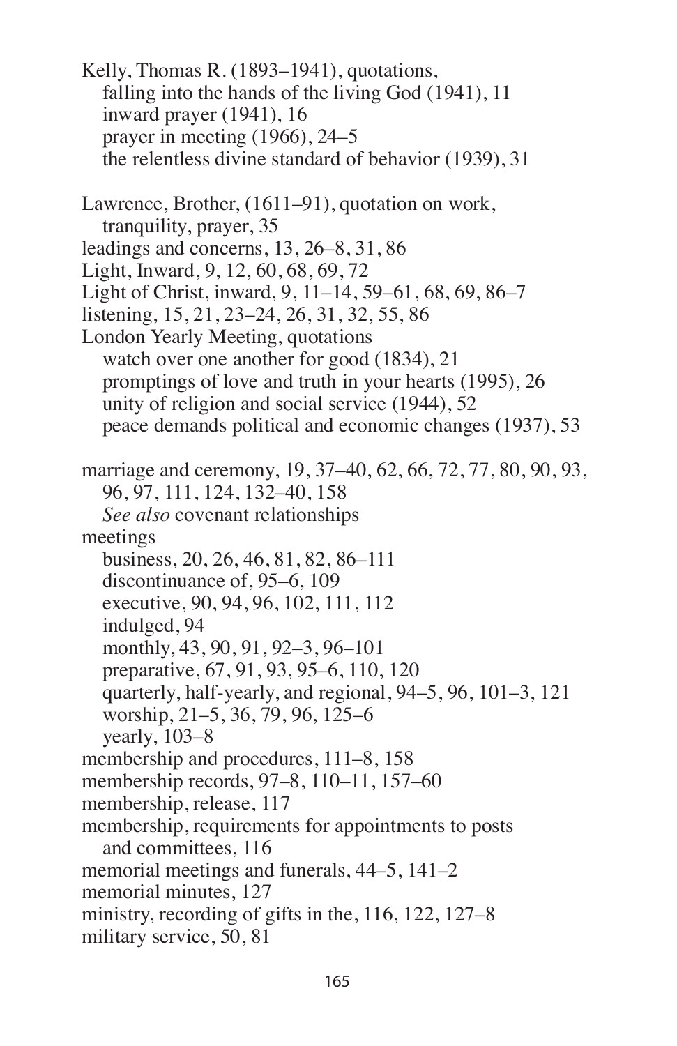Kelly, Thomas R. (1893–1941), quotations,
  falling into the hands of the living God (1941), 11
  inward prayer (1941), 16
  prayer in meeting (1966), 24–5
  the relentless divine standard of behavior (1939), 31

Lawrence, Brother, (1611–91), quotation on work,
  tranquility, prayer, 35
leadings and concerns, 13, 26–8, 31, 86
Light, Inward, 9, 12, 60, 68, 69, 72
Light of Christ, inward, 9, 11–14, 59–61, 68, 69, 86–7
listening, 15, 21, 23–24, 26, 31, 32, 55, 86
London Yearly Meeting, quotations
  watch over one another for good (1834), 21
  promptings of love and truth in your hearts (1995), 26
  unity of religion and social service (1944), 52
  peace demands political and economic changes (1937), 53

marriage and ceremony, 19, 37–40, 62, 66, 72, 77, 80, 90, 93,
  96, 97, 111, 124, 132–40, 158
  *See also* covenant relationships
meetings
  business, 20, 26, 46, 81, 82, 86–111
  discontinuance of, 95–6, 109
  executive, 90, 94, 96, 102, 111, 112
  indulged, 94
  monthly, 43, 90, 91, 92–3, 96–101
  preparative, 67, 91, 93, 95–6, 110, 120
  quarterly, half-yearly, and regional, 94–5, 96, 101–3, 121
  worship, 21–5, 36, 79, 96, 125–6
  yearly, 103–8
membership and procedures, 111–8, 158
membership records, 97–8, 110–11, 157–60
membership, release, 117
membership, requirements for appointments to posts
  and committees, 116
memorial meetings and funerals, 44–5, 141–2
memorial minutes, 127
ministry, recording of gifts in the, 116, 122, 127–8
military service, 50, 81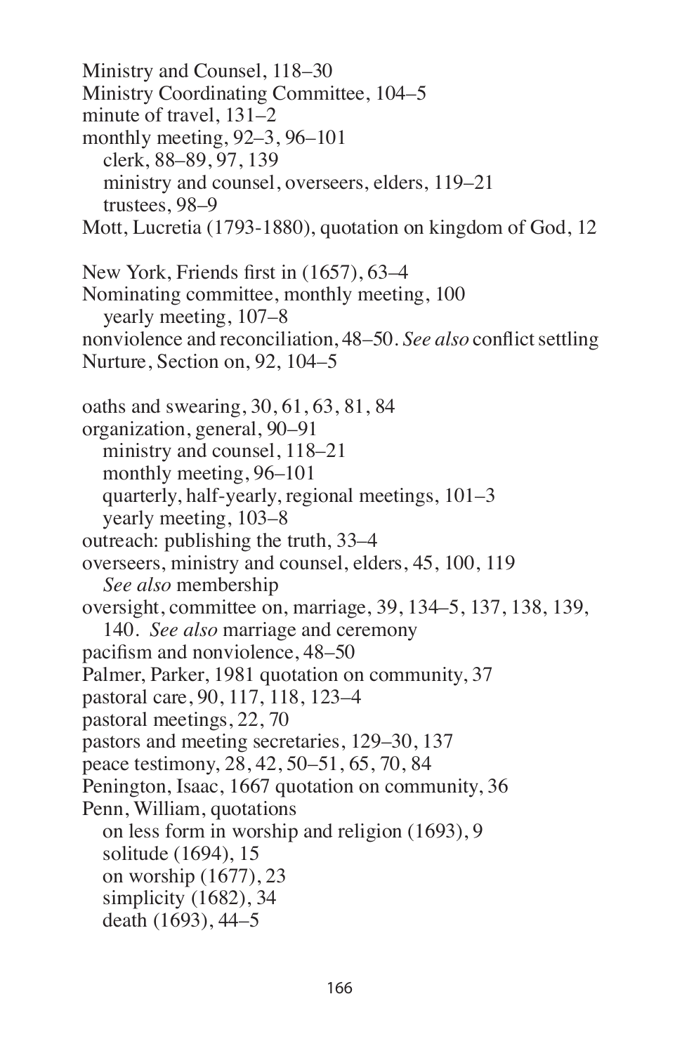Ministry and Counsel, 118–30
Ministry Coordinating Committee, 104–5
minute of travel, 131–2
monthly meeting, 92–3, 96–101
  clerk, 88–89, 97, 139
  ministry and counsel, overseers, elders, 119–21
  trustees, 98–9
Mott, Lucretia (1793-1880), quotation on kingdom of God, 12

New York, Friends first in (1657), 63–4
Nominating committee, monthly meeting, 100
  yearly meeting, 107–8
nonviolence and reconciliation, 48–50. *See also* conflict settling
Nurture, Section on, 92, 104–5

oaths and swearing, 30, 61, 63, 81, 84
organization, general, 90–91
  ministry and counsel, 118–21
  monthly meeting, 96–101
  quarterly, half-yearly, regional meetings, 101–3
  yearly meeting, 103–8
outreach: publishing the truth, 33–4
overseers, ministry and counsel, elders, 45, 100, 119
  *See also* membership
oversight, committee on, marriage, 39, 134–5, 137, 138, 139, 140. *See also* marriage and ceremony
pacifism and nonviolence, 48–50
Palmer, Parker, 1981 quotation on community, 37
pastoral care, 90, 117, 118, 123–4
pastoral meetings, 22, 70
pastors and meeting secretaries, 129–30, 137
peace testimony, 28, 42, 50–51, 65, 70, 84
Penington, Isaac, 1667 quotation on community, 36
Penn, William, quotations
  on less form in worship and religion (1693), 9
  solitude (1694), 15
  on worship (1677), 23
  simplicity (1682), 34
  death (1693), 44–5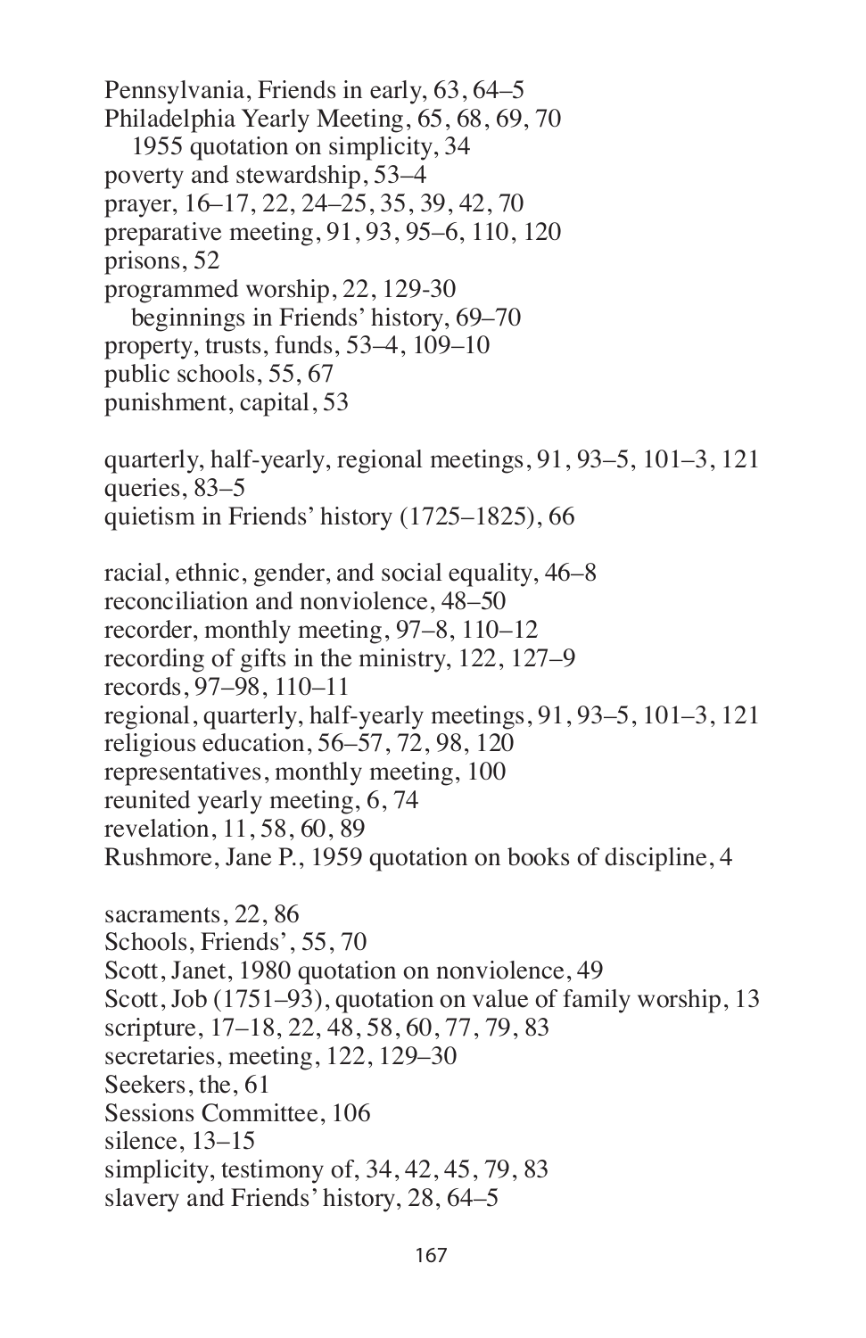Pennsylvania, Friends in early, 63, 64–5
Philadelphia Yearly Meeting, 65, 68, 69, 70
  1955 quotation on simplicity, 34
poverty and stewardship, 53–4
prayer, 16–17, 22, 24–25, 35, 39, 42, 70
preparative meeting, 91, 93, 95–6, 110, 120
prisons, 52
programmed worship, 22, 129-30
  beginnings in Friends' history, 69–70
property, trusts, funds, 53–4, 109–10
public schools, 55, 67
punishment, capital, 53

quarterly, half-yearly, regional meetings, 91, 93–5, 101–3, 121
queries, 83–5
quietism in Friends' history (1725–1825), 66

racial, ethnic, gender, and social equality, 46–8
reconciliation and nonviolence, 48–50
recorder, monthly meeting, 97–8, 110–12
recording of gifts in the ministry, 122, 127–9
records, 97–98, 110–11
regional, quarterly, half-yearly meetings, 91, 93–5, 101–3, 121
religious education, 56–57, 72, 98, 120
representatives, monthly meeting, 100
reunited yearly meeting, 6, 74
revelation, 11, 58, 60, 89
Rushmore, Jane P., 1959 quotation on books of discipline, 4

sacraments, 22, 86
Schools, Friends', 55, 70
Scott, Janet, 1980 quotation on nonviolence, 49
Scott, Job (1751–93), quotation on value of family worship, 13
scripture, 17–18, 22, 48, 58, 60, 77, 79, 83
secretaries, meeting, 122, 129–30
Seekers, the, 61
Sessions Committee, 106
silence, 13–15
simplicity, testimony of, 34, 42, 45, 79, 83
slavery and Friends' history, 28, 64–5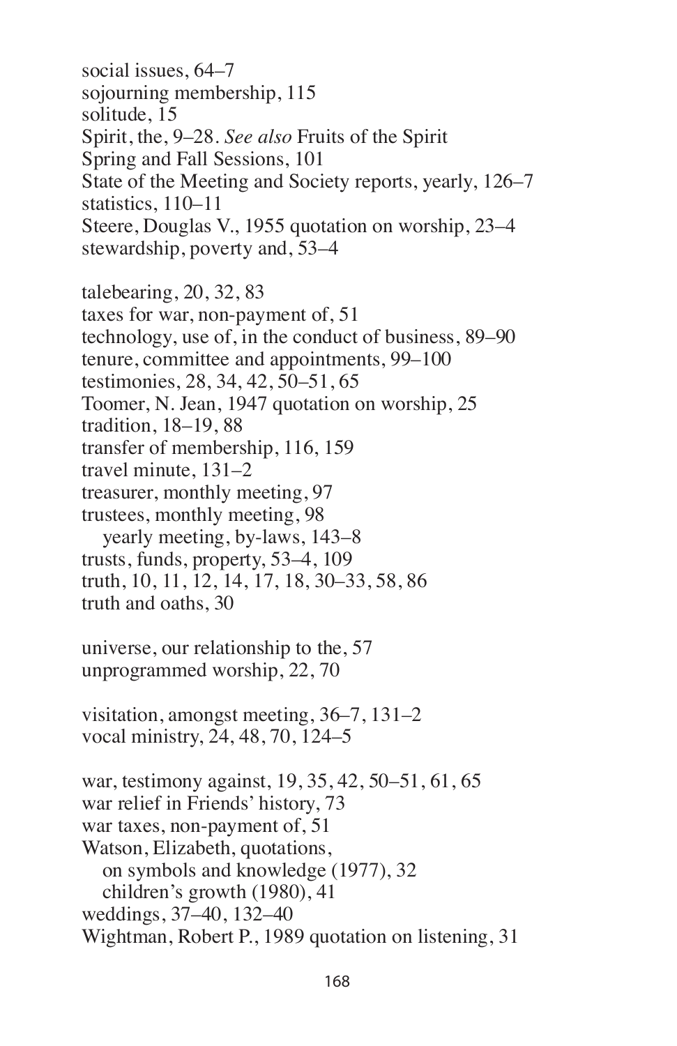social issues, 64–7  
sojourning membership, 115  
solitude, 15  
Spirit, the, 9–28. *See also* Fruits of the Spirit  
Spring and Fall Sessions, 101  
State of the Meeting and Society reports, yearly, 126–7  
statistics, 110–11  
Steere, Douglas V., 1955 quotation on worship, 23–4  
stewardship, poverty and, 53–4

talebearing, 20, 32, 83  
taxes for war, non-payment of, 51  
technology, use of, in the conduct of business, 89–90  
tenure, committee and appointments, 99–100  
testimonies, 28, 34, 42, 50–51, 65  
Toomer, N. Jean, 1947 quotation on worship, 25  
tradition, 18–19, 88  
transfer of membership, 116, 159  
travel minute, 131–2  
treasurer, monthly meeting, 97  
trustees, monthly meeting, 98  
  yearly meeting, by-laws, 143–8  
trusts, funds, property, 53–4, 109  
truth, 10, 11, 12, 14, 17, 18, 30–33, 58, 86  
truth and oaths, 30

universe, our relationship to the, 57  
unprogrammed worship, 22, 70

visitation, amongst meeting, 36–7, 131–2  
vocal ministry, 24, 48, 70, 124–5

war, testimony against, 19, 35, 42, 50–51, 61, 65  
war relief in Friends' history, 73  
war taxes, non-payment of, 51  
Watson, Elizabeth, quotations,  
  on symbols and knowledge (1977), 32  
  children's growth (1980), 41  
weddings, 37–40, 132–40  
Wightman, Robert P., 1989 quotation on listening, 31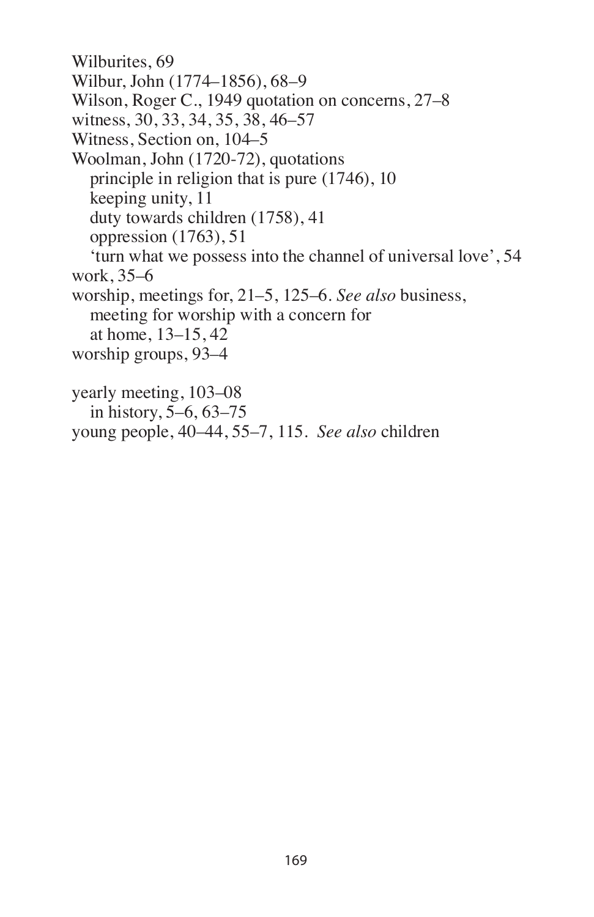Wilburites, 69
Wilbur, John (1774–1856), 68–9
Wilson, Roger C., 1949 quotation on concerns, 27–8
witness, 30, 33, 34, 35, 38, 46–57
Witness, Section on, 104–5
Woolman, John (1720-72), quotations
  principle in religion that is pure (1746), 10
  keeping unity, 11
  duty towards children (1758), 41
  oppression (1763), 51
  'turn what we possess into the channel of universal love', 54
work, 35–6
worship, meetings for, 21–5, 125–6. *See also* business, meeting for worship with a concern for
  at home, 13–15, 42
worship groups, 93–4

yearly meeting, 103–08
  in history, 5–6, 63–75
young people, 40–44, 55–7, 115. *See also* children